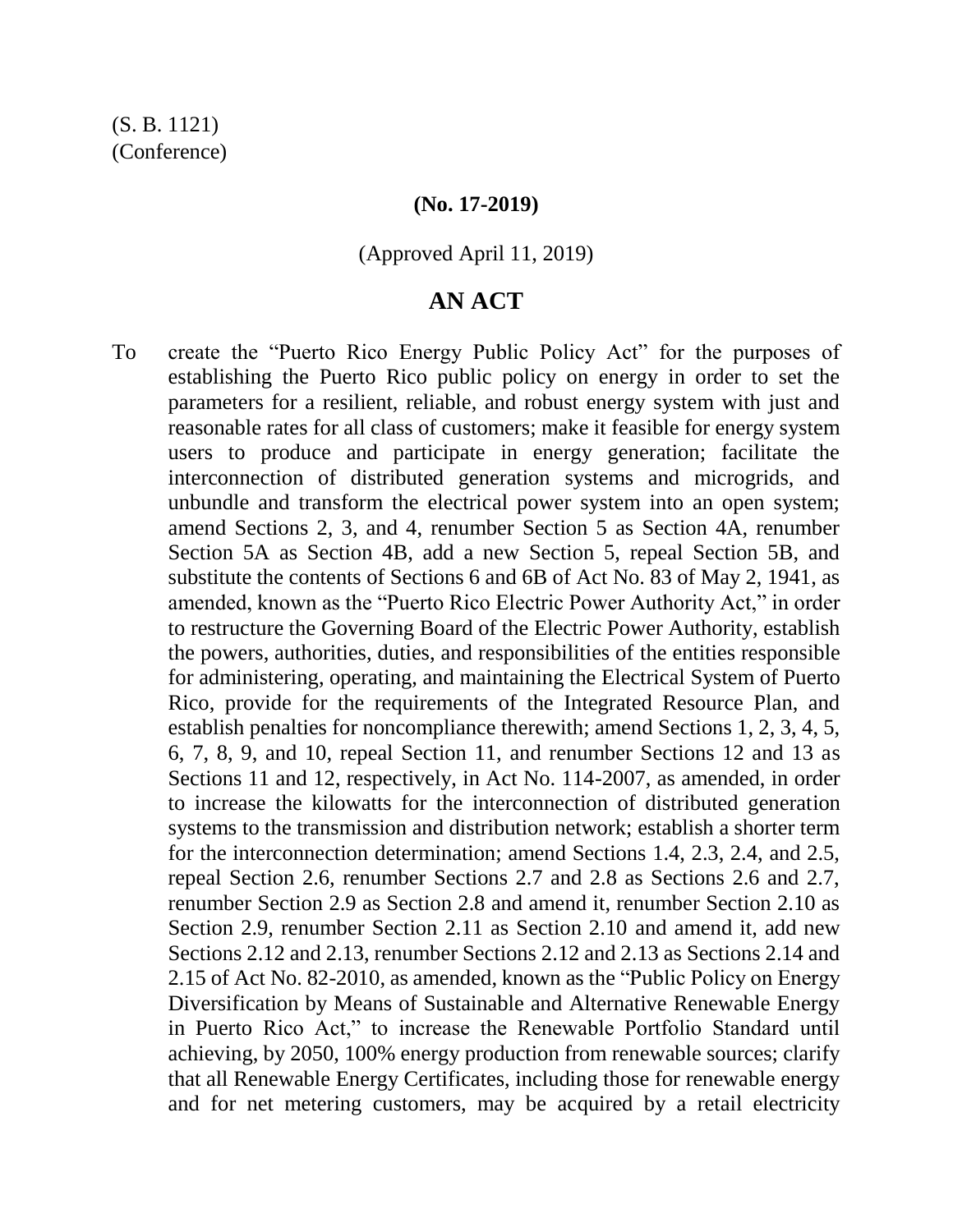(S. B. 1121)
(Conference)

**(No. 17-2019)**

(Approved April 11, 2019)

# AN ACT

To create the "Puerto Rico Energy Public Policy Act" for the purposes of establishing the Puerto Rico public policy on energy in order to set the parameters for a resilient, reliable, and robust energy system with just and reasonable rates for all class of customers; make it feasible for energy system users to produce and participate in energy generation; facilitate the interconnection of distributed generation systems and microgrids, and unbundle and transform the electrical power system into an open system; amend Sections 2, 3, and 4, renumber Section 5 as Section 4A, renumber Section 5A as Section 4B, add a new Section 5, repeal Section 5B, and substitute the contents of Sections 6 and 6B of Act No. 83 of May 2, 1941, as amended, known as the "Puerto Rico Electric Power Authority Act," in order to restructure the Governing Board of the Electric Power Authority, establish the powers, authorities, duties, and responsibilities of the entities responsible for administering, operating, and maintaining the Electrical System of Puerto Rico, provide for the requirements of the Integrated Resource Plan, and establish penalties for noncompliance therewith; amend Sections 1, 2, 3, 4, 5, 6, 7, 8, 9, and 10, repeal Section 11, and renumber Sections 12 and 13 as Sections 11 and 12, respectively, in Act No. 114-2007, as amended, in order to increase the kilowatts for the interconnection of distributed generation systems to the transmission and distribution network; establish a shorter term for the interconnection determination; amend Sections 1.4, 2.3, 2.4, and 2.5, repeal Section 2.6, renumber Sections 2.7 and 2.8 as Sections 2.6 and 2.7, renumber Section 2.9 as Section 2.8 and amend it, renumber Section 2.10 as Section 2.9, renumber Section 2.11 as Section 2.10 and amend it, add new Sections 2.12 and 2.13, renumber Sections 2.12 and 2.13 as Sections 2.14 and 2.15 of Act No. 82-2010, as amended, known as the "Public Policy on Energy Diversification by Means of Sustainable and Alternative Renewable Energy in Puerto Rico Act," to increase the Renewable Portfolio Standard until achieving, by 2050, 100% energy production from renewable sources; clarify that all Renewable Energy Certificates, including those for renewable energy and for net metering customers, may be acquired by a retail electricity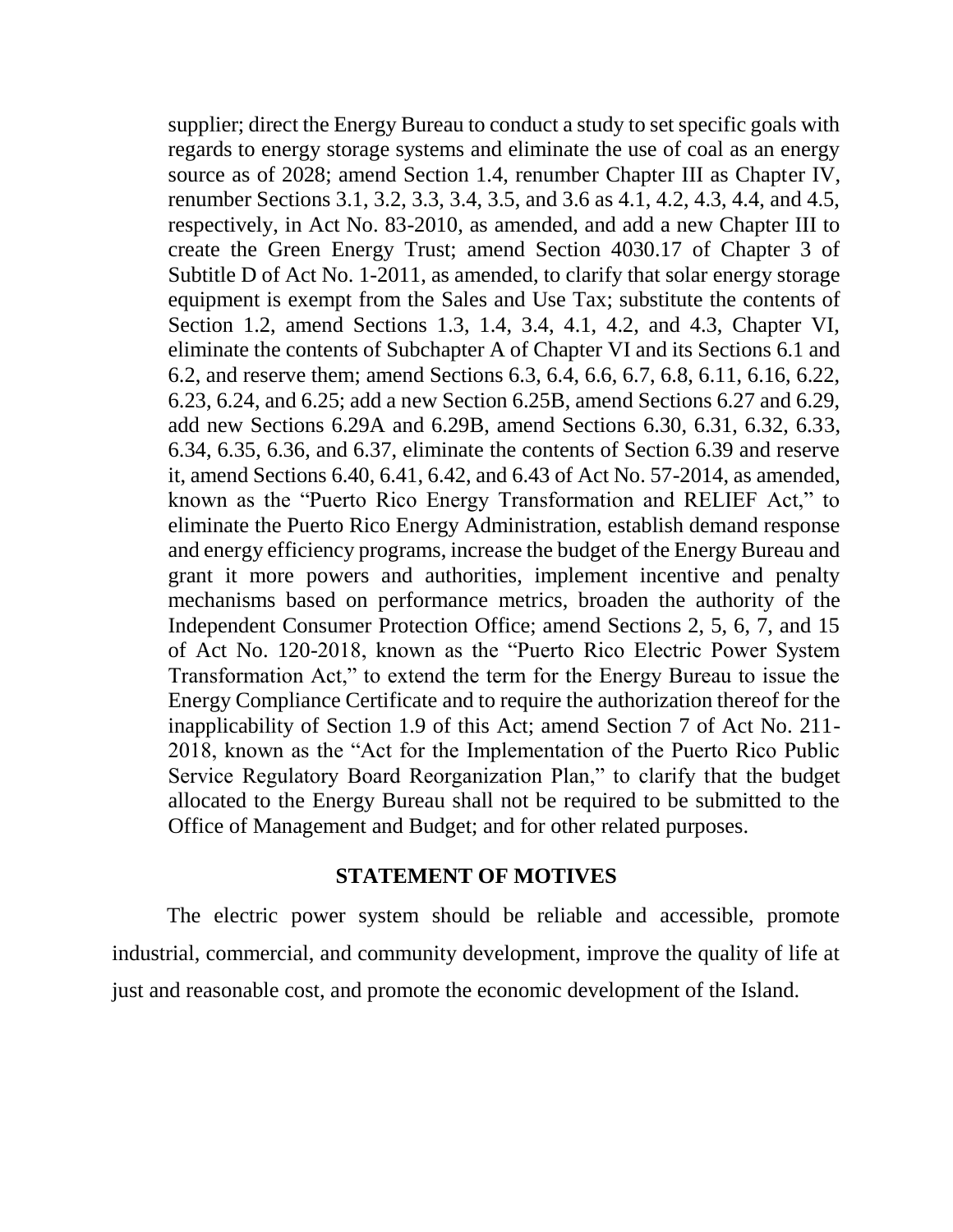supplier; direct the Energy Bureau to conduct a study to set specific goals with regards to energy storage systems and eliminate the use of coal as an energy source as of 2028; amend Section 1.4, renumber Chapter III as Chapter IV, renumber Sections 3.1, 3.2, 3.3, 3.4, 3.5, and 3.6 as 4.1, 4.2, 4.3, 4.4, and 4.5, respectively, in Act No. 83-2010, as amended, and add a new Chapter III to create the Green Energy Trust; amend Section 4030.17 of Chapter 3 of Subtitle D of Act No. 1-2011, as amended, to clarify that solar energy storage equipment is exempt from the Sales and Use Tax; substitute the contents of Section 1.2, amend Sections 1.3, 1.4, 3.4, 4.1, 4.2, and 4.3, Chapter VI, eliminate the contents of Subchapter A of Chapter VI and its Sections 6.1 and 6.2, and reserve them; amend Sections 6.3, 6.4, 6.6, 6.7, 6.8, 6.11, 6.16, 6.22, 6.23, 6.24, and 6.25; add a new Section 6.25B, amend Sections 6.27 and 6.29, add new Sections 6.29A and 6.29B, amend Sections 6.30, 6.31, 6.32, 6.33, 6.34, 6.35, 6.36, and 6.37, eliminate the contents of Section 6.39 and reserve it, amend Sections 6.40, 6.41, 6.42, and 6.43 of Act No. 57-2014, as amended, known as the "Puerto Rico Energy Transformation and RELIEF Act," to eliminate the Puerto Rico Energy Administration, establish demand response and energy efficiency programs, increase the budget of the Energy Bureau and grant it more powers and authorities, implement incentive and penalty mechanisms based on performance metrics, broaden the authority of the Independent Consumer Protection Office; amend Sections 2, 5, 6, 7, and 15 of Act No. 120-2018, known as the "Puerto Rico Electric Power System Transformation Act," to extend the term for the Energy Bureau to issue the Energy Compliance Certificate and to require the authorization thereof for the inapplicability of Section 1.9 of this Act; amend Section 7 of Act No. 211-2018, known as the "Act for the Implementation of the Puerto Rico Public Service Regulatory Board Reorganization Plan," to clarify that the budget allocated to the Energy Bureau shall not be required to be submitted to the Office of Management and Budget; and for other related purposes.

## STATEMENT OF MOTIVES

The electric power system should be reliable and accessible, promote industrial, commercial, and community development, improve the quality of life at just and reasonable cost, and promote the economic development of the Island.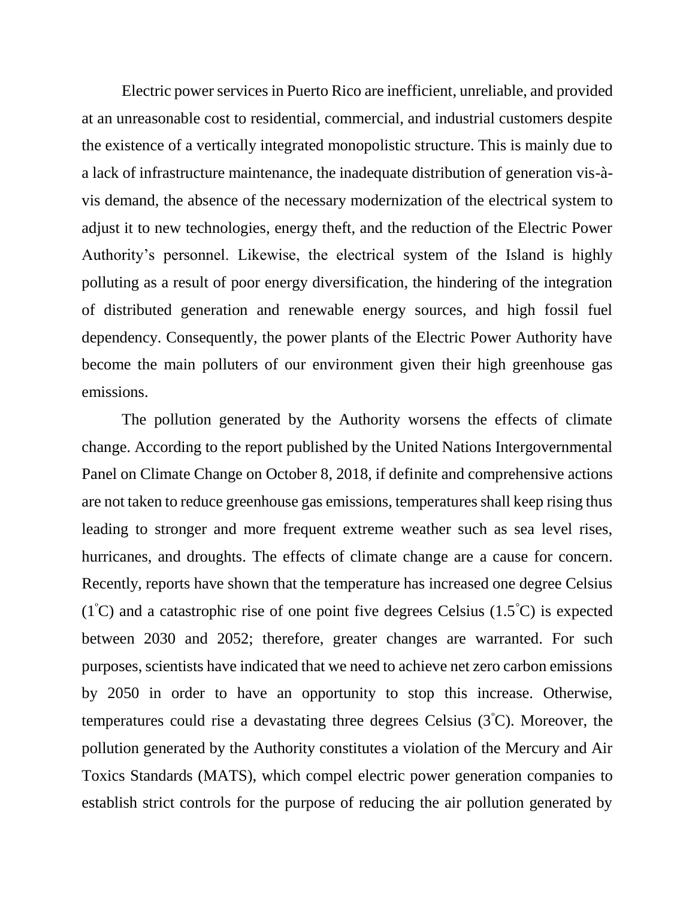Electric power services in Puerto Rico are inefficient, unreliable, and provided at an unreasonable cost to residential, commercial, and industrial customers despite the existence of a vertically integrated monopolistic structure. This is mainly due to a lack of infrastructure maintenance, the inadequate distribution of generation vis-à-vis demand, the absence of the necessary modernization of the electrical system to adjust it to new technologies, energy theft, and the reduction of the Electric Power Authority's personnel. Likewise, the electrical system of the Island is highly polluting as a result of poor energy diversification, the hindering of the integration of distributed generation and renewable energy sources, and high fossil fuel dependency. Consequently, the power plants of the Electric Power Authority have become the main polluters of our environment given their high greenhouse gas emissions.

The pollution generated by the Authority worsens the effects of climate change. According to the report published by the United Nations Intergovernmental Panel on Climate Change on October 8, 2018, if definite and comprehensive actions are not taken to reduce greenhouse gas emissions, temperatures shall keep rising thus leading to stronger and more frequent extreme weather such as sea level rises, hurricanes, and droughts. The effects of climate change are a cause for concern. Recently, reports have shown that the temperature has increased one degree Celsius (1°C) and a catastrophic rise of one point five degrees Celsius (1.5°C) is expected between 2030 and 2052; therefore, greater changes are warranted. For such purposes, scientists have indicated that we need to achieve net zero carbon emissions by 2050 in order to have an opportunity to stop this increase. Otherwise, temperatures could rise a devastating three degrees Celsius (3°C). Moreover, the pollution generated by the Authority constitutes a violation of the Mercury and Air Toxics Standards (MATS), which compel electric power generation companies to establish strict controls for the purpose of reducing the air pollution generated by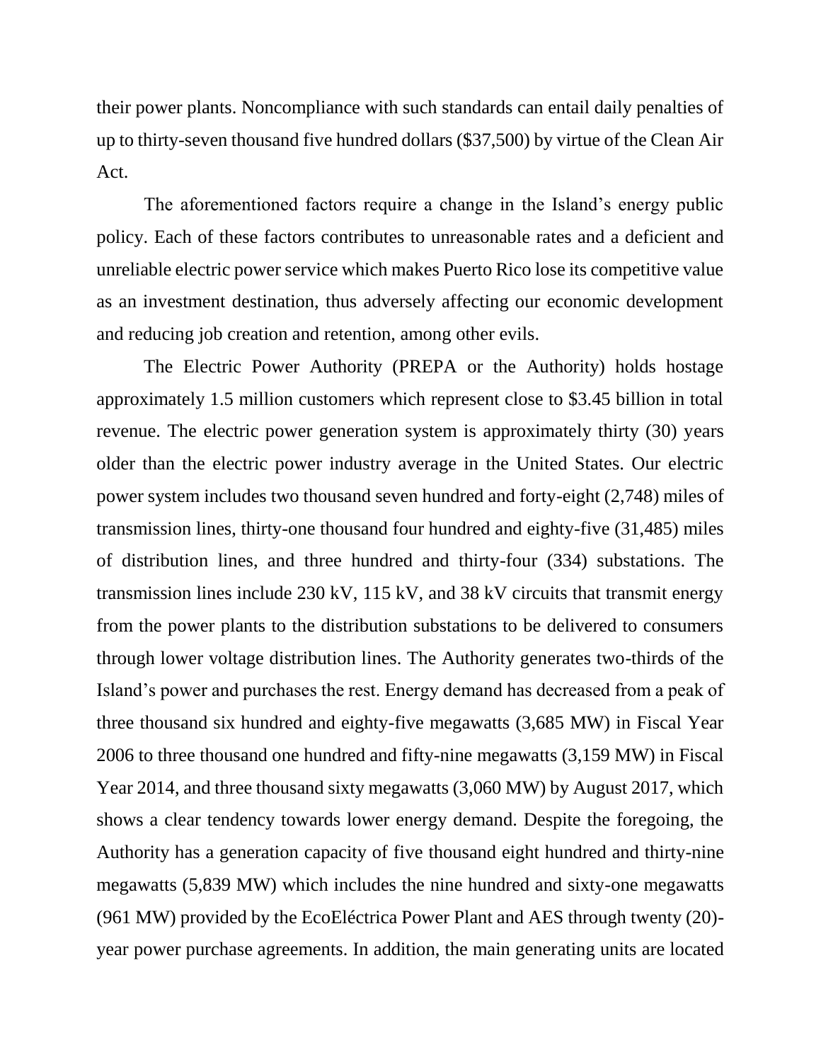their power plants. Noncompliance with such standards can entail daily penalties of up to thirty-seven thousand five hundred dollars ($37,500) by virtue of the Clean Air Act.

The aforementioned factors require a change in the Island's energy public policy. Each of these factors contributes to unreasonable rates and a deficient and unreliable electric power service which makes Puerto Rico lose its competitive value as an investment destination, thus adversely affecting our economic development and reducing job creation and retention, among other evils.

The Electric Power Authority (PREPA or the Authority) holds hostage approximately 1.5 million customers which represent close to $3.45 billion in total revenue. The electric power generation system is approximately thirty (30) years older than the electric power industry average in the United States. Our electric power system includes two thousand seven hundred and forty-eight (2,748) miles of transmission lines, thirty-one thousand four hundred and eighty-five (31,485) miles of distribution lines, and three hundred and thirty-four (334) substations. The transmission lines include 230 kV, 115 kV, and 38 kV circuits that transmit energy from the power plants to the distribution substations to be delivered to consumers through lower voltage distribution lines. The Authority generates two-thirds of the Island's power and purchases the rest. Energy demand has decreased from a peak of three thousand six hundred and eighty-five megawatts (3,685 MW) in Fiscal Year 2006 to three thousand one hundred and fifty-nine megawatts (3,159 MW) in Fiscal Year 2014, and three thousand sixty megawatts (3,060 MW) by August 2017, which shows a clear tendency towards lower energy demand. Despite the foregoing, the Authority has a generation capacity of five thousand eight hundred and thirty-nine megawatts (5,839 MW) which includes the nine hundred and sixty-one megawatts (961 MW) provided by the EcoEléctrica Power Plant and AES through twenty (20)-year power purchase agreements. In addition, the main generating units are located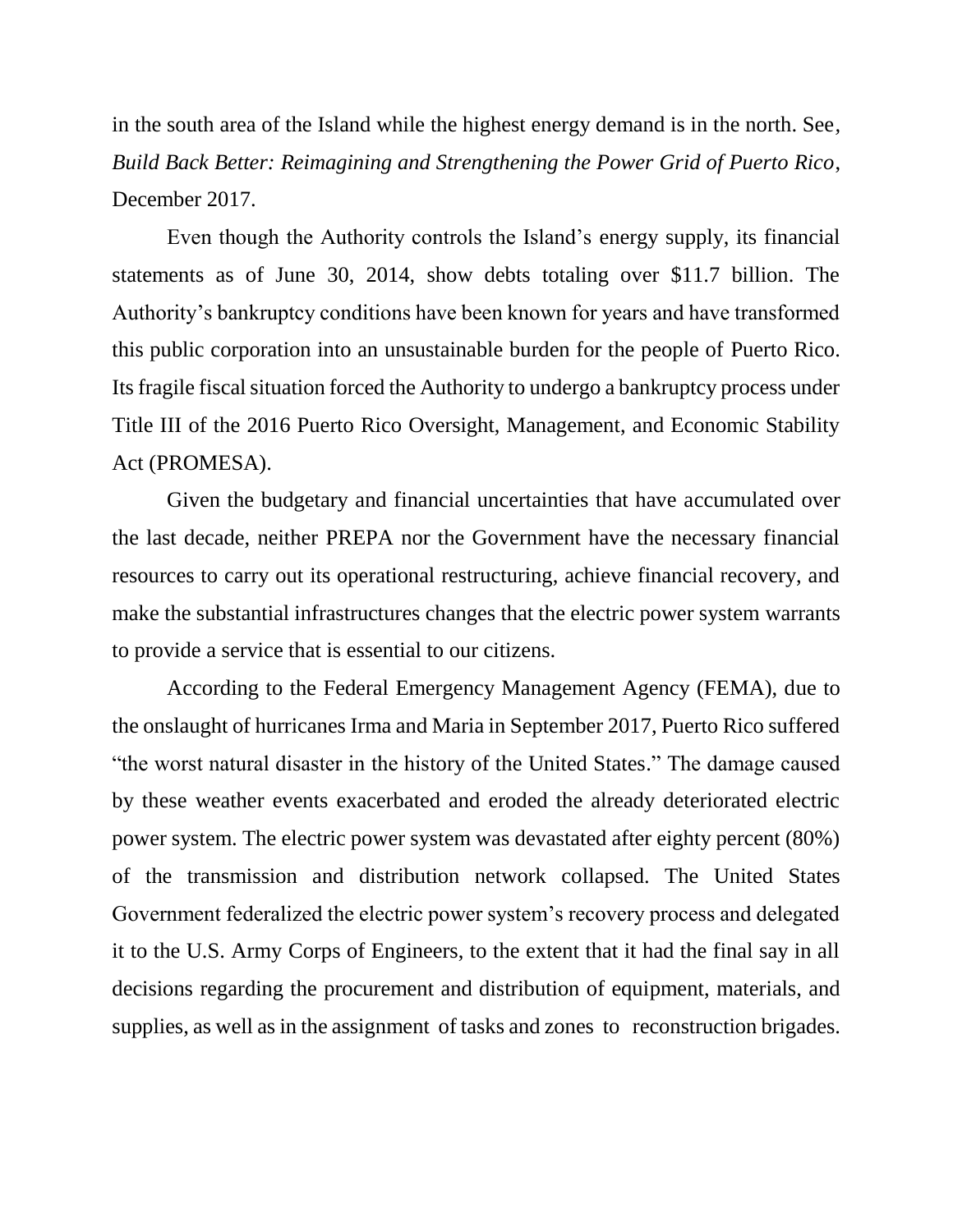in the south area of the Island while the highest energy demand is in the north. See, *Build Back Better: Reimagining and Strengthening the Power Grid of Puerto Rico*, December 2017.

Even though the Authority controls the Island's energy supply, its financial statements as of June 30, 2014, show debts totaling over $11.7 billion. The Authority's bankruptcy conditions have been known for years and have transformed this public corporation into an unsustainable burden for the people of Puerto Rico. Its fragile fiscal situation forced the Authority to undergo a bankruptcy process under Title III of the 2016 Puerto Rico Oversight, Management, and Economic Stability Act (PROMESA).

Given the budgetary and financial uncertainties that have accumulated over the last decade, neither PREPA nor the Government have the necessary financial resources to carry out its operational restructuring, achieve financial recovery, and make the substantial infrastructures changes that the electric power system warrants to provide a service that is essential to our citizens.

According to the Federal Emergency Management Agency (FEMA), due to the onslaught of hurricanes Irma and Maria in September 2017, Puerto Rico suffered "the worst natural disaster in the history of the United States." The damage caused by these weather events exacerbated and eroded the already deteriorated electric power system. The electric power system was devastated after eighty percent (80%) of the transmission and distribution network collapsed. The United States Government federalized the electric power system's recovery process and delegated it to the U.S. Army Corps of Engineers, to the extent that it had the final say in all decisions regarding the procurement and distribution of equipment, materials, and supplies, as well as in the assignment of tasks and zones to reconstruction brigades.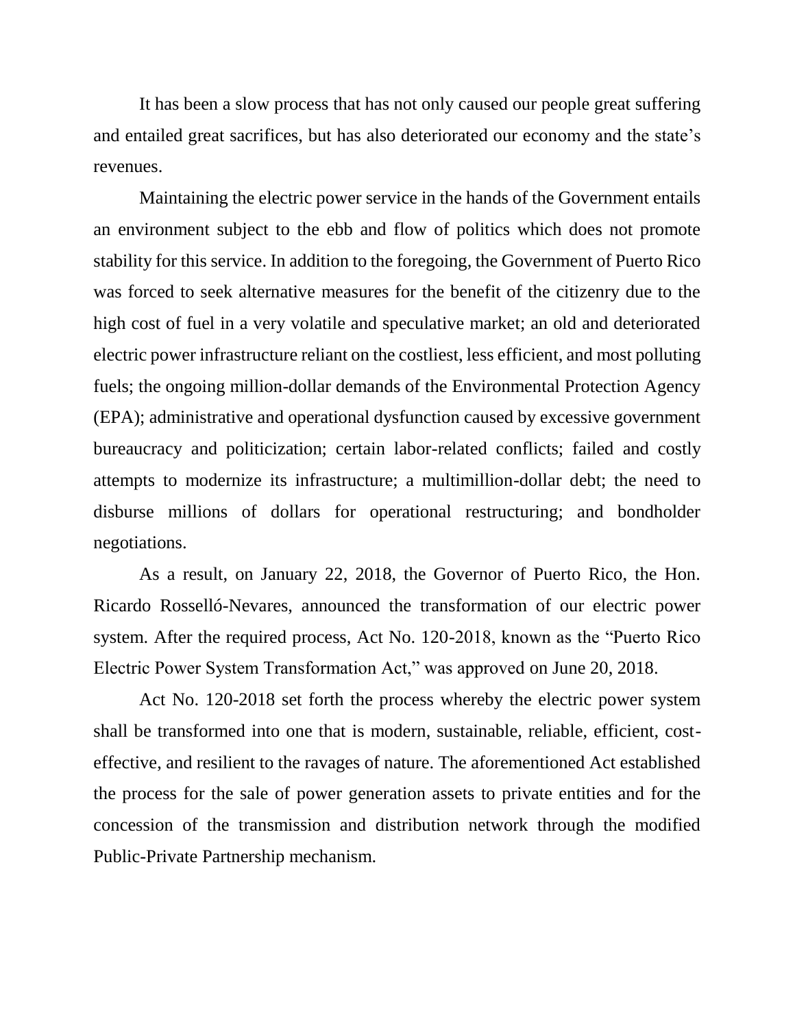It has been a slow process that has not only caused our people great suffering and entailed great sacrifices, but has also deteriorated our economy and the state's revenues.

Maintaining the electric power service in the hands of the Government entails an environment subject to the ebb and flow of politics which does not promote stability for this service. In addition to the foregoing, the Government of Puerto Rico was forced to seek alternative measures for the benefit of the citizenry due to the high cost of fuel in a very volatile and speculative market; an old and deteriorated electric power infrastructure reliant on the costliest, less efficient, and most polluting fuels; the ongoing million-dollar demands of the Environmental Protection Agency (EPA); administrative and operational dysfunction caused by excessive government bureaucracy and politicization; certain labor-related conflicts; failed and costly attempts to modernize its infrastructure; a multimillion-dollar debt; the need to disburse millions of dollars for operational restructuring; and bondholder negotiations.

As a result, on January 22, 2018, the Governor of Puerto Rico, the Hon. Ricardo Rosselló-Nevares, announced the transformation of our electric power system. After the required process, Act No. 120-2018, known as the "Puerto Rico Electric Power System Transformation Act," was approved on June 20, 2018.

Act No. 120-2018 set forth the process whereby the electric power system shall be transformed into one that is modern, sustainable, reliable, efficient, cost-effective, and resilient to the ravages of nature. The aforementioned Act established the process for the sale of power generation assets to private entities and for the concession of the transmission and distribution network through the modified Public-Private Partnership mechanism.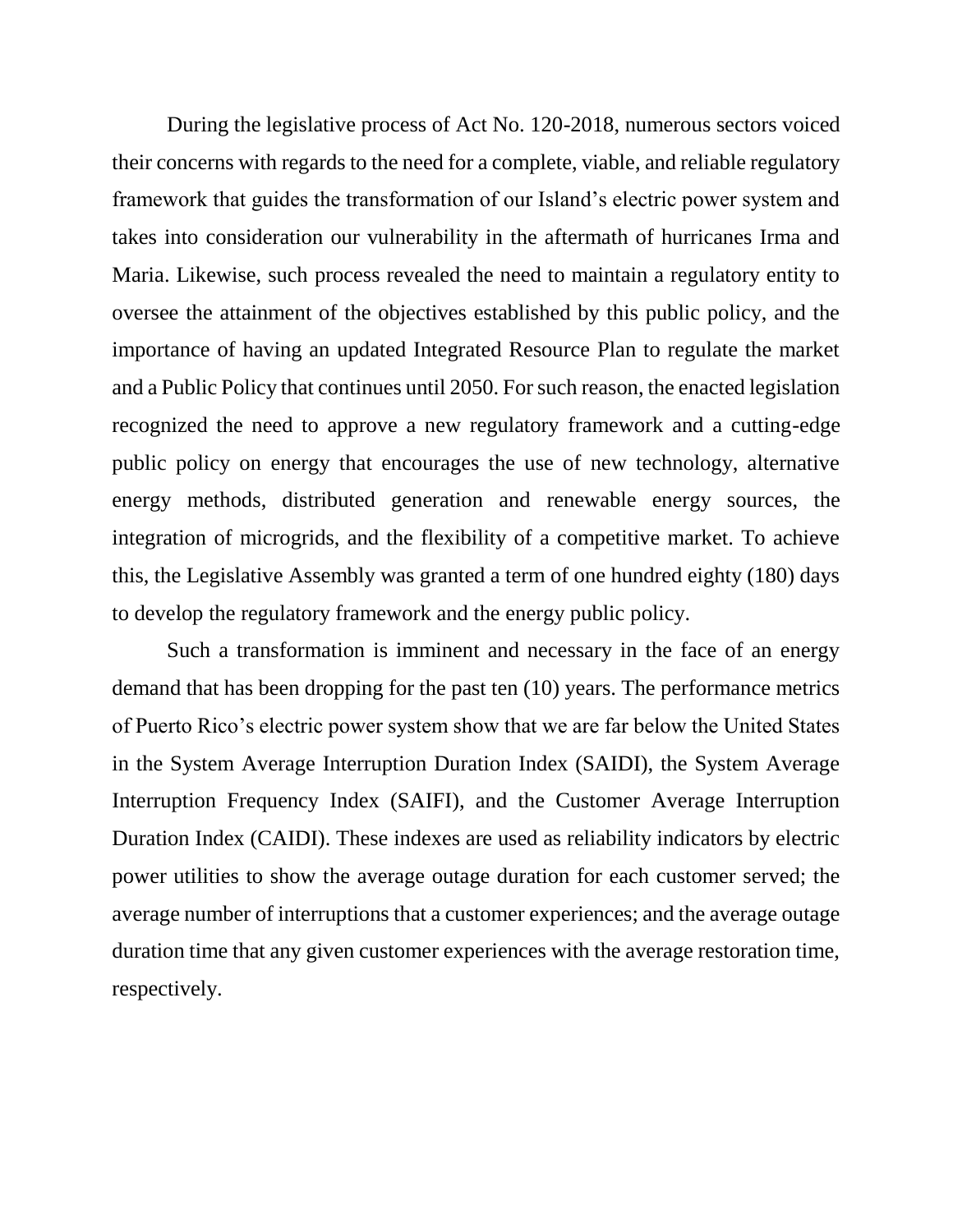During the legislative process of Act No. 120-2018, numerous sectors voiced their concerns with regards to the need for a complete, viable, and reliable regulatory framework that guides the transformation of our Island's electric power system and takes into consideration our vulnerability in the aftermath of hurricanes Irma and Maria. Likewise, such process revealed the need to maintain a regulatory entity to oversee the attainment of the objectives established by this public policy, and the importance of having an updated Integrated Resource Plan to regulate the market and a Public Policy that continues until 2050. For such reason, the enacted legislation recognized the need to approve a new regulatory framework and a cutting-edge public policy on energy that encourages the use of new technology, alternative energy methods, distributed generation and renewable energy sources, the integration of microgrids, and the flexibility of a competitive market. To achieve this, the Legislative Assembly was granted a term of one hundred eighty (180) days to develop the regulatory framework and the energy public policy.

Such a transformation is imminent and necessary in the face of an energy demand that has been dropping for the past ten (10) years. The performance metrics of Puerto Rico's electric power system show that we are far below the United States in the System Average Interruption Duration Index (SAIDI), the System Average Interruption Frequency Index (SAIFI), and the Customer Average Interruption Duration Index (CAIDI). These indexes are used as reliability indicators by electric power utilities to show the average outage duration for each customer served; the average number of interruptions that a customer experiences; and the average outage duration time that any given customer experiences with the average restoration time, respectively.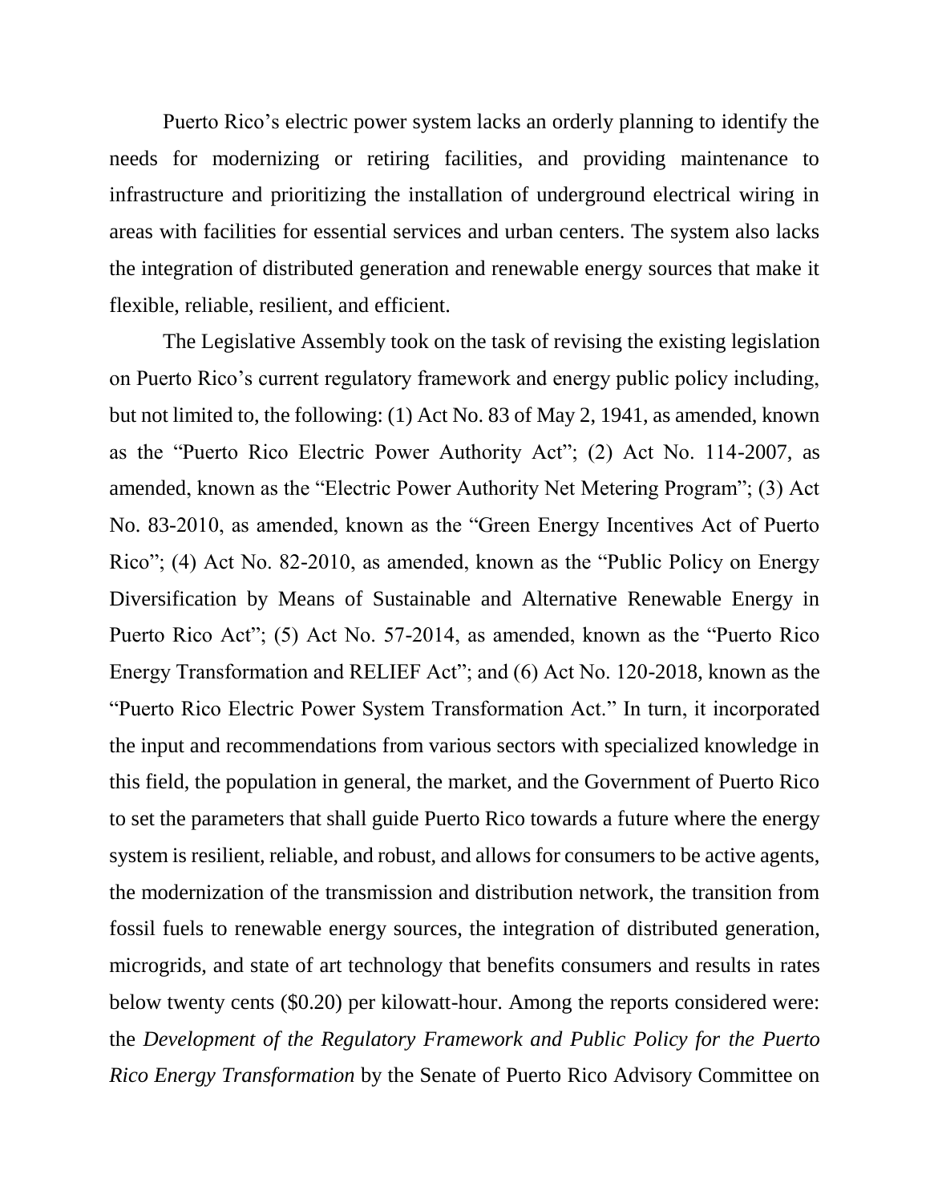Puerto Rico's electric power system lacks an orderly planning to identify the needs for modernizing or retiring facilities, and providing maintenance to infrastructure and prioritizing the installation of underground electrical wiring in areas with facilities for essential services and urban centers. The system also lacks the integration of distributed generation and renewable energy sources that make it flexible, reliable, resilient, and efficient.

The Legislative Assembly took on the task of revising the existing legislation on Puerto Rico's current regulatory framework and energy public policy including, but not limited to, the following: (1) Act No. 83 of May 2, 1941, as amended, known as the "Puerto Rico Electric Power Authority Act"; (2) Act No. 114-2007, as amended, known as the "Electric Power Authority Net Metering Program"; (3) Act No. 83-2010, as amended, known as the "Green Energy Incentives Act of Puerto Rico"; (4) Act No. 82-2010, as amended, known as the "Public Policy on Energy Diversification by Means of Sustainable and Alternative Renewable Energy in Puerto Rico Act"; (5) Act No. 57-2014, as amended, known as the "Puerto Rico Energy Transformation and RELIEF Act"; and (6) Act No. 120-2018, known as the "Puerto Rico Electric Power System Transformation Act." In turn, it incorporated the input and recommendations from various sectors with specialized knowledge in this field, the population in general, the market, and the Government of Puerto Rico to set the parameters that shall guide Puerto Rico towards a future where the energy system is resilient, reliable, and robust, and allows for consumers to be active agents, the modernization of the transmission and distribution network, the transition from fossil fuels to renewable energy sources, the integration of distributed generation, microgrids, and state of art technology that benefits consumers and results in rates below twenty cents ($0.20) per kilowatt-hour. Among the reports considered were: the *Development of the Regulatory Framework and Public Policy for the Puerto Rico Energy Transformation* by the Senate of Puerto Rico Advisory Committee on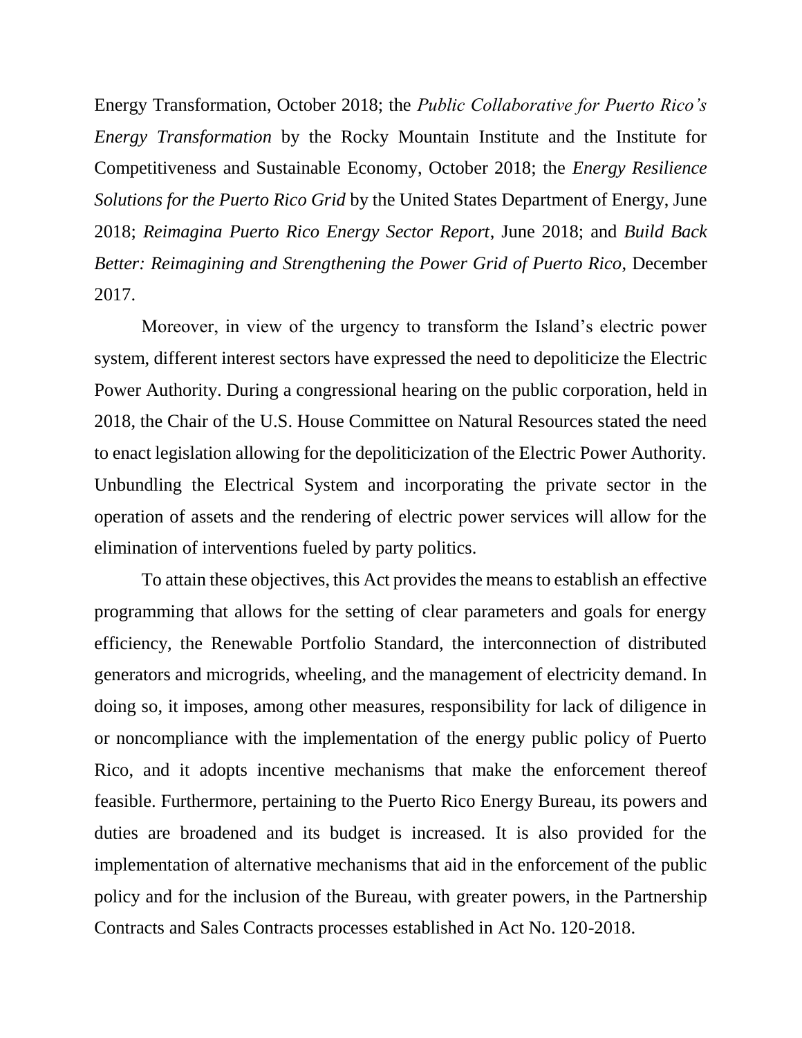Energy Transformation, October 2018; the *Public Collaborative for Puerto Rico's Energy Transformation* by the Rocky Mountain Institute and the Institute for Competitiveness and Sustainable Economy, October 2018; the *Energy Resilience Solutions for the Puerto Rico Grid* by the United States Department of Energy, June 2018; *Reimagina Puerto Rico Energy Sector Report*, June 2018; and *Build Back Better: Reimagining and Strengthening the Power Grid of Puerto Rico*, December 2017.

Moreover, in view of the urgency to transform the Island's electric power system, different interest sectors have expressed the need to depoliticize the Electric Power Authority. During a congressional hearing on the public corporation, held in 2018, the Chair of the U.S. House Committee on Natural Resources stated the need to enact legislation allowing for the depoliticization of the Electric Power Authority. Unbundling the Electrical System and incorporating the private sector in the operation of assets and the rendering of electric power services will allow for the elimination of interventions fueled by party politics.

To attain these objectives, this Act provides the means to establish an effective programming that allows for the setting of clear parameters and goals for energy efficiency, the Renewable Portfolio Standard, the interconnection of distributed generators and microgrids, wheeling, and the management of electricity demand. In doing so, it imposes, among other measures, responsibility for lack of diligence in or noncompliance with the implementation of the energy public policy of Puerto Rico, and it adopts incentive mechanisms that make the enforcement thereof feasible. Furthermore, pertaining to the Puerto Rico Energy Bureau, its powers and duties are broadened and its budget is increased. It is also provided for the implementation of alternative mechanisms that aid in the enforcement of the public policy and for the inclusion of the Bureau, with greater powers, in the Partnership Contracts and Sales Contracts processes established in Act No. 120-2018.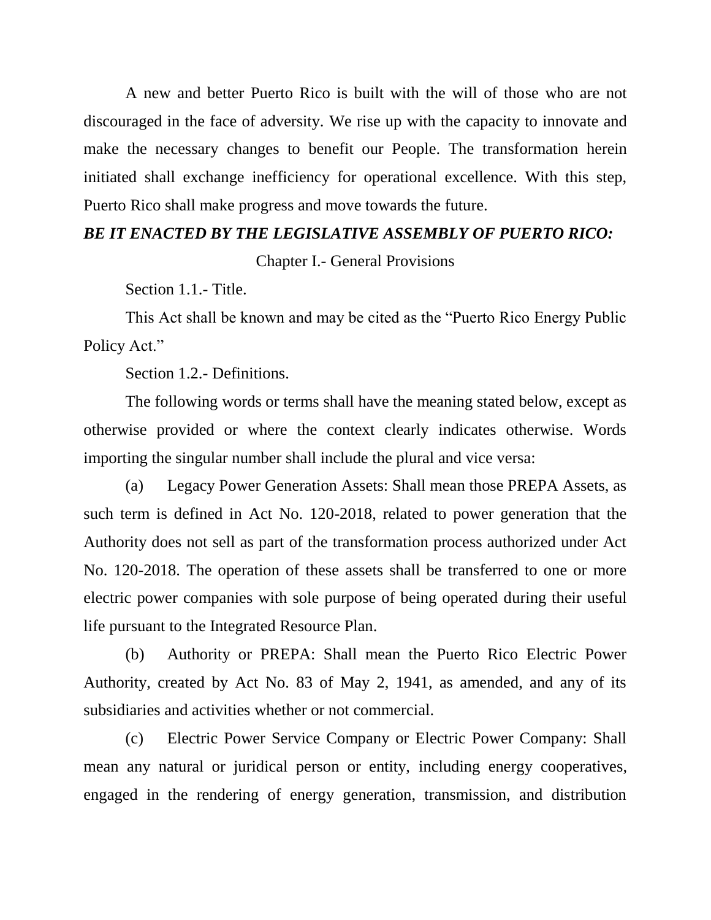A new and better Puerto Rico is built with the will of those who are not discouraged in the face of adversity. We rise up with the capacity to innovate and make the necessary changes to benefit our People. The transformation herein initiated shall exchange inefficiency for operational excellence. With this step, Puerto Rico shall make progress and move towards the future.

***BE IT ENACTED BY THE LEGISLATIVE ASSEMBLY OF PUERTO RICO:***

## Chapter I.- General Provisions

Section 1.1.- Title.

This Act shall be known and may be cited as the "Puerto Rico Energy Public Policy Act."

Section 1.2.- Definitions.

The following words or terms shall have the meaning stated below, except as otherwise provided or where the context clearly indicates otherwise. Words importing the singular number shall include the plural and vice versa:

(a) Legacy Power Generation Assets: Shall mean those PREPA Assets, as such term is defined in Act No. 120-2018, related to power generation that the Authority does not sell as part of the transformation process authorized under Act No. 120-2018. The operation of these assets shall be transferred to one or more electric power companies with sole purpose of being operated during their useful life pursuant to the Integrated Resource Plan.

(b) Authority or PREPA: Shall mean the Puerto Rico Electric Power Authority, created by Act No. 83 of May 2, 1941, as amended, and any of its subsidiaries and activities whether or not commercial.

(c) Electric Power Service Company or Electric Power Company: Shall mean any natural or juridical person or entity, including energy cooperatives, engaged in the rendering of energy generation, transmission, and distribution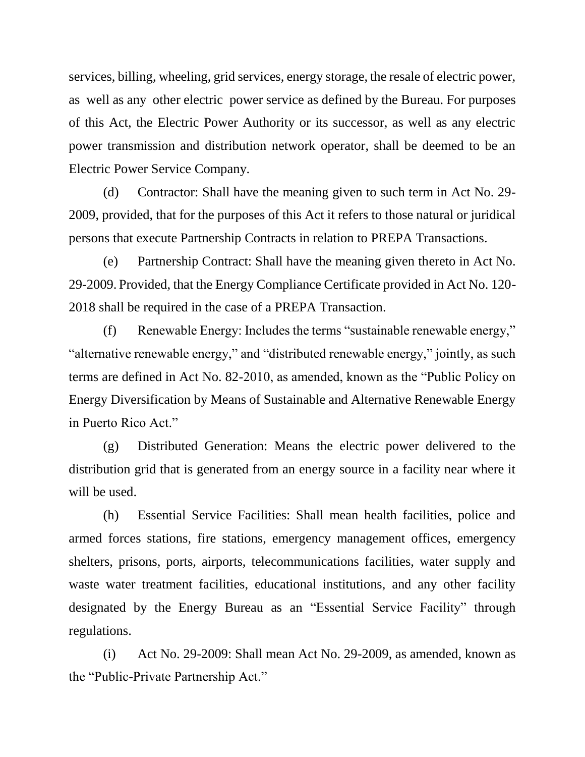services, billing, wheeling, grid services, energy storage, the resale of electric power, as well as any other electric power service as defined by the Bureau. For purposes of this Act, the Electric Power Authority or its successor, as well as any electric power transmission and distribution network operator, shall be deemed to be an Electric Power Service Company.

(d) Contractor: Shall have the meaning given to such term in Act No. 29-2009, provided, that for the purposes of this Act it refers to those natural or juridical persons that execute Partnership Contracts in relation to PREPA Transactions.

(e) Partnership Contract: Shall have the meaning given thereto in Act No. 29-2009. Provided, that the Energy Compliance Certificate provided in Act No. 120-2018 shall be required in the case of a PREPA Transaction.

(f) Renewable Energy: Includes the terms "sustainable renewable energy," "alternative renewable energy," and "distributed renewable energy," jointly, as such terms are defined in Act No. 82-2010, as amended, known as the "Public Policy on Energy Diversification by Means of Sustainable and Alternative Renewable Energy in Puerto Rico Act."

(g) Distributed Generation: Means the electric power delivered to the distribution grid that is generated from an energy source in a facility near where it will be used.

(h) Essential Service Facilities: Shall mean health facilities, police and armed forces stations, fire stations, emergency management offices, emergency shelters, prisons, ports, airports, telecommunications facilities, water supply and waste water treatment facilities, educational institutions, and any other facility designated by the Energy Bureau as an "Essential Service Facility" through regulations.

(i) Act No. 29-2009: Shall mean Act No. 29-2009, as amended, known as the "Public-Private Partnership Act."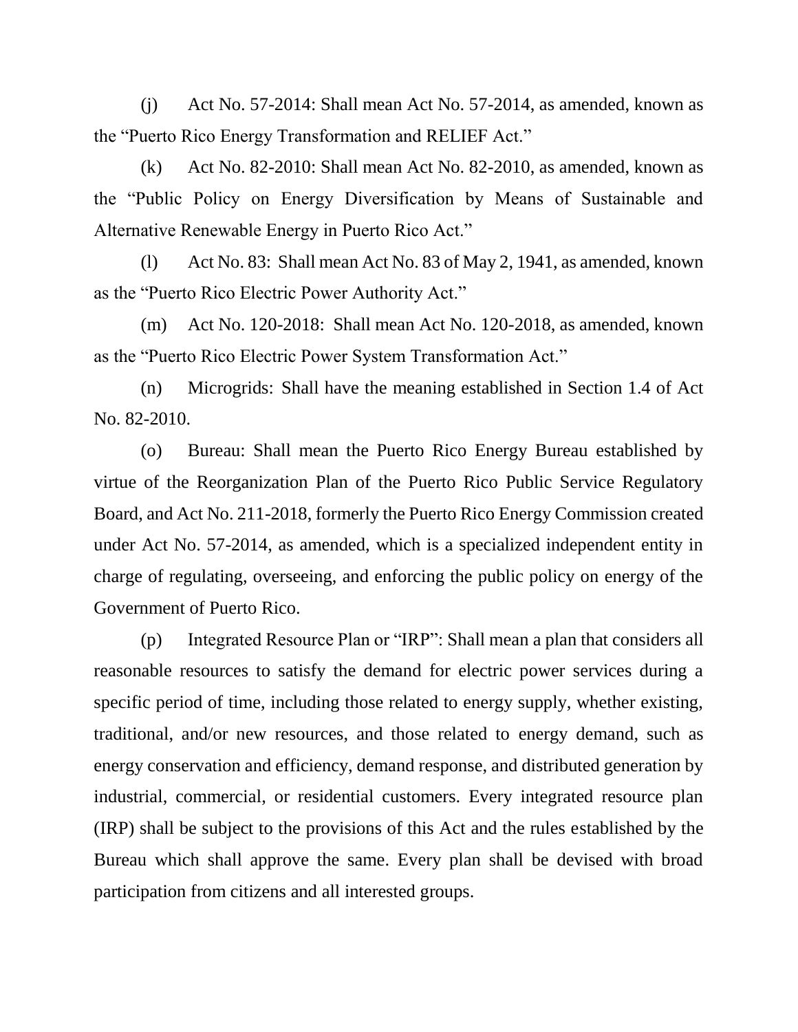(j) Act No. 57-2014: Shall mean Act No. 57-2014, as amended, known as the "Puerto Rico Energy Transformation and RELIEF Act."

(k) Act No. 82-2010: Shall mean Act No. 82-2010, as amended, known as the "Public Policy on Energy Diversification by Means of Sustainable and Alternative Renewable Energy in Puerto Rico Act."

(l) Act No. 83: Shall mean Act No. 83 of May 2, 1941, as amended, known as the "Puerto Rico Electric Power Authority Act."

(m) Act No. 120-2018: Shall mean Act No. 120-2018, as amended, known as the "Puerto Rico Electric Power System Transformation Act."

(n) Microgrids: Shall have the meaning established in Section 1.4 of Act No. 82-2010.

(o) Bureau: Shall mean the Puerto Rico Energy Bureau established by virtue of the Reorganization Plan of the Puerto Rico Public Service Regulatory Board, and Act No. 211-2018, formerly the Puerto Rico Energy Commission created under Act No. 57-2014, as amended, which is a specialized independent entity in charge of regulating, overseeing, and enforcing the public policy on energy of the Government of Puerto Rico.

(p) Integrated Resource Plan or "IRP": Shall mean a plan that considers all reasonable resources to satisfy the demand for electric power services during a specific period of time, including those related to energy supply, whether existing, traditional, and/or new resources, and those related to energy demand, such as energy conservation and efficiency, demand response, and distributed generation by industrial, commercial, or residential customers. Every integrated resource plan (IRP) shall be subject to the provisions of this Act and the rules established by the Bureau which shall approve the same. Every plan shall be devised with broad participation from citizens and all interested groups.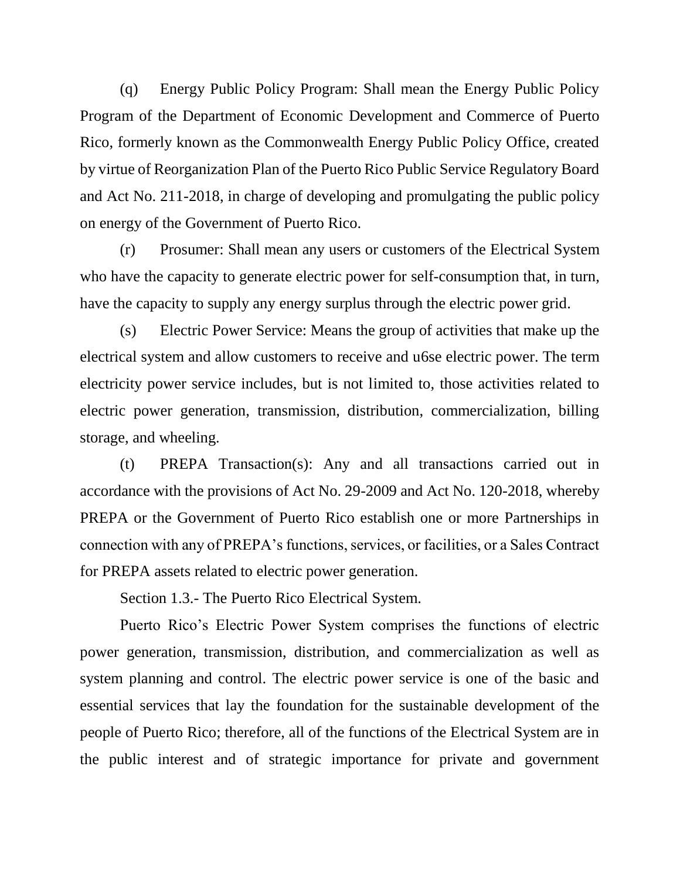(q) Energy Public Policy Program: Shall mean the Energy Public Policy Program of the Department of Economic Development and Commerce of Puerto Rico, formerly known as the Commonwealth Energy Public Policy Office, created by virtue of Reorganization Plan of the Puerto Rico Public Service Regulatory Board and Act No. 211-2018, in charge of developing and promulgating the public policy on energy of the Government of Puerto Rico.

(r) Prosumer: Shall mean any users or customers of the Electrical System who have the capacity to generate electric power for self-consumption that, in turn, have the capacity to supply any energy surplus through the electric power grid.

(s) Electric Power Service: Means the group of activities that make up the electrical system and allow customers to receive and u6se electric power. The term electricity power service includes, but is not limited to, those activities related to electric power generation, transmission, distribution, commercialization, billing storage, and wheeling.

(t) PREPA Transaction(s): Any and all transactions carried out in accordance with the provisions of Act No. 29-2009 and Act No. 120-2018, whereby PREPA or the Government of Puerto Rico establish one or more Partnerships in connection with any of PREPA's functions, services, or facilities, or a Sales Contract for PREPA assets related to electric power generation.

Section 1.3.- The Puerto Rico Electrical System.

Puerto Rico's Electric Power System comprises the functions of electric power generation, transmission, distribution, and commercialization as well as system planning and control. The electric power service is one of the basic and essential services that lay the foundation for the sustainable development of the people of Puerto Rico; therefore, all of the functions of the Electrical System are in the public interest and of strategic importance for private and government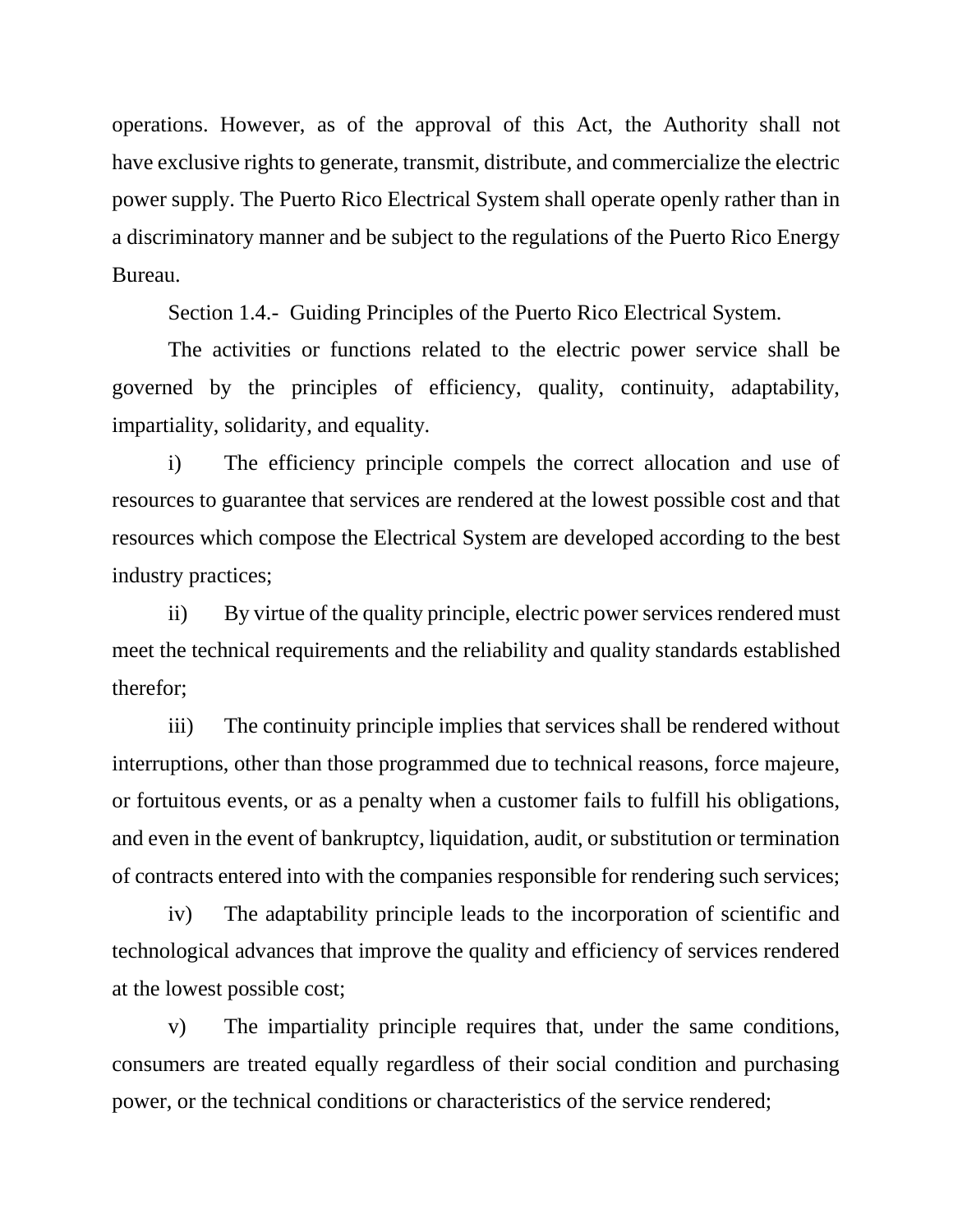operations. However, as of the approval of this Act, the Authority shall not have exclusive rights to generate, transmit, distribute, and commercialize the electric power supply. The Puerto Rico Electrical System shall operate openly rather than in a discriminatory manner and be subject to the regulations of the Puerto Rico Energy Bureau.

Section 1.4.- Guiding Principles of the Puerto Rico Electrical System.

The activities or functions related to the electric power service shall be governed by the principles of efficiency, quality, continuity, adaptability, impartiality, solidarity, and equality.

i) The efficiency principle compels the correct allocation and use of resources to guarantee that services are rendered at the lowest possible cost and that resources which compose the Electrical System are developed according to the best industry practices;

ii) By virtue of the quality principle, electric power services rendered must meet the technical requirements and the reliability and quality standards established therefor;

iii) The continuity principle implies that services shall be rendered without interruptions, other than those programmed due to technical reasons, force majeure, or fortuitous events, or as a penalty when a customer fails to fulfill his obligations, and even in the event of bankruptcy, liquidation, audit, or substitution or termination of contracts entered into with the companies responsible for rendering such services;

iv) The adaptability principle leads to the incorporation of scientific and technological advances that improve the quality and efficiency of services rendered at the lowest possible cost;

v) The impartiality principle requires that, under the same conditions, consumers are treated equally regardless of their social condition and purchasing power, or the technical conditions or characteristics of the service rendered;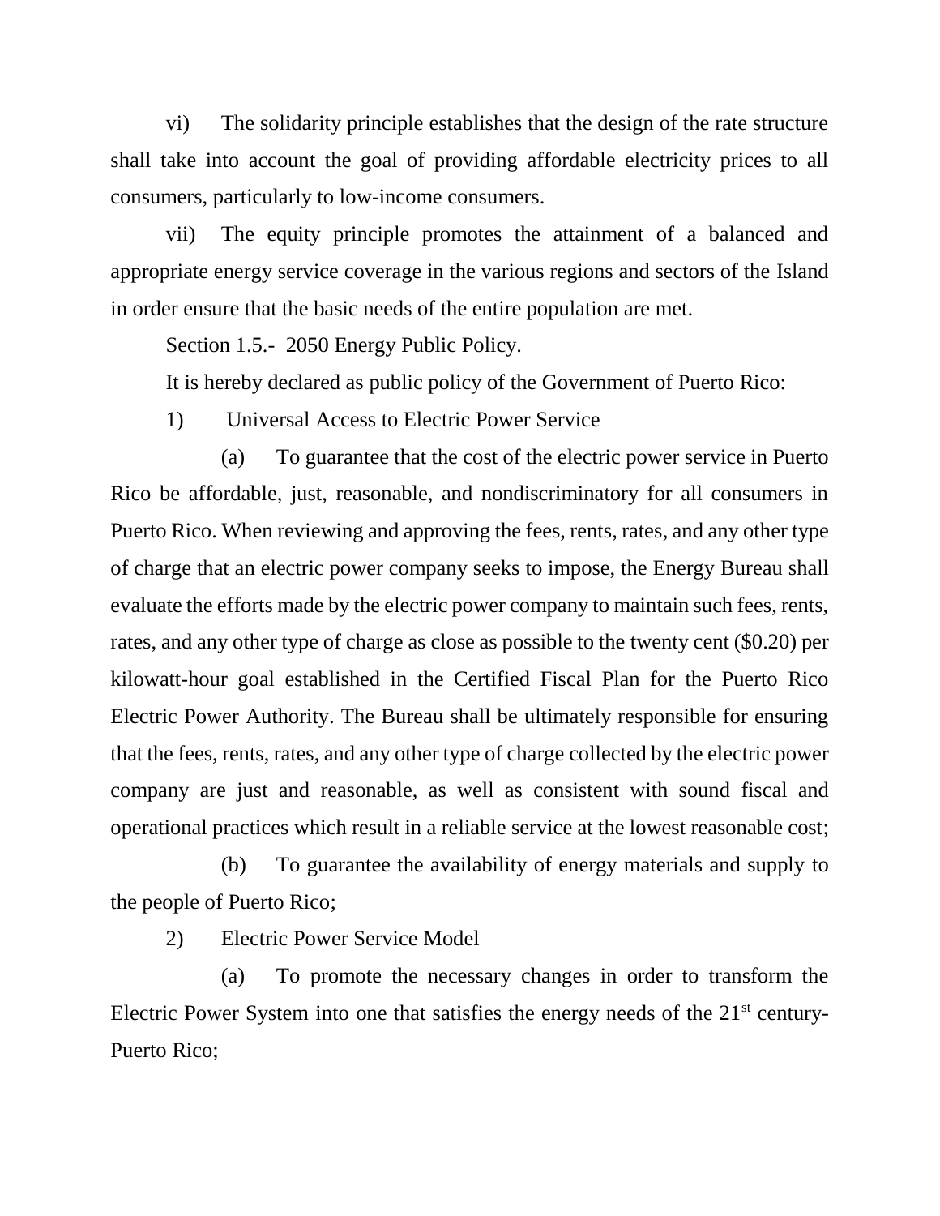vi) The solidarity principle establishes that the design of the rate structure shall take into account the goal of providing affordable electricity prices to all consumers, particularly to low-income consumers.

vii) The equity principle promotes the attainment of a balanced and appropriate energy service coverage in the various regions and sectors of the Island in order ensure that the basic needs of the entire population are met.

Section 1.5.- 2050 Energy Public Policy.

It is hereby declared as public policy of the Government of Puerto Rico:

1) Universal Access to Electric Power Service

(a) To guarantee that the cost of the electric power service in Puerto Rico be affordable, just, reasonable, and nondiscriminatory for all consumers in Puerto Rico. When reviewing and approving the fees, rents, rates, and any other type of charge that an electric power company seeks to impose, the Energy Bureau shall evaluate the efforts made by the electric power company to maintain such fees, rents, rates, and any other type of charge as close as possible to the twenty cent ($0.20) per kilowatt-hour goal established in the Certified Fiscal Plan for the Puerto Rico Electric Power Authority. The Bureau shall be ultimately responsible for ensuring that the fees, rents, rates, and any other type of charge collected by the electric power company are just and reasonable, as well as consistent with sound fiscal and operational practices which result in a reliable service at the lowest reasonable cost;

(b) To guarantee the availability of energy materials and supply to the people of Puerto Rico;

2) Electric Power Service Model

(a) To promote the necessary changes in order to transform the Electric Power System into one that satisfies the energy needs of the 21st century-Puerto Rico;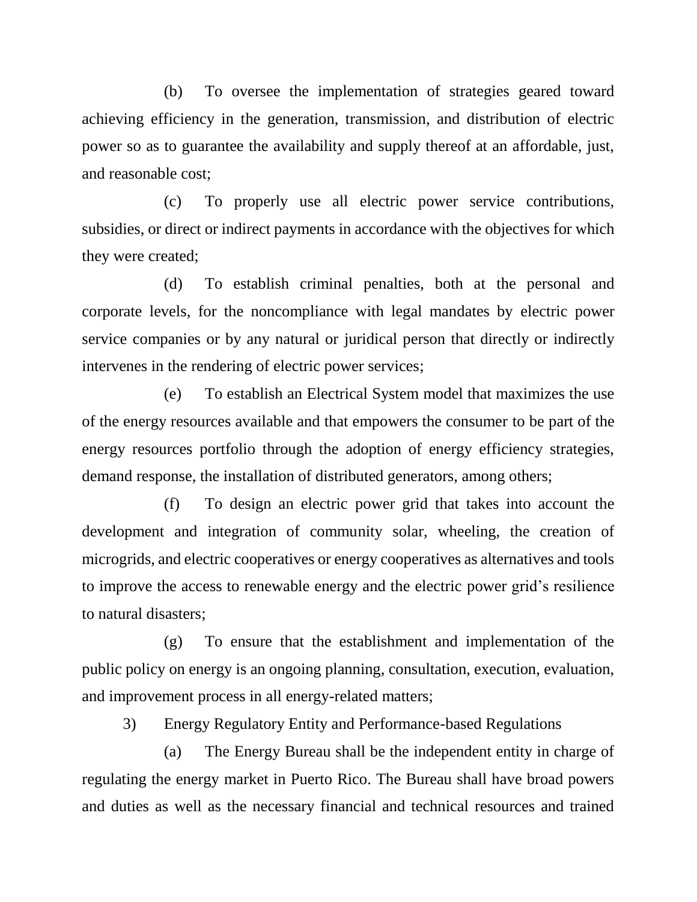(b) To oversee the implementation of strategies geared toward achieving efficiency in the generation, transmission, and distribution of electric power so as to guarantee the availability and supply thereof at an affordable, just, and reasonable cost;

(c) To properly use all electric power service contributions, subsidies, or direct or indirect payments in accordance with the objectives for which they were created;

(d) To establish criminal penalties, both at the personal and corporate levels, for the noncompliance with legal mandates by electric power service companies or by any natural or juridical person that directly or indirectly intervenes in the rendering of electric power services;

(e) To establish an Electrical System model that maximizes the use of the energy resources available and that empowers the consumer to be part of the energy resources portfolio through the adoption of energy efficiency strategies, demand response, the installation of distributed generators, among others;

(f) To design an electric power grid that takes into account the development and integration of community solar, wheeling, the creation of microgrids, and electric cooperatives or energy cooperatives as alternatives and tools to improve the access to renewable energy and the electric power grid's resilience to natural disasters;

(g) To ensure that the establishment and implementation of the public policy on energy is an ongoing planning, consultation, execution, evaluation, and improvement process in all energy-related matters;

3) Energy Regulatory Entity and Performance-based Regulations

(a) The Energy Bureau shall be the independent entity in charge of regulating the energy market in Puerto Rico. The Bureau shall have broad powers and duties as well as the necessary financial and technical resources and trained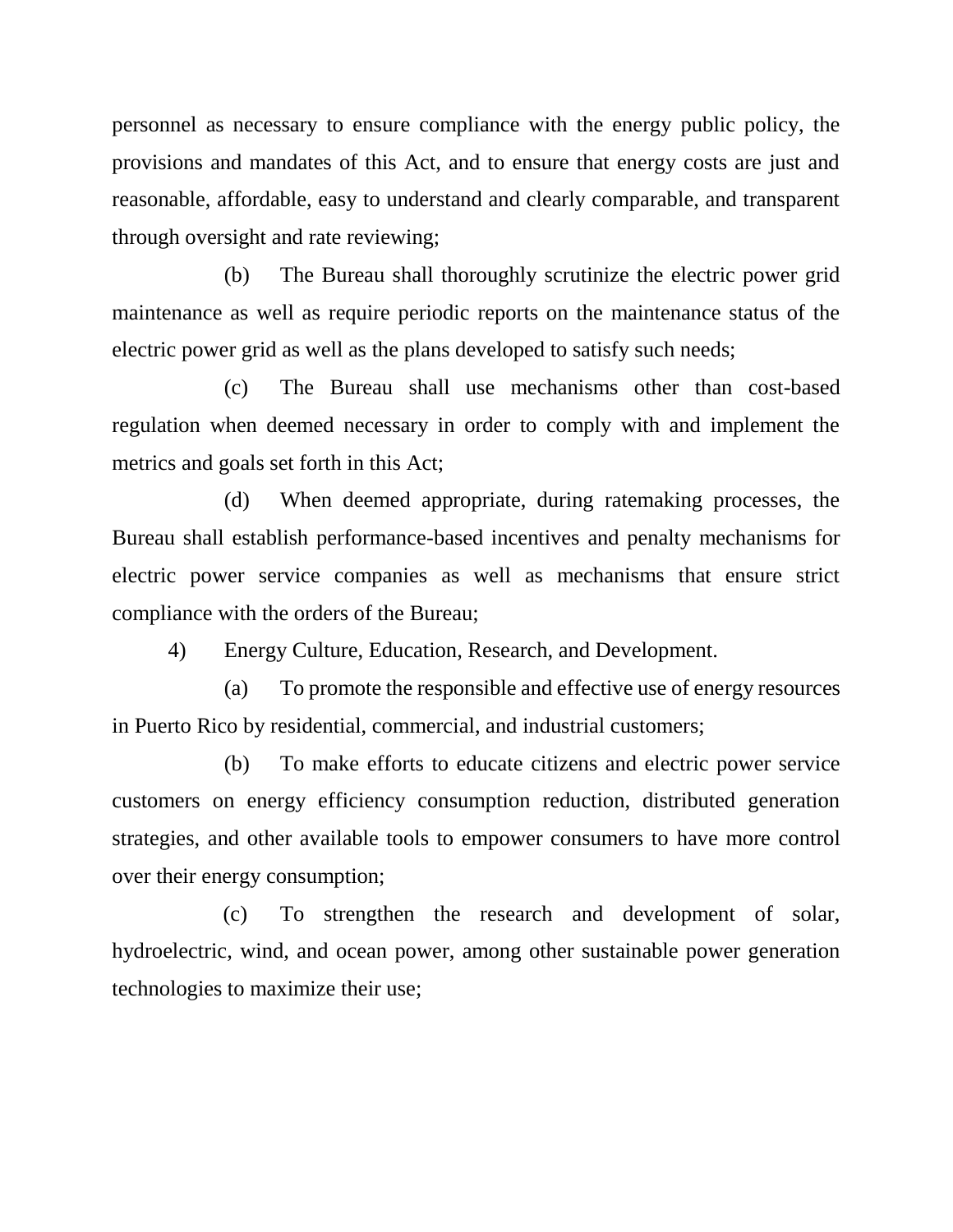personnel as necessary to ensure compliance with the energy public policy, the provisions and mandates of this Act, and to ensure that energy costs are just and reasonable, affordable, easy to understand and clearly comparable, and transparent through oversight and rate reviewing;

(b) The Bureau shall thoroughly scrutinize the electric power grid maintenance as well as require periodic reports on the maintenance status of the electric power grid as well as the plans developed to satisfy such needs;

(c) The Bureau shall use mechanisms other than cost-based regulation when deemed necessary in order to comply with and implement the metrics and goals set forth in this Act;

(d) When deemed appropriate, during ratemaking processes, the Bureau shall establish performance-based incentives and penalty mechanisms for electric power service companies as well as mechanisms that ensure strict compliance with the orders of the Bureau;

4) Energy Culture, Education, Research, and Development.

(a) To promote the responsible and effective use of energy resources in Puerto Rico by residential, commercial, and industrial customers;

(b) To make efforts to educate citizens and electric power service customers on energy efficiency consumption reduction, distributed generation strategies, and other available tools to empower consumers to have more control over their energy consumption;

(c) To strengthen the research and development of solar, hydroelectric, wind, and ocean power, among other sustainable power generation technologies to maximize their use;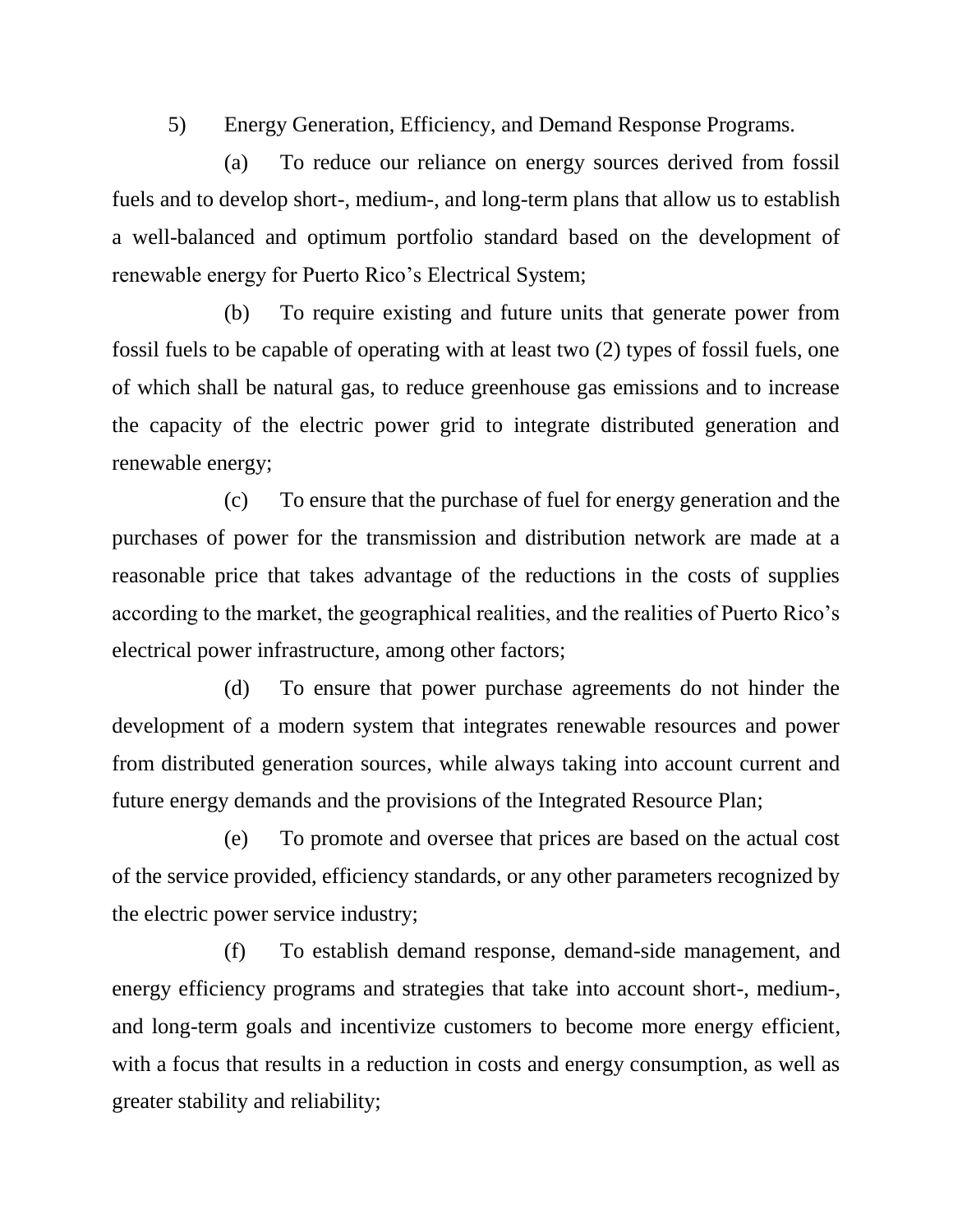5) Energy Generation, Efficiency, and Demand Response Programs.

(a) To reduce our reliance on energy sources derived from fossil fuels and to develop short-, medium-, and long-term plans that allow us to establish a well-balanced and optimum portfolio standard based on the development of renewable energy for Puerto Rico's Electrical System;

(b) To require existing and future units that generate power from fossil fuels to be capable of operating with at least two (2) types of fossil fuels, one of which shall be natural gas, to reduce greenhouse gas emissions and to increase the capacity of the electric power grid to integrate distributed generation and renewable energy;

(c) To ensure that the purchase of fuel for energy generation and the purchases of power for the transmission and distribution network are made at a reasonable price that takes advantage of the reductions in the costs of supplies according to the market, the geographical realities, and the realities of Puerto Rico's electrical power infrastructure, among other factors;

(d) To ensure that power purchase agreements do not hinder the development of a modern system that integrates renewable resources and power from distributed generation sources, while always taking into account current and future energy demands and the provisions of the Integrated Resource Plan;

(e) To promote and oversee that prices are based on the actual cost of the service provided, efficiency standards, or any other parameters recognized by the electric power service industry;

(f) To establish demand response, demand-side management, and energy efficiency programs and strategies that take into account short-, medium-, and long-term goals and incentivize customers to become more energy efficient, with a focus that results in a reduction in costs and energy consumption, as well as greater stability and reliability;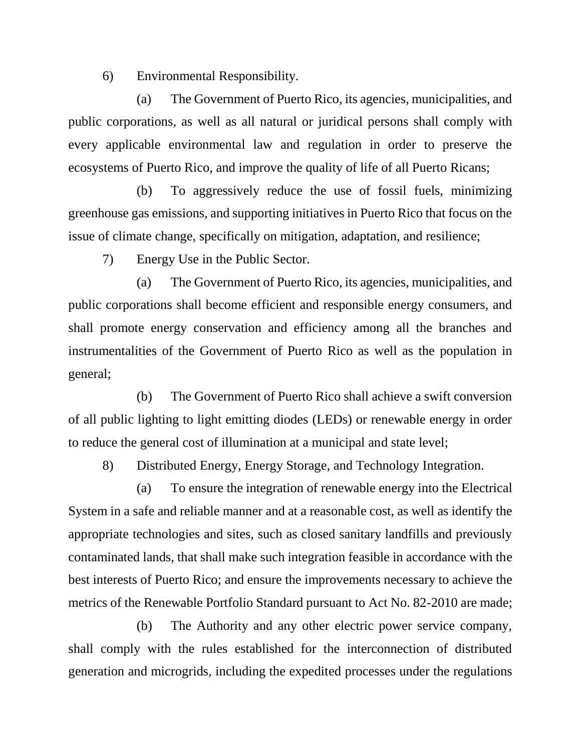6) Environmental Responsibility.

(a) The Government of Puerto Rico, its agencies, municipalities, and public corporations, as well as all natural or juridical persons shall comply with every applicable environmental law and regulation in order to preserve the ecosystems of Puerto Rico, and improve the quality of life of all Puerto Ricans;

(b) To aggressively reduce the use of fossil fuels, minimizing greenhouse gas emissions, and supporting initiatives in Puerto Rico that focus on the issue of climate change, specifically on mitigation, adaptation, and resilience;

7) Energy Use in the Public Sector.

(a) The Government of Puerto Rico, its agencies, municipalities, and public corporations shall become efficient and responsible energy consumers, and shall promote energy conservation and efficiency among all the branches and instrumentalities of the Government of Puerto Rico as well as the population in general;

(b) The Government of Puerto Rico shall achieve a swift conversion of all public lighting to light emitting diodes (LEDs) or renewable energy in order to reduce the general cost of illumination at a municipal and state level;

8) Distributed Energy, Energy Storage, and Technology Integration.

(a) To ensure the integration of renewable energy into the Electrical System in a safe and reliable manner and at a reasonable cost, as well as identify the appropriate technologies and sites, such as closed sanitary landfills and previously contaminated lands, that shall make such integration feasible in accordance with the best interests of Puerto Rico; and ensure the improvements necessary to achieve the metrics of the Renewable Portfolio Standard pursuant to Act No. 82-2010 are made;

(b) The Authority and any other electric power service company, shall comply with the rules established for the interconnection of distributed generation and microgrids, including the expedited processes under the regulations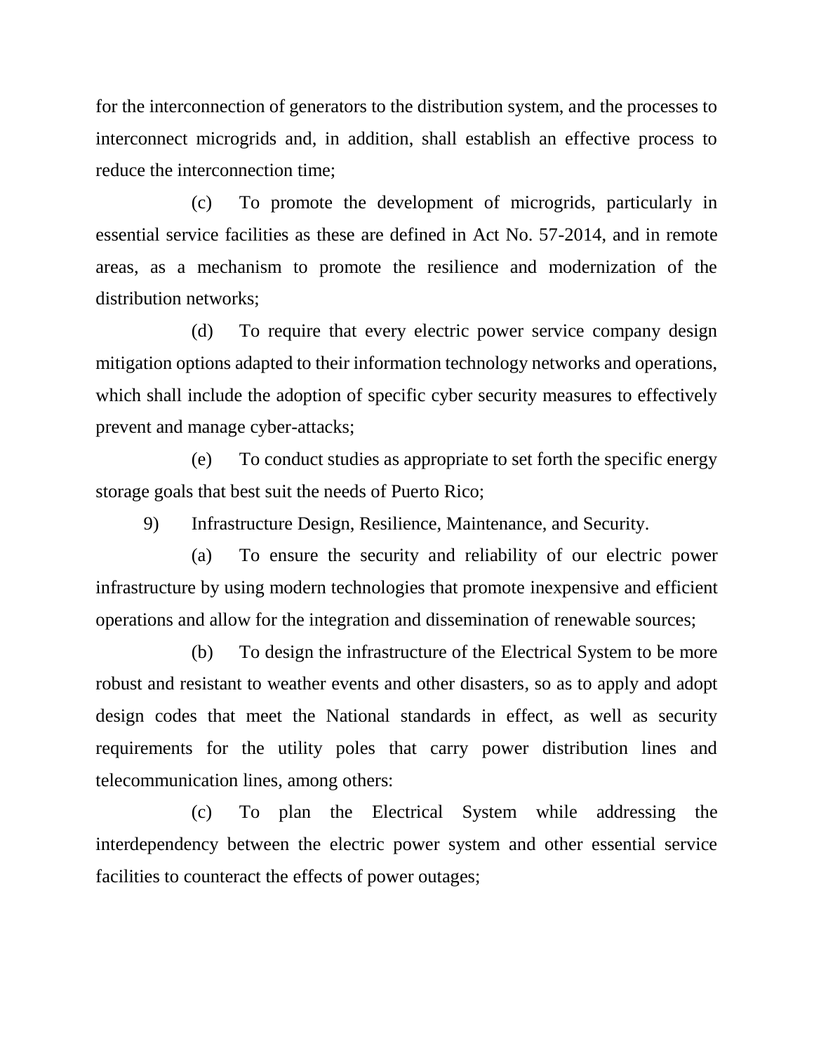for the interconnection of generators to the distribution system, and the processes to interconnect microgrids and, in addition, shall establish an effective process to reduce the interconnection time;

(c) To promote the development of microgrids, particularly in essential service facilities as these are defined in Act No. 57-2014, and in remote areas, as a mechanism to promote the resilience and modernization of the distribution networks;

(d) To require that every electric power service company design mitigation options adapted to their information technology networks and operations, which shall include the adoption of specific cyber security measures to effectively prevent and manage cyber-attacks;

(e) To conduct studies as appropriate to set forth the specific energy storage goals that best suit the needs of Puerto Rico;

9) Infrastructure Design, Resilience, Maintenance, and Security.

(a) To ensure the security and reliability of our electric power infrastructure by using modern technologies that promote inexpensive and efficient operations and allow for the integration and dissemination of renewable sources;

(b) To design the infrastructure of the Electrical System to be more robust and resistant to weather events and other disasters, so as to apply and adopt design codes that meet the National standards in effect, as well as security requirements for the utility poles that carry power distribution lines and telecommunication lines, among others:

(c) To plan the Electrical System while addressing the interdependency between the electric power system and other essential service facilities to counteract the effects of power outages;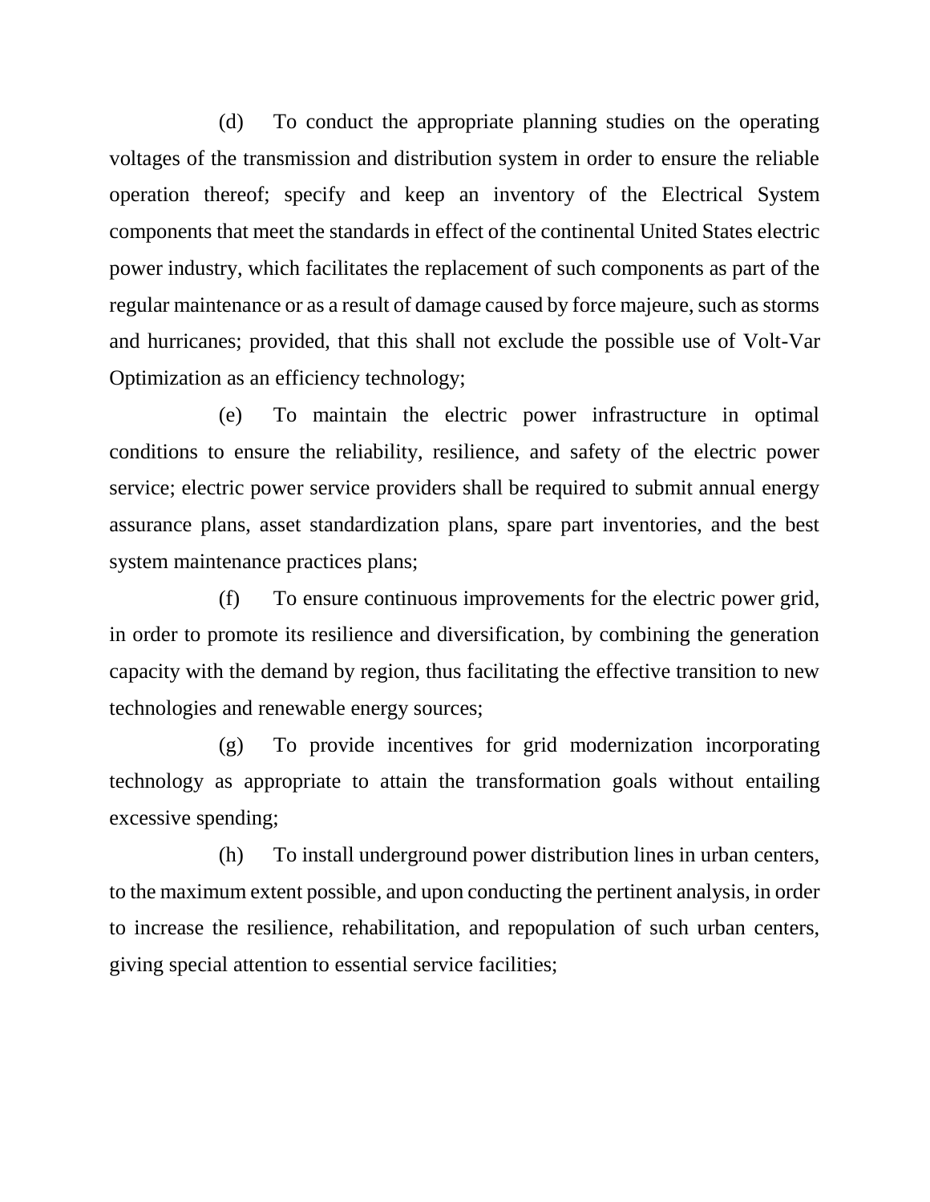(d) To conduct the appropriate planning studies on the operating voltages of the transmission and distribution system in order to ensure the reliable operation thereof; specify and keep an inventory of the Electrical System components that meet the standards in effect of the continental United States electric power industry, which facilitates the replacement of such components as part of the regular maintenance or as a result of damage caused by force majeure, such as storms and hurricanes; provided, that this shall not exclude the possible use of Volt-Var Optimization as an efficiency technology;

(e) To maintain the electric power infrastructure in optimal conditions to ensure the reliability, resilience, and safety of the electric power service; electric power service providers shall be required to submit annual energy assurance plans, asset standardization plans, spare part inventories, and the best system maintenance practices plans;

(f) To ensure continuous improvements for the electric power grid, in order to promote its resilience and diversification, by combining the generation capacity with the demand by region, thus facilitating the effective transition to new technologies and renewable energy sources;

(g) To provide incentives for grid modernization incorporating technology as appropriate to attain the transformation goals without entailing excessive spending;

(h) To install underground power distribution lines in urban centers, to the maximum extent possible, and upon conducting the pertinent analysis, in order to increase the resilience, rehabilitation, and repopulation of such urban centers, giving special attention to essential service facilities;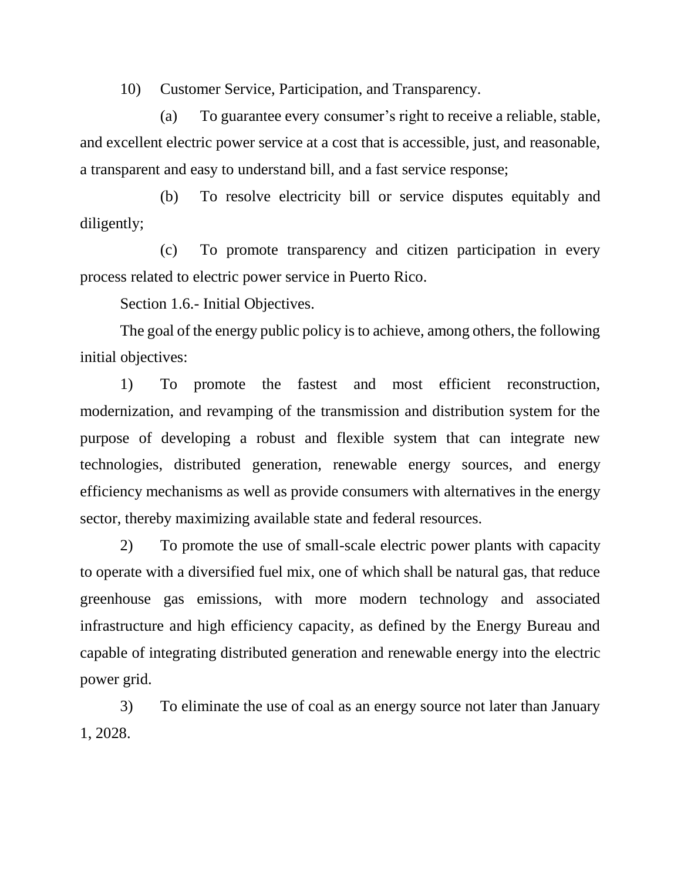10) Customer Service, Participation, and Transparency.

(a) To guarantee every consumer's right to receive a reliable, stable, and excellent electric power service at a cost that is accessible, just, and reasonable, a transparent and easy to understand bill, and a fast service response;

(b) To resolve electricity bill or service disputes equitably and diligently;

(c) To promote transparency and citizen participation in every process related to electric power service in Puerto Rico.

Section 1.6.- Initial Objectives.

The goal of the energy public policy is to achieve, among others, the following initial objectives:

1) To promote the fastest and most efficient reconstruction, modernization, and revamping of the transmission and distribution system for the purpose of developing a robust and flexible system that can integrate new technologies, distributed generation, renewable energy sources, and energy efficiency mechanisms as well as provide consumers with alternatives in the energy sector, thereby maximizing available state and federal resources.

2) To promote the use of small-scale electric power plants with capacity to operate with a diversified fuel mix, one of which shall be natural gas, that reduce greenhouse gas emissions, with more modern technology and associated infrastructure and high efficiency capacity, as defined by the Energy Bureau and capable of integrating distributed generation and renewable energy into the electric power grid.

3) To eliminate the use of coal as an energy source not later than January 1, 2028.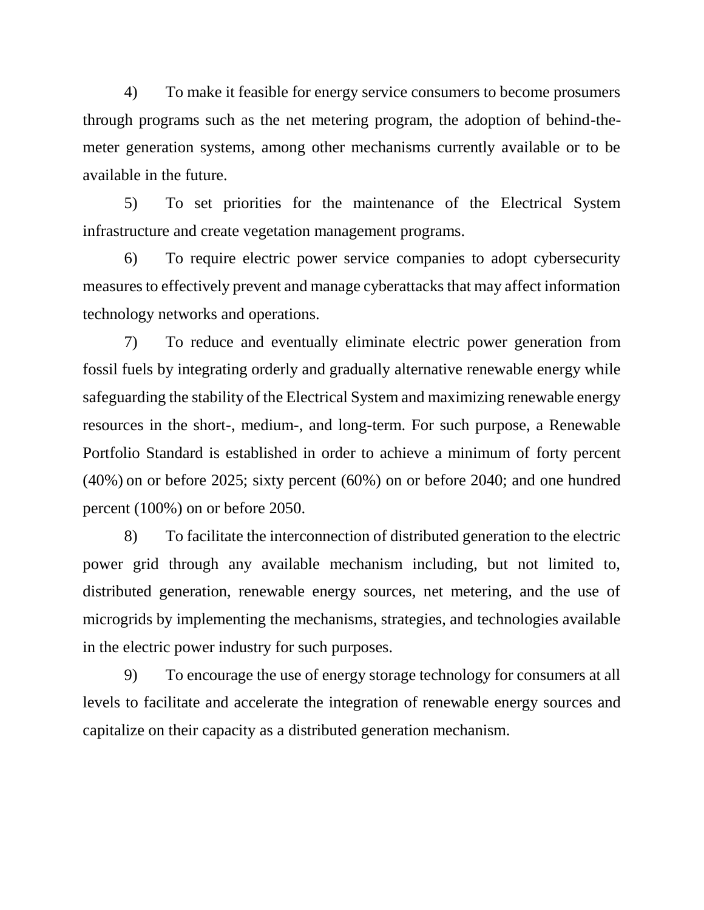4) To make it feasible for energy service consumers to become prosumers through programs such as the net metering program, the adoption of behind-the-meter generation systems, among other mechanisms currently available or to be available in the future.

5) To set priorities for the maintenance of the Electrical System infrastructure and create vegetation management programs.

6) To require electric power service companies to adopt cybersecurity measures to effectively prevent and manage cyberattacks that may affect information technology networks and operations.

7) To reduce and eventually eliminate electric power generation from fossil fuels by integrating orderly and gradually alternative renewable energy while safeguarding the stability of the Electrical System and maximizing renewable energy resources in the short-, medium-, and long-term. For such purpose, a Renewable Portfolio Standard is established in order to achieve a minimum of forty percent (40%) on or before 2025; sixty percent (60%) on or before 2040; and one hundred percent (100%) on or before 2050.

8) To facilitate the interconnection of distributed generation to the electric power grid through any available mechanism including, but not limited to, distributed generation, renewable energy sources, net metering, and the use of microgrids by implementing the mechanisms, strategies, and technologies available in the electric power industry for such purposes.

9) To encourage the use of energy storage technology for consumers at all levels to facilitate and accelerate the integration of renewable energy sources and capitalize on their capacity as a distributed generation mechanism.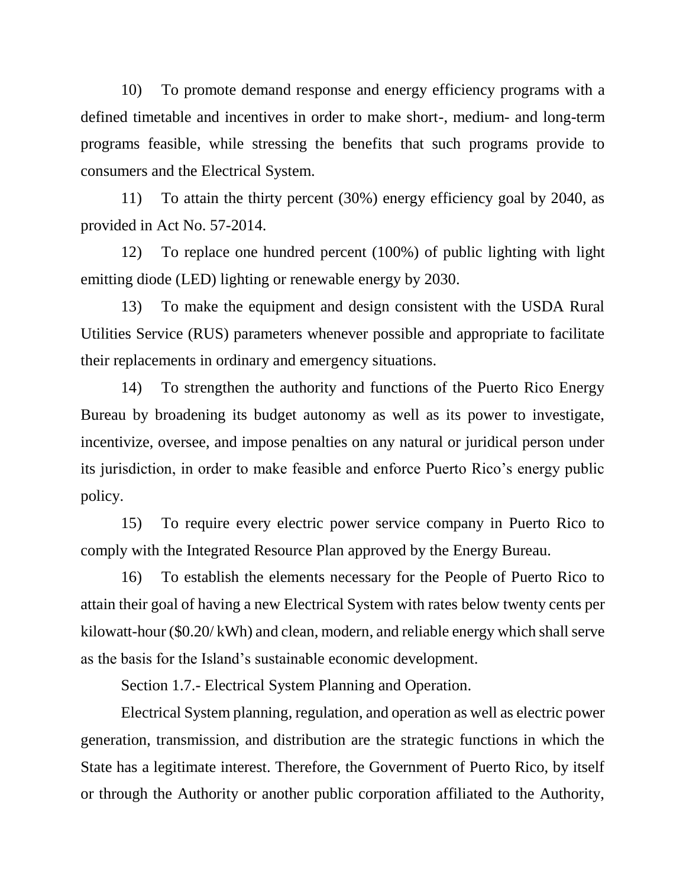10) To promote demand response and energy efficiency programs with a defined timetable and incentives in order to make short-, medium- and long-term programs feasible, while stressing the benefits that such programs provide to consumers and the Electrical System.

11) To attain the thirty percent (30%) energy efficiency goal by 2040, as provided in Act No. 57-2014.

12) To replace one hundred percent (100%) of public lighting with light emitting diode (LED) lighting or renewable energy by 2030.

13) To make the equipment and design consistent with the USDA Rural Utilities Service (RUS) parameters whenever possible and appropriate to facilitate their replacements in ordinary and emergency situations.

14) To strengthen the authority and functions of the Puerto Rico Energy Bureau by broadening its budget autonomy as well as its power to investigate, incentivize, oversee, and impose penalties on any natural or juridical person under its jurisdiction, in order to make feasible and enforce Puerto Rico's energy public policy.

15) To require every electric power service company in Puerto Rico to comply with the Integrated Resource Plan approved by the Energy Bureau.

16) To establish the elements necessary for the People of Puerto Rico to attain their goal of having a new Electrical System with rates below twenty cents per kilowatt-hour ($0.20/ kWh) and clean, modern, and reliable energy which shall serve as the basis for the Island's sustainable economic development.

Section 1.7.- Electrical System Planning and Operation.

Electrical System planning, regulation, and operation as well as electric power generation, transmission, and distribution are the strategic functions in which the State has a legitimate interest. Therefore, the Government of Puerto Rico, by itself or through the Authority or another public corporation affiliated to the Authority,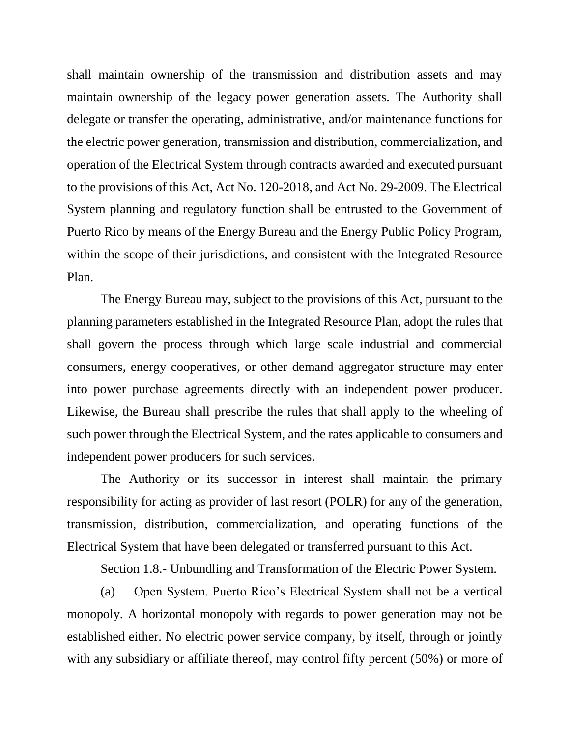shall maintain ownership of the transmission and distribution assets and may maintain ownership of the legacy power generation assets. The Authority shall delegate or transfer the operating, administrative, and/or maintenance functions for the electric power generation, transmission and distribution, commercialization, and operation of the Electrical System through contracts awarded and executed pursuant to the provisions of this Act, Act No. 120-2018, and Act No. 29-2009. The Electrical System planning and regulatory function shall be entrusted to the Government of Puerto Rico by means of the Energy Bureau and the Energy Public Policy Program, within the scope of their jurisdictions, and consistent with the Integrated Resource Plan.

The Energy Bureau may, subject to the provisions of this Act, pursuant to the planning parameters established in the Integrated Resource Plan, adopt the rules that shall govern the process through which large scale industrial and commercial consumers, energy cooperatives, or other demand aggregator structure may enter into power purchase agreements directly with an independent power producer. Likewise, the Bureau shall prescribe the rules that shall apply to the wheeling of such power through the Electrical System, and the rates applicable to consumers and independent power producers for such services.

The Authority or its successor in interest shall maintain the primary responsibility for acting as provider of last resort (POLR) for any of the generation, transmission, distribution, commercialization, and operating functions of the Electrical System that have been delegated or transferred pursuant to this Act.

Section 1.8.- Unbundling and Transformation of the Electric Power System.

(a) Open System. Puerto Rico's Electrical System shall not be a vertical monopoly. A horizontal monopoly with regards to power generation may not be established either. No electric power service company, by itself, through or jointly with any subsidiary or affiliate thereof, may control fifty percent (50%) or more of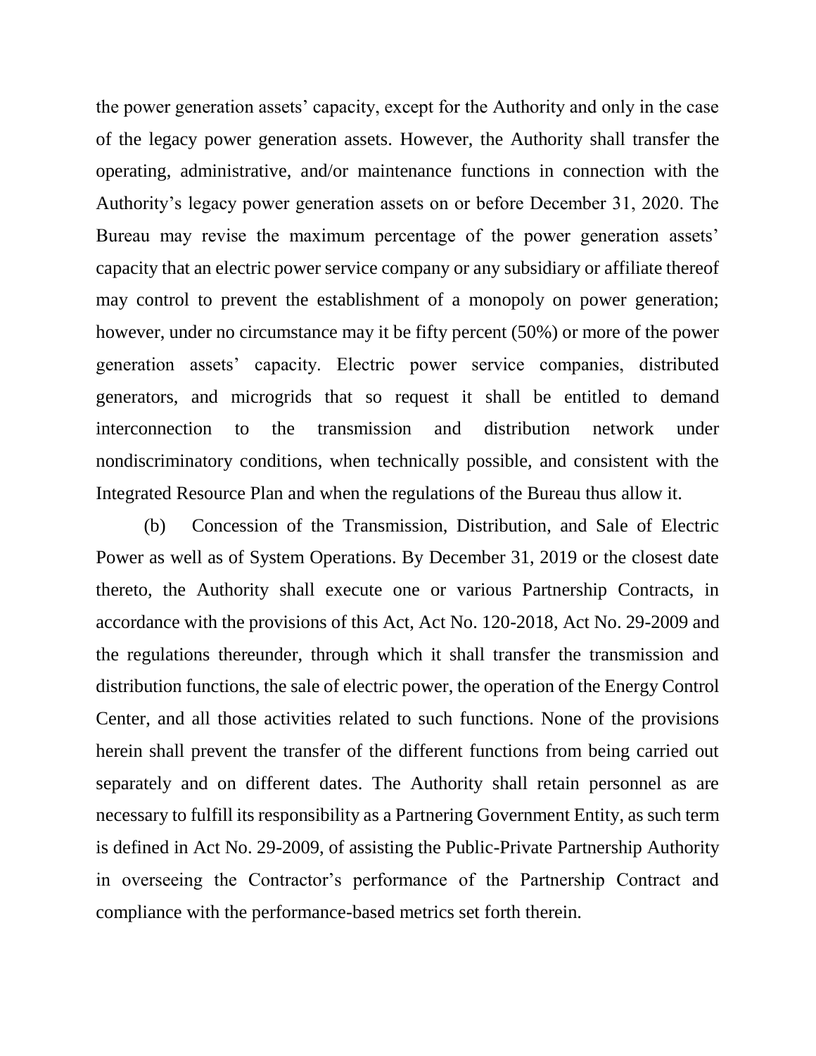the power generation assets' capacity, except for the Authority and only in the case of the legacy power generation assets. However, the Authority shall transfer the operating, administrative, and/or maintenance functions in connection with the Authority's legacy power generation assets on or before December 31, 2020. The Bureau may revise the maximum percentage of the power generation assets' capacity that an electric power service company or any subsidiary or affiliate thereof may control to prevent the establishment of a monopoly on power generation; however, under no circumstance may it be fifty percent (50%) or more of the power generation assets' capacity. Electric power service companies, distributed generators, and microgrids that so request it shall be entitled to demand interconnection to the transmission and distribution network under nondiscriminatory conditions, when technically possible, and consistent with the Integrated Resource Plan and when the regulations of the Bureau thus allow it.

(b) Concession of the Transmission, Distribution, and Sale of Electric Power as well as of System Operations. By December 31, 2019 or the closest date thereto, the Authority shall execute one or various Partnership Contracts, in accordance with the provisions of this Act, Act No. 120-2018, Act No. 29-2009 and the regulations thereunder, through which it shall transfer the transmission and distribution functions, the sale of electric power, the operation of the Energy Control Center, and all those activities related to such functions. None of the provisions herein shall prevent the transfer of the different functions from being carried out separately and on different dates. The Authority shall retain personnel as are necessary to fulfill its responsibility as a Partnering Government Entity, as such term is defined in Act No. 29-2009, of assisting the Public-Private Partnership Authority in overseeing the Contractor's performance of the Partnership Contract and compliance with the performance-based metrics set forth therein.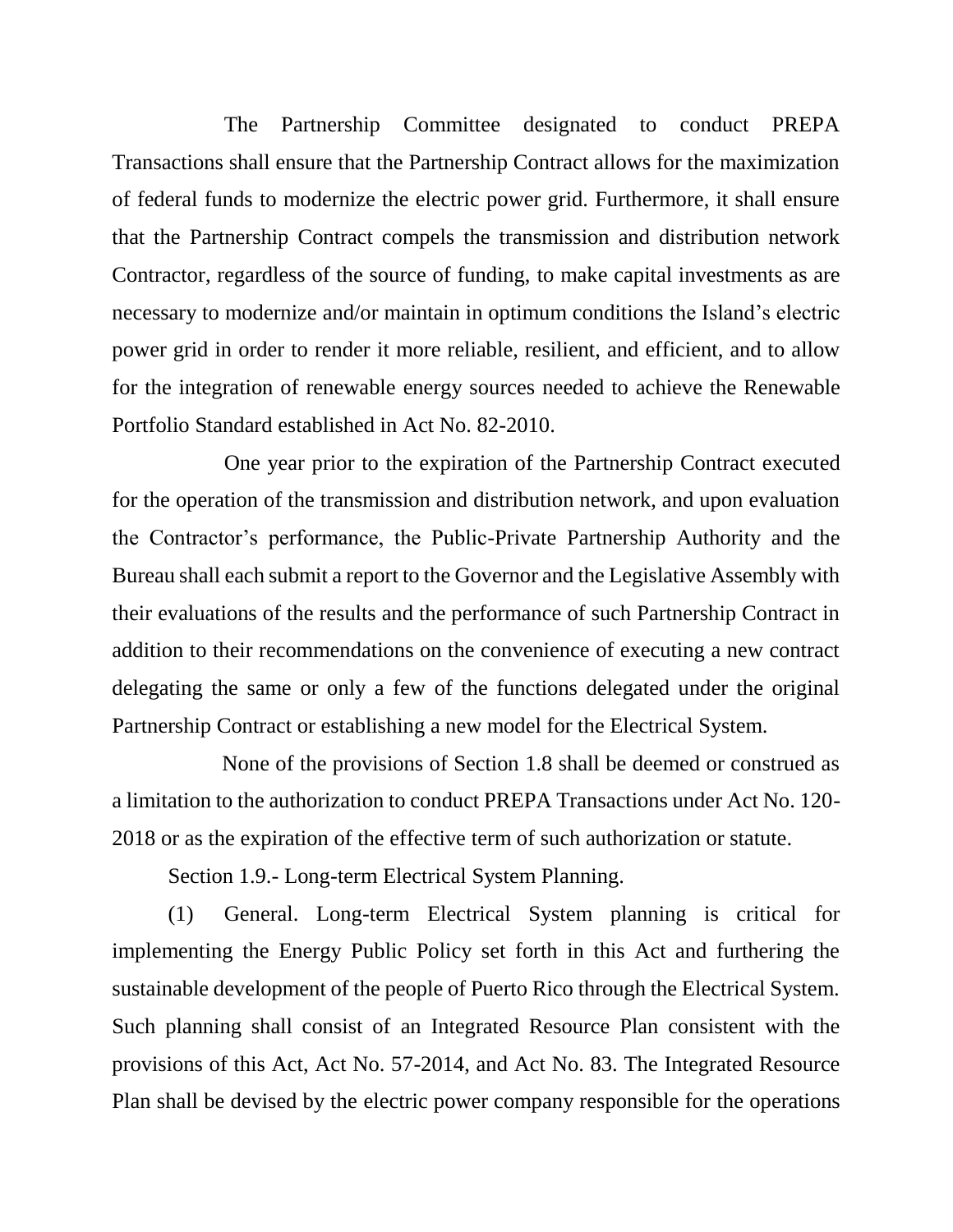The Partnership Committee designated to conduct PREPA Transactions shall ensure that the Partnership Contract allows for the maximization of federal funds to modernize the electric power grid. Furthermore, it shall ensure that the Partnership Contract compels the transmission and distribution network Contractor, regardless of the source of funding, to make capital investments as are necessary to modernize and/or maintain in optimum conditions the Island's electric power grid in order to render it more reliable, resilient, and efficient, and to allow for the integration of renewable energy sources needed to achieve the Renewable Portfolio Standard established in Act No. 82-2010.

One year prior to the expiration of the Partnership Contract executed for the operation of the transmission and distribution network, and upon evaluation the Contractor's performance, the Public-Private Partnership Authority and the Bureau shall each submit a report to the Governor and the Legislative Assembly with their evaluations of the results and the performance of such Partnership Contract in addition to their recommendations on the convenience of executing a new contract delegating the same or only a few of the functions delegated under the original Partnership Contract or establishing a new model for the Electrical System.

None of the provisions of Section 1.8 shall be deemed or construed as a limitation to the authorization to conduct PREPA Transactions under Act No. 120-2018 or as the expiration of the effective term of such authorization or statute.

Section 1.9.- Long-term Electrical System Planning.

(1) General. Long-term Electrical System planning is critical for implementing the Energy Public Policy set forth in this Act and furthering the sustainable development of the people of Puerto Rico through the Electrical System. Such planning shall consist of an Integrated Resource Plan consistent with the provisions of this Act, Act No. 57-2014, and Act No. 83. The Integrated Resource Plan shall be devised by the electric power company responsible for the operations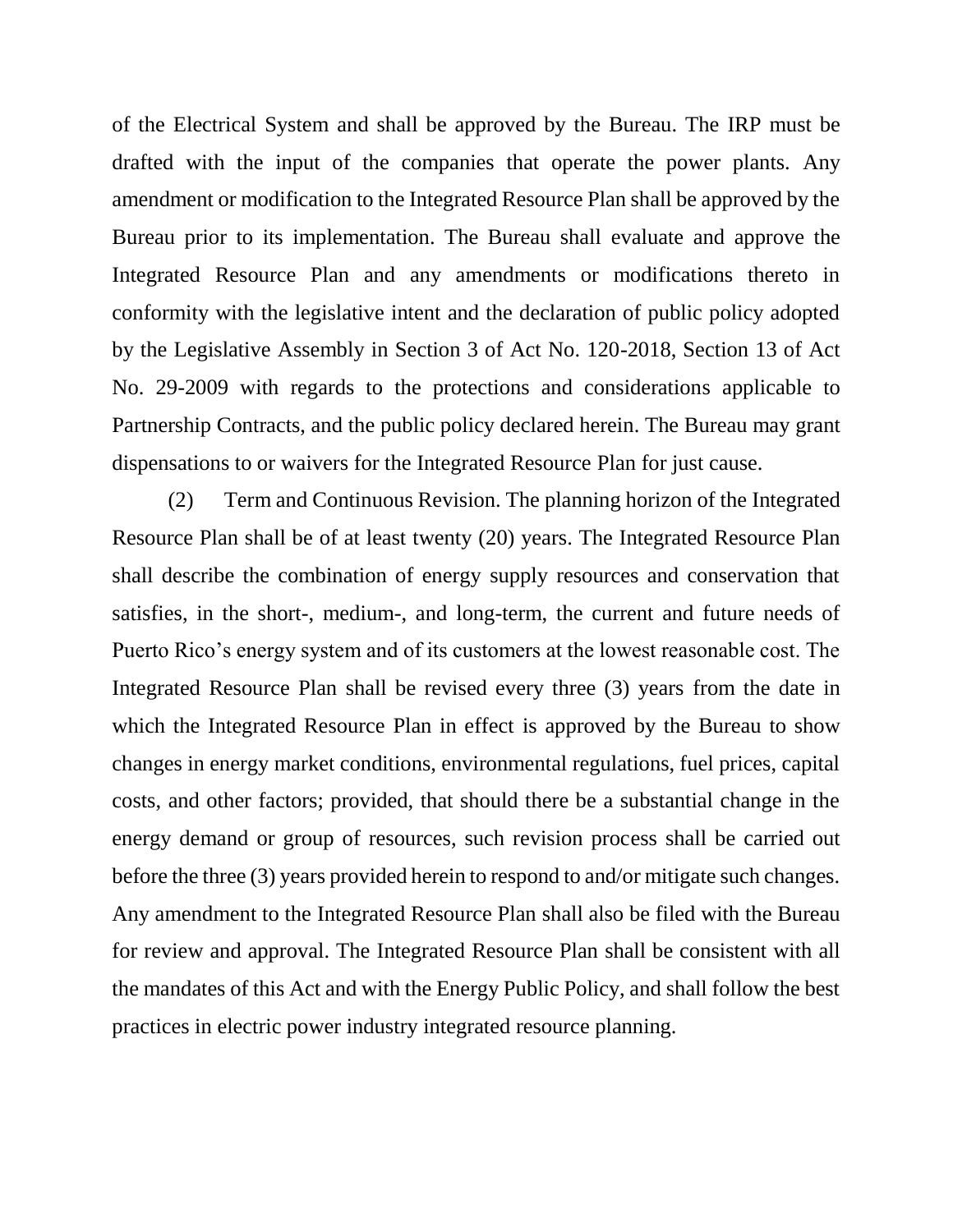of the Electrical System and shall be approved by the Bureau. The IRP must be drafted with the input of the companies that operate the power plants. Any amendment or modification to the Integrated Resource Plan shall be approved by the Bureau prior to its implementation. The Bureau shall evaluate and approve the Integrated Resource Plan and any amendments or modifications thereto in conformity with the legislative intent and the declaration of public policy adopted by the Legislative Assembly in Section 3 of Act No. 120-2018, Section 13 of Act No. 29-2009 with regards to the protections and considerations applicable to Partnership Contracts, and the public policy declared herein. The Bureau may grant dispensations to or waivers for the Integrated Resource Plan for just cause.

(2) Term and Continuous Revision. The planning horizon of the Integrated Resource Plan shall be of at least twenty (20) years. The Integrated Resource Plan shall describe the combination of energy supply resources and conservation that satisfies, in the short-, medium-, and long-term, the current and future needs of Puerto Rico's energy system and of its customers at the lowest reasonable cost. The Integrated Resource Plan shall be revised every three (3) years from the date in which the Integrated Resource Plan in effect is approved by the Bureau to show changes in energy market conditions, environmental regulations, fuel prices, capital costs, and other factors; provided, that should there be a substantial change in the energy demand or group of resources, such revision process shall be carried out before the three (3) years provided herein to respond to and/or mitigate such changes. Any amendment to the Integrated Resource Plan shall also be filed with the Bureau for review and approval. The Integrated Resource Plan shall be consistent with all the mandates of this Act and with the Energy Public Policy, and shall follow the best practices in electric power industry integrated resource planning.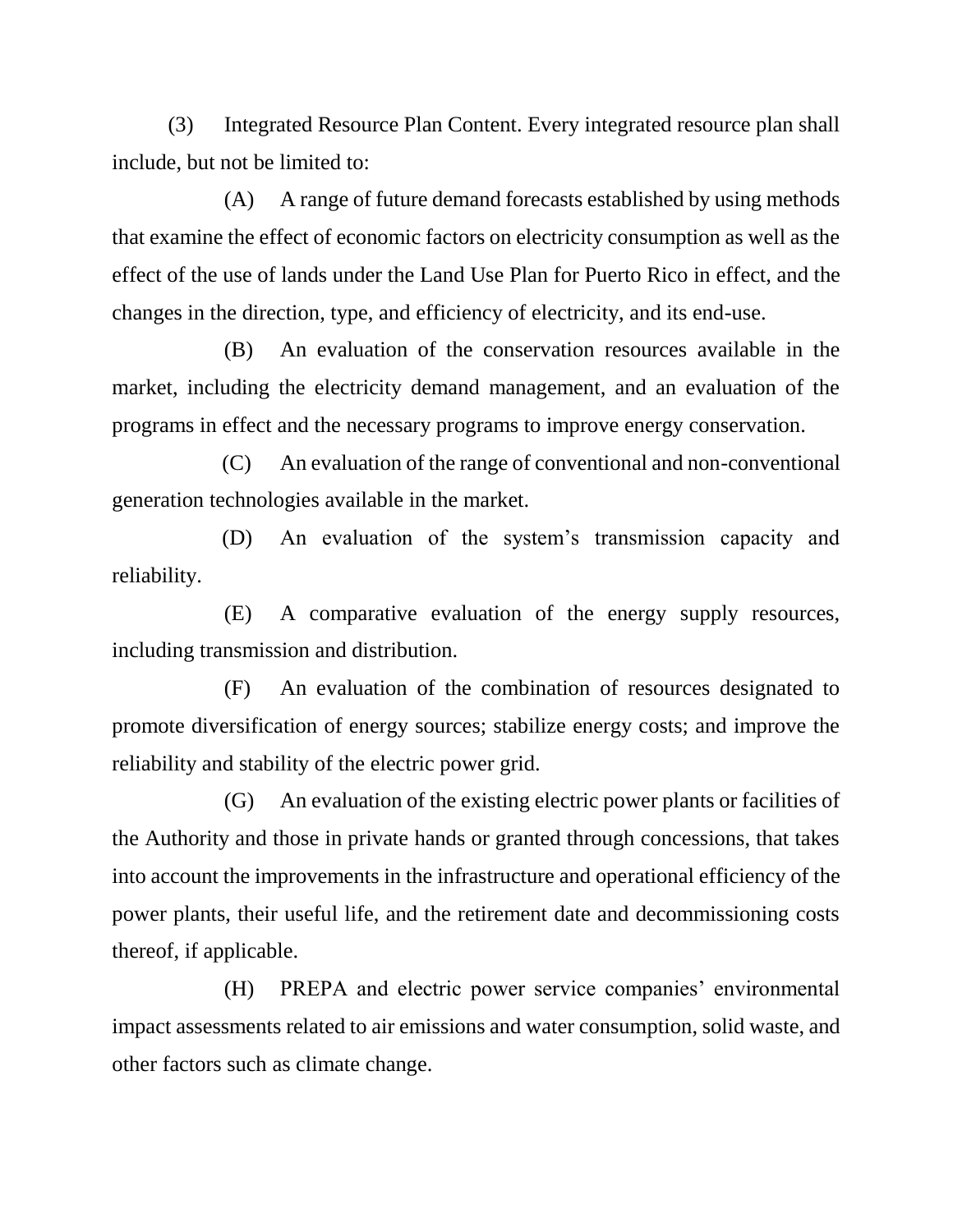(3) Integrated Resource Plan Content. Every integrated resource plan shall include, but not be limited to:

(A) A range of future demand forecasts established by using methods that examine the effect of economic factors on electricity consumption as well as the effect of the use of lands under the Land Use Plan for Puerto Rico in effect, and the changes in the direction, type, and efficiency of electricity, and its end-use.

(B) An evaluation of the conservation resources available in the market, including the electricity demand management, and an evaluation of the programs in effect and the necessary programs to improve energy conservation.

(C) An evaluation of the range of conventional and non-conventional generation technologies available in the market.

(D) An evaluation of the system's transmission capacity and reliability.

(E) A comparative evaluation of the energy supply resources, including transmission and distribution.

(F) An evaluation of the combination of resources designated to promote diversification of energy sources; stabilize energy costs; and improve the reliability and stability of the electric power grid.

(G) An evaluation of the existing electric power plants or facilities of the Authority and those in private hands or granted through concessions, that takes into account the improvements in the infrastructure and operational efficiency of the power plants, their useful life, and the retirement date and decommissioning costs thereof, if applicable.

(H) PREPA and electric power service companies' environmental impact assessments related to air emissions and water consumption, solid waste, and other factors such as climate change.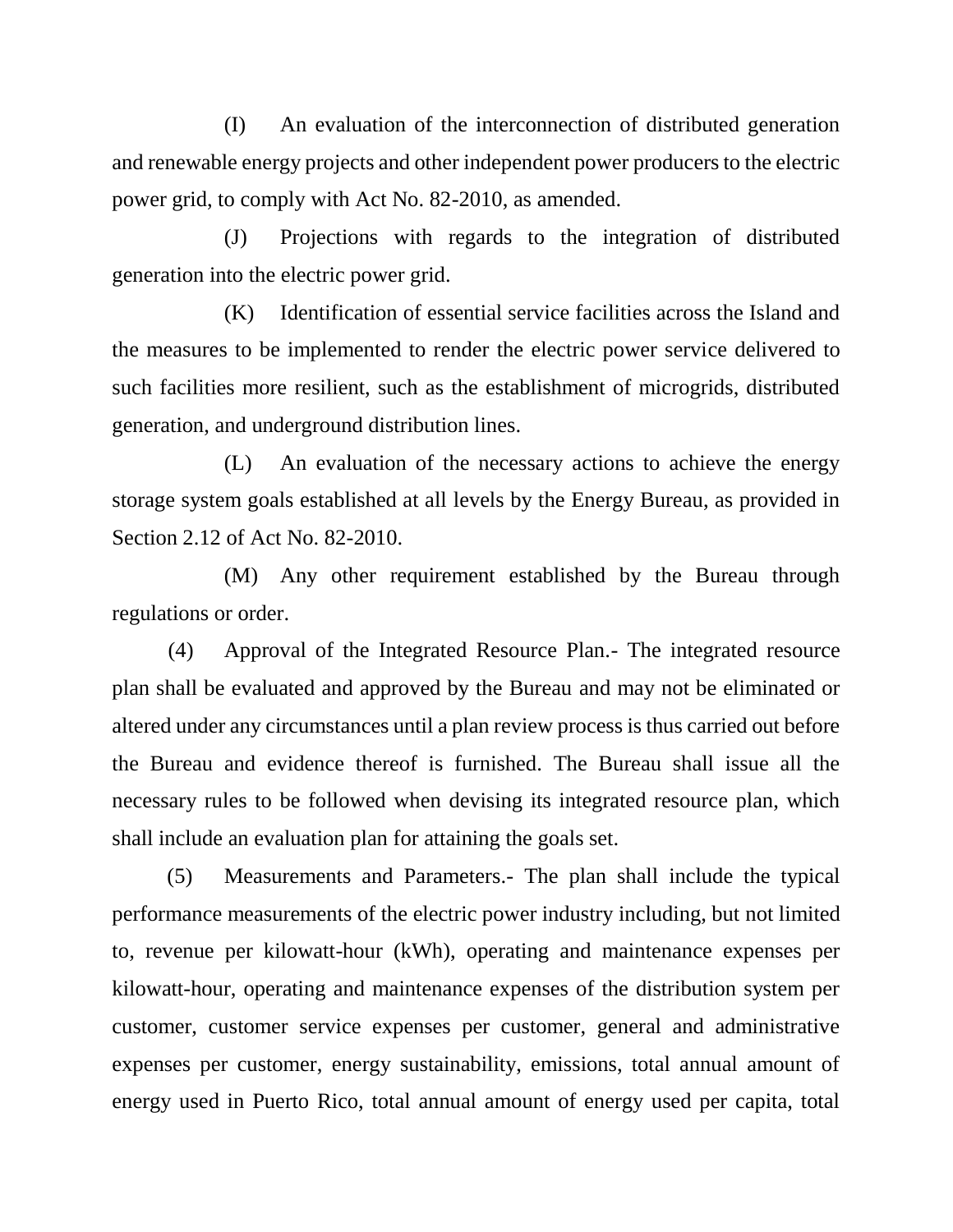(I) An evaluation of the interconnection of distributed generation and renewable energy projects and other independent power producers to the electric power grid, to comply with Act No. 82-2010, as amended.

(J) Projections with regards to the integration of distributed generation into the electric power grid.

(K) Identification of essential service facilities across the Island and the measures to be implemented to render the electric power service delivered to such facilities more resilient, such as the establishment of microgrids, distributed generation, and underground distribution lines.

(L) An evaluation of the necessary actions to achieve the energy storage system goals established at all levels by the Energy Bureau, as provided in Section 2.12 of Act No. 82-2010.

(M) Any other requirement established by the Bureau through regulations or order.

(4) Approval of the Integrated Resource Plan.- The integrated resource plan shall be evaluated and approved by the Bureau and may not be eliminated or altered under any circumstances until a plan review process is thus carried out before the Bureau and evidence thereof is furnished. The Bureau shall issue all the necessary rules to be followed when devising its integrated resource plan, which shall include an evaluation plan for attaining the goals set.

(5) Measurements and Parameters.- The plan shall include the typical performance measurements of the electric power industry including, but not limited to, revenue per kilowatt-hour (kWh), operating and maintenance expenses per kilowatt-hour, operating and maintenance expenses of the distribution system per customer, customer service expenses per customer, general and administrative expenses per customer, energy sustainability, emissions, total annual amount of energy used in Puerto Rico, total annual amount of energy used per capita, total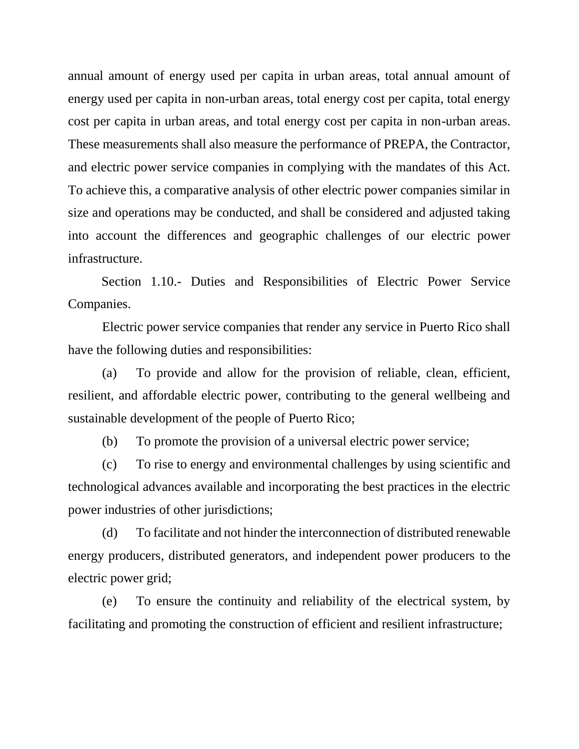annual amount of energy used per capita in urban areas, total annual amount of energy used per capita in non-urban areas, total energy cost per capita, total energy cost per capita in urban areas, and total energy cost per capita in non-urban areas. These measurements shall also measure the performance of PREPA, the Contractor, and electric power service companies in complying with the mandates of this Act. To achieve this, a comparative analysis of other electric power companies similar in size and operations may be conducted, and shall be considered and adjusted taking into account the differences and geographic challenges of our electric power infrastructure.

Section 1.10.- Duties and Responsibilities of Electric Power Service Companies.

Electric power service companies that render any service in Puerto Rico shall have the following duties and responsibilities:

(a) To provide and allow for the provision of reliable, clean, efficient, resilient, and affordable electric power, contributing to the general wellbeing and sustainable development of the people of Puerto Rico;

(b) To promote the provision of a universal electric power service;

(c) To rise to energy and environmental challenges by using scientific and technological advances available and incorporating the best practices in the electric power industries of other jurisdictions;

(d) To facilitate and not hinder the interconnection of distributed renewable energy producers, distributed generators, and independent power producers to the electric power grid;

(e) To ensure the continuity and reliability of the electrical system, by facilitating and promoting the construction of efficient and resilient infrastructure;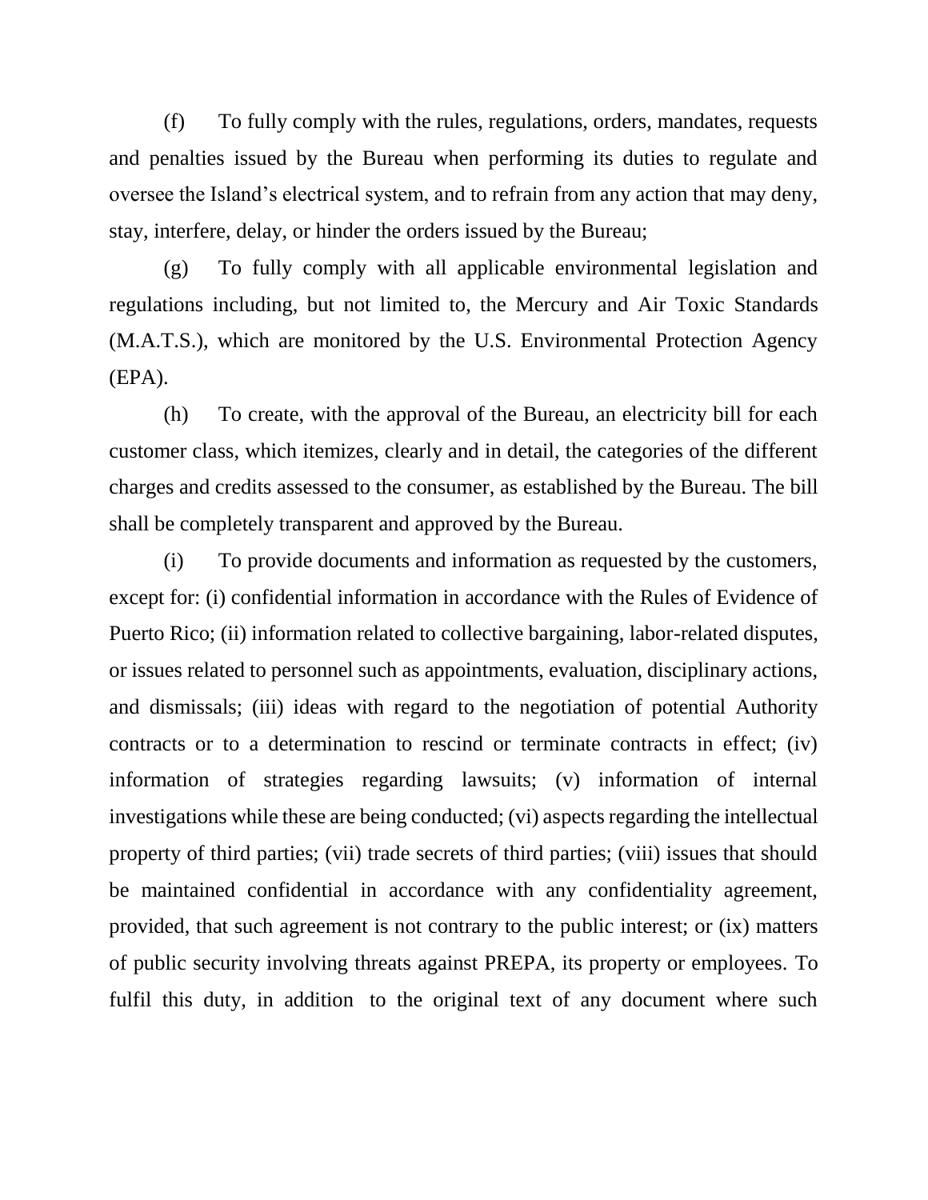(f) To fully comply with the rules, regulations, orders, mandates, requests and penalties issued by the Bureau when performing its duties to regulate and oversee the Island's electrical system, and to refrain from any action that may deny, stay, interfere, delay, or hinder the orders issued by the Bureau;

(g) To fully comply with all applicable environmental legislation and regulations including, but not limited to, the Mercury and Air Toxic Standards (M.A.T.S.), which are monitored by the U.S. Environmental Protection Agency (EPA).

(h) To create, with the approval of the Bureau, an electricity bill for each customer class, which itemizes, clearly and in detail, the categories of the different charges and credits assessed to the consumer, as established by the Bureau. The bill shall be completely transparent and approved by the Bureau.

(i) To provide documents and information as requested by the customers, except for: (i) confidential information in accordance with the Rules of Evidence of Puerto Rico; (ii) information related to collective bargaining, labor-related disputes, or issues related to personnel such as appointments, evaluation, disciplinary actions, and dismissals; (iii) ideas with regard to the negotiation of potential Authority contracts or to a determination to rescind or terminate contracts in effect; (iv) information of strategies regarding lawsuits; (v) information of internal investigations while these are being conducted; (vi) aspects regarding the intellectual property of third parties; (vii) trade secrets of third parties; (viii) issues that should be maintained confidential in accordance with any confidentiality agreement, provided, that such agreement is not contrary to the public interest; or (ix) matters of public security involving threats against PREPA, its property or employees. To fulfil this duty, in addition to the original text of any document where such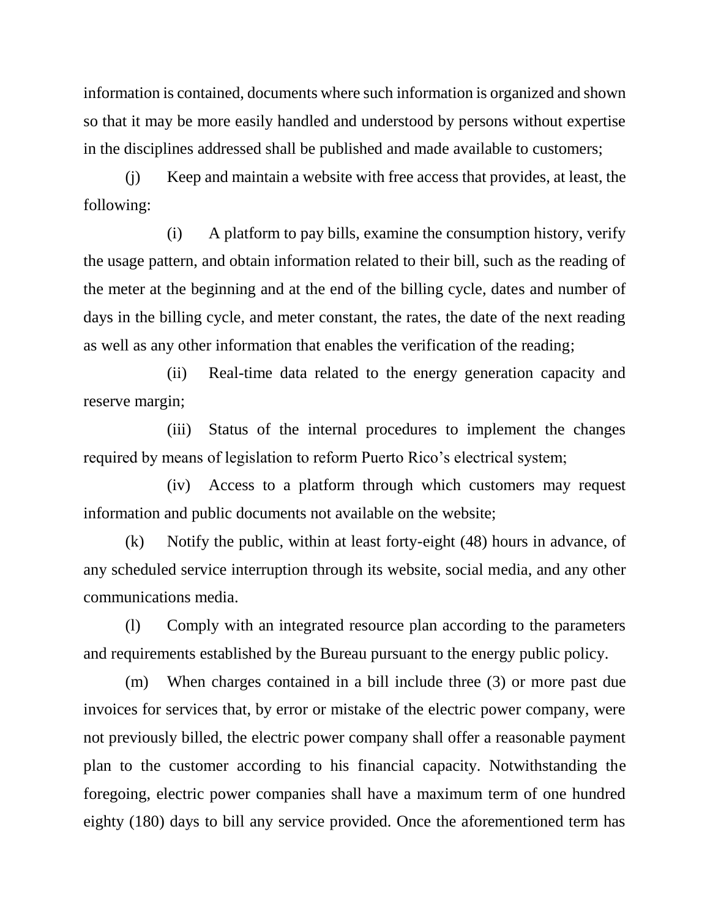information is contained, documents where such information is organized and shown so that it may be more easily handled and understood by persons without expertise in the disciplines addressed shall be published and made available to customers;

(j) Keep and maintain a website with free access that provides, at least, the following:

(i) A platform to pay bills, examine the consumption history, verify the usage pattern, and obtain information related to their bill, such as the reading of the meter at the beginning and at the end of the billing cycle, dates and number of days in the billing cycle, and meter constant, the rates, the date of the next reading as well as any other information that enables the verification of the reading;

(ii) Real-time data related to the energy generation capacity and reserve margin;

(iii) Status of the internal procedures to implement the changes required by means of legislation to reform Puerto Rico's electrical system;

(iv) Access to a platform through which customers may request information and public documents not available on the website;

(k) Notify the public, within at least forty-eight (48) hours in advance, of any scheduled service interruption through its website, social media, and any other communications media.

(l) Comply with an integrated resource plan according to the parameters and requirements established by the Bureau pursuant to the energy public policy.

(m) When charges contained in a bill include three (3) or more past due invoices for services that, by error or mistake of the electric power company, were not previously billed, the electric power company shall offer a reasonable payment plan to the customer according to his financial capacity. Notwithstanding the foregoing, electric power companies shall have a maximum term of one hundred eighty (180) days to bill any service provided. Once the aforementioned term has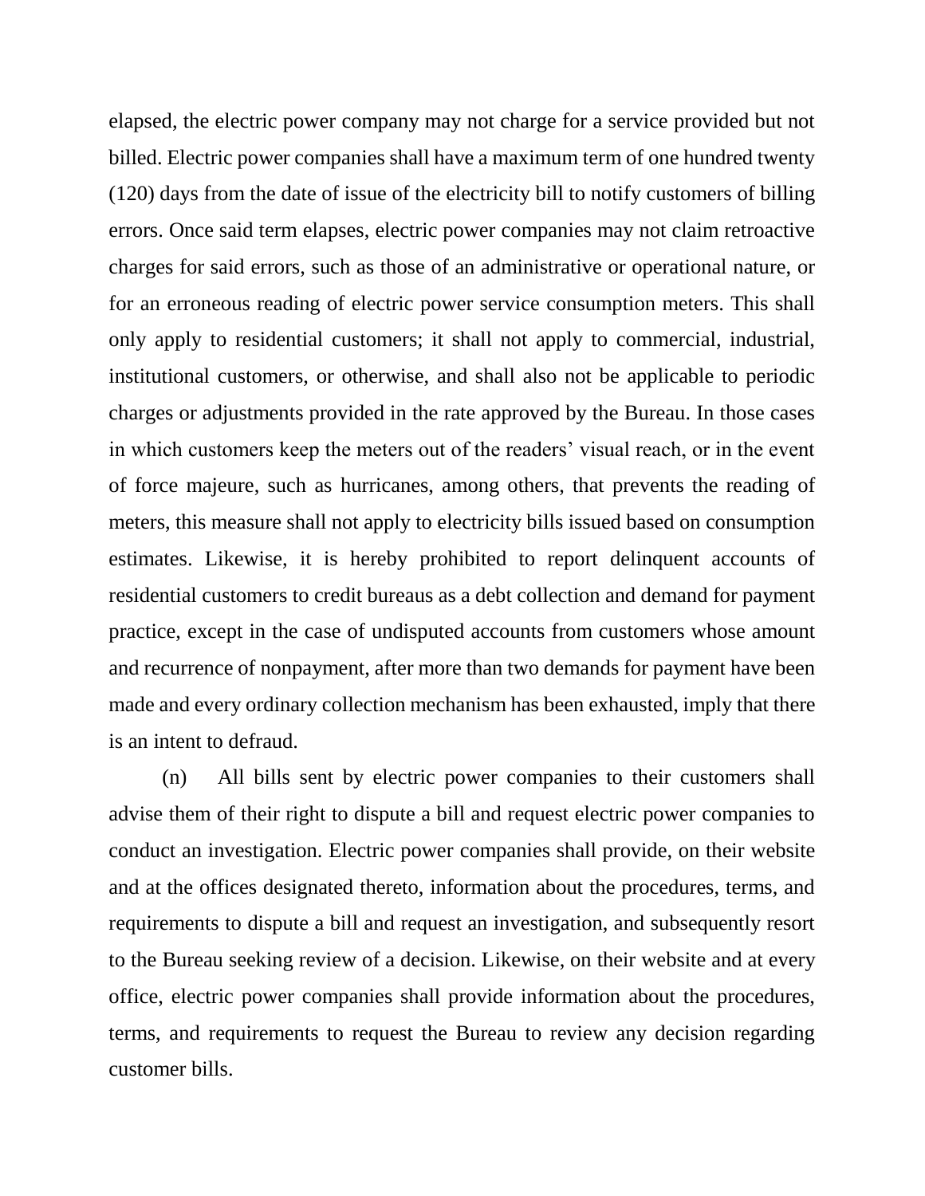elapsed, the electric power company may not charge for a service provided but not billed. Electric power companies shall have a maximum term of one hundred twenty (120) days from the date of issue of the electricity bill to notify customers of billing errors. Once said term elapses, electric power companies may not claim retroactive charges for said errors, such as those of an administrative or operational nature, or for an erroneous reading of electric power service consumption meters. This shall only apply to residential customers; it shall not apply to commercial, industrial, institutional customers, or otherwise, and shall also not be applicable to periodic charges or adjustments provided in the rate approved by the Bureau. In those cases in which customers keep the meters out of the readers' visual reach, or in the event of force majeure, such as hurricanes, among others, that prevents the reading of meters, this measure shall not apply to electricity bills issued based on consumption estimates. Likewise, it is hereby prohibited to report delinquent accounts of residential customers to credit bureaus as a debt collection and demand for payment practice, except in the case of undisputed accounts from customers whose amount and recurrence of nonpayment, after more than two demands for payment have been made and every ordinary collection mechanism has been exhausted, imply that there is an intent to defraud.

(n) All bills sent by electric power companies to their customers shall advise them of their right to dispute a bill and request electric power companies to conduct an investigation. Electric power companies shall provide, on their website and at the offices designated thereto, information about the procedures, terms, and requirements to dispute a bill and request an investigation, and subsequently resort to the Bureau seeking review of a decision. Likewise, on their website and at every office, electric power companies shall provide information about the procedures, terms, and requirements to request the Bureau to review any decision regarding customer bills.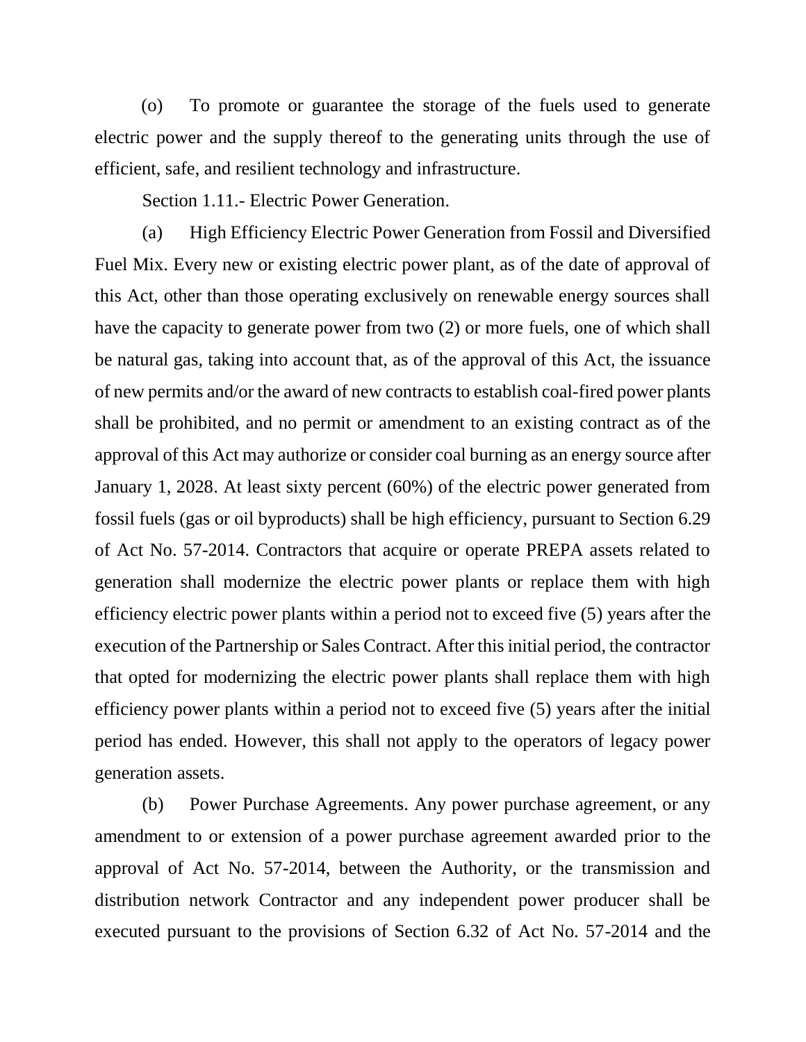(o) To promote or guarantee the storage of the fuels used to generate electric power and the supply thereof to the generating units through the use of efficient, safe, and resilient technology and infrastructure.

Section 1.11.- Electric Power Generation.

(a) High Efficiency Electric Power Generation from Fossil and Diversified Fuel Mix. Every new or existing electric power plant, as of the date of approval of this Act, other than those operating exclusively on renewable energy sources shall have the capacity to generate power from two (2) or more fuels, one of which shall be natural gas, taking into account that, as of the approval of this Act, the issuance of new permits and/or the award of new contracts to establish coal-fired power plants shall be prohibited, and no permit or amendment to an existing contract as of the approval of this Act may authorize or consider coal burning as an energy source after January 1, 2028. At least sixty percent (60%) of the electric power generated from fossil fuels (gas or oil byproducts) shall be high efficiency, pursuant to Section 6.29 of Act No. 57-2014. Contractors that acquire or operate PREPA assets related to generation shall modernize the electric power plants or replace them with high efficiency electric power plants within a period not to exceed five (5) years after the execution of the Partnership or Sales Contract. After this initial period, the contractor that opted for modernizing the electric power plants shall replace them with high efficiency power plants within a period not to exceed five (5) years after the initial period has ended. However, this shall not apply to the operators of legacy power generation assets.

(b) Power Purchase Agreements. Any power purchase agreement, or any amendment to or extension of a power purchase agreement awarded prior to the approval of Act No. 57-2014, between the Authority, or the transmission and distribution network Contractor and any independent power producer shall be executed pursuant to the provisions of Section 6.32 of Act No. 57-2014 and the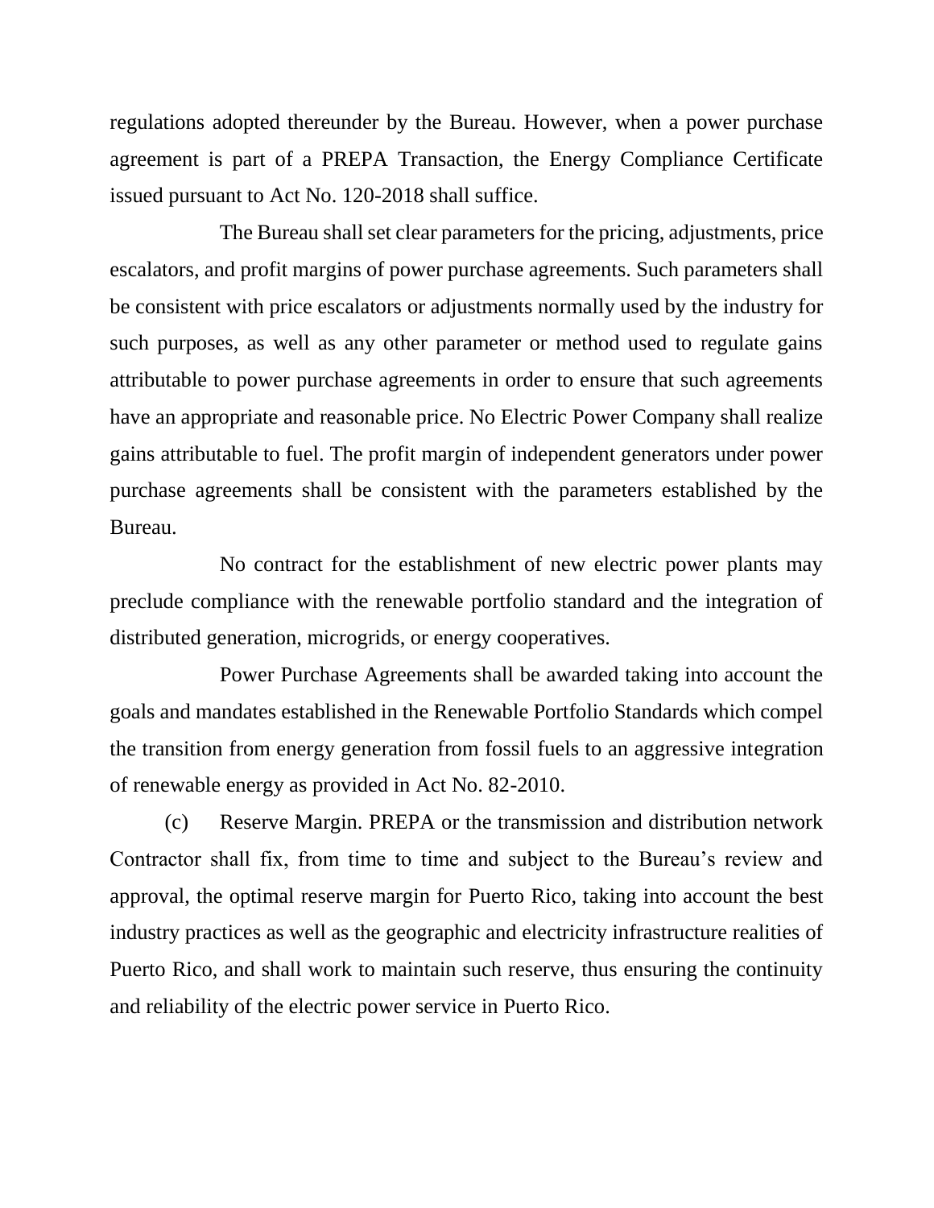regulations adopted thereunder by the Bureau. However, when a power purchase agreement is part of a PREPA Transaction, the Energy Compliance Certificate issued pursuant to Act No. 120-2018 shall suffice.

The Bureau shall set clear parameters for the pricing, adjustments, price escalators, and profit margins of power purchase agreements. Such parameters shall be consistent with price escalators or adjustments normally used by the industry for such purposes, as well as any other parameter or method used to regulate gains attributable to power purchase agreements in order to ensure that such agreements have an appropriate and reasonable price. No Electric Power Company shall realize gains attributable to fuel. The profit margin of independent generators under power purchase agreements shall be consistent with the parameters established by the Bureau.

No contract for the establishment of new electric power plants may preclude compliance with the renewable portfolio standard and the integration of distributed generation, microgrids, or energy cooperatives.

Power Purchase Agreements shall be awarded taking into account the goals and mandates established in the Renewable Portfolio Standards which compel the transition from energy generation from fossil fuels to an aggressive integration of renewable energy as provided in Act No. 82-2010.

(c) Reserve Margin. PREPA or the transmission and distribution network Contractor shall fix, from time to time and subject to the Bureau's review and approval, the optimal reserve margin for Puerto Rico, taking into account the best industry practices as well as the geographic and electricity infrastructure realities of Puerto Rico, and shall work to maintain such reserve, thus ensuring the continuity and reliability of the electric power service in Puerto Rico.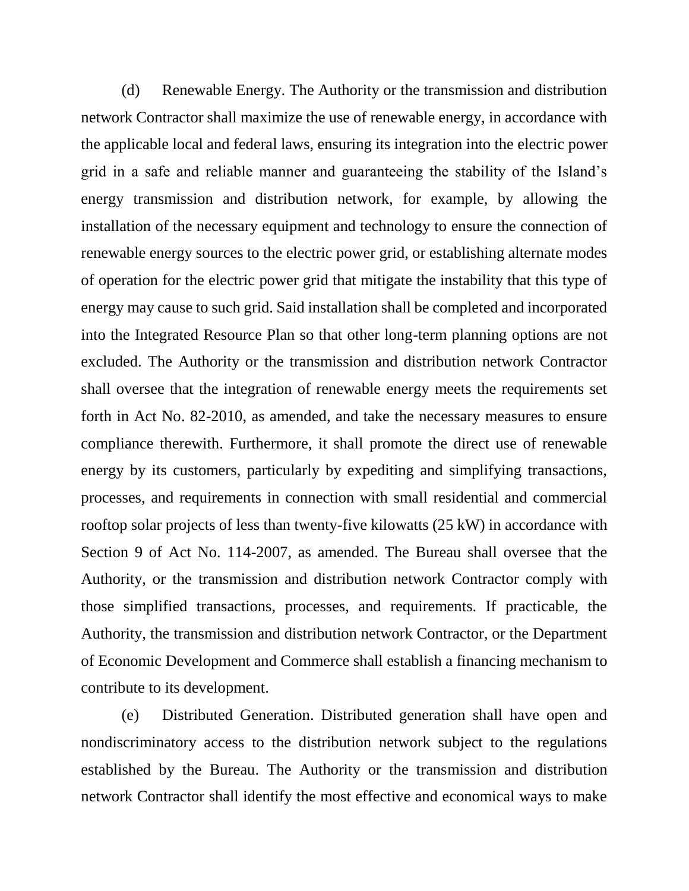(d) Renewable Energy. The Authority or the transmission and distribution network Contractor shall maximize the use of renewable energy, in accordance with the applicable local and federal laws, ensuring its integration into the electric power grid in a safe and reliable manner and guaranteeing the stability of the Island's energy transmission and distribution network, for example, by allowing the installation of the necessary equipment and technology to ensure the connection of renewable energy sources to the electric power grid, or establishing alternate modes of operation for the electric power grid that mitigate the instability that this type of energy may cause to such grid. Said installation shall be completed and incorporated into the Integrated Resource Plan so that other long-term planning options are not excluded. The Authority or the transmission and distribution network Contractor shall oversee that the integration of renewable energy meets the requirements set forth in Act No. 82-2010, as amended, and take the necessary measures to ensure compliance therewith. Furthermore, it shall promote the direct use of renewable energy by its customers, particularly by expediting and simplifying transactions, processes, and requirements in connection with small residential and commercial rooftop solar projects of less than twenty-five kilowatts (25 kW) in accordance with Section 9 of Act No. 114-2007, as amended. The Bureau shall oversee that the Authority, or the transmission and distribution network Contractor comply with those simplified transactions, processes, and requirements. If practicable, the Authority, the transmission and distribution network Contractor, or the Department of Economic Development and Commerce shall establish a financing mechanism to contribute to its development.

(e) Distributed Generation. Distributed generation shall have open and nondiscriminatory access to the distribution network subject to the regulations established by the Bureau. The Authority or the transmission and distribution network Contractor shall identify the most effective and economical ways to make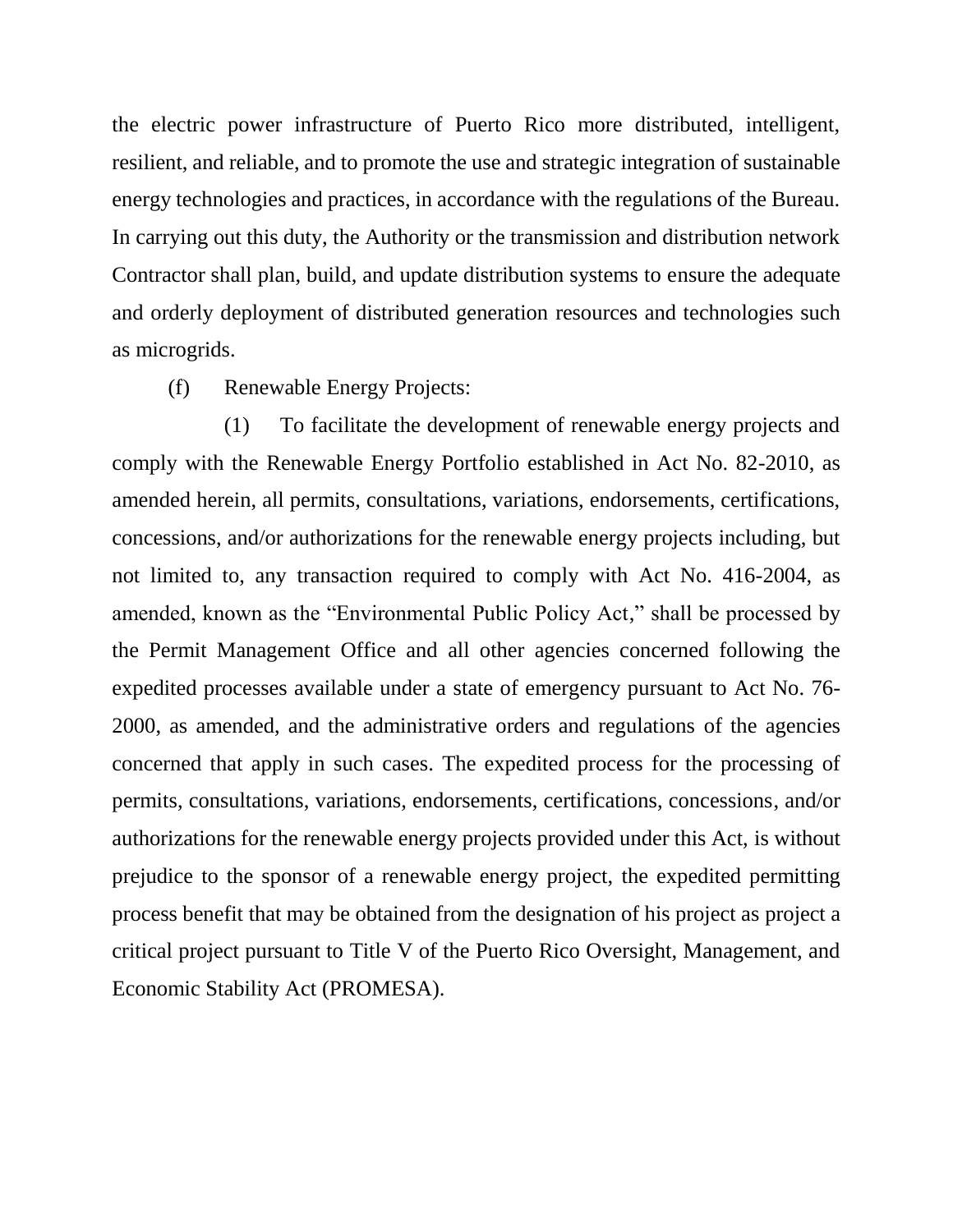the electric power infrastructure of Puerto Rico more distributed, intelligent, resilient, and reliable, and to promote the use and strategic integration of sustainable energy technologies and practices, in accordance with the regulations of the Bureau. In carrying out this duty, the Authority or the transmission and distribution network Contractor shall plan, build, and update distribution systems to ensure the adequate and orderly deployment of distributed generation resources and technologies such as microgrids.

(f) Renewable Energy Projects:

(1) To facilitate the development of renewable energy projects and comply with the Renewable Energy Portfolio established in Act No. 82-2010, as amended herein, all permits, consultations, variations, endorsements, certifications, concessions, and/or authorizations for the renewable energy projects including, but not limited to, any transaction required to comply with Act No. 416-2004, as amended, known as the "Environmental Public Policy Act," shall be processed by the Permit Management Office and all other agencies concerned following the expedited processes available under a state of emergency pursuant to Act No. 76-2000, as amended, and the administrative orders and regulations of the agencies concerned that apply in such cases. The expedited process for the processing of permits, consultations, variations, endorsements, certifications, concessions, and/or authorizations for the renewable energy projects provided under this Act, is without prejudice to the sponsor of a renewable energy project, the expedited permitting process benefit that may be obtained from the designation of his project as project a critical project pursuant to Title V of the Puerto Rico Oversight, Management, and Economic Stability Act (PROMESA).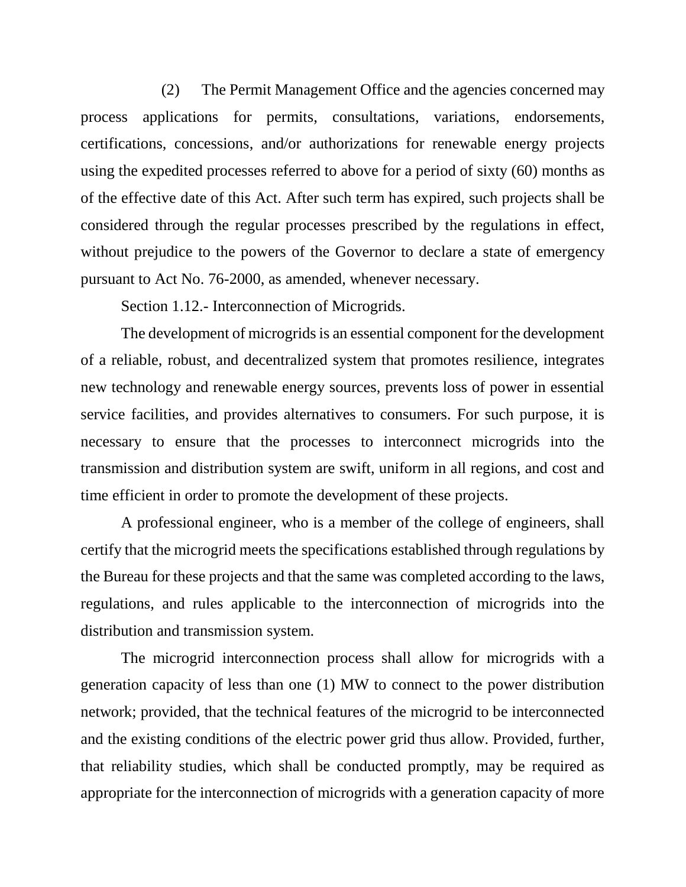(2) The Permit Management Office and the agencies concerned may process applications for permits, consultations, variations, endorsements, certifications, concessions, and/or authorizations for renewable energy projects using the expedited processes referred to above for a period of sixty (60) months as of the effective date of this Act. After such term has expired, such projects shall be considered through the regular processes prescribed by the regulations in effect, without prejudice to the powers of the Governor to declare a state of emergency pursuant to Act No. 76-2000, as amended, whenever necessary.

Section 1.12.- Interconnection of Microgrids.

The development of microgrids is an essential component for the development of a reliable, robust, and decentralized system that promotes resilience, integrates new technology and renewable energy sources, prevents loss of power in essential service facilities, and provides alternatives to consumers. For such purpose, it is necessary to ensure that the processes to interconnect microgrids into the transmission and distribution system are swift, uniform in all regions, and cost and time efficient in order to promote the development of these projects.

A professional engineer, who is a member of the college of engineers, shall certify that the microgrid meets the specifications established through regulations by the Bureau for these projects and that the same was completed according to the laws, regulations, and rules applicable to the interconnection of microgrids into the distribution and transmission system.

The microgrid interconnection process shall allow for microgrids with a generation capacity of less than one (1) MW to connect to the power distribution network; provided, that the technical features of the microgrid to be interconnected and the existing conditions of the electric power grid thus allow. Provided, further, that reliability studies, which shall be conducted promptly, may be required as appropriate for the interconnection of microgrids with a generation capacity of more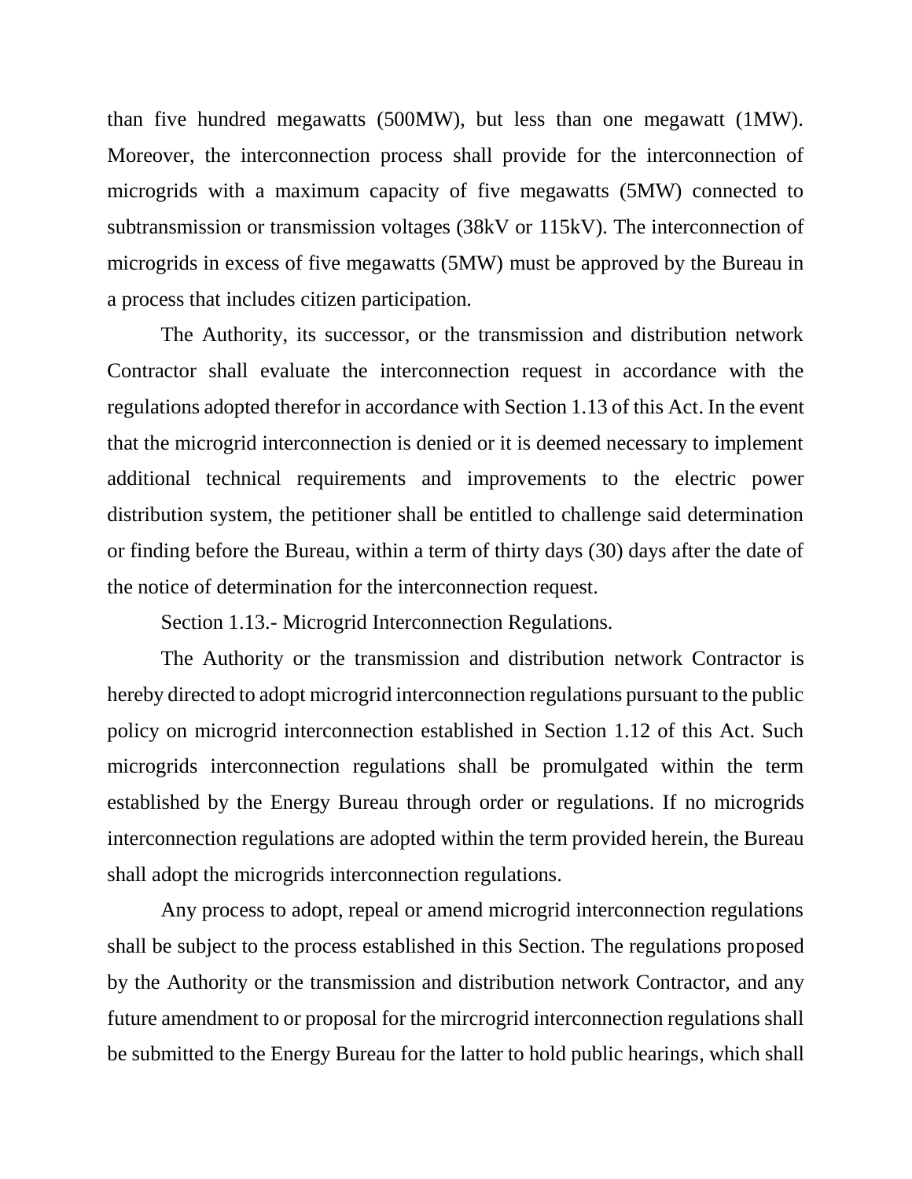than five hundred megawatts (500MW), but less than one megawatt (1MW). Moreover, the interconnection process shall provide for the interconnection of microgrids with a maximum capacity of five megawatts (5MW) connected to subtransmission or transmission voltages (38kV or 115kV). The interconnection of microgrids in excess of five megawatts (5MW) must be approved by the Bureau in a process that includes citizen participation.

The Authority, its successor, or the transmission and distribution network Contractor shall evaluate the interconnection request in accordance with the regulations adopted therefor in accordance with Section 1.13 of this Act. In the event that the microgrid interconnection is denied or it is deemed necessary to implement additional technical requirements and improvements to the electric power distribution system, the petitioner shall be entitled to challenge said determination or finding before the Bureau, within a term of thirty days (30) days after the date of the notice of determination for the interconnection request.

Section 1.13.- Microgrid Interconnection Regulations.

The Authority or the transmission and distribution network Contractor is hereby directed to adopt microgrid interconnection regulations pursuant to the public policy on microgrid interconnection established in Section 1.12 of this Act. Such microgrids interconnection regulations shall be promulgated within the term established by the Energy Bureau through order or regulations. If no microgrids interconnection regulations are adopted within the term provided herein, the Bureau shall adopt the microgrids interconnection regulations.

Any process to adopt, repeal or amend microgrid interconnection regulations shall be subject to the process established in this Section. The regulations proposed by the Authority or the transmission and distribution network Contractor, and any future amendment to or proposal for the mircrogrid interconnection regulations shall be submitted to the Energy Bureau for the latter to hold public hearings, which shall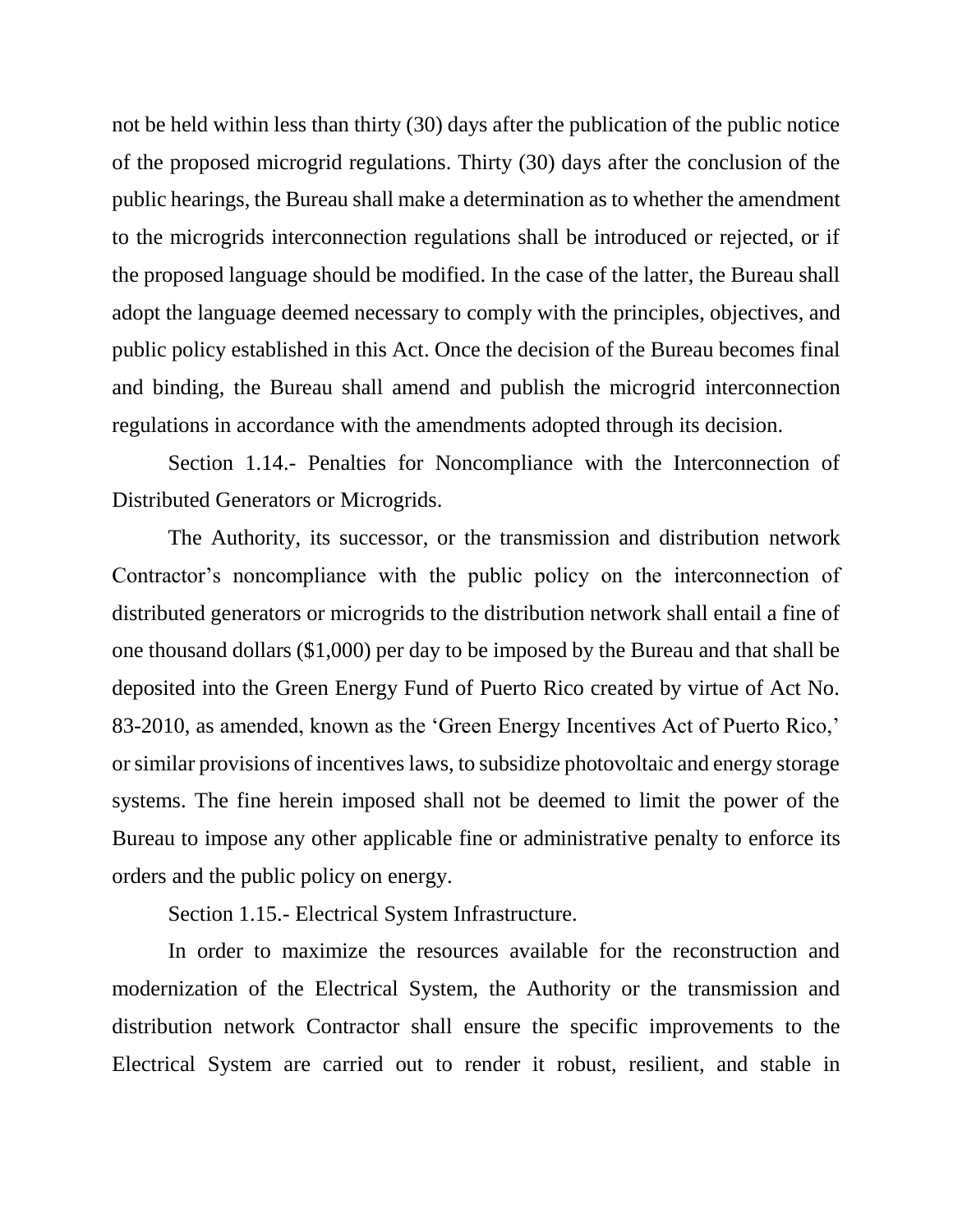not be held within less than thirty (30) days after the publication of the public notice of the proposed microgrid regulations. Thirty (30) days after the conclusion of the public hearings, the Bureau shall make a determination as to whether the amendment to the microgrids interconnection regulations shall be introduced or rejected, or if the proposed language should be modified. In the case of the latter, the Bureau shall adopt the language deemed necessary to comply with the principles, objectives, and public policy established in this Act. Once the decision of the Bureau becomes final and binding, the Bureau shall amend and publish the microgrid interconnection regulations in accordance with the amendments adopted through its decision.

Section 1.14.- Penalties for Noncompliance with the Interconnection of Distributed Generators or Microgrids.

The Authority, its successor, or the transmission and distribution network Contractor's noncompliance with the public policy on the interconnection of distributed generators or microgrids to the distribution network shall entail a fine of one thousand dollars ($1,000) per day to be imposed by the Bureau and that shall be deposited into the Green Energy Fund of Puerto Rico created by virtue of Act No. 83-2010, as amended, known as the 'Green Energy Incentives Act of Puerto Rico,' or similar provisions of incentives laws, to subsidize photovoltaic and energy storage systems. The fine herein imposed shall not be deemed to limit the power of the Bureau to impose any other applicable fine or administrative penalty to enforce its orders and the public policy on energy.

Section 1.15.- Electrical System Infrastructure.

In order to maximize the resources available for the reconstruction and modernization of the Electrical System, the Authority or the transmission and distribution network Contractor shall ensure the specific improvements to the Electrical System are carried out to render it robust, resilient, and stable in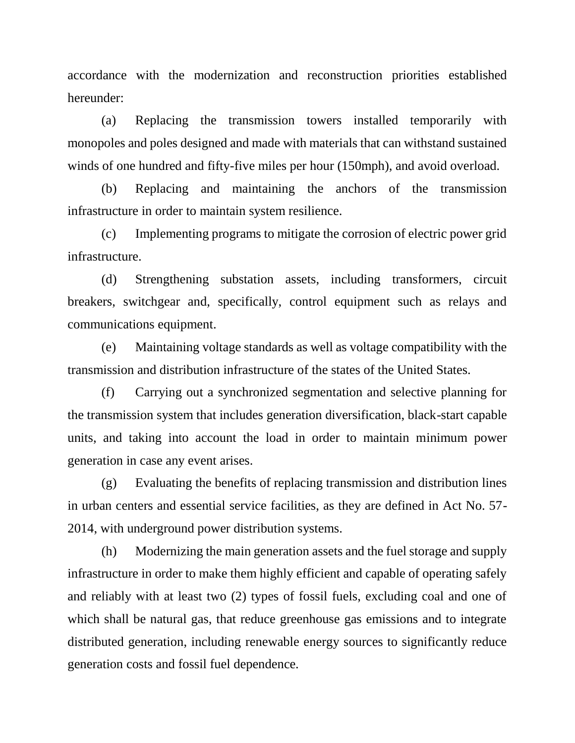accordance with the modernization and reconstruction priorities established hereunder:

(a) Replacing the transmission towers installed temporarily with monopoles and poles designed and made with materials that can withstand sustained winds of one hundred and fifty-five miles per hour (150mph), and avoid overload.

(b) Replacing and maintaining the anchors of the transmission infrastructure in order to maintain system resilience.

(c) Implementing programs to mitigate the corrosion of electric power grid infrastructure.

(d) Strengthening substation assets, including transformers, circuit breakers, switchgear and, specifically, control equipment such as relays and communications equipment.

(e) Maintaining voltage standards as well as voltage compatibility with the transmission and distribution infrastructure of the states of the United States.

(f) Carrying out a synchronized segmentation and selective planning for the transmission system that includes generation diversification, black-start capable units, and taking into account the load in order to maintain minimum power generation in case any event arises.

(g) Evaluating the benefits of replacing transmission and distribution lines in urban centers and essential service facilities, as they are defined in Act No. 57-2014, with underground power distribution systems.

(h) Modernizing the main generation assets and the fuel storage and supply infrastructure in order to make them highly efficient and capable of operating safely and reliably with at least two (2) types of fossil fuels, excluding coal and one of which shall be natural gas, that reduce greenhouse gas emissions and to integrate distributed generation, including renewable energy sources to significantly reduce generation costs and fossil fuel dependence.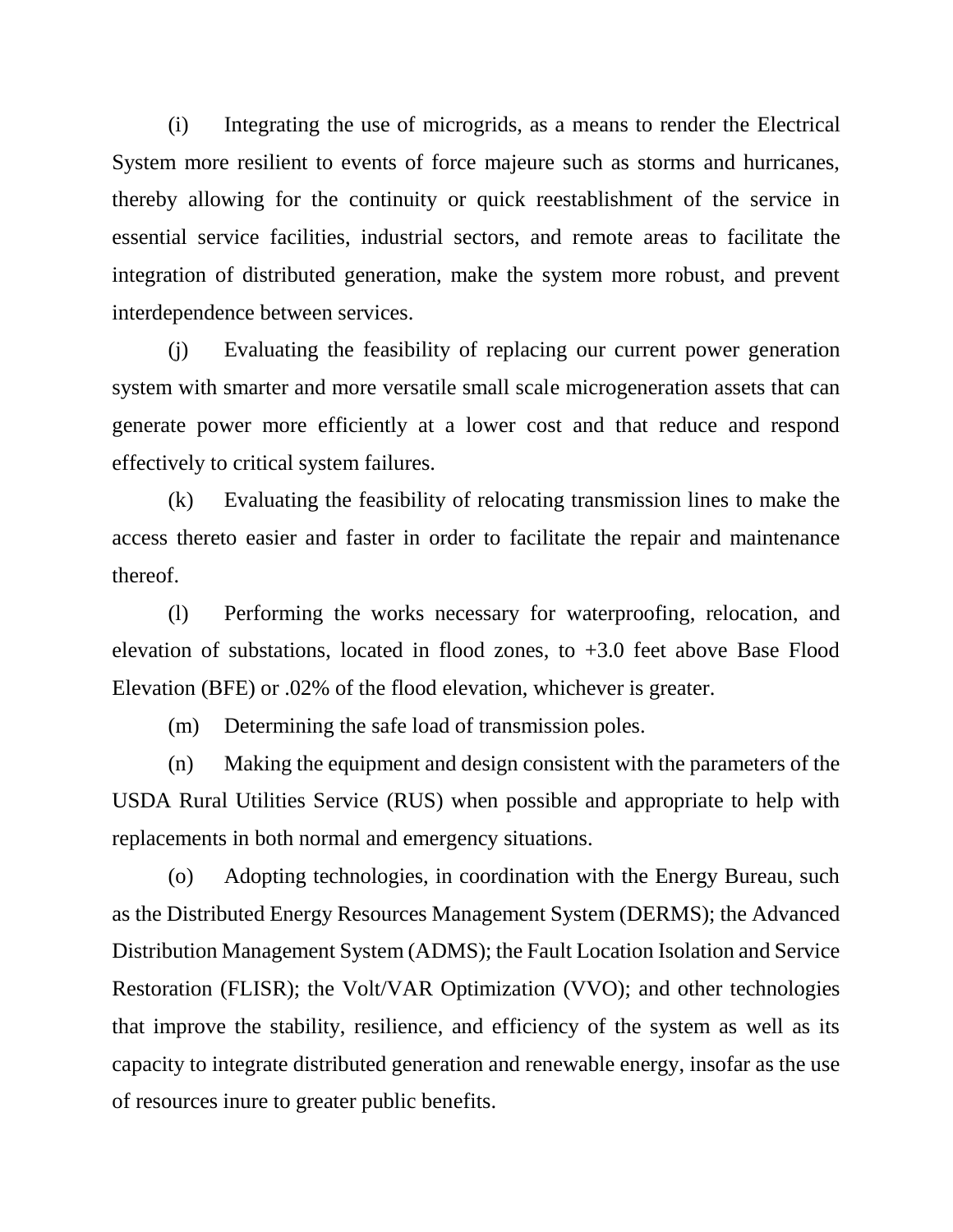(i) Integrating the use of microgrids, as a means to render the Electrical System more resilient to events of force majeure such as storms and hurricanes, thereby allowing for the continuity or quick reestablishment of the service in essential service facilities, industrial sectors, and remote areas to facilitate the integration of distributed generation, make the system more robust, and prevent interdependence between services.

(j) Evaluating the feasibility of replacing our current power generation system with smarter and more versatile small scale microgeneration assets that can generate power more efficiently at a lower cost and that reduce and respond effectively to critical system failures.

(k) Evaluating the feasibility of relocating transmission lines to make the access thereto easier and faster in order to facilitate the repair and maintenance thereof.

(l) Performing the works necessary for waterproofing, relocation, and elevation of substations, located in flood zones, to +3.0 feet above Base Flood Elevation (BFE) or .02% of the flood elevation, whichever is greater.

(m) Determining the safe load of transmission poles.

(n) Making the equipment and design consistent with the parameters of the USDA Rural Utilities Service (RUS) when possible and appropriate to help with replacements in both normal and emergency situations.

(o) Adopting technologies, in coordination with the Energy Bureau, such as the Distributed Energy Resources Management System (DERMS); the Advanced Distribution Management System (ADMS); the Fault Location Isolation and Service Restoration (FLISR); the Volt/VAR Optimization (VVO); and other technologies that improve the stability, resilience, and efficiency of the system as well as its capacity to integrate distributed generation and renewable energy, insofar as the use of resources inure to greater public benefits.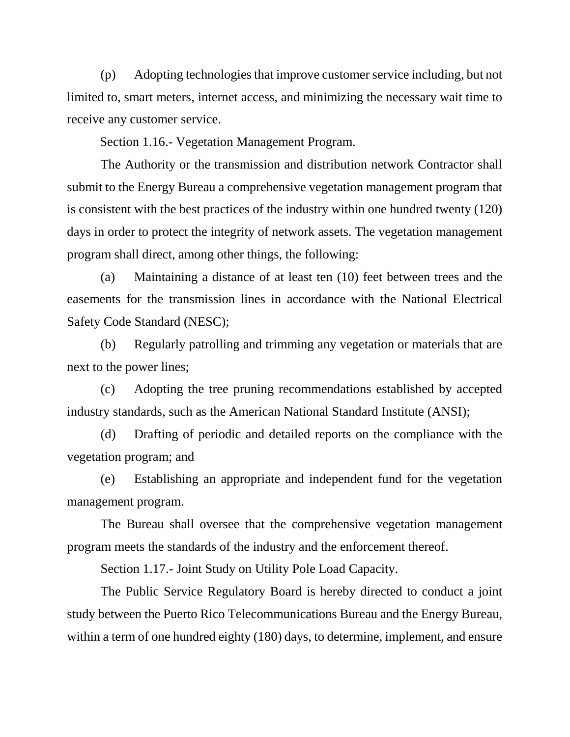(p) Adopting technologies that improve customer service including, but not limited to, smart meters, internet access, and minimizing the necessary wait time to receive any customer service.

Section 1.16.- Vegetation Management Program.

The Authority or the transmission and distribution network Contractor shall submit to the Energy Bureau a comprehensive vegetation management program that is consistent with the best practices of the industry within one hundred twenty (120) days in order to protect the integrity of network assets. The vegetation management program shall direct, among other things, the following:

(a) Maintaining a distance of at least ten (10) feet between trees and the easements for the transmission lines in accordance with the National Electrical Safety Code Standard (NESC);

(b) Regularly patrolling and trimming any vegetation or materials that are next to the power lines;

(c) Adopting the tree pruning recommendations established by accepted industry standards, such as the American National Standard Institute (ANSI);

(d) Drafting of periodic and detailed reports on the compliance with the vegetation program; and

(e) Establishing an appropriate and independent fund for the vegetation management program.

The Bureau shall oversee that the comprehensive vegetation management program meets the standards of the industry and the enforcement thereof.

Section 1.17.- Joint Study on Utility Pole Load Capacity.

The Public Service Regulatory Board is hereby directed to conduct a joint study between the Puerto Rico Telecommunications Bureau and the Energy Bureau, within a term of one hundred eighty (180) days, to determine, implement, and ensure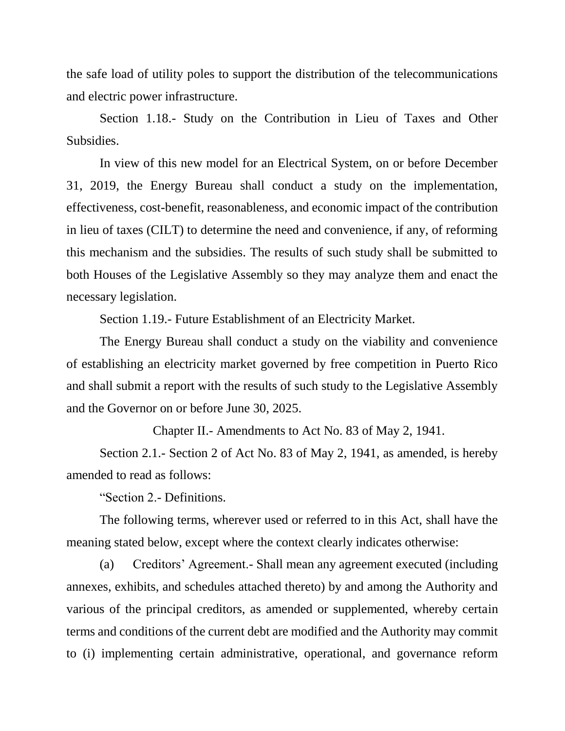the safe load of utility poles to support the distribution of the telecommunications and electric power infrastructure.

Section 1.18.- Study on the Contribution in Lieu of Taxes and Other Subsidies.

In view of this new model for an Electrical System, on or before December 31, 2019, the Energy Bureau shall conduct a study on the implementation, effectiveness, cost-benefit, reasonableness, and economic impact of the contribution in lieu of taxes (CILT) to determine the need and convenience, if any, of reforming this mechanism and the subsidies. The results of such study shall be submitted to both Houses of the Legislative Assembly so they may analyze them and enact the necessary legislation.

Section 1.19.- Future Establishment of an Electricity Market.

The Energy Bureau shall conduct a study on the viability and convenience of establishing an electricity market governed by free competition in Puerto Rico and shall submit a report with the results of such study to the Legislative Assembly and the Governor on or before June 30, 2025.

Chapter II.- Amendments to Act No. 83 of May 2, 1941.

Section 2.1.- Section 2 of Act No. 83 of May 2, 1941, as amended, is hereby amended to read as follows:

"Section 2.- Definitions.

The following terms, wherever used or referred to in this Act, shall have the meaning stated below, except where the context clearly indicates otherwise:

(a) Creditors' Agreement.- Shall mean any agreement executed (including annexes, exhibits, and schedules attached thereto) by and among the Authority and various of the principal creditors, as amended or supplemented, whereby certain terms and conditions of the current debt are modified and the Authority may commit to (i) implementing certain administrative, operational, and governance reform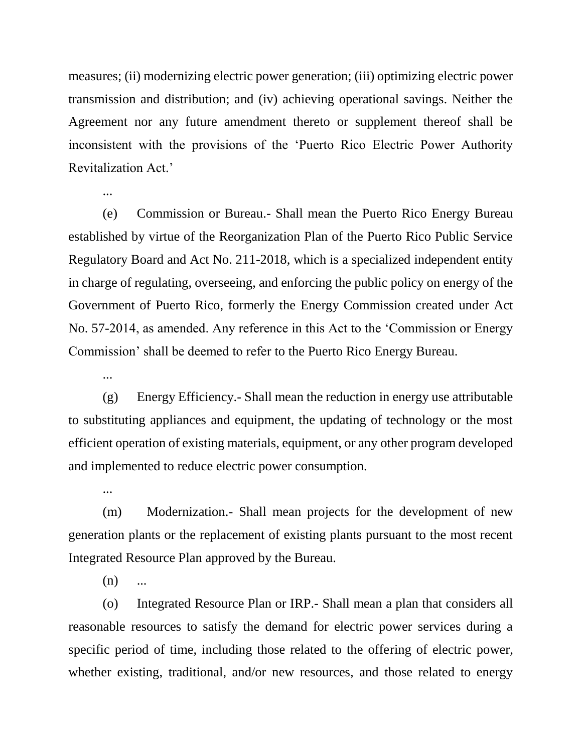measures; (ii) modernizing electric power generation; (iii) optimizing electric power transmission and distribution; and (iv) achieving operational savings. Neither the Agreement nor any future amendment thereto or supplement thereof shall be inconsistent with the provisions of the 'Puerto Rico Electric Power Authority Revitalization Act.'

...

(e) Commission or Bureau.- Shall mean the Puerto Rico Energy Bureau established by virtue of the Reorganization Plan of the Puerto Rico Public Service Regulatory Board and Act No. 211-2018, which is a specialized independent entity in charge of regulating, overseeing, and enforcing the public policy on energy of the Government of Puerto Rico, formerly the Energy Commission created under Act No. 57-2014, as amended. Any reference in this Act to the 'Commission or Energy Commission' shall be deemed to refer to the Puerto Rico Energy Bureau.

...

(g) Energy Efficiency.- Shall mean the reduction in energy use attributable to substituting appliances and equipment, the updating of technology or the most efficient operation of existing materials, equipment, or any other program developed and implemented to reduce electric power consumption.

...

(m) Modernization.- Shall mean projects for the development of new generation plants or the replacement of existing plants pursuant to the most recent Integrated Resource Plan approved by the Bureau.

(n) ...

(o) Integrated Resource Plan or IRP.- Shall mean a plan that considers all reasonable resources to satisfy the demand for electric power services during a specific period of time, including those related to the offering of electric power, whether existing, traditional, and/or new resources, and those related to energy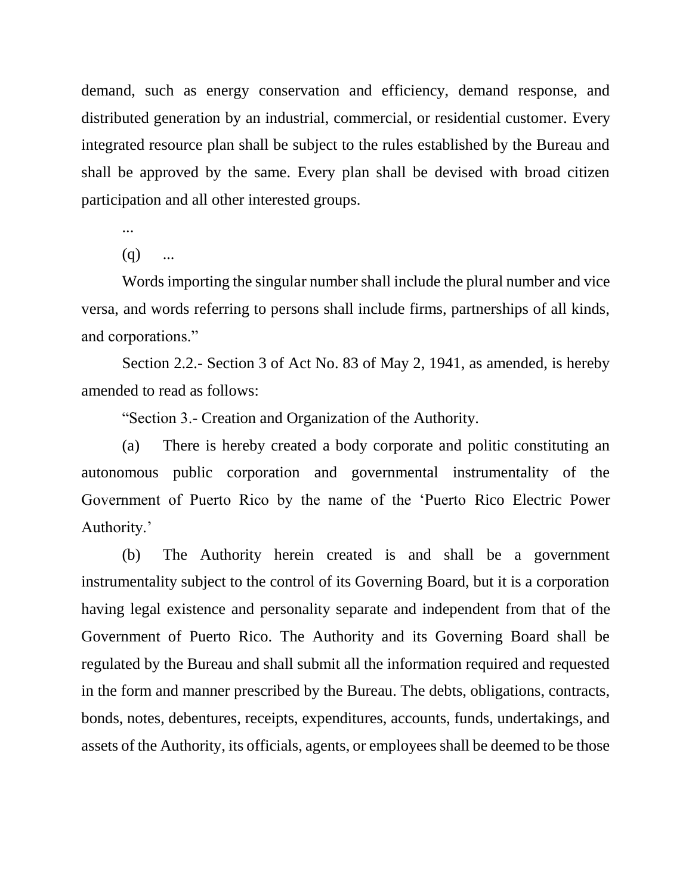demand, such as energy conservation and efficiency, demand response, and distributed generation by an industrial, commercial, or residential customer. Every integrated resource plan shall be subject to the rules established by the Bureau and shall be approved by the same. Every plan shall be devised with broad citizen participation and all other interested groups.

...

(q) ...

Words importing the singular number shall include the plural number and vice versa, and words referring to persons shall include firms, partnerships of all kinds, and corporations."

Section 2.2.- Section 3 of Act No. 83 of May 2, 1941, as amended, is hereby amended to read as follows:

"Section 3.- Creation and Organization of the Authority.

(a) There is hereby created a body corporate and politic constituting an autonomous public corporation and governmental instrumentality of the Government of Puerto Rico by the name of the 'Puerto Rico Electric Power Authority.'

(b) The Authority herein created is and shall be a government instrumentality subject to the control of its Governing Board, but it is a corporation having legal existence and personality separate and independent from that of the Government of Puerto Rico. The Authority and its Governing Board shall be regulated by the Bureau and shall submit all the information required and requested in the form and manner prescribed by the Bureau. The debts, obligations, contracts, bonds, notes, debentures, receipts, expenditures, accounts, funds, undertakings, and assets of the Authority, its officials, agents, or employees shall be deemed to be those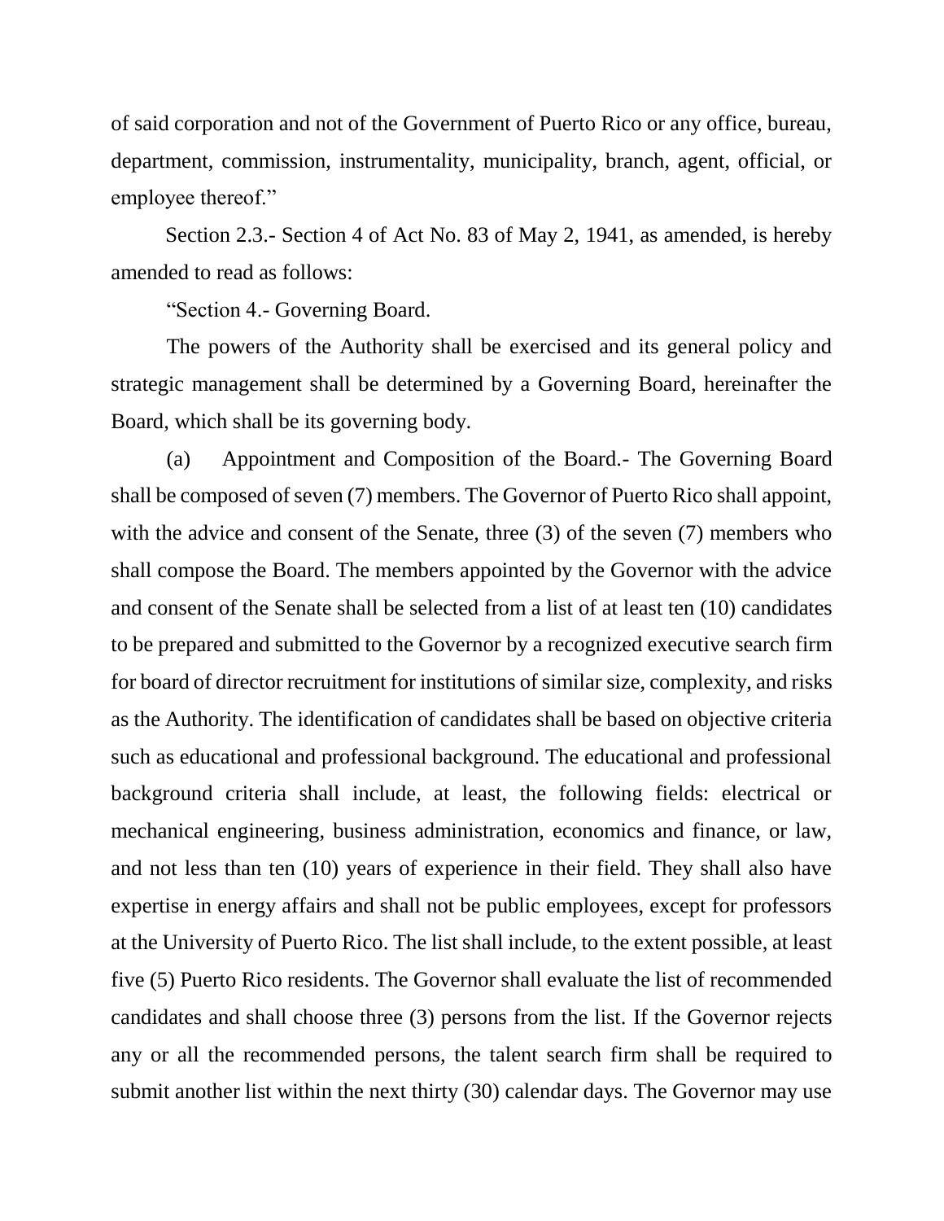of said corporation and not of the Government of Puerto Rico or any office, bureau, department, commission, instrumentality, municipality, branch, agent, official, or employee thereof."

Section 2.3.- Section 4 of Act No. 83 of May 2, 1941, as amended, is hereby amended to read as follows:

"Section 4.- Governing Board.

The powers of the Authority shall be exercised and its general policy and strategic management shall be determined by a Governing Board, hereinafter the Board, which shall be its governing body.

(a) Appointment and Composition of the Board.- The Governing Board shall be composed of seven (7) members. The Governor of Puerto Rico shall appoint, with the advice and consent of the Senate, three (3) of the seven (7) members who shall compose the Board. The members appointed by the Governor with the advice and consent of the Senate shall be selected from a list of at least ten (10) candidates to be prepared and submitted to the Governor by a recognized executive search firm for board of director recruitment for institutions of similar size, complexity, and risks as the Authority. The identification of candidates shall be based on objective criteria such as educational and professional background. The educational and professional background criteria shall include, at least, the following fields: electrical or mechanical engineering, business administration, economics and finance, or law, and not less than ten (10) years of experience in their field. They shall also have expertise in energy affairs and shall not be public employees, except for professors at the University of Puerto Rico. The list shall include, to the extent possible, at least five (5) Puerto Rico residents. The Governor shall evaluate the list of recommended candidates and shall choose three (3) persons from the list. If the Governor rejects any or all the recommended persons, the talent search firm shall be required to submit another list within the next thirty (30) calendar days. The Governor may use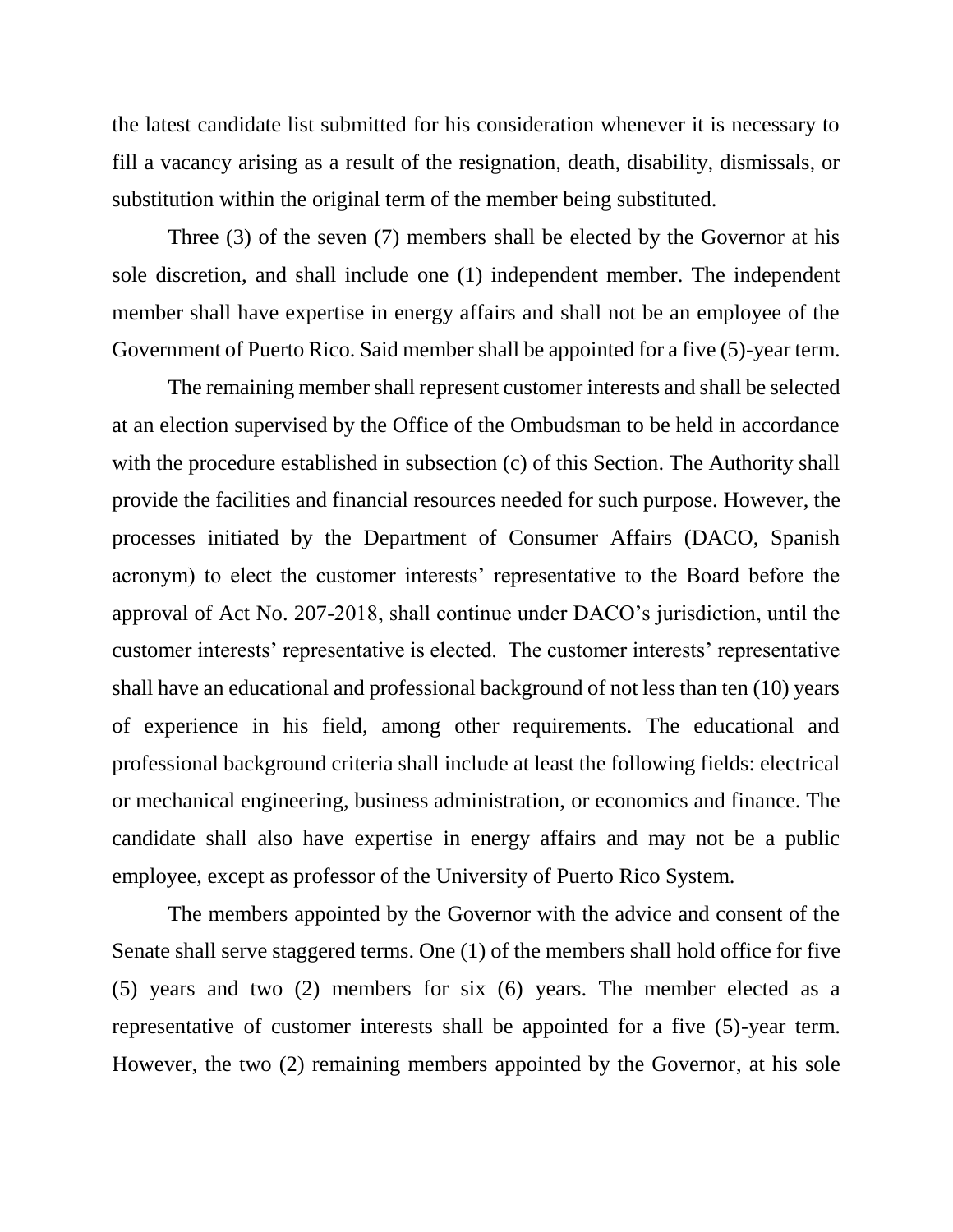the latest candidate list submitted for his consideration whenever it is necessary to fill a vacancy arising as a result of the resignation, death, disability, dismissals, or substitution within the original term of the member being substituted.

Three (3) of the seven (7) members shall be elected by the Governor at his sole discretion, and shall include one (1) independent member. The independent member shall have expertise in energy affairs and shall not be an employee of the Government of Puerto Rico. Said member shall be appointed for a five (5)-year term.

The remaining member shall represent customer interests and shall be selected at an election supervised by the Office of the Ombudsman to be held in accordance with the procedure established in subsection (c) of this Section. The Authority shall provide the facilities and financial resources needed for such purpose. However, the processes initiated by the Department of Consumer Affairs (DACO, Spanish acronym) to elect the customer interests' representative to the Board before the approval of Act No. 207-2018, shall continue under DACO's jurisdiction, until the customer interests' representative is elected. The customer interests' representative shall have an educational and professional background of not less than ten (10) years of experience in his field, among other requirements. The educational and professional background criteria shall include at least the following fields: electrical or mechanical engineering, business administration, or economics and finance. The candidate shall also have expertise in energy affairs and may not be a public employee, except as professor of the University of Puerto Rico System.

The members appointed by the Governor with the advice and consent of the Senate shall serve staggered terms. One (1) of the members shall hold office for five (5) years and two (2) members for six (6) years. The member elected as a representative of customer interests shall be appointed for a five (5)-year term. However, the two (2) remaining members appointed by the Governor, at his sole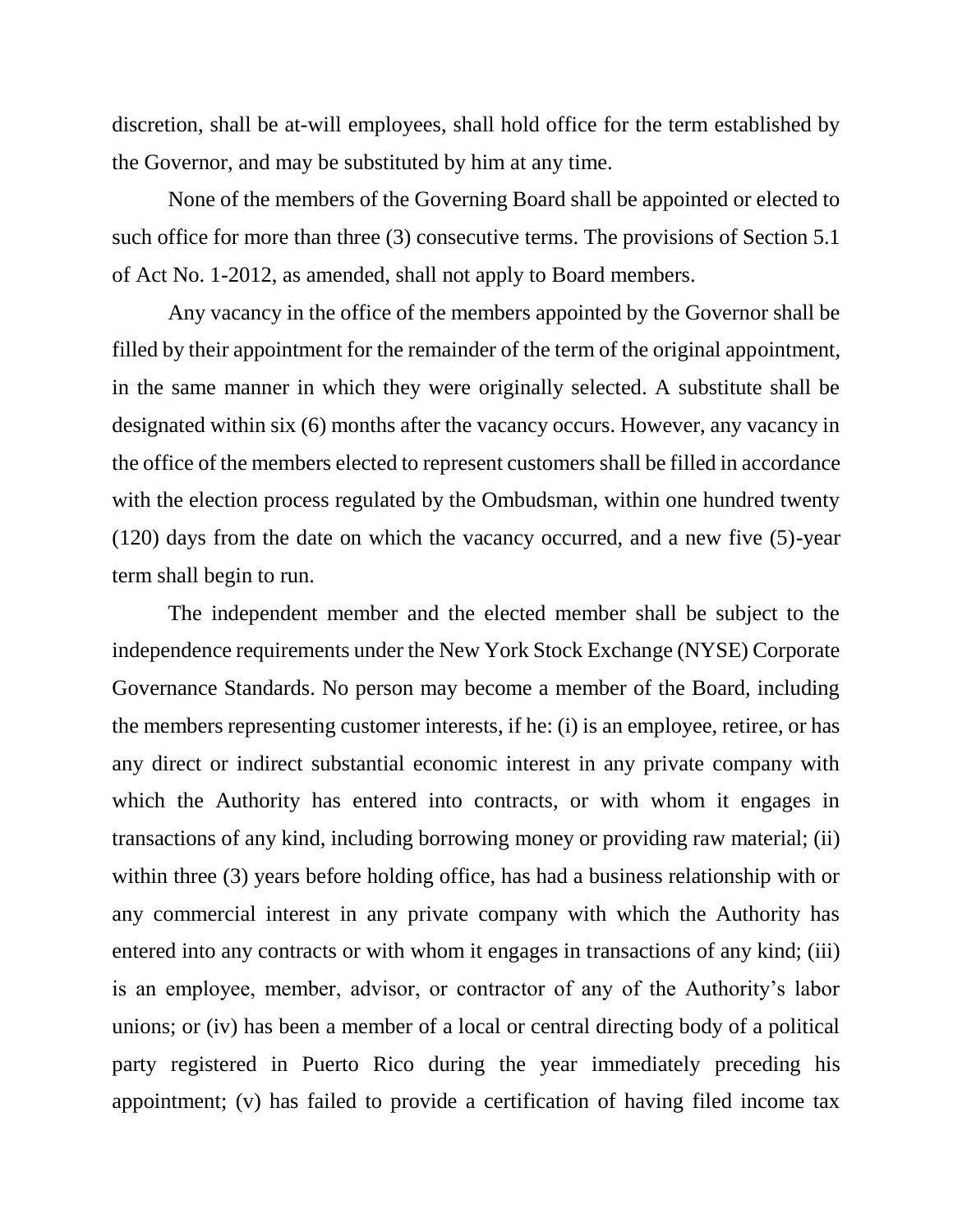discretion, shall be at-will employees, shall hold office for the term established by the Governor, and may be substituted by him at any time.

None of the members of the Governing Board shall be appointed or elected to such office for more than three (3) consecutive terms. The provisions of Section 5.1 of Act No. 1-2012, as amended, shall not apply to Board members.

Any vacancy in the office of the members appointed by the Governor shall be filled by their appointment for the remainder of the term of the original appointment, in the same manner in which they were originally selected. A substitute shall be designated within six (6) months after the vacancy occurs. However, any vacancy in the office of the members elected to represent customers shall be filled in accordance with the election process regulated by the Ombudsman, within one hundred twenty (120) days from the date on which the vacancy occurred, and a new five (5)-year term shall begin to run.

The independent member and the elected member shall be subject to the independence requirements under the New York Stock Exchange (NYSE) Corporate Governance Standards. No person may become a member of the Board, including the members representing customer interests, if he: (i) is an employee, retiree, or has any direct or indirect substantial economic interest in any private company with which the Authority has entered into contracts, or with whom it engages in transactions of any kind, including borrowing money or providing raw material; (ii) within three (3) years before holding office, has had a business relationship with or any commercial interest in any private company with which the Authority has entered into any contracts or with whom it engages in transactions of any kind; (iii) is an employee, member, advisor, or contractor of any of the Authority's labor unions; or (iv) has been a member of a local or central directing body of a political party registered in Puerto Rico during the year immediately preceding his appointment; (v) has failed to provide a certification of having filed income tax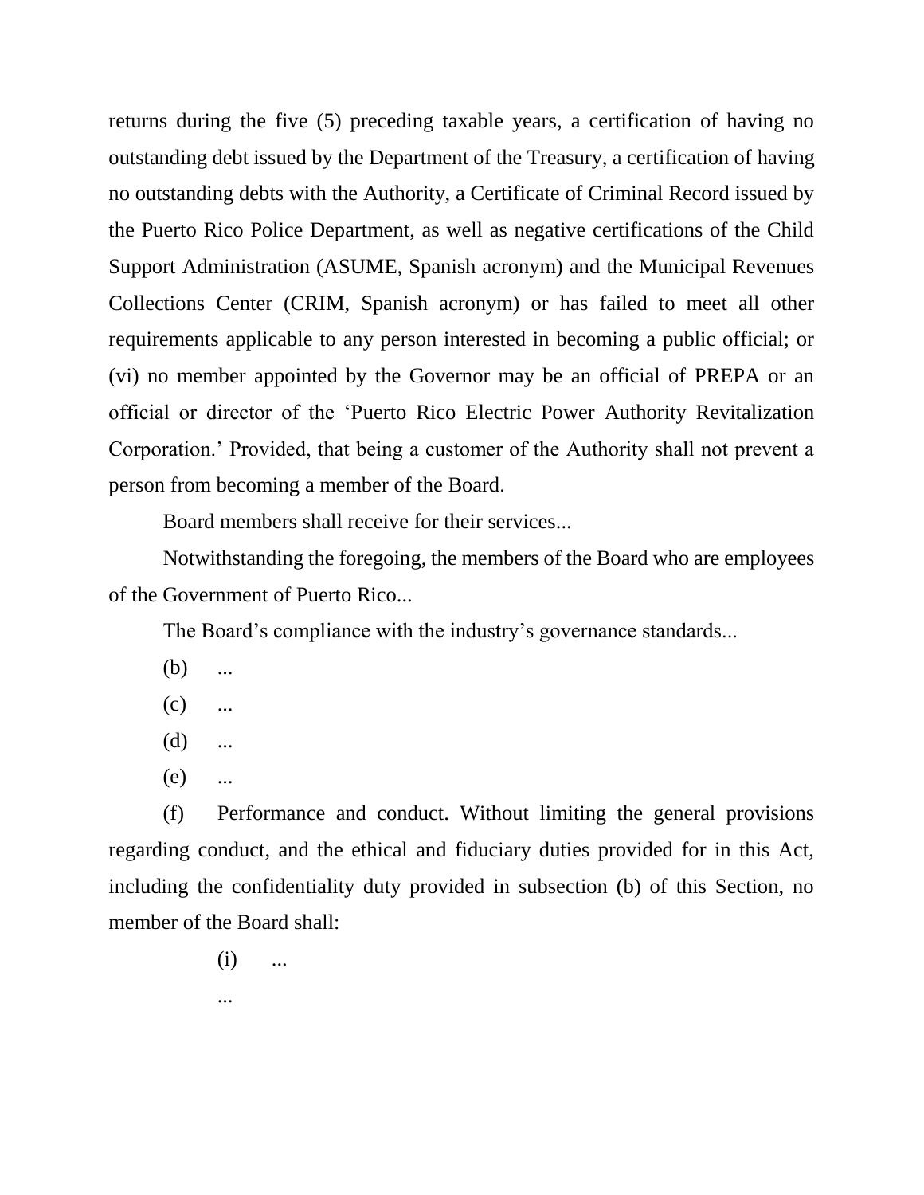returns during the five (5) preceding taxable years, a certification of having no outstanding debt issued by the Department of the Treasury, a certification of having no outstanding debts with the Authority, a Certificate of Criminal Record issued by the Puerto Rico Police Department, as well as negative certifications of the Child Support Administration (ASUME, Spanish acronym) and the Municipal Revenues Collections Center (CRIM, Spanish acronym) or has failed to meet all other requirements applicable to any person interested in becoming a public official; or (vi) no member appointed by the Governor may be an official of PREPA or an official or director of the 'Puerto Rico Electric Power Authority Revitalization Corporation.' Provided, that being a customer of the Authority shall not prevent a person from becoming a member of the Board.

Board members shall receive for their services...

Notwithstanding the foregoing, the members of the Board who are employees of the Government of Puerto Rico...

The Board's compliance with the industry's governance standards...

(b) ...

(c) ...

(d) ...

(e) ...

(f) Performance and conduct. Without limiting the general provisions regarding conduct, and the ethical and fiduciary duties provided for in this Act, including the confidentiality duty provided in subsection (b) of this Section, no member of the Board shall:

(i) ...

...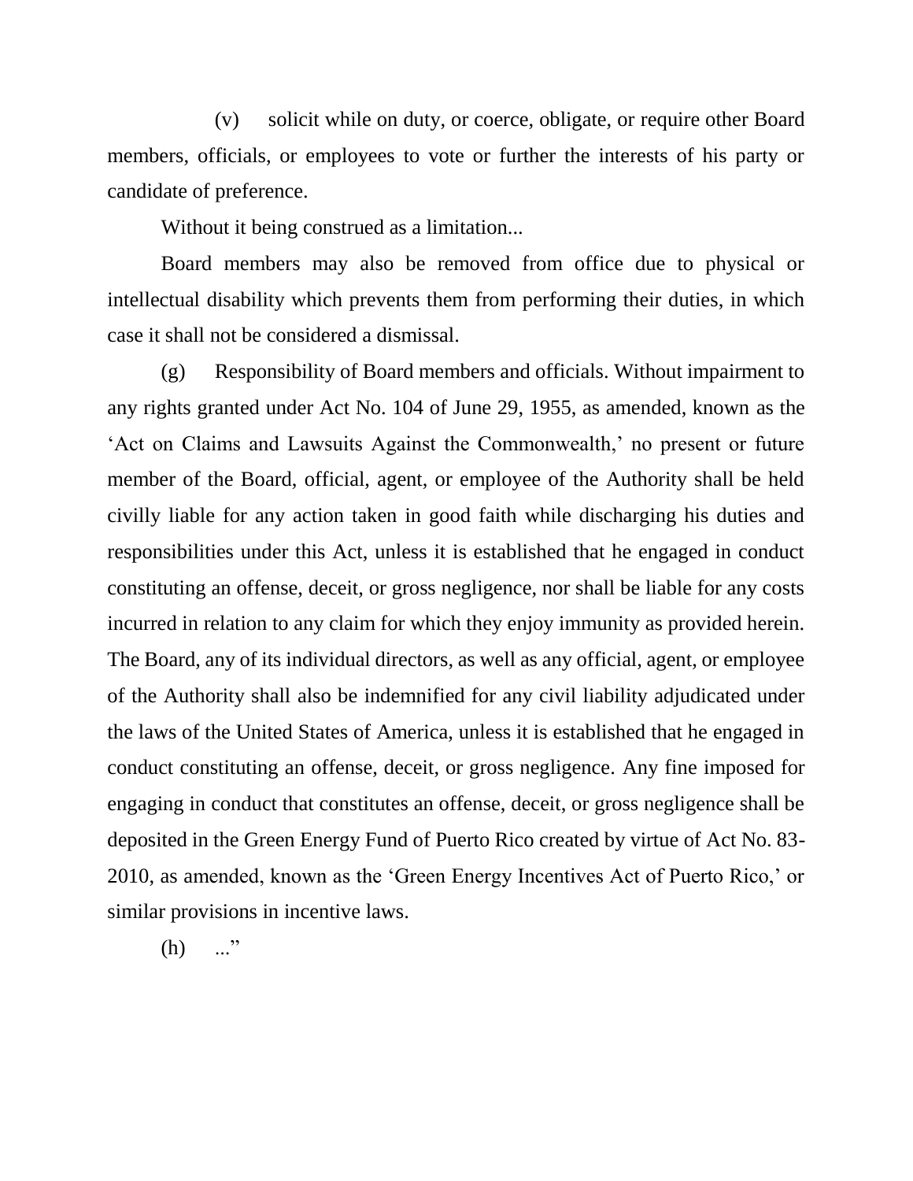(v) solicit while on duty, or coerce, obligate, or require other Board members, officials, or employees to vote or further the interests of his party or candidate of preference.

Without it being construed as a limitation...

Board members may also be removed from office due to physical or intellectual disability which prevents them from performing their duties, in which case it shall not be considered a dismissal.

(g) Responsibility of Board members and officials. Without impairment to any rights granted under Act No. 104 of June 29, 1955, as amended, known as the 'Act on Claims and Lawsuits Against the Commonwealth,' no present or future member of the Board, official, agent, or employee of the Authority shall be held civilly liable for any action taken in good faith while discharging his duties and responsibilities under this Act, unless it is established that he engaged in conduct constituting an offense, deceit, or gross negligence, nor shall be liable for any costs incurred in relation to any claim for which they enjoy immunity as provided herein. The Board, any of its individual directors, as well as any official, agent, or employee of the Authority shall also be indemnified for any civil liability adjudicated under the laws of the United States of America, unless it is established that he engaged in conduct constituting an offense, deceit, or gross negligence. Any fine imposed for engaging in conduct that constitutes an offense, deceit, or gross negligence shall be deposited in the Green Energy Fund of Puerto Rico created by virtue of Act No. 83-2010, as amended, known as the 'Green Energy Incentives Act of Puerto Rico,' or similar provisions in incentive laws.

(h) ..."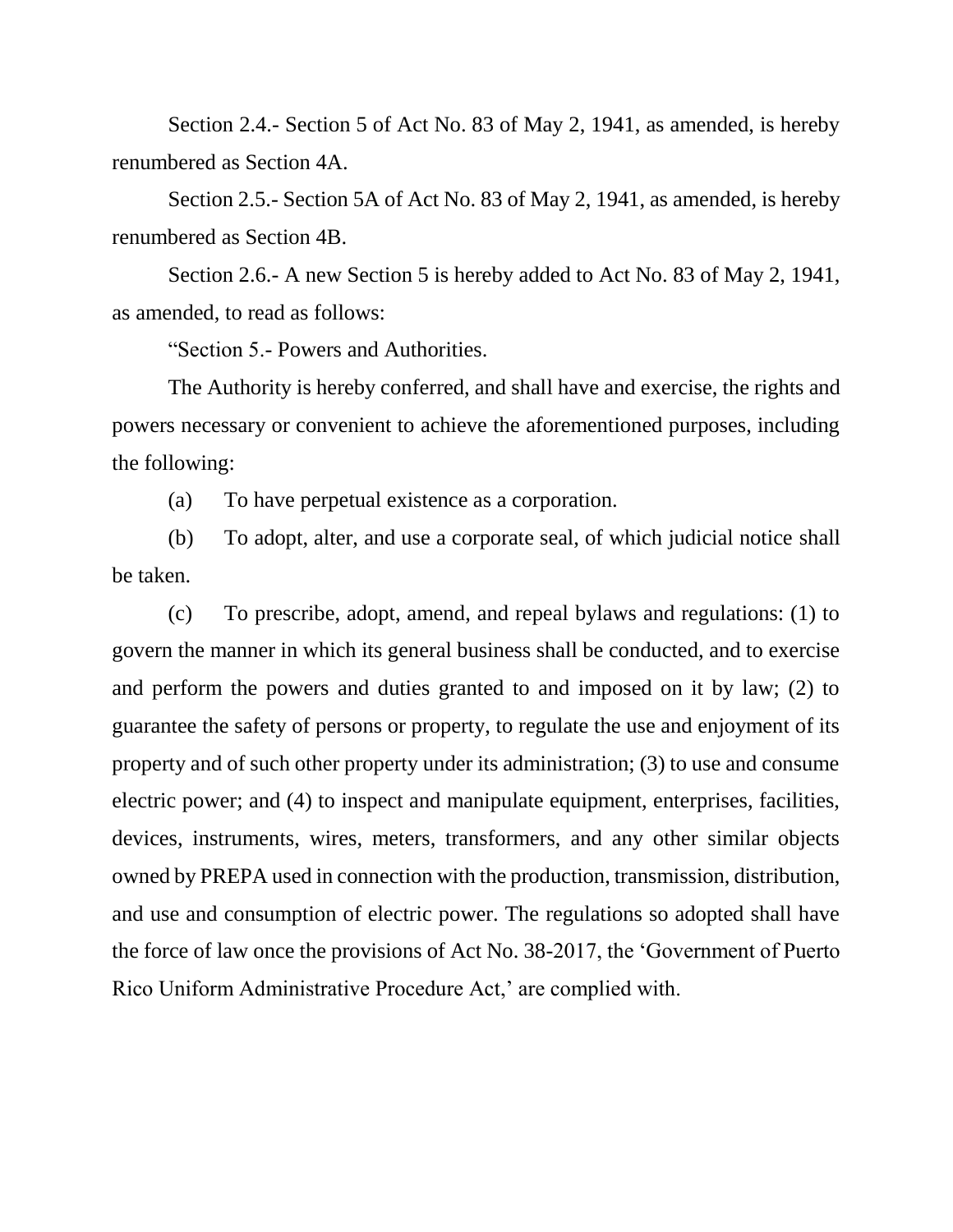Section 2.4.- Section 5 of Act No. 83 of May 2, 1941, as amended, is hereby renumbered as Section 4A.

Section 2.5.- Section 5A of Act No. 83 of May 2, 1941, as amended, is hereby renumbered as Section 4B.

Section 2.6.- A new Section 5 is hereby added to Act No. 83 of May 2, 1941, as amended, to read as follows:

"Section 5.- Powers and Authorities.

The Authority is hereby conferred, and shall have and exercise, the rights and powers necessary or convenient to achieve the aforementioned purposes, including the following:

(a) To have perpetual existence as a corporation.

(b) To adopt, alter, and use a corporate seal, of which judicial notice shall be taken.

(c) To prescribe, adopt, amend, and repeal bylaws and regulations: (1) to govern the manner in which its general business shall be conducted, and to exercise and perform the powers and duties granted to and imposed on it by law; (2) to guarantee the safety of persons or property, to regulate the use and enjoyment of its property and of such other property under its administration; (3) to use and consume electric power; and (4) to inspect and manipulate equipment, enterprises, facilities, devices, instruments, wires, meters, transformers, and any other similar objects owned by PREPA used in connection with the production, transmission, distribution, and use and consumption of electric power. The regulations so adopted shall have the force of law once the provisions of Act No. 38-2017, the 'Government of Puerto Rico Uniform Administrative Procedure Act,' are complied with.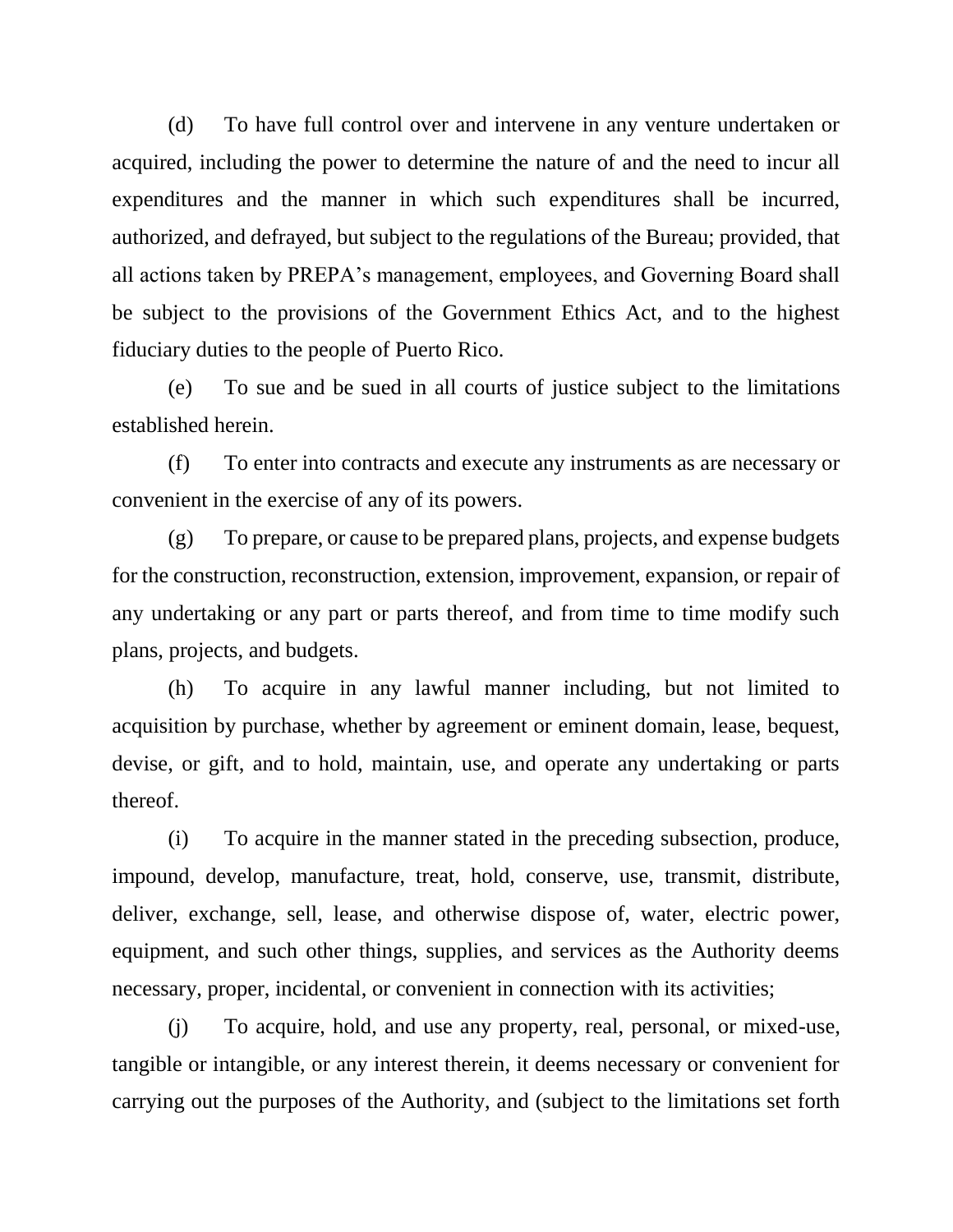(d) To have full control over and intervene in any venture undertaken or acquired, including the power to determine the nature of and the need to incur all expenditures and the manner in which such expenditures shall be incurred, authorized, and defrayed, but subject to the regulations of the Bureau; provided, that all actions taken by PREPA's management, employees, and Governing Board shall be subject to the provisions of the Government Ethics Act, and to the highest fiduciary duties to the people of Puerto Rico.

(e) To sue and be sued in all courts of justice subject to the limitations established herein.

(f) To enter into contracts and execute any instruments as are necessary or convenient in the exercise of any of its powers.

(g) To prepare, or cause to be prepared plans, projects, and expense budgets for the construction, reconstruction, extension, improvement, expansion, or repair of any undertaking or any part or parts thereof, and from time to time modify such plans, projects, and budgets.

(h) To acquire in any lawful manner including, but not limited to acquisition by purchase, whether by agreement or eminent domain, lease, bequest, devise, or gift, and to hold, maintain, use, and operate any undertaking or parts thereof.

(i) To acquire in the manner stated in the preceding subsection, produce, impound, develop, manufacture, treat, hold, conserve, use, transmit, distribute, deliver, exchange, sell, lease, and otherwise dispose of, water, electric power, equipment, and such other things, supplies, and services as the Authority deems necessary, proper, incidental, or convenient in connection with its activities;

(j) To acquire, hold, and use any property, real, personal, or mixed-use, tangible or intangible, or any interest therein, it deems necessary or convenient for carrying out the purposes of the Authority, and (subject to the limitations set forth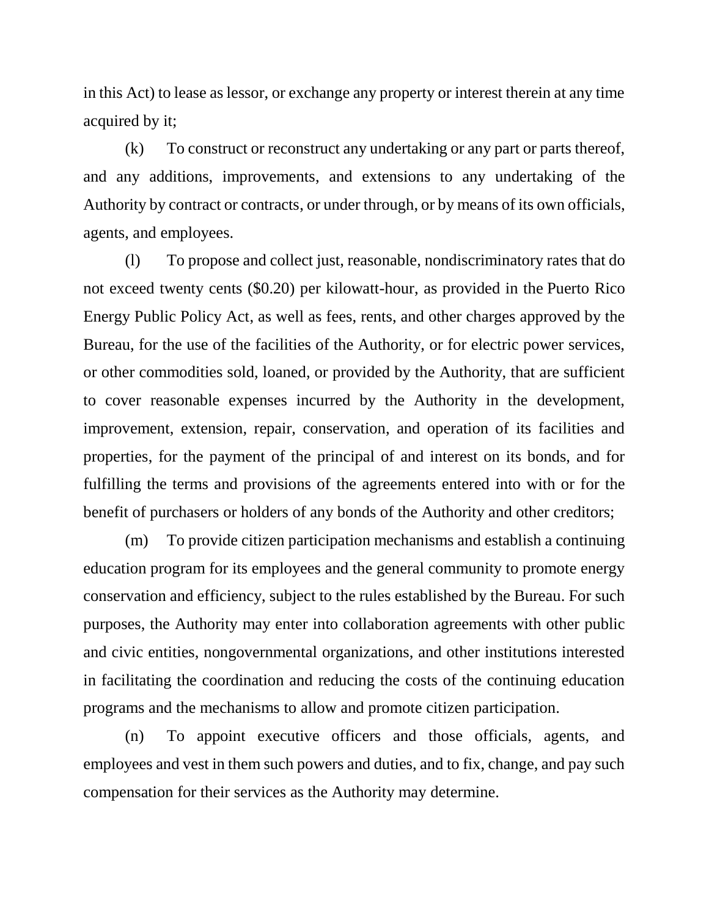in this Act) to lease as lessor, or exchange any property or interest therein at any time acquired by it;

(k) To construct or reconstruct any undertaking or any part or parts thereof, and any additions, improvements, and extensions to any undertaking of the Authority by contract or contracts, or under through, or by means of its own officials, agents, and employees.

(l) To propose and collect just, reasonable, nondiscriminatory rates that do not exceed twenty cents ($0.20) per kilowatt-hour, as provided in the Puerto Rico Energy Public Policy Act, as well as fees, rents, and other charges approved by the Bureau, for the use of the facilities of the Authority, or for electric power services, or other commodities sold, loaned, or provided by the Authority, that are sufficient to cover reasonable expenses incurred by the Authority in the development, improvement, extension, repair, conservation, and operation of its facilities and properties, for the payment of the principal of and interest on its bonds, and for fulfilling the terms and provisions of the agreements entered into with or for the benefit of purchasers or holders of any bonds of the Authority and other creditors;

(m) To provide citizen participation mechanisms and establish a continuing education program for its employees and the general community to promote energy conservation and efficiency, subject to the rules established by the Bureau. For such purposes, the Authority may enter into collaboration agreements with other public and civic entities, nongovernmental organizations, and other institutions interested in facilitating the coordination and reducing the costs of the continuing education programs and the mechanisms to allow and promote citizen participation.

(n) To appoint executive officers and those officials, agents, and employees and vest in them such powers and duties, and to fix, change, and pay such compensation for their services as the Authority may determine.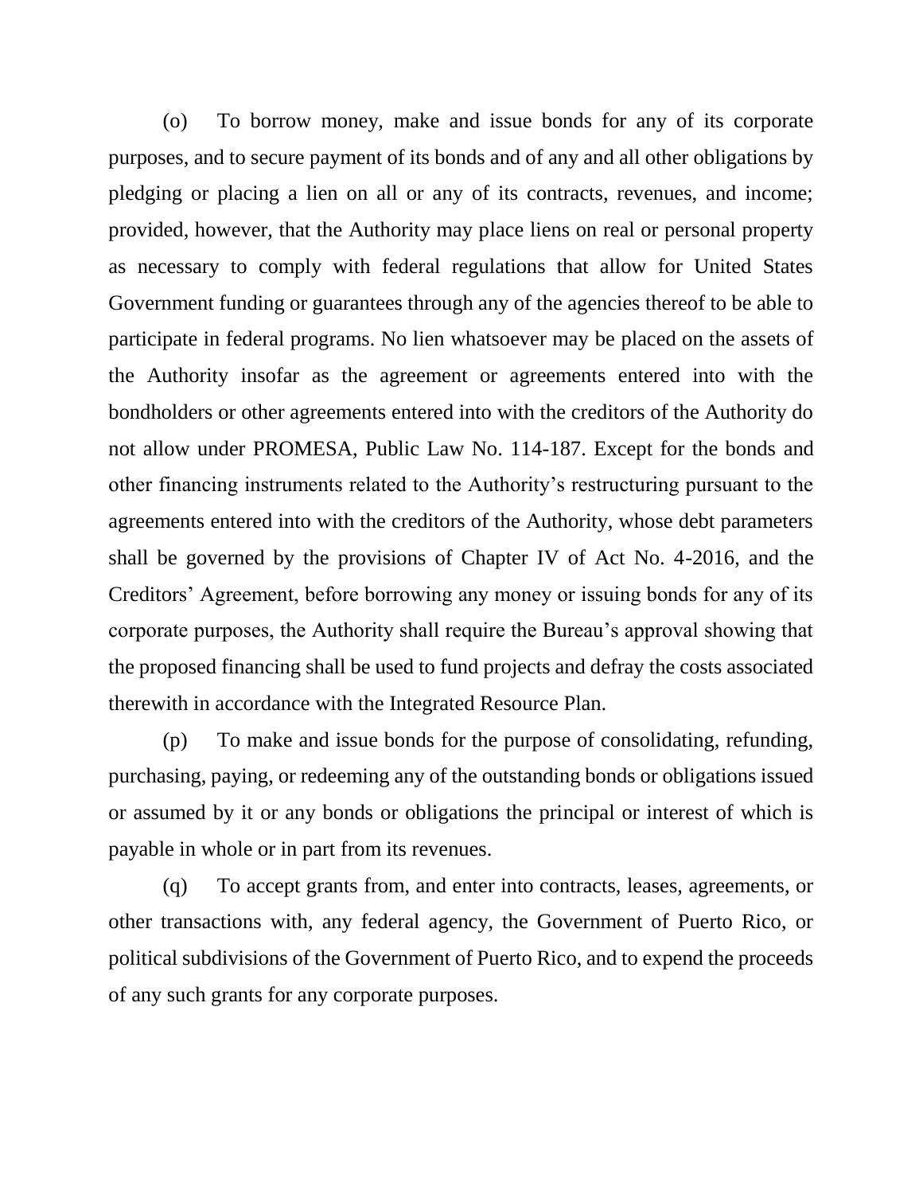(o) To borrow money, make and issue bonds for any of its corporate purposes, and to secure payment of its bonds and of any and all other obligations by pledging or placing a lien on all or any of its contracts, revenues, and income; provided, however, that the Authority may place liens on real or personal property as necessary to comply with federal regulations that allow for United States Government funding or guarantees through any of the agencies thereof to be able to participate in federal programs. No lien whatsoever may be placed on the assets of the Authority insofar as the agreement or agreements entered into with the bondholders or other agreements entered into with the creditors of the Authority do not allow under PROMESA, Public Law No. 114-187. Except for the bonds and other financing instruments related to the Authority's restructuring pursuant to the agreements entered into with the creditors of the Authority, whose debt parameters shall be governed by the provisions of Chapter IV of Act No. 4-2016, and the Creditors' Agreement, before borrowing any money or issuing bonds for any of its corporate purposes, the Authority shall require the Bureau's approval showing that the proposed financing shall be used to fund projects and defray the costs associated therewith in accordance with the Integrated Resource Plan.

(p) To make and issue bonds for the purpose of consolidating, refunding, purchasing, paying, or redeeming any of the outstanding bonds or obligations issued or assumed by it or any bonds or obligations the principal or interest of which is payable in whole or in part from its revenues.

(q) To accept grants from, and enter into contracts, leases, agreements, or other transactions with, any federal agency, the Government of Puerto Rico, or political subdivisions of the Government of Puerto Rico, and to expend the proceeds of any such grants for any corporate purposes.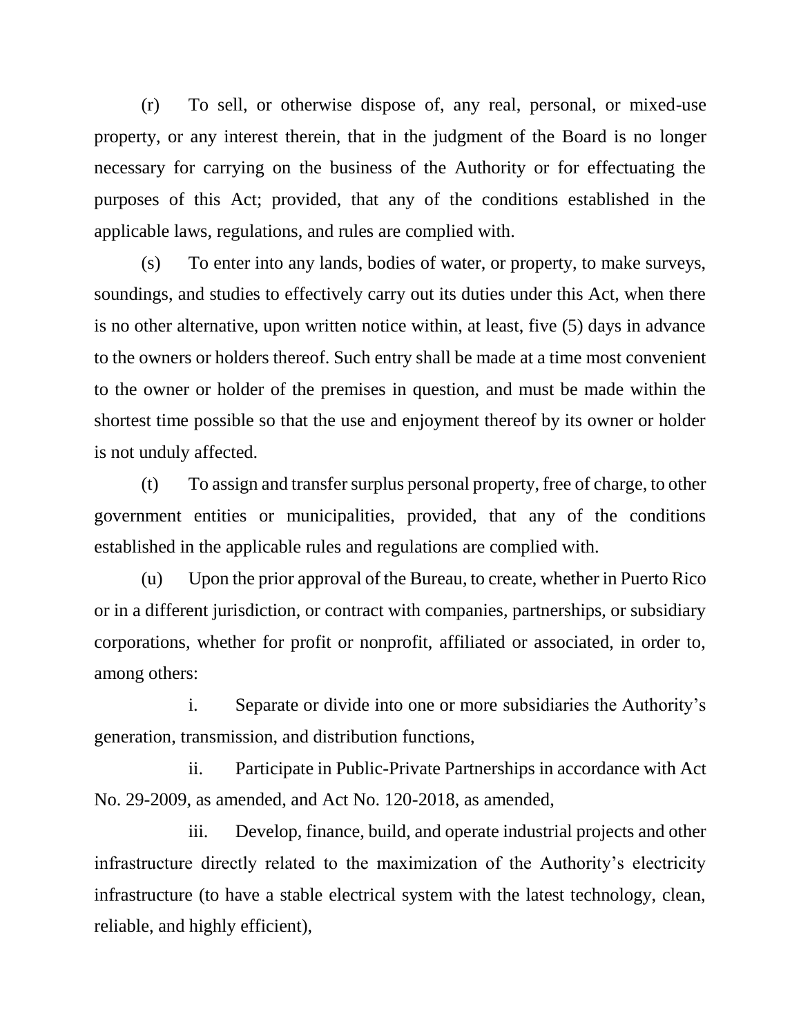(r) To sell, or otherwise dispose of, any real, personal, or mixed-use property, or any interest therein, that in the judgment of the Board is no longer necessary for carrying on the business of the Authority or for effectuating the purposes of this Act; provided, that any of the conditions established in the applicable laws, regulations, and rules are complied with.

(s) To enter into any lands, bodies of water, or property, to make surveys, soundings, and studies to effectively carry out its duties under this Act, when there is no other alternative, upon written notice within, at least, five (5) days in advance to the owners or holders thereof. Such entry shall be made at a time most convenient to the owner or holder of the premises in question, and must be made within the shortest time possible so that the use and enjoyment thereof by its owner or holder is not unduly affected.

(t) To assign and transfer surplus personal property, free of charge, to other government entities or municipalities, provided, that any of the conditions established in the applicable rules and regulations are complied with.

(u) Upon the prior approval of the Bureau, to create, whether in Puerto Rico or in a different jurisdiction, or contract with companies, partnerships, or subsidiary corporations, whether for profit or nonprofit, affiliated or associated, in order to, among others:

i. Separate or divide into one or more subsidiaries the Authority's generation, transmission, and distribution functions,

ii. Participate in Public-Private Partnerships in accordance with Act No. 29-2009, as amended, and Act No. 120-2018, as amended,

iii. Develop, finance, build, and operate industrial projects and other infrastructure directly related to the maximization of the Authority's electricity infrastructure (to have a stable electrical system with the latest technology, clean, reliable, and highly efficient),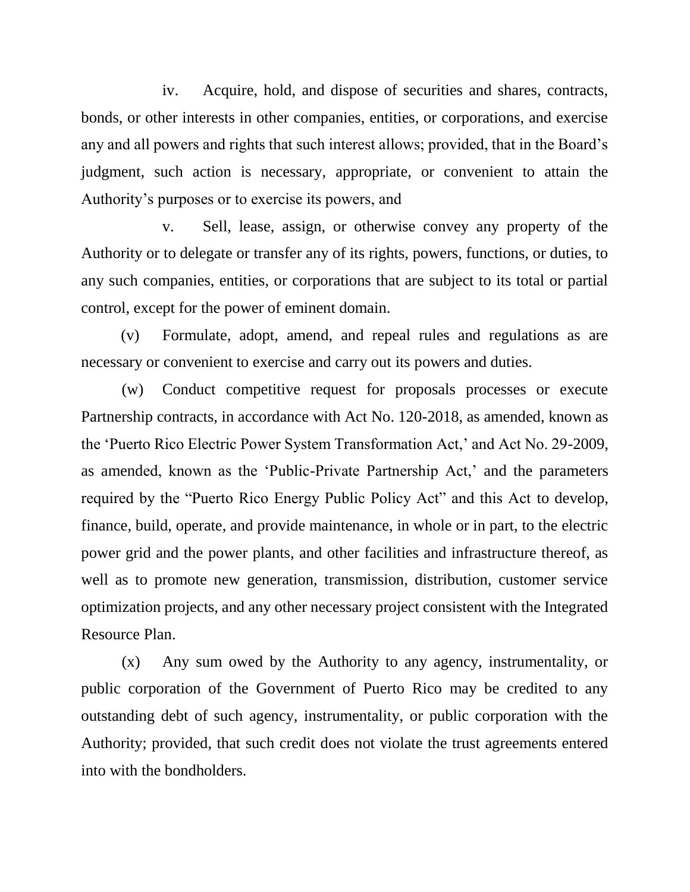iv. Acquire, hold, and dispose of securities and shares, contracts, bonds, or other interests in other companies, entities, or corporations, and exercise any and all powers and rights that such interest allows; provided, that in the Board's judgment, such action is necessary, appropriate, or convenient to attain the Authority's purposes or to exercise its powers, and

v. Sell, lease, assign, or otherwise convey any property of the Authority or to delegate or transfer any of its rights, powers, functions, or duties, to any such companies, entities, or corporations that are subject to its total or partial control, except for the power of eminent domain.

(v) Formulate, adopt, amend, and repeal rules and regulations as are necessary or convenient to exercise and carry out its powers and duties.

(w) Conduct competitive request for proposals processes or execute Partnership contracts, in accordance with Act No. 120-2018, as amended, known as the 'Puerto Rico Electric Power System Transformation Act,' and Act No. 29-2009, as amended, known as the 'Public-Private Partnership Act,' and the parameters required by the "Puerto Rico Energy Public Policy Act" and this Act to develop, finance, build, operate, and provide maintenance, in whole or in part, to the electric power grid and the power plants, and other facilities and infrastructure thereof, as well as to promote new generation, transmission, distribution, customer service optimization projects, and any other necessary project consistent with the Integrated Resource Plan.

(x) Any sum owed by the Authority to any agency, instrumentality, or public corporation of the Government of Puerto Rico may be credited to any outstanding debt of such agency, instrumentality, or public corporation with the Authority; provided, that such credit does not violate the trust agreements entered into with the bondholders.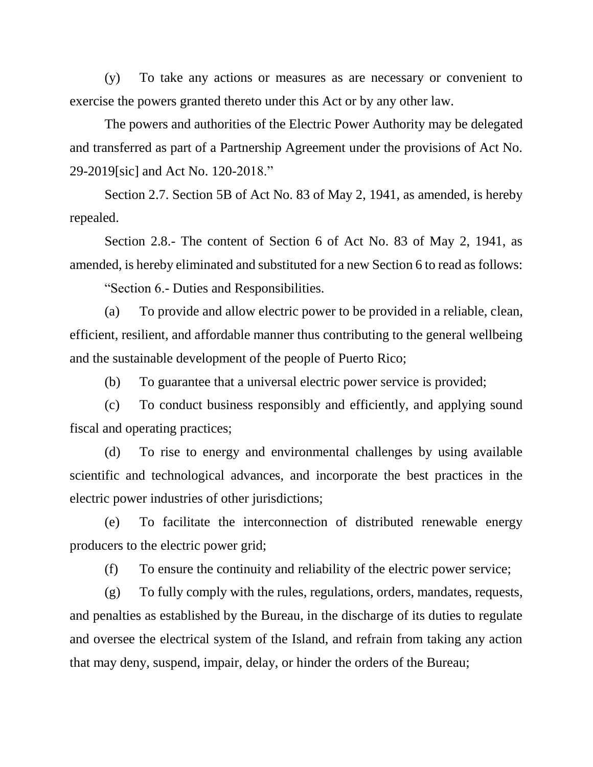(y) To take any actions or measures as are necessary or convenient to exercise the powers granted thereto under this Act or by any other law.

The powers and authorities of the Electric Power Authority may be delegated and transferred as part of a Partnership Agreement under the provisions of Act No. 29-2019[sic] and Act No. 120-2018."

Section 2.7. Section 5B of Act No. 83 of May 2, 1941, as amended, is hereby repealed.

Section 2.8.- The content of Section 6 of Act No. 83 of May 2, 1941, as amended, is hereby eliminated and substituted for a new Section 6 to read as follows:

"Section 6.- Duties and Responsibilities.

(a) To provide and allow electric power to be provided in a reliable, clean, efficient, resilient, and affordable manner thus contributing to the general wellbeing and the sustainable development of the people of Puerto Rico;

(b) To guarantee that a universal electric power service is provided;

(c) To conduct business responsibly and efficiently, and applying sound fiscal and operating practices;

(d) To rise to energy and environmental challenges by using available scientific and technological advances, and incorporate the best practices in the electric power industries of other jurisdictions;

(e) To facilitate the interconnection of distributed renewable energy producers to the electric power grid;

(f) To ensure the continuity and reliability of the electric power service;

(g) To fully comply with the rules, regulations, orders, mandates, requests, and penalties as established by the Bureau, in the discharge of its duties to regulate and oversee the electrical system of the Island, and refrain from taking any action that may deny, suspend, impair, delay, or hinder the orders of the Bureau;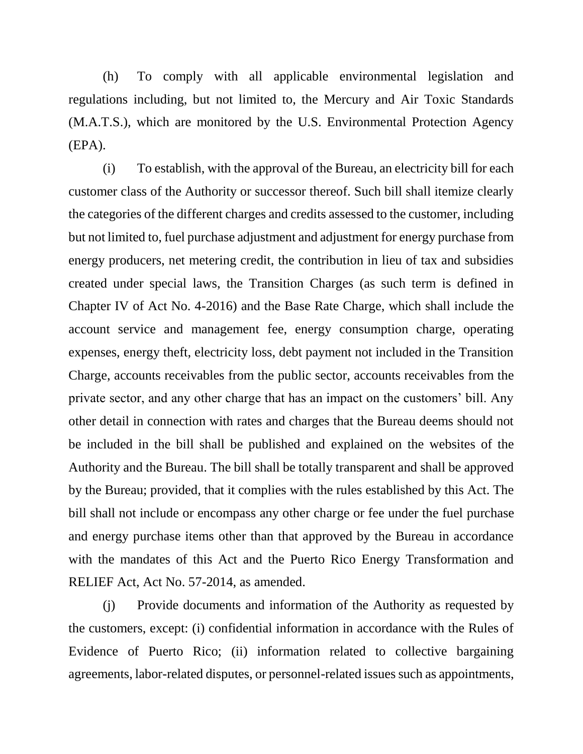(h) To comply with all applicable environmental legislation and regulations including, but not limited to, the Mercury and Air Toxic Standards (M.A.T.S.), which are monitored by the U.S. Environmental Protection Agency (EPA).

(i) To establish, with the approval of the Bureau, an electricity bill for each customer class of the Authority or successor thereof. Such bill shall itemize clearly the categories of the different charges and credits assessed to the customer, including but not limited to, fuel purchase adjustment and adjustment for energy purchase from energy producers, net metering credit, the contribution in lieu of tax and subsidies created under special laws, the Transition Charges (as such term is defined in Chapter IV of Act No. 4-2016) and the Base Rate Charge, which shall include the account service and management fee, energy consumption charge, operating expenses, energy theft, electricity loss, debt payment not included in the Transition Charge, accounts receivables from the public sector, accounts receivables from the private sector, and any other charge that has an impact on the customers' bill. Any other detail in connection with rates and charges that the Bureau deems should not be included in the bill shall be published and explained on the websites of the Authority and the Bureau. The bill shall be totally transparent and shall be approved by the Bureau; provided, that it complies with the rules established by this Act. The bill shall not include or encompass any other charge or fee under the fuel purchase and energy purchase items other than that approved by the Bureau in accordance with the mandates of this Act and the Puerto Rico Energy Transformation and RELIEF Act, Act No. 57-2014, as amended.

(j) Provide documents and information of the Authority as requested by the customers, except: (i) confidential information in accordance with the Rules of Evidence of Puerto Rico; (ii) information related to collective bargaining agreements, labor-related disputes, or personnel-related issues such as appointments,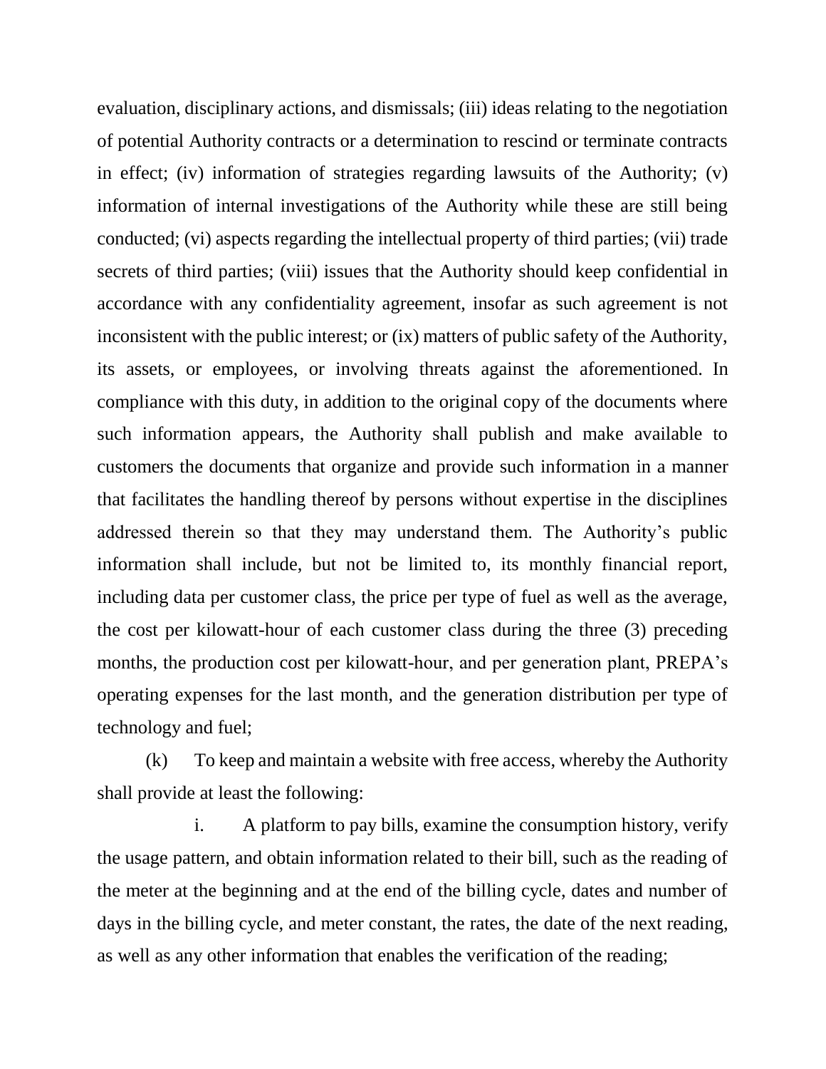evaluation, disciplinary actions, and dismissals; (iii) ideas relating to the negotiation of potential Authority contracts or a determination to rescind or terminate contracts in effect; (iv) information of strategies regarding lawsuits of the Authority; (v) information of internal investigations of the Authority while these are still being conducted; (vi) aspects regarding the intellectual property of third parties; (vii) trade secrets of third parties; (viii) issues that the Authority should keep confidential in accordance with any confidentiality agreement, insofar as such agreement is not inconsistent with the public interest; or (ix) matters of public safety of the Authority, its assets, or employees, or involving threats against the aforementioned. In compliance with this duty, in addition to the original copy of the documents where such information appears, the Authority shall publish and make available to customers the documents that organize and provide such information in a manner that facilitates the handling thereof by persons without expertise in the disciplines addressed therein so that they may understand them. The Authority's public information shall include, but not be limited to, its monthly financial report, including data per customer class, the price per type of fuel as well as the average, the cost per kilowatt-hour of each customer class during the three (3) preceding months, the production cost per kilowatt-hour, and per generation plant, PREPA's operating expenses for the last month, and the generation distribution per type of technology and fuel;

(k) To keep and maintain a website with free access, whereby the Authority shall provide at least the following:

i. A platform to pay bills, examine the consumption history, verify the usage pattern, and obtain information related to their bill, such as the reading of the meter at the beginning and at the end of the billing cycle, dates and number of days in the billing cycle, and meter constant, the rates, the date of the next reading, as well as any other information that enables the verification of the reading;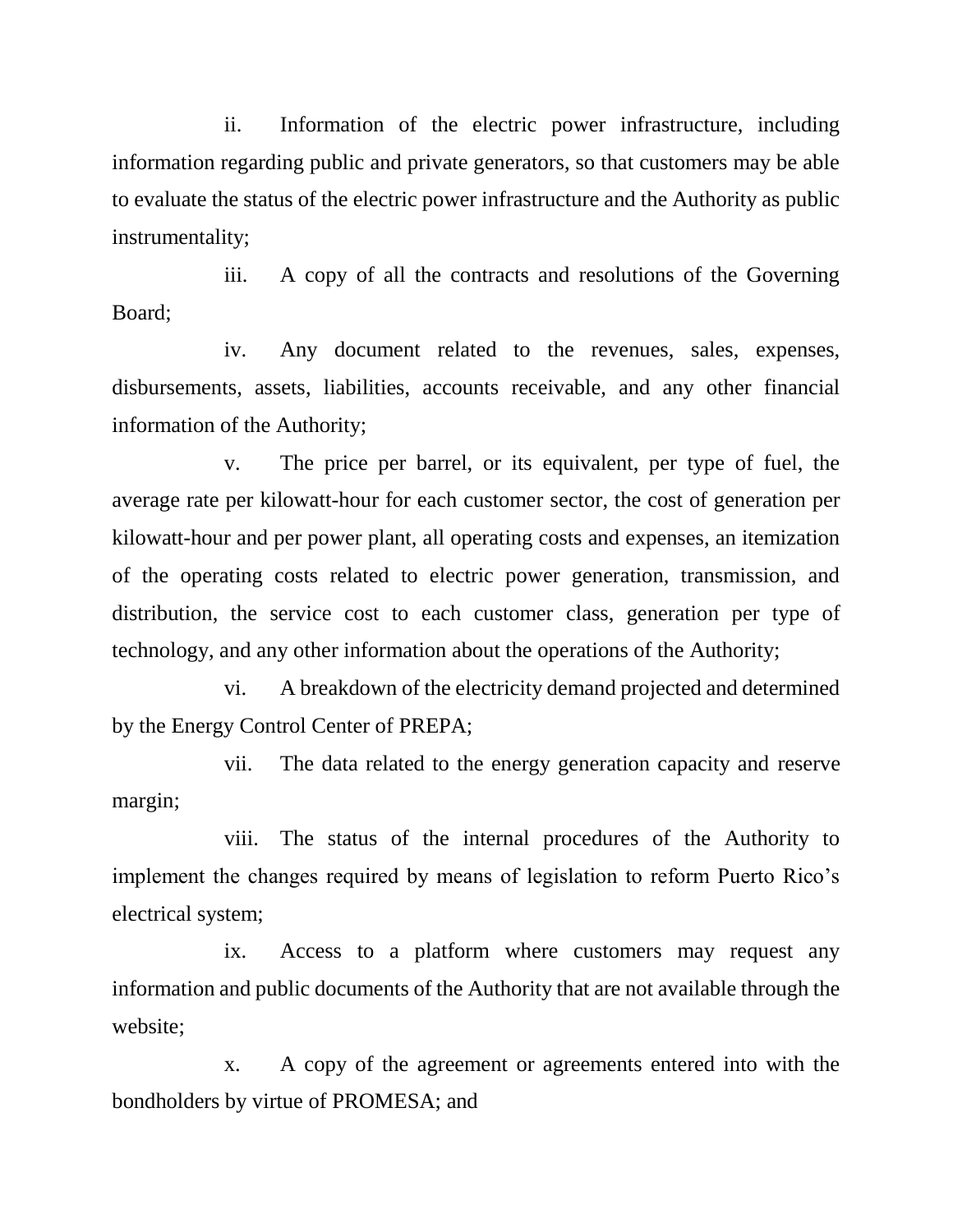ii. Information of the electric power infrastructure, including information regarding public and private generators, so that customers may be able to evaluate the status of the electric power infrastructure and the Authority as public instrumentality;

iii. A copy of all the contracts and resolutions of the Governing Board;

iv. Any document related to the revenues, sales, expenses, disbursements, assets, liabilities, accounts receivable, and any other financial information of the Authority;

v. The price per barrel, or its equivalent, per type of fuel, the average rate per kilowatt-hour for each customer sector, the cost of generation per kilowatt-hour and per power plant, all operating costs and expenses, an itemization of the operating costs related to electric power generation, transmission, and distribution, the service cost to each customer class, generation per type of technology, and any other information about the operations of the Authority;

vi. A breakdown of the electricity demand projected and determined by the Energy Control Center of PREPA;

vii. The data related to the energy generation capacity and reserve margin;

viii. The status of the internal procedures of the Authority to implement the changes required by means of legislation to reform Puerto Rico's electrical system;

ix. Access to a platform where customers may request any information and public documents of the Authority that are not available through the website;

x. A copy of the agreement or agreements entered into with the bondholders by virtue of PROMESA; and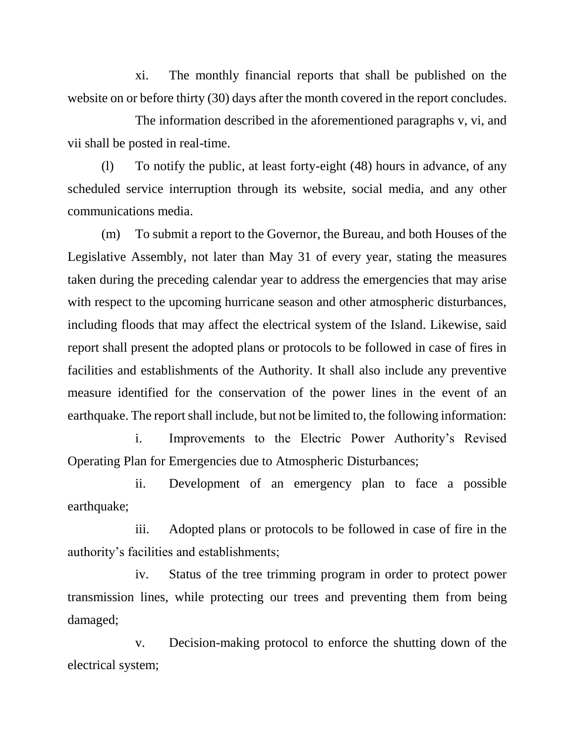xi. The monthly financial reports that shall be published on the website on or before thirty (30) days after the month covered in the report concludes.

The information described in the aforementioned paragraphs v, vi, and vii shall be posted in real-time.

(l) To notify the public, at least forty-eight (48) hours in advance, of any scheduled service interruption through its website, social media, and any other communications media.

(m) To submit a report to the Governor, the Bureau, and both Houses of the Legislative Assembly, not later than May 31 of every year, stating the measures taken during the preceding calendar year to address the emergencies that may arise with respect to the upcoming hurricane season and other atmospheric disturbances, including floods that may affect the electrical system of the Island. Likewise, said report shall present the adopted plans or protocols to be followed in case of fires in facilities and establishments of the Authority. It shall also include any preventive measure identified for the conservation of the power lines in the event of an earthquake. The report shall include, but not be limited to, the following information:

i. Improvements to the Electric Power Authority's Revised Operating Plan for Emergencies due to Atmospheric Disturbances;

ii. Development of an emergency plan to face a possible earthquake;

iii. Adopted plans or protocols to be followed in case of fire in the authority's facilities and establishments;

iv. Status of the tree trimming program in order to protect power transmission lines, while protecting our trees and preventing them from being damaged;

v. Decision-making protocol to enforce the shutting down of the electrical system;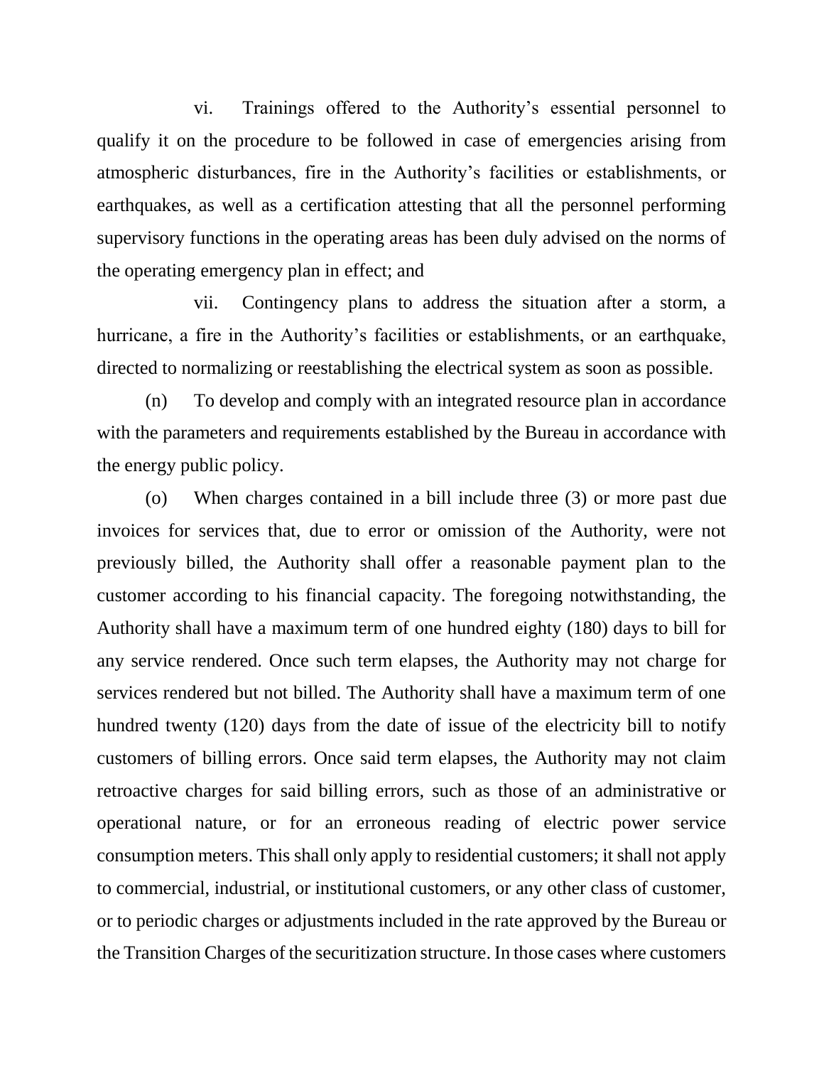vi. Trainings offered to the Authority's essential personnel to qualify it on the procedure to be followed in case of emergencies arising from atmospheric disturbances, fire in the Authority's facilities or establishments, or earthquakes, as well as a certification attesting that all the personnel performing supervisory functions in the operating areas has been duly advised on the norms of the operating emergency plan in effect; and

vii. Contingency plans to address the situation after a storm, a hurricane, a fire in the Authority's facilities or establishments, or an earthquake, directed to normalizing or reestablishing the electrical system as soon as possible.

(n) To develop and comply with an integrated resource plan in accordance with the parameters and requirements established by the Bureau in accordance with the energy public policy.

(o) When charges contained in a bill include three (3) or more past due invoices for services that, due to error or omission of the Authority, were not previously billed, the Authority shall offer a reasonable payment plan to the customer according to his financial capacity. The foregoing notwithstanding, the Authority shall have a maximum term of one hundred eighty (180) days to bill for any service rendered. Once such term elapses, the Authority may not charge for services rendered but not billed. The Authority shall have a maximum term of one hundred twenty (120) days from the date of issue of the electricity bill to notify customers of billing errors. Once said term elapses, the Authority may not claim retroactive charges for said billing errors, such as those of an administrative or operational nature, or for an erroneous reading of electric power service consumption meters. This shall only apply to residential customers; it shall not apply to commercial, industrial, or institutional customers, or any other class of customer, or to periodic charges or adjustments included in the rate approved by the Bureau or the Transition Charges of the securitization structure. In those cases where customers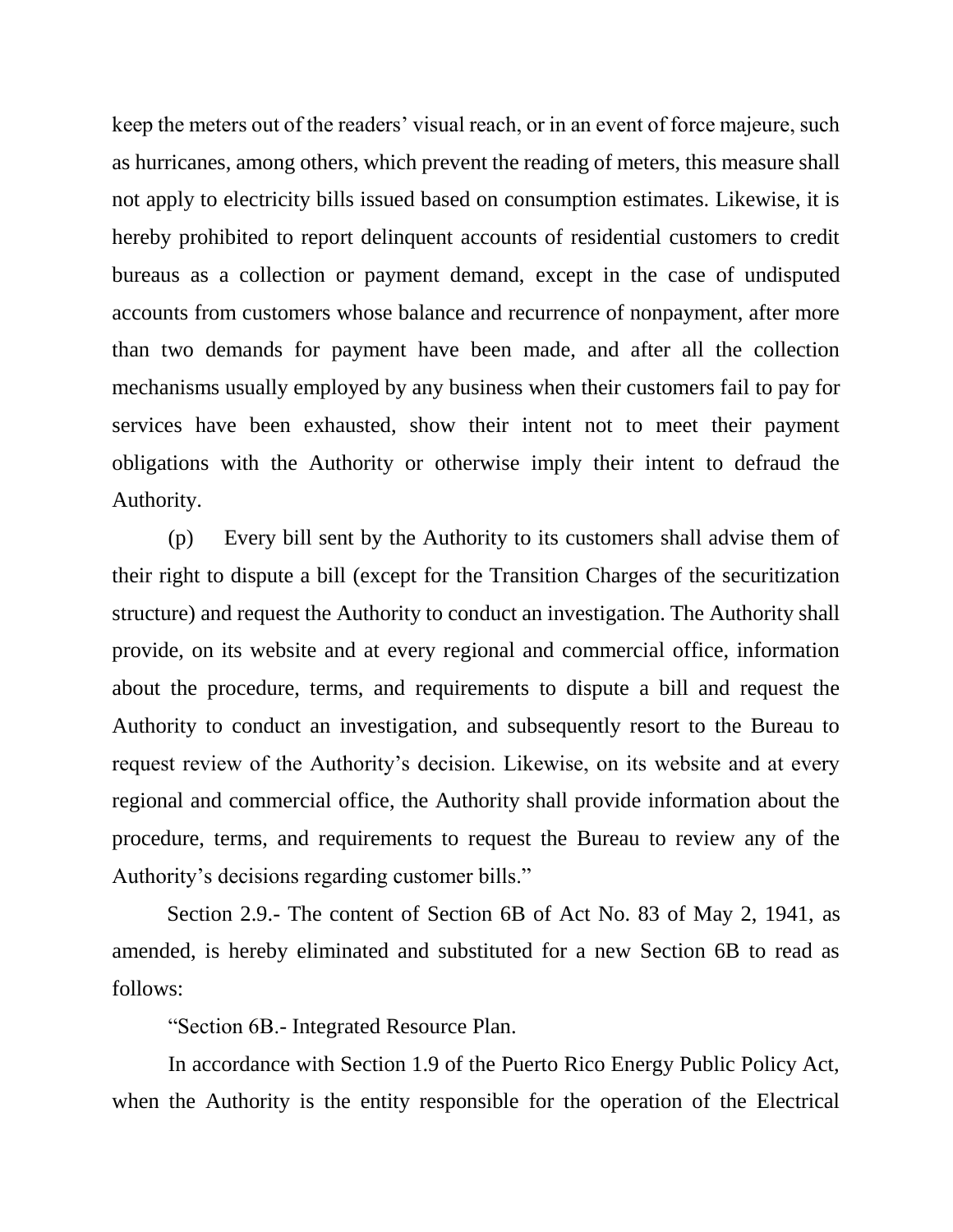keep the meters out of the readers' visual reach, or in an event of force majeure, such as hurricanes, among others, which prevent the reading of meters, this measure shall not apply to electricity bills issued based on consumption estimates. Likewise, it is hereby prohibited to report delinquent accounts of residential customers to credit bureaus as a collection or payment demand, except in the case of undisputed accounts from customers whose balance and recurrence of nonpayment, after more than two demands for payment have been made, and after all the collection mechanisms usually employed by any business when their customers fail to pay for services have been exhausted, show their intent not to meet their payment obligations with the Authority or otherwise imply their intent to defraud the Authority.

(p) Every bill sent by the Authority to its customers shall advise them of their right to dispute a bill (except for the Transition Charges of the securitization structure) and request the Authority to conduct an investigation. The Authority shall provide, on its website and at every regional and commercial office, information about the procedure, terms, and requirements to dispute a bill and request the Authority to conduct an investigation, and subsequently resort to the Bureau to request review of the Authority's decision. Likewise, on its website and at every regional and commercial office, the Authority shall provide information about the procedure, terms, and requirements to request the Bureau to review any of the Authority's decisions regarding customer bills."

Section 2.9.- The content of Section 6B of Act No. 83 of May 2, 1941, as amended, is hereby eliminated and substituted for a new Section 6B to read as follows:

"Section 6B.- Integrated Resource Plan.

In accordance with Section 1.9 of the Puerto Rico Energy Public Policy Act, when the Authority is the entity responsible for the operation of the Electrical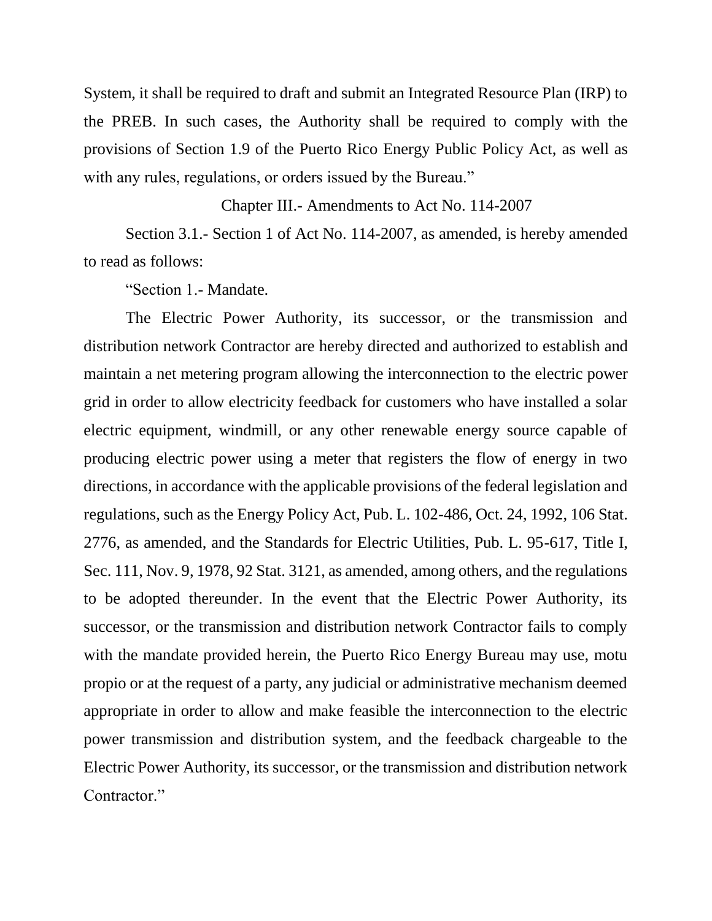System, it shall be required to draft and submit an Integrated Resource Plan (IRP) to the PREB. In such cases, the Authority shall be required to comply with the provisions of Section 1.9 of the Puerto Rico Energy Public Policy Act, as well as with any rules, regulations, or orders issued by the Bureau."

Chapter III.- Amendments to Act No. 114-2007

Section 3.1.- Section 1 of Act No. 114-2007, as amended, is hereby amended to read as follows:

"Section 1.- Mandate.

The Electric Power Authority, its successor, or the transmission and distribution network Contractor are hereby directed and authorized to establish and maintain a net metering program allowing the interconnection to the electric power grid in order to allow electricity feedback for customers who have installed a solar electric equipment, windmill, or any other renewable energy source capable of producing electric power using a meter that registers the flow of energy in two directions, in accordance with the applicable provisions of the federal legislation and regulations, such as the Energy Policy Act, Pub. L. 102-486, Oct. 24, 1992, 106 Stat. 2776, as amended, and the Standards for Electric Utilities, Pub. L. 95-617, Title I, Sec. 111, Nov. 9, 1978, 92 Stat. 3121, as amended, among others, and the regulations to be adopted thereunder. In the event that the Electric Power Authority, its successor, or the transmission and distribution network Contractor fails to comply with the mandate provided herein, the Puerto Rico Energy Bureau may use, motu propio or at the request of a party, any judicial or administrative mechanism deemed appropriate in order to allow and make feasible the interconnection to the electric power transmission and distribution system, and the feedback chargeable to the Electric Power Authority, its successor, or the transmission and distribution network Contractor."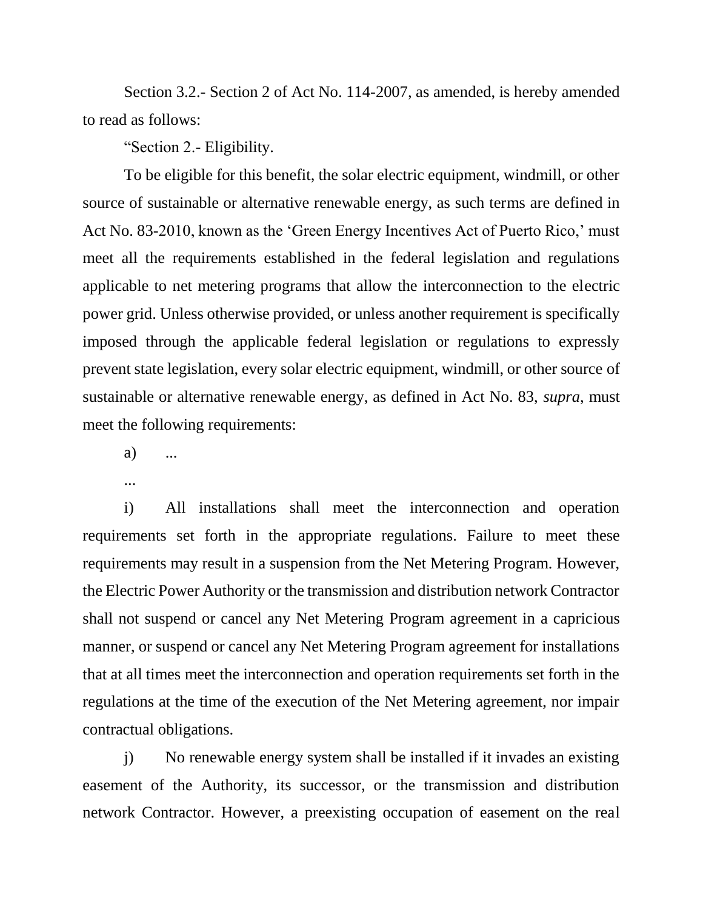Section 3.2.- Section 2 of Act No. 114-2007, as amended, is hereby amended to read as follows:

"Section 2.- Eligibility.

To be eligible for this benefit, the solar electric equipment, windmill, or other source of sustainable or alternative renewable energy, as such terms are defined in Act No. 83-2010, known as the 'Green Energy Incentives Act of Puerto Rico,' must meet all the requirements established in the federal legislation and regulations applicable to net metering programs that allow the interconnection to the electric power grid. Unless otherwise provided, or unless another requirement is specifically imposed through the applicable federal legislation or regulations to expressly prevent state legislation, every solar electric equipment, windmill, or other source of sustainable or alternative renewable energy, as defined in Act No. 83, *supra*, must meet the following requirements:

a) ...

...

i) All installations shall meet the interconnection and operation requirements set forth in the appropriate regulations. Failure to meet these requirements may result in a suspension from the Net Metering Program. However, the Electric Power Authority or the transmission and distribution network Contractor shall not suspend or cancel any Net Metering Program agreement in a capricious manner, or suspend or cancel any Net Metering Program agreement for installations that at all times meet the interconnection and operation requirements set forth in the regulations at the time of the execution of the Net Metering agreement, nor impair contractual obligations.

j) No renewable energy system shall be installed if it invades an existing easement of the Authority, its successor, or the transmission and distribution network Contractor. However, a preexisting occupation of easement on the real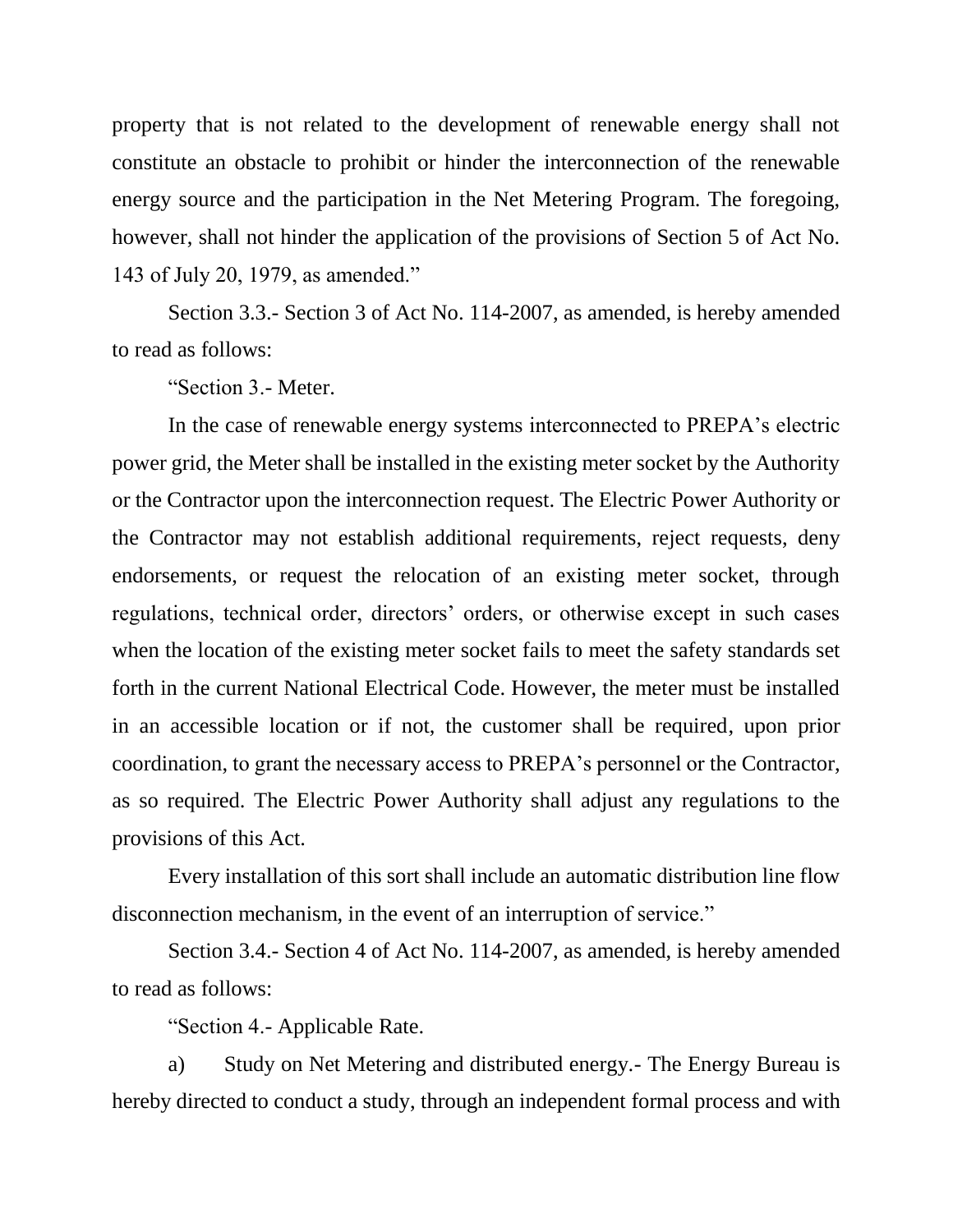property that is not related to the development of renewable energy shall not constitute an obstacle to prohibit or hinder the interconnection of the renewable energy source and the participation in the Net Metering Program. The foregoing, however, shall not hinder the application of the provisions of Section 5 of Act No. 143 of July 20, 1979, as amended."

Section 3.3.- Section 3 of Act No. 114-2007, as amended, is hereby amended to read as follows:

"Section 3.- Meter.

In the case of renewable energy systems interconnected to PREPA's electric power grid, the Meter shall be installed in the existing meter socket by the Authority or the Contractor upon the interconnection request. The Electric Power Authority or the Contractor may not establish additional requirements, reject requests, deny endorsements, or request the relocation of an existing meter socket, through regulations, technical order, directors' orders, or otherwise except in such cases when the location of the existing meter socket fails to meet the safety standards set forth in the current National Electrical Code. However, the meter must be installed in an accessible location or if not, the customer shall be required, upon prior coordination, to grant the necessary access to PREPA's personnel or the Contractor, as so required. The Electric Power Authority shall adjust any regulations to the provisions of this Act.

Every installation of this sort shall include an automatic distribution line flow disconnection mechanism, in the event of an interruption of service."

Section 3.4.- Section 4 of Act No. 114-2007, as amended, is hereby amended to read as follows:

"Section 4.- Applicable Rate.

a) Study on Net Metering and distributed energy.- The Energy Bureau is hereby directed to conduct a study, through an independent formal process and with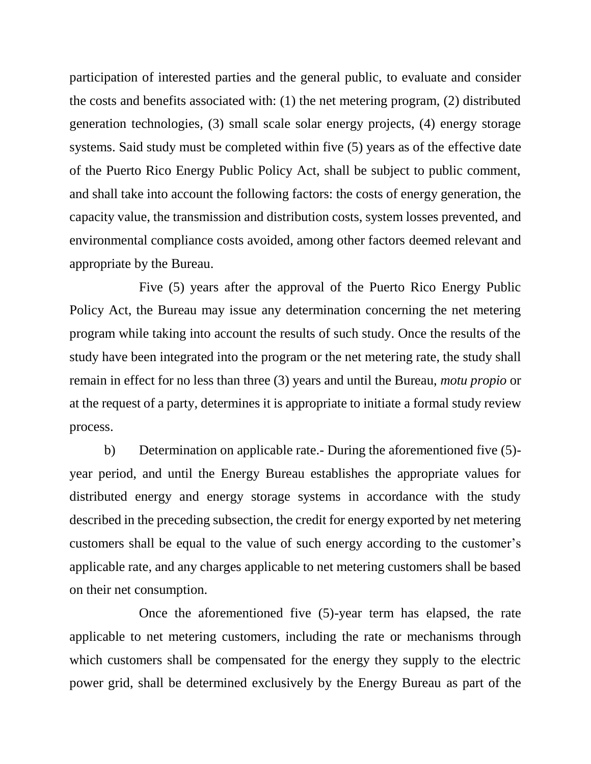participation of interested parties and the general public, to evaluate and consider the costs and benefits associated with: (1) the net metering program, (2) distributed generation technologies, (3) small scale solar energy projects, (4) energy storage systems. Said study must be completed within five (5) years as of the effective date of the Puerto Rico Energy Public Policy Act, shall be subject to public comment, and shall take into account the following factors: the costs of energy generation, the capacity value, the transmission and distribution costs, system losses prevented, and environmental compliance costs avoided, among other factors deemed relevant and appropriate by the Bureau.

Five (5) years after the approval of the Puerto Rico Energy Public Policy Act, the Bureau may issue any determination concerning the net metering program while taking into account the results of such study. Once the results of the study have been integrated into the program or the net metering rate, the study shall remain in effect for no less than three (3) years and until the Bureau, *motu propio* or at the request of a party, determines it is appropriate to initiate a formal study review process.

b) Determination on applicable rate.- During the aforementioned five (5)-year period, and until the Energy Bureau establishes the appropriate values for distributed energy and energy storage systems in accordance with the study described in the preceding subsection, the credit for energy exported by net metering customers shall be equal to the value of such energy according to the customer's applicable rate, and any charges applicable to net metering customers shall be based on their net consumption.

Once the aforementioned five (5)-year term has elapsed, the rate applicable to net metering customers, including the rate or mechanisms through which customers shall be compensated for the energy they supply to the electric power grid, shall be determined exclusively by the Energy Bureau as part of the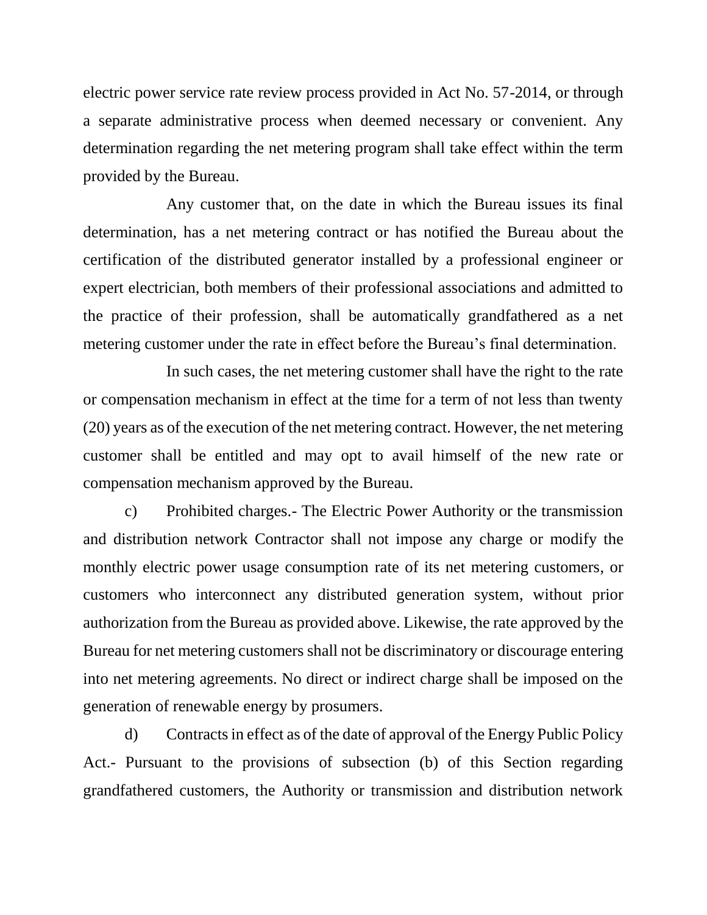electric power service rate review process provided in Act No. 57-2014, or through a separate administrative process when deemed necessary or convenient. Any determination regarding the net metering program shall take effect within the term provided by the Bureau.

Any customer that, on the date in which the Bureau issues its final determination, has a net metering contract or has notified the Bureau about the certification of the distributed generator installed by a professional engineer or expert electrician, both members of their professional associations and admitted to the practice of their profession, shall be automatically grandfathered as a net metering customer under the rate in effect before the Bureau's final determination.

In such cases, the net metering customer shall have the right to the rate or compensation mechanism in effect at the time for a term of not less than twenty (20) years as of the execution of the net metering contract. However, the net metering customer shall be entitled and may opt to avail himself of the new rate or compensation mechanism approved by the Bureau.

c) Prohibited charges.- The Electric Power Authority or the transmission and distribution network Contractor shall not impose any charge or modify the monthly electric power usage consumption rate of its net metering customers, or customers who interconnect any distributed generation system, without prior authorization from the Bureau as provided above. Likewise, the rate approved by the Bureau for net metering customers shall not be discriminatory or discourage entering into net metering agreements. No direct or indirect charge shall be imposed on the generation of renewable energy by prosumers.

d) Contracts in effect as of the date of approval of the Energy Public Policy Act.- Pursuant to the provisions of subsection (b) of this Section regarding grandfathered customers, the Authority or transmission and distribution network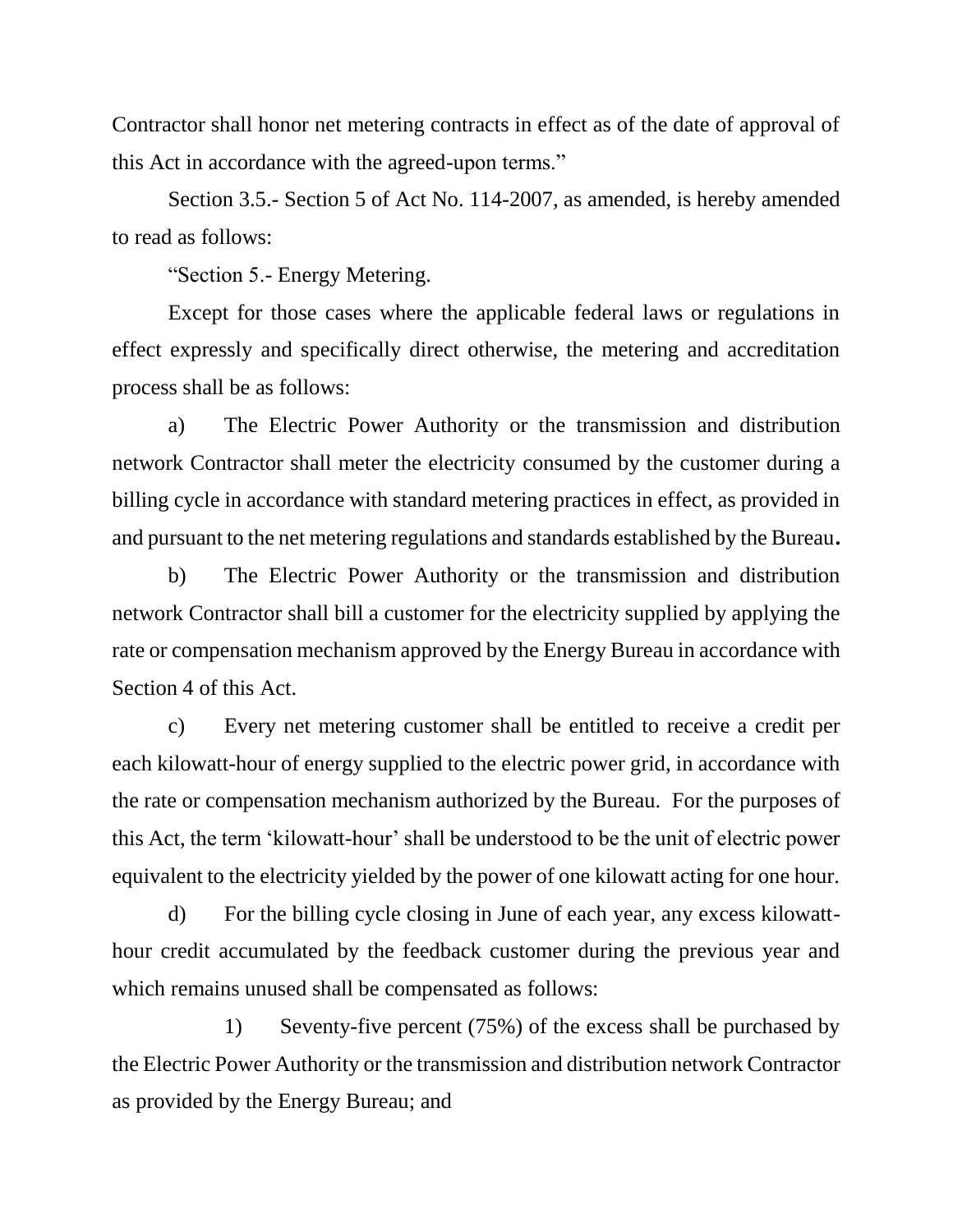Contractor shall honor net metering contracts in effect as of the date of approval of this Act in accordance with the agreed-upon terms."

Section 3.5.- Section 5 of Act No. 114-2007, as amended, is hereby amended to read as follows:

"Section 5.- Energy Metering.

Except for those cases where the applicable federal laws or regulations in effect expressly and specifically direct otherwise, the metering and accreditation process shall be as follows:

a) The Electric Power Authority or the transmission and distribution network Contractor shall meter the electricity consumed by the customer during a billing cycle in accordance with standard metering practices in effect, as provided in and pursuant to the net metering regulations and standards established by the Bureau.

b) The Electric Power Authority or the transmission and distribution network Contractor shall bill a customer for the electricity supplied by applying the rate or compensation mechanism approved by the Energy Bureau in accordance with Section 4 of this Act.

c) Every net metering customer shall be entitled to receive a credit per each kilowatt-hour of energy supplied to the electric power grid, in accordance with the rate or compensation mechanism authorized by the Bureau. For the purposes of this Act, the term 'kilowatt-hour' shall be understood to be the unit of electric power equivalent to the electricity yielded by the power of one kilowatt acting for one hour.

d) For the billing cycle closing in June of each year, any excess kilowatt-hour credit accumulated by the feedback customer during the previous year and which remains unused shall be compensated as follows:

1) Seventy-five percent (75%) of the excess shall be purchased by the Electric Power Authority or the transmission and distribution network Contractor as provided by the Energy Bureau; and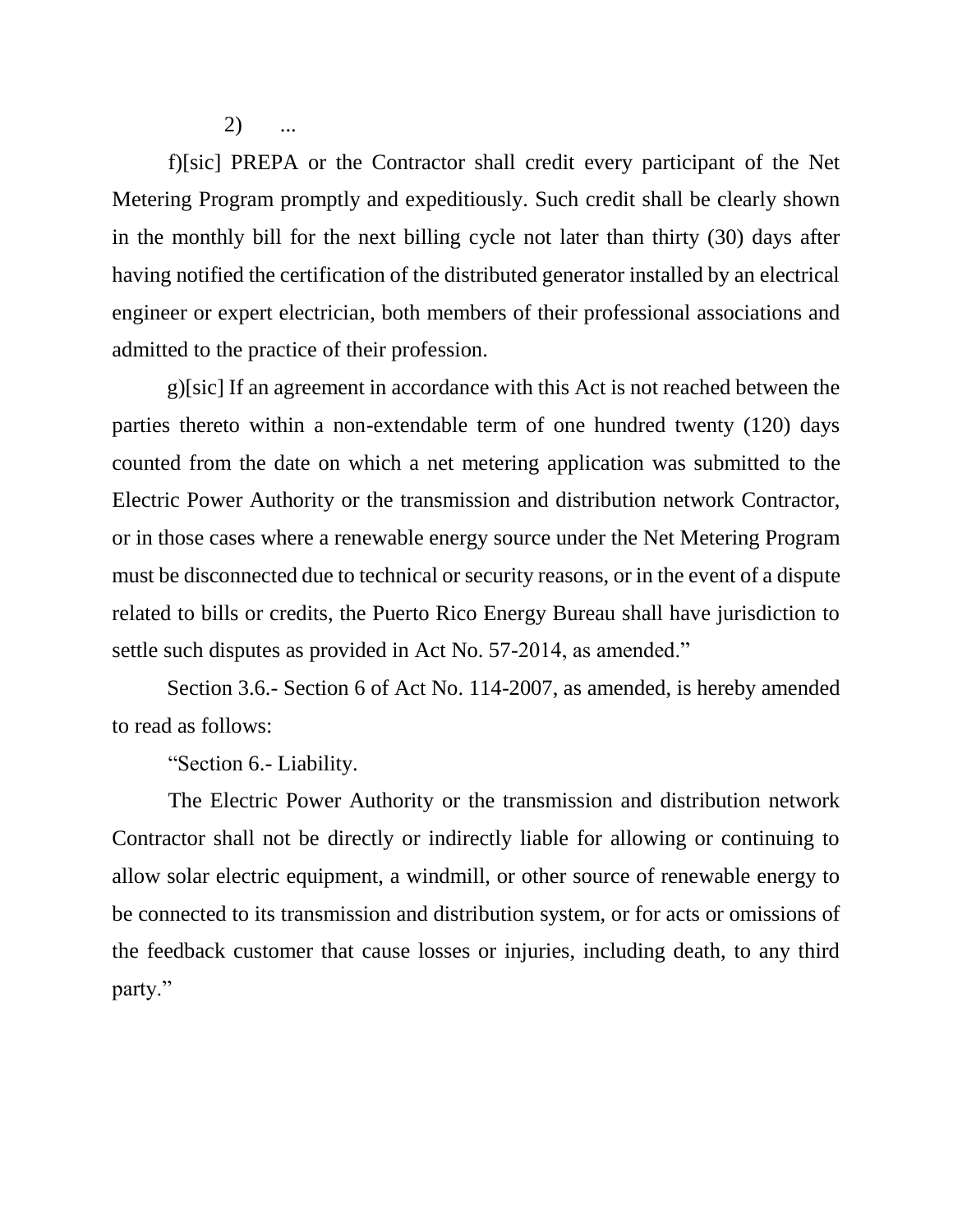2) ...

f)[sic] PREPA or the Contractor shall credit every participant of the Net Metering Program promptly and expeditiously. Such credit shall be clearly shown in the monthly bill for the next billing cycle not later than thirty (30) days after having notified the certification of the distributed generator installed by an electrical engineer or expert electrician, both members of their professional associations and admitted to the practice of their profession.

g)[sic] If an agreement in accordance with this Act is not reached between the parties thereto within a non-extendable term of one hundred twenty (120) days counted from the date on which a net metering application was submitted to the Electric Power Authority or the transmission and distribution network Contractor, or in those cases where a renewable energy source under the Net Metering Program must be disconnected due to technical or security reasons, or in the event of a dispute related to bills or credits, the Puerto Rico Energy Bureau shall have jurisdiction to settle such disputes as provided in Act No. 57-2014, as amended."

Section 3.6.- Section 6 of Act No. 114-2007, as amended, is hereby amended to read as follows:

"Section 6.- Liability.

The Electric Power Authority or the transmission and distribution network Contractor shall not be directly or indirectly liable for allowing or continuing to allow solar electric equipment, a windmill, or other source of renewable energy to be connected to its transmission and distribution system, or for acts or omissions of the feedback customer that cause losses or injuries, including death, to any third party."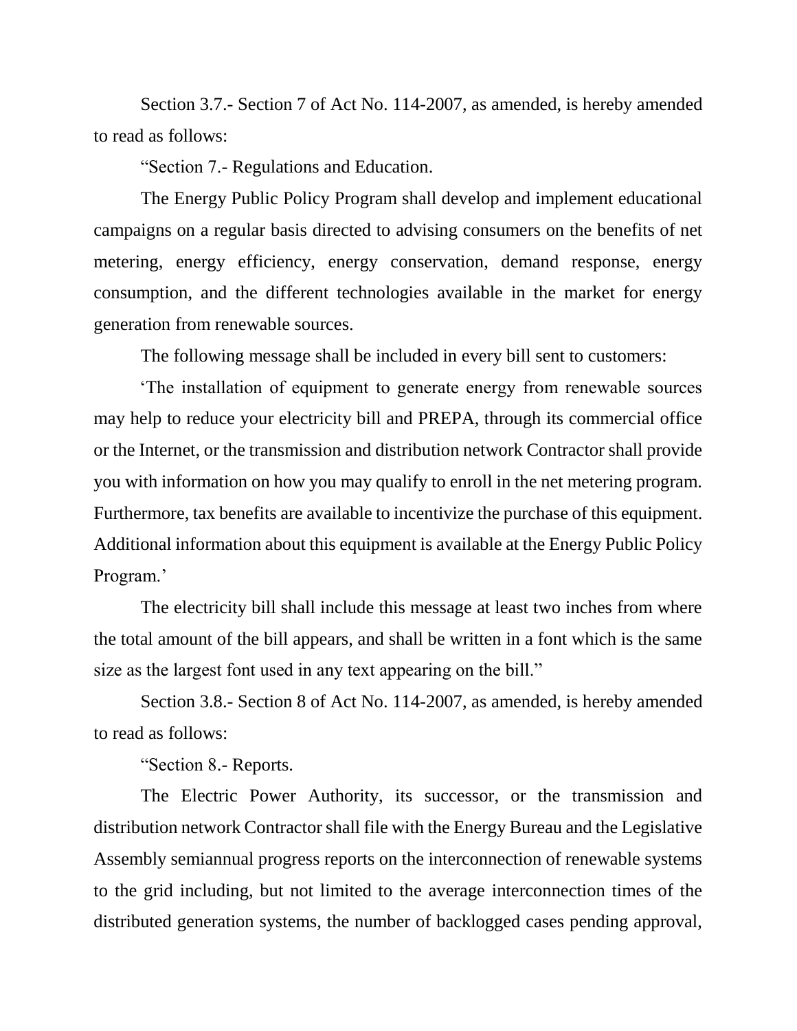Section 3.7.- Section 7 of Act No. 114-2007, as amended, is hereby amended to read as follows:

"Section 7.- Regulations and Education.

The Energy Public Policy Program shall develop and implement educational campaigns on a regular basis directed to advising consumers on the benefits of net metering, energy efficiency, energy conservation, demand response, energy consumption, and the different technologies available in the market for energy generation from renewable sources.

The following message shall be included in every bill sent to customers:

'The installation of equipment to generate energy from renewable sources may help to reduce your electricity bill and PREPA, through its commercial office or the Internet, or the transmission and distribution network Contractor shall provide you with information on how you may qualify to enroll in the net metering program. Furthermore, tax benefits are available to incentivize the purchase of this equipment. Additional information about this equipment is available at the Energy Public Policy Program.'

The electricity bill shall include this message at least two inches from where the total amount of the bill appears, and shall be written in a font which is the same size as the largest font used in any text appearing on the bill."

Section 3.8.- Section 8 of Act No. 114-2007, as amended, is hereby amended to read as follows:

"Section 8.- Reports.

The Electric Power Authority, its successor, or the transmission and distribution network Contractor shall file with the Energy Bureau and the Legislative Assembly semiannual progress reports on the interconnection of renewable systems to the grid including, but not limited to the average interconnection times of the distributed generation systems, the number of backlogged cases pending approval,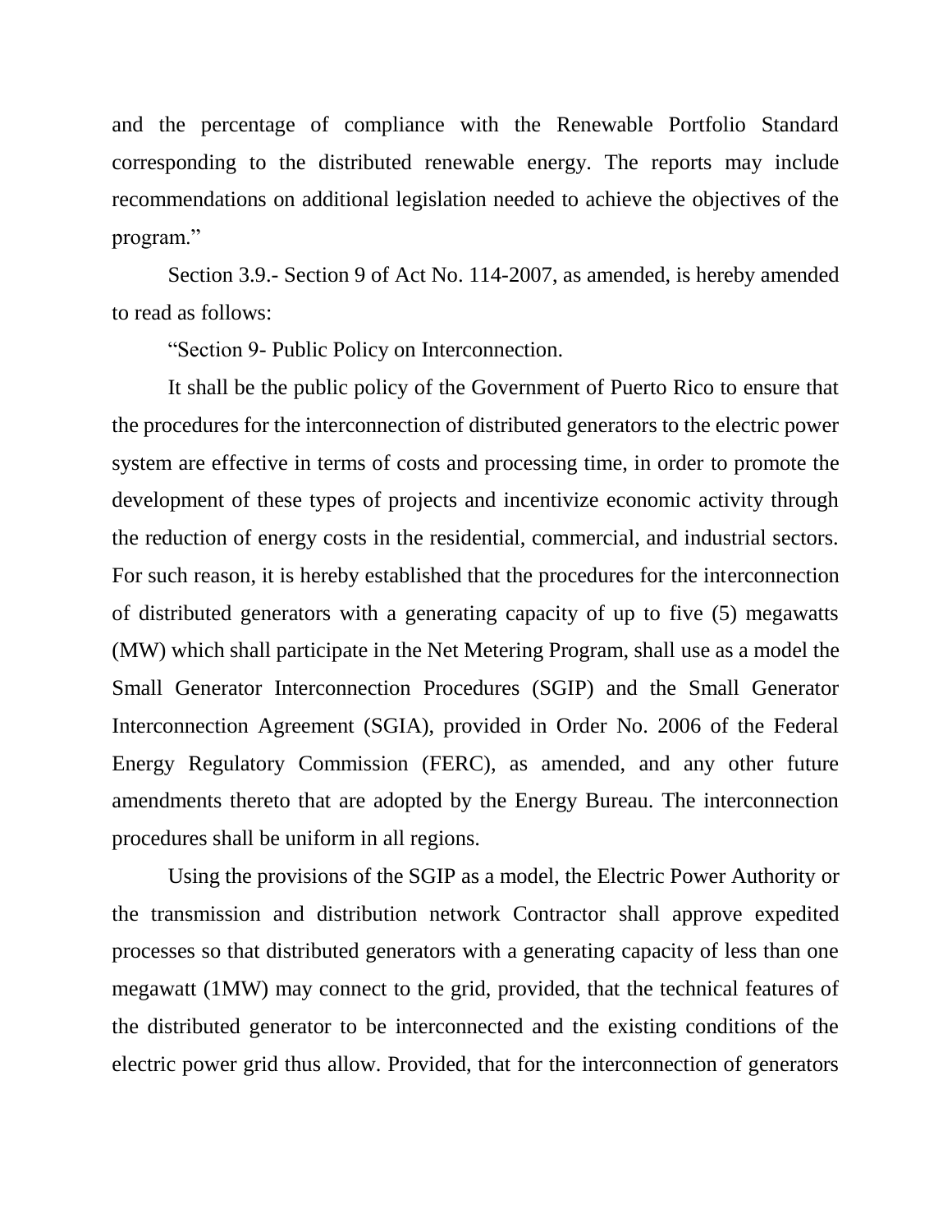and the percentage of compliance with the Renewable Portfolio Standard corresponding to the distributed renewable energy. The reports may include recommendations on additional legislation needed to achieve the objectives of the program."

Section 3.9.- Section 9 of Act No. 114-2007, as amended, is hereby amended to read as follows:

"Section 9- Public Policy on Interconnection.

It shall be the public policy of the Government of Puerto Rico to ensure that the procedures for the interconnection of distributed generators to the electric power system are effective in terms of costs and processing time, in order to promote the development of these types of projects and incentivize economic activity through the reduction of energy costs in the residential, commercial, and industrial sectors. For such reason, it is hereby established that the procedures for the interconnection of distributed generators with a generating capacity of up to five (5) megawatts (MW) which shall participate in the Net Metering Program, shall use as a model the Small Generator Interconnection Procedures (SGIP) and the Small Generator Interconnection Agreement (SGIA), provided in Order No. 2006 of the Federal Energy Regulatory Commission (FERC), as amended, and any other future amendments thereto that are adopted by the Energy Bureau. The interconnection procedures shall be uniform in all regions.

Using the provisions of the SGIP as a model, the Electric Power Authority or the transmission and distribution network Contractor shall approve expedited processes so that distributed generators with a generating capacity of less than one megawatt (1MW) may connect to the grid, provided, that the technical features of the distributed generator to be interconnected and the existing conditions of the electric power grid thus allow. Provided, that for the interconnection of generators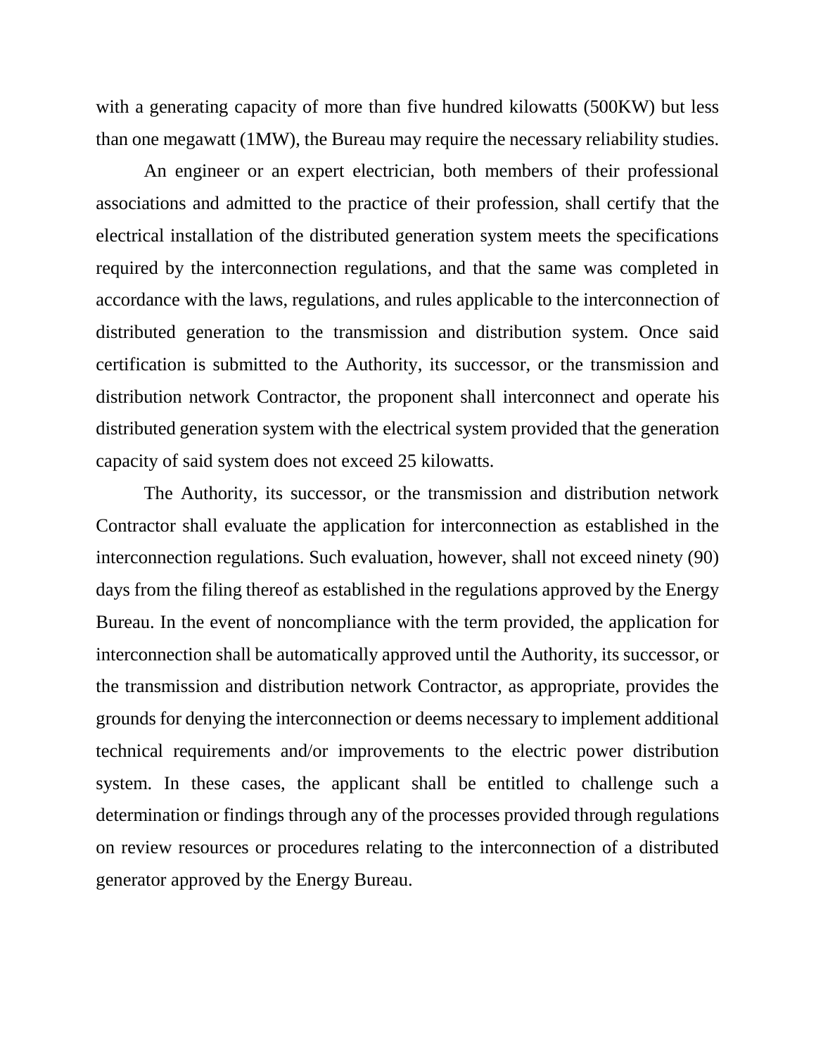with a generating capacity of more than five hundred kilowatts (500KW) but less than one megawatt (1MW), the Bureau may require the necessary reliability studies.

An engineer or an expert electrician, both members of their professional associations and admitted to the practice of their profession, shall certify that the electrical installation of the distributed generation system meets the specifications required by the interconnection regulations, and that the same was completed in accordance with the laws, regulations, and rules applicable to the interconnection of distributed generation to the transmission and distribution system. Once said certification is submitted to the Authority, its successor, or the transmission and distribution network Contractor, the proponent shall interconnect and operate his distributed generation system with the electrical system provided that the generation capacity of said system does not exceed 25 kilowatts.

The Authority, its successor, or the transmission and distribution network Contractor shall evaluate the application for interconnection as established in the interconnection regulations. Such evaluation, however, shall not exceed ninety (90) days from the filing thereof as established in the regulations approved by the Energy Bureau. In the event of noncompliance with the term provided, the application for interconnection shall be automatically approved until the Authority, its successor, or the transmission and distribution network Contractor, as appropriate, provides the grounds for denying the interconnection or deems necessary to implement additional technical requirements and/or improvements to the electric power distribution system. In these cases, the applicant shall be entitled to challenge such a determination or findings through any of the processes provided through regulations on review resources or procedures relating to the interconnection of a distributed generator approved by the Energy Bureau.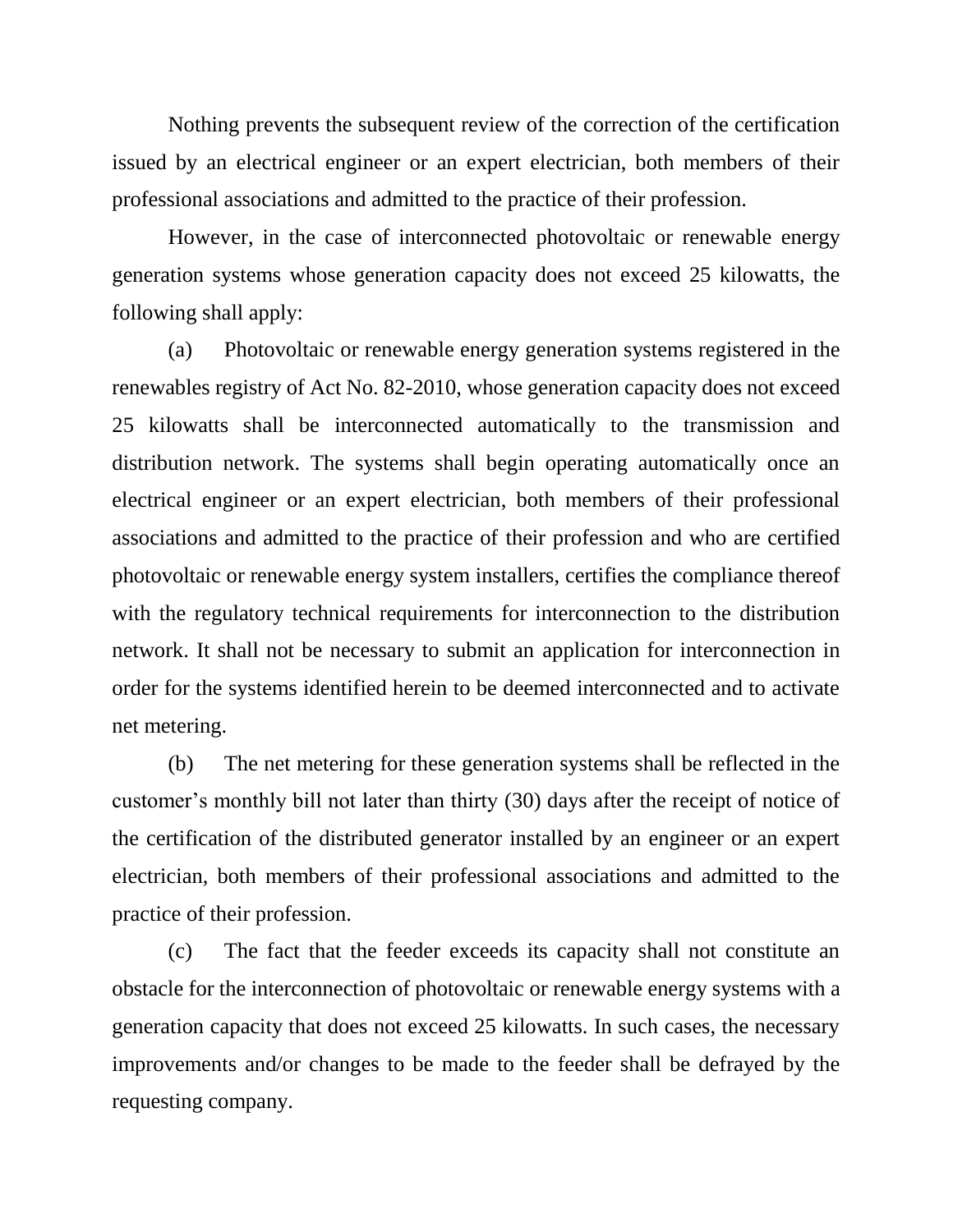Nothing prevents the subsequent review of the correction of the certification issued by an electrical engineer or an expert electrician, both members of their professional associations and admitted to the practice of their profession.

However, in the case of interconnected photovoltaic or renewable energy generation systems whose generation capacity does not exceed 25 kilowatts, the following shall apply:

(a) Photovoltaic or renewable energy generation systems registered in the renewables registry of Act No. 82-2010, whose generation capacity does not exceed 25 kilowatts shall be interconnected automatically to the transmission and distribution network. The systems shall begin operating automatically once an electrical engineer or an expert electrician, both members of their professional associations and admitted to the practice of their profession and who are certified photovoltaic or renewable energy system installers, certifies the compliance thereof with the regulatory technical requirements for interconnection to the distribution network. It shall not be necessary to submit an application for interconnection in order for the systems identified herein to be deemed interconnected and to activate net metering.

(b) The net metering for these generation systems shall be reflected in the customer's monthly bill not later than thirty (30) days after the receipt of notice of the certification of the distributed generator installed by an engineer or an expert electrician, both members of their professional associations and admitted to the practice of their profession.

(c) The fact that the feeder exceeds its capacity shall not constitute an obstacle for the interconnection of photovoltaic or renewable energy systems with a generation capacity that does not exceed 25 kilowatts. In such cases, the necessary improvements and/or changes to be made to the feeder shall be defrayed by the requesting company.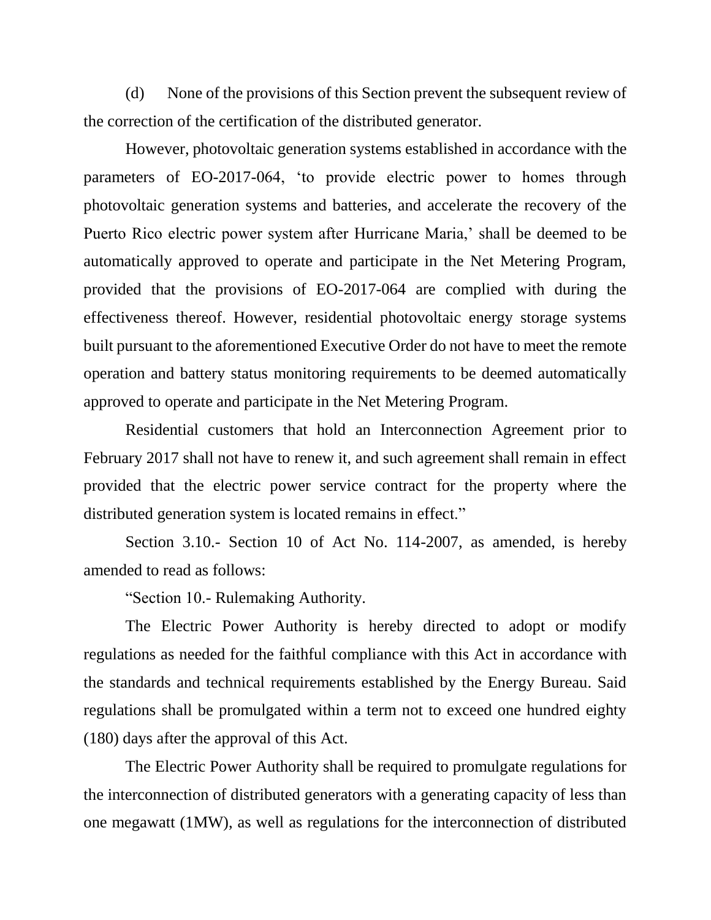(d) None of the provisions of this Section prevent the subsequent review of the correction of the certification of the distributed generator.

However, photovoltaic generation systems established in accordance with the parameters of EO-2017-064, 'to provide electric power to homes through photovoltaic generation systems and batteries, and accelerate the recovery of the Puerto Rico electric power system after Hurricane Maria,' shall be deemed to be automatically approved to operate and participate in the Net Metering Program, provided that the provisions of EO-2017-064 are complied with during the effectiveness thereof. However, residential photovoltaic energy storage systems built pursuant to the aforementioned Executive Order do not have to meet the remote operation and battery status monitoring requirements to be deemed automatically approved to operate and participate in the Net Metering Program.

Residential customers that hold an Interconnection Agreement prior to February 2017 shall not have to renew it, and such agreement shall remain in effect provided that the electric power service contract for the property where the distributed generation system is located remains in effect."

Section 3.10.- Section 10 of Act No. 114-2007, as amended, is hereby amended to read as follows:

"Section 10.- Rulemaking Authority.

The Electric Power Authority is hereby directed to adopt or modify regulations as needed for the faithful compliance with this Act in accordance with the standards and technical requirements established by the Energy Bureau. Said regulations shall be promulgated within a term not to exceed one hundred eighty (180) days after the approval of this Act.

The Electric Power Authority shall be required to promulgate regulations for the interconnection of distributed generators with a generating capacity of less than one megawatt (1MW), as well as regulations for the interconnection of distributed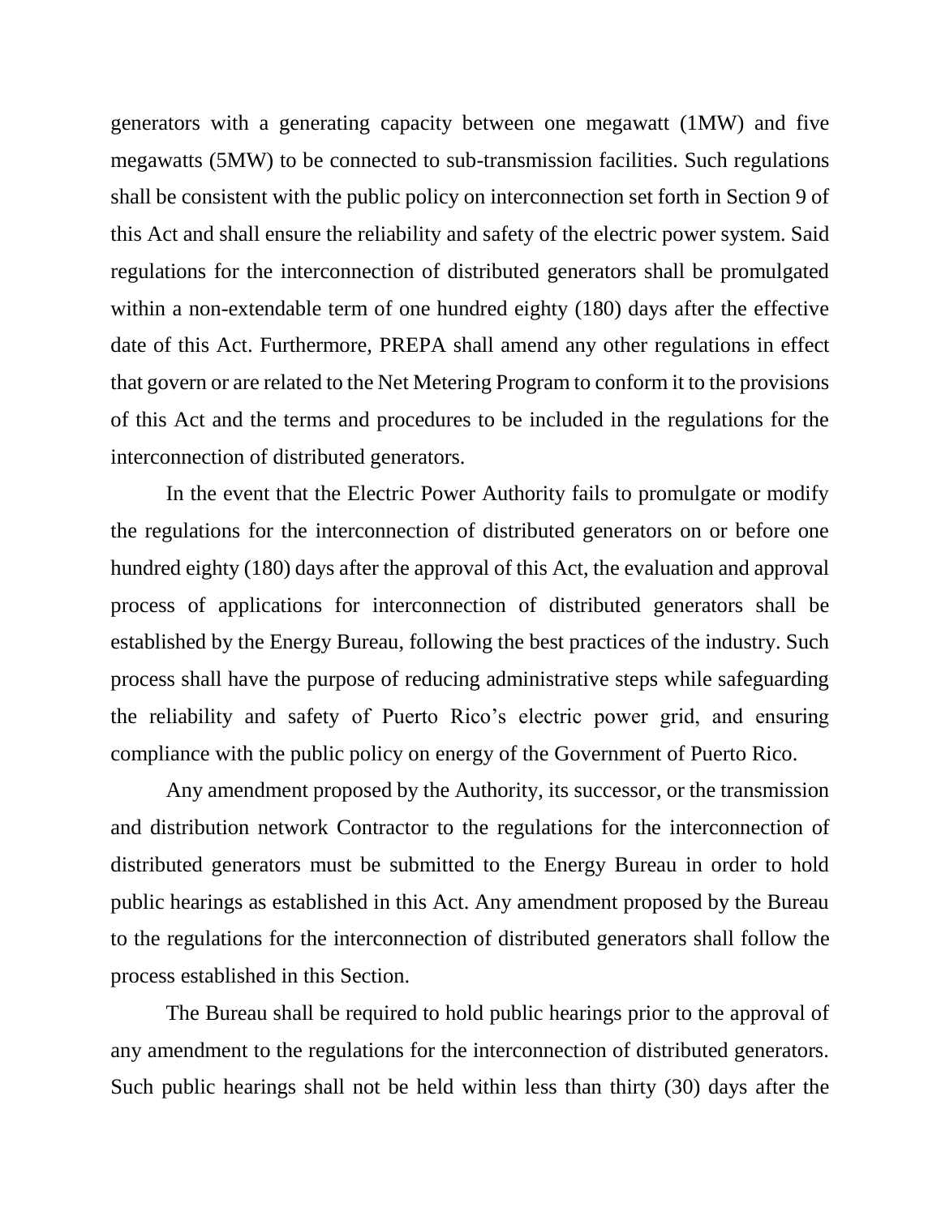generators with a generating capacity between one megawatt (1MW) and five megawatts (5MW) to be connected to sub-transmission facilities. Such regulations shall be consistent with the public policy on interconnection set forth in Section 9 of this Act and shall ensure the reliability and safety of the electric power system. Said regulations for the interconnection of distributed generators shall be promulgated within a non-extendable term of one hundred eighty (180) days after the effective date of this Act. Furthermore, PREPA shall amend any other regulations in effect that govern or are related to the Net Metering Program to conform it to the provisions of this Act and the terms and procedures to be included in the regulations for the interconnection of distributed generators.

In the event that the Electric Power Authority fails to promulgate or modify the regulations for the interconnection of distributed generators on or before one hundred eighty (180) days after the approval of this Act, the evaluation and approval process of applications for interconnection of distributed generators shall be established by the Energy Bureau, following the best practices of the industry. Such process shall have the purpose of reducing administrative steps while safeguarding the reliability and safety of Puerto Rico's electric power grid, and ensuring compliance with the public policy on energy of the Government of Puerto Rico.

Any amendment proposed by the Authority, its successor, or the transmission and distribution network Contractor to the regulations for the interconnection of distributed generators must be submitted to the Energy Bureau in order to hold public hearings as established in this Act. Any amendment proposed by the Bureau to the regulations for the interconnection of distributed generators shall follow the process established in this Section.

The Bureau shall be required to hold public hearings prior to the approval of any amendment to the regulations for the interconnection of distributed generators. Such public hearings shall not be held within less than thirty (30) days after the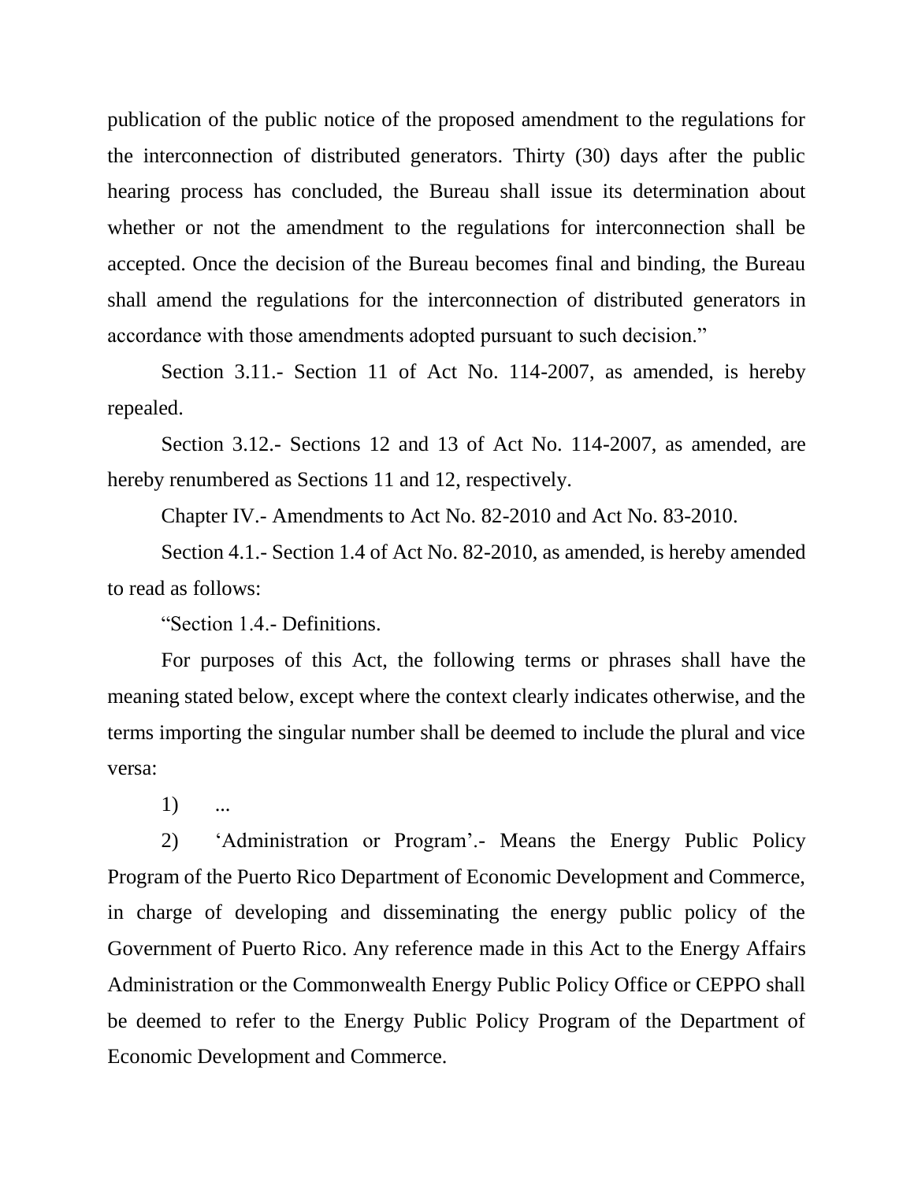publication of the public notice of the proposed amendment to the regulations for the interconnection of distributed generators. Thirty (30) days after the public hearing process has concluded, the Bureau shall issue its determination about whether or not the amendment to the regulations for interconnection shall be accepted. Once the decision of the Bureau becomes final and binding, the Bureau shall amend the regulations for the interconnection of distributed generators in accordance with those amendments adopted pursuant to such decision."

Section 3.11.- Section 11 of Act No. 114-2007, as amended, is hereby repealed.

Section 3.12.- Sections 12 and 13 of Act No. 114-2007, as amended, are hereby renumbered as Sections 11 and 12, respectively.

Chapter IV.- Amendments to Act No. 82-2010 and Act No. 83-2010.

Section 4.1.- Section 1.4 of Act No. 82-2010, as amended, is hereby amended to read as follows:

"Section 1.4.- Definitions.

For purposes of this Act, the following terms or phrases shall have the meaning stated below, except where the context clearly indicates otherwise, and the terms importing the singular number shall be deemed to include the plural and vice versa:

1) ...

2) 'Administration or Program'.- Means the Energy Public Policy Program of the Puerto Rico Department of Economic Development and Commerce, in charge of developing and disseminating the energy public policy of the Government of Puerto Rico. Any reference made in this Act to the Energy Affairs Administration or the Commonwealth Energy Public Policy Office or CEPPO shall be deemed to refer to the Energy Public Policy Program of the Department of Economic Development and Commerce.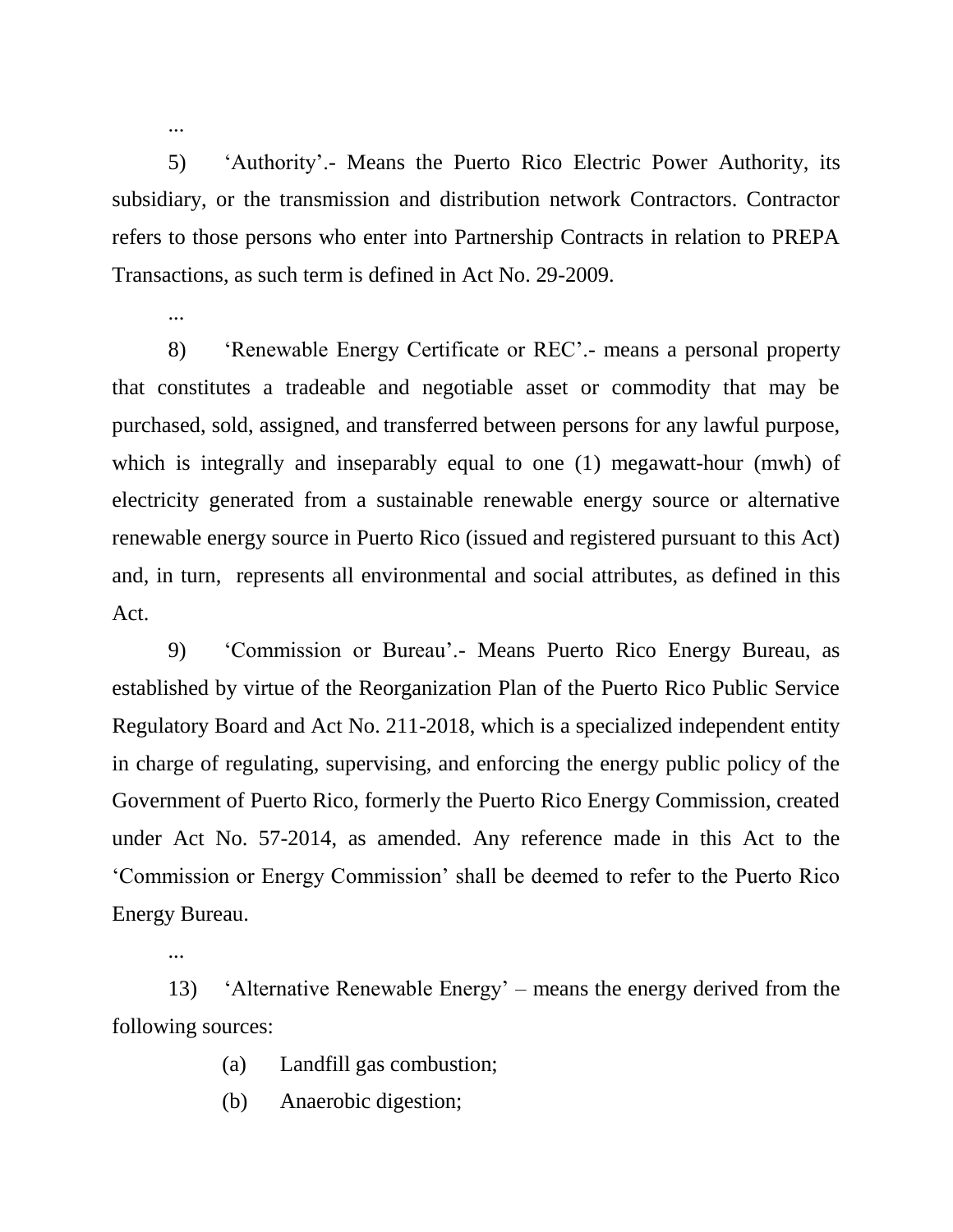...

5) 'Authority'.- Means the Puerto Rico Electric Power Authority, its subsidiary, or the transmission and distribution network Contractors. Contractor refers to those persons who enter into Partnership Contracts in relation to PREPA Transactions, as such term is defined in Act No. 29-2009.

...

8) 'Renewable Energy Certificate or REC'.- means a personal property that constitutes a tradeable and negotiable asset or commodity that may be purchased, sold, assigned, and transferred between persons for any lawful purpose, which is integrally and inseparably equal to one (1) megawatt-hour (mwh) of electricity generated from a sustainable renewable energy source or alternative renewable energy source in Puerto Rico (issued and registered pursuant to this Act) and, in turn, represents all environmental and social attributes, as defined in this Act.

9) 'Commission or Bureau'.- Means Puerto Rico Energy Bureau, as established by virtue of the Reorganization Plan of the Puerto Rico Public Service Regulatory Board and Act No. 211-2018, which is a specialized independent entity in charge of regulating, supervising, and enforcing the energy public policy of the Government of Puerto Rico, formerly the Puerto Rico Energy Commission, created under Act No. 57-2014, as amended. Any reference made in this Act to the 'Commission or Energy Commission' shall be deemed to refer to the Puerto Rico Energy Bureau.

...

13) 'Alternative Renewable Energy' – means the energy derived from the following sources:

(a) Landfill gas combustion;

(b) Anaerobic digestion;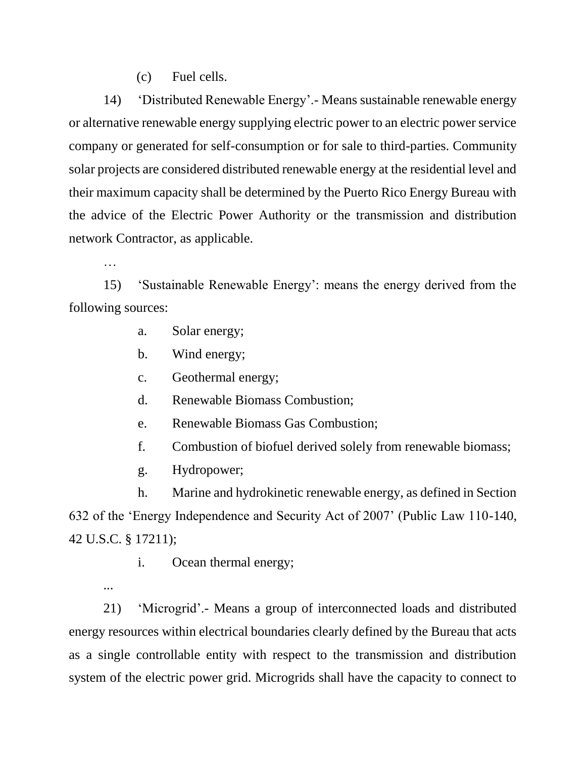(c) Fuel cells.

14) 'Distributed Renewable Energy'.- Means sustainable renewable energy or alternative renewable energy supplying electric power to an electric power service company or generated for self-consumption or for sale to third-parties. Community solar projects are considered distributed renewable energy at the residential level and their maximum capacity shall be determined by the Puerto Rico Energy Bureau with the advice of the Electric Power Authority or the transmission and distribution network Contractor, as applicable.

…

15) 'Sustainable Renewable Energy': means the energy derived from the following sources:

a. Solar energy;

b. Wind energy;

c. Geothermal energy;

d. Renewable Biomass Combustion;

e. Renewable Biomass Gas Combustion;

f. Combustion of biofuel derived solely from renewable biomass;

g. Hydropower;

h. Marine and hydrokinetic renewable energy, as defined in Section 632 of the 'Energy Independence and Security Act of 2007' (Public Law 110-140, 42 U.S.C. § 17211);

i. Ocean thermal energy;

...

21) 'Microgrid'.- Means a group of interconnected loads and distributed energy resources within electrical boundaries clearly defined by the Bureau that acts as a single controllable entity with respect to the transmission and distribution system of the electric power grid. Microgrids shall have the capacity to connect to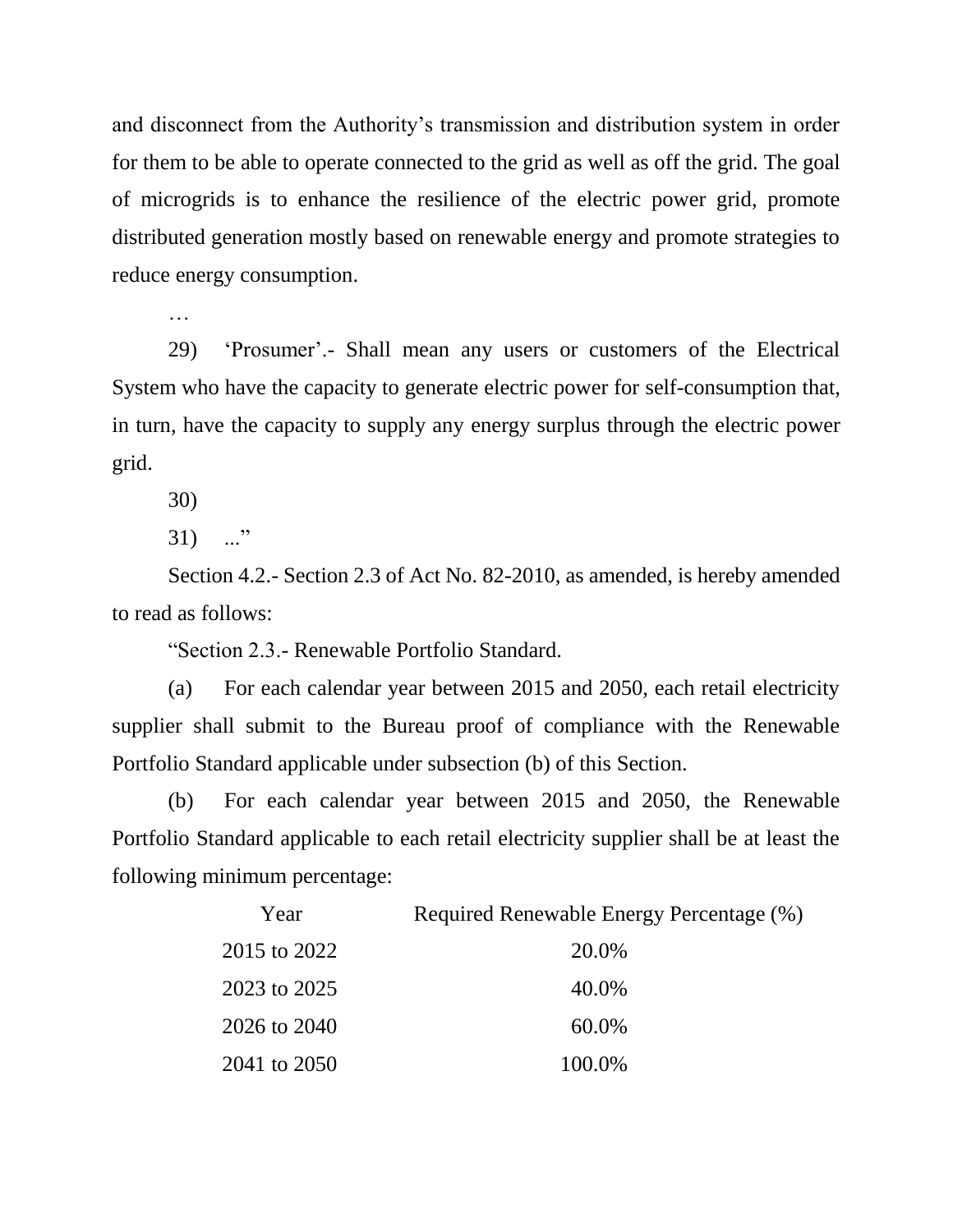and disconnect from the Authority's transmission and distribution system in order for them to be able to operate connected to the grid as well as off the grid. The goal of microgrids is to enhance the resilience of the electric power grid, promote distributed generation mostly based on renewable energy and promote strategies to reduce energy consumption.

…

29) 'Prosumer'.- Shall mean any users or customers of the Electrical System who have the capacity to generate electric power for self-consumption that, in turn, have the capacity to supply any energy surplus through the electric power grid.

30)

31) ..."

Section 4.2.- Section 2.3 of Act No. 82-2010, as amended, is hereby amended to read as follows:

"Section 2.3.- Renewable Portfolio Standard.

(a) For each calendar year between 2015 and 2050, each retail electricity supplier shall submit to the Bureau proof of compliance with the Renewable Portfolio Standard applicable under subsection (b) of this Section.

(b) For each calendar year between 2015 and 2050, the Renewable Portfolio Standard applicable to each retail electricity supplier shall be at least the following minimum percentage:

| Year | Required Renewable Energy Percentage (%) |
|---|---|
| 2015 to 2022 | 20.0% |
| 2023 to 2025 | 40.0% |
| 2026 to 2040 | 60.0% |
| 2041 to 2050 | 100.0% |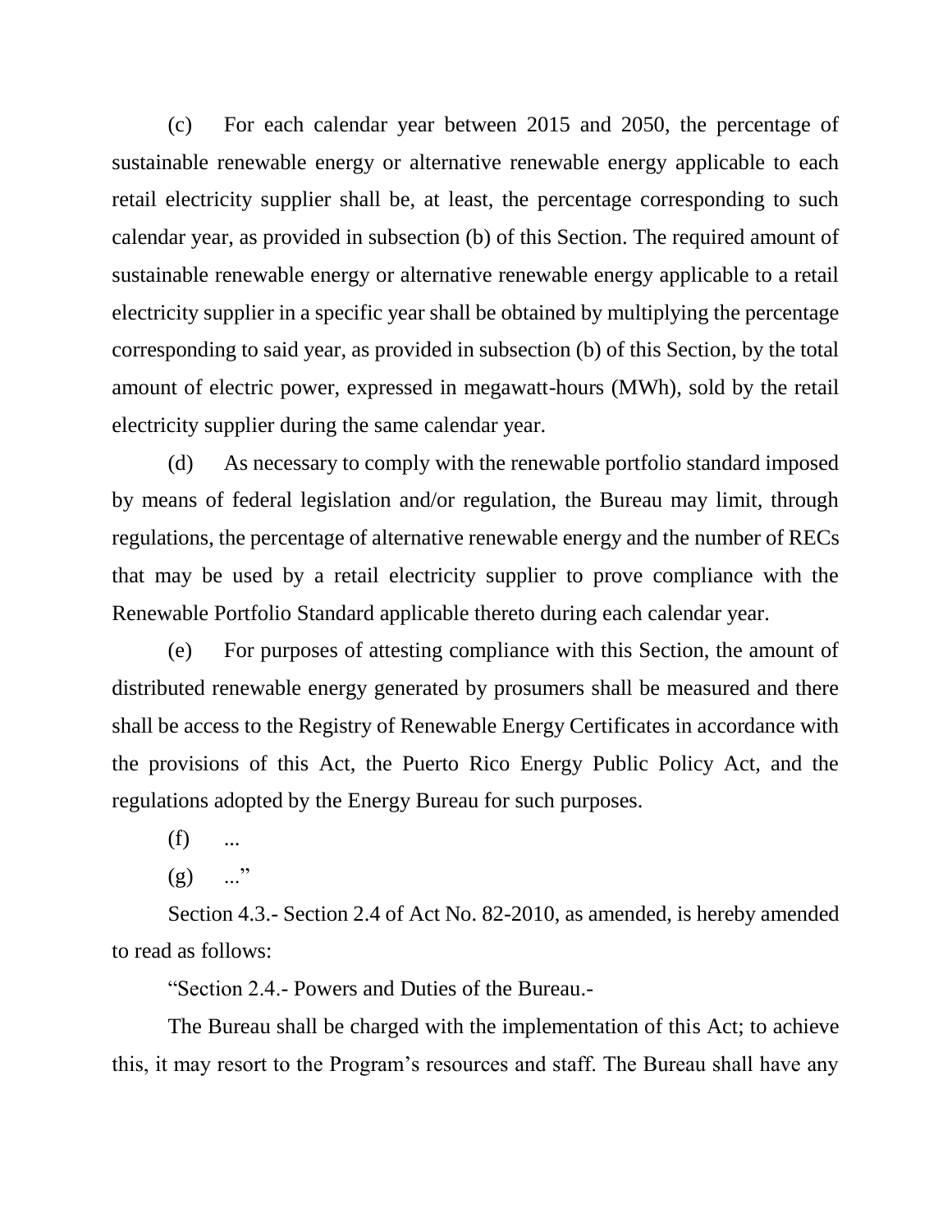(c) For each calendar year between 2015 and 2050, the percentage of sustainable renewable energy or alternative renewable energy applicable to each retail electricity supplier shall be, at least, the percentage corresponding to such calendar year, as provided in subsection (b) of this Section. The required amount of sustainable renewable energy or alternative renewable energy applicable to a retail electricity supplier in a specific year shall be obtained by multiplying the percentage corresponding to said year, as provided in subsection (b) of this Section, by the total amount of electric power, expressed in megawatt-hours (MWh), sold by the retail electricity supplier during the same calendar year.

(d) As necessary to comply with the renewable portfolio standard imposed by means of federal legislation and/or regulation, the Bureau may limit, through regulations, the percentage of alternative renewable energy and the number of RECs that may be used by a retail electricity supplier to prove compliance with the Renewable Portfolio Standard applicable thereto during each calendar year.

(e) For purposes of attesting compliance with this Section, the amount of distributed renewable energy generated by prosumers shall be measured and there shall be access to the Registry of Renewable Energy Certificates in accordance with the provisions of this Act, the Puerto Rico Energy Public Policy Act, and the regulations adopted by the Energy Bureau for such purposes.

(f) ...

(g) ..."

Section 4.3.- Section 2.4 of Act No. 82-2010, as amended, is hereby amended to read as follows:

"Section 2.4.- Powers and Duties of the Bureau.-

The Bureau shall be charged with the implementation of this Act; to achieve this, it may resort to the Program's resources and staff. The Bureau shall have any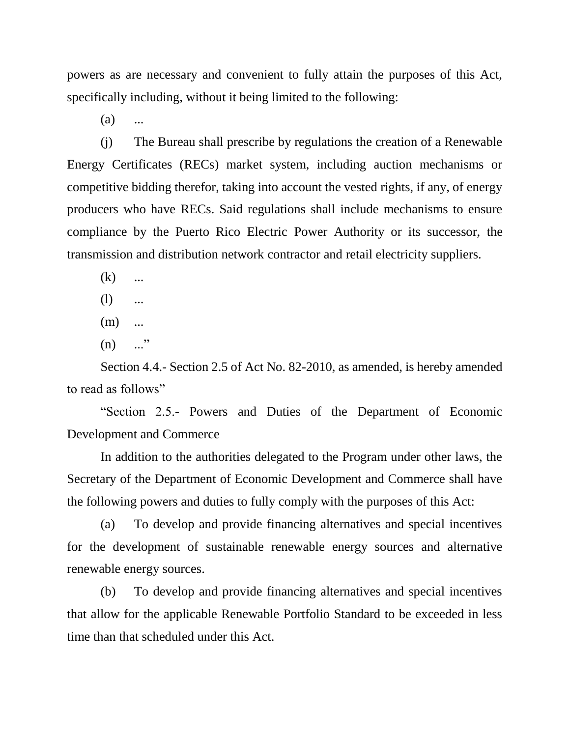powers as are necessary and convenient to fully attain the purposes of this Act, specifically including, without it being limited to the following:

(a) ...

(j) The Bureau shall prescribe by regulations the creation of a Renewable Energy Certificates (RECs) market system, including auction mechanisms or competitive bidding therefor, taking into account the vested rights, if any, of energy producers who have RECs. Said regulations shall include mechanisms to ensure compliance by the Puerto Rico Electric Power Authority or its successor, the transmission and distribution network contractor and retail electricity suppliers.

(k) ...

(l) ...

(m) ...

(n) ..."

Section 4.4.- Section 2.5 of Act No. 82-2010, as amended, is hereby amended to read as follows"

"Section 2.5.- Powers and Duties of the Department of Economic Development and Commerce

In addition to the authorities delegated to the Program under other laws, the Secretary of the Department of Economic Development and Commerce shall have the following powers and duties to fully comply with the purposes of this Act:

(a) To develop and provide financing alternatives and special incentives for the development of sustainable renewable energy sources and alternative renewable energy sources.

(b) To develop and provide financing alternatives and special incentives that allow for the applicable Renewable Portfolio Standard to be exceeded in less time than that scheduled under this Act.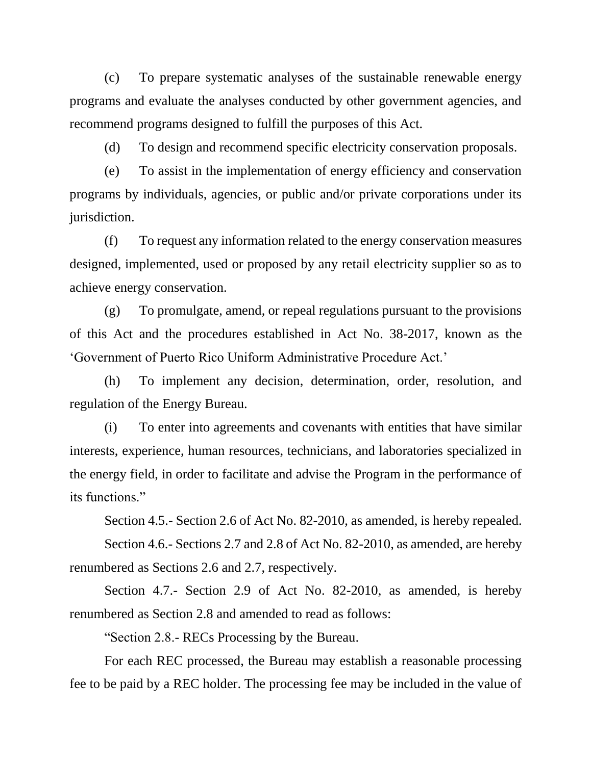(c) To prepare systematic analyses of the sustainable renewable energy programs and evaluate the analyses conducted by other government agencies, and recommend programs designed to fulfill the purposes of this Act.

(d) To design and recommend specific electricity conservation proposals.

(e) To assist in the implementation of energy efficiency and conservation programs by individuals, agencies, or public and/or private corporations under its jurisdiction.

(f) To request any information related to the energy conservation measures designed, implemented, used or proposed by any retail electricity supplier so as to achieve energy conservation.

(g) To promulgate, amend, or repeal regulations pursuant to the provisions of this Act and the procedures established in Act No. 38-2017, known as the 'Government of Puerto Rico Uniform Administrative Procedure Act.'

(h) To implement any decision, determination, order, resolution, and regulation of the Energy Bureau.

(i) To enter into agreements and covenants with entities that have similar interests, experience, human resources, technicians, and laboratories specialized in the energy field, in order to facilitate and advise the Program in the performance of its functions."

Section 4.5.- Section 2.6 of Act No. 82-2010, as amended, is hereby repealed.

Section 4.6.- Sections 2.7 and 2.8 of Act No. 82-2010, as amended, are hereby renumbered as Sections 2.6 and 2.7, respectively.

Section 4.7.- Section 2.9 of Act No. 82-2010, as amended, is hereby renumbered as Section 2.8 and amended to read as follows:

"Section 2.8.- RECs Processing by the Bureau.

For each REC processed, the Bureau may establish a reasonable processing fee to be paid by a REC holder. The processing fee may be included in the value of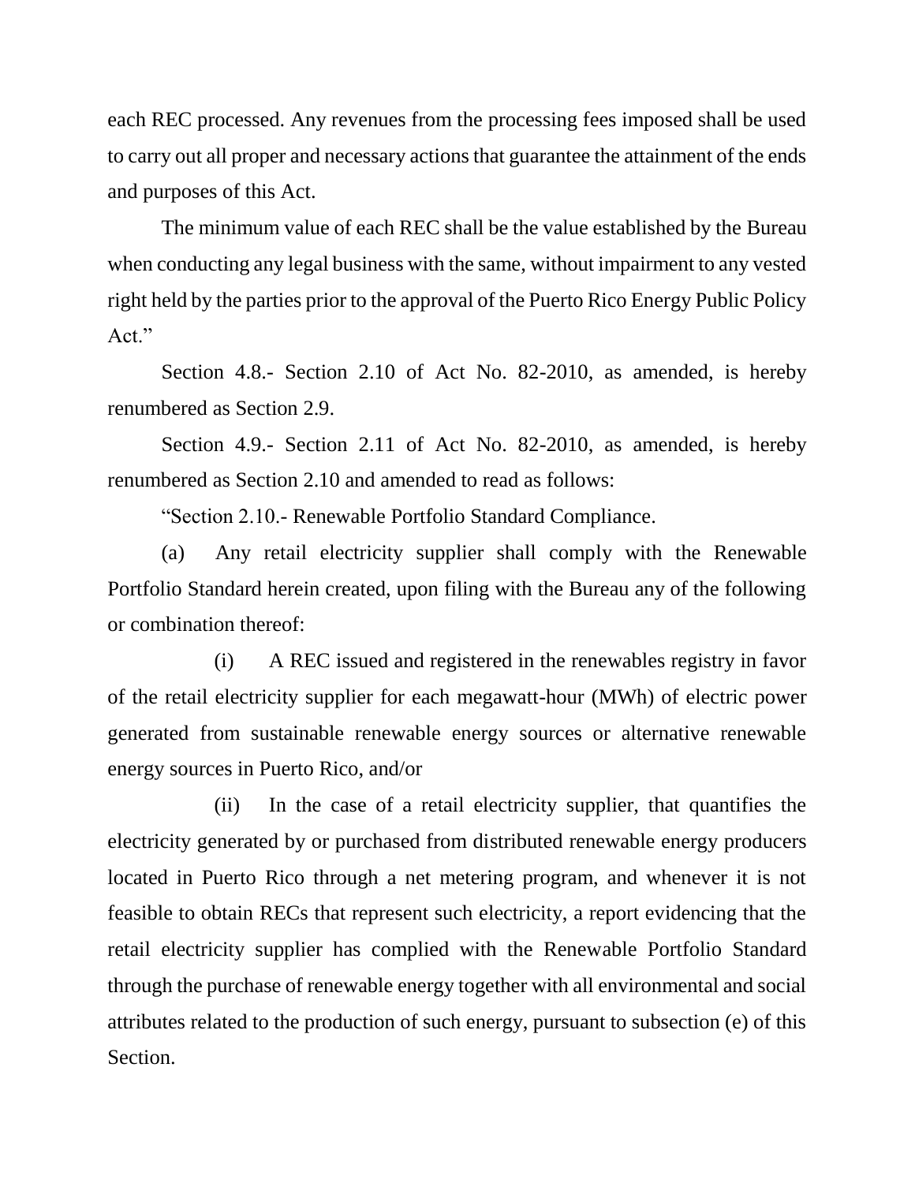each REC processed. Any revenues from the processing fees imposed shall be used to carry out all proper and necessary actions that guarantee the attainment of the ends and purposes of this Act.

The minimum value of each REC shall be the value established by the Bureau when conducting any legal business with the same, without impairment to any vested right held by the parties prior to the approval of the Puerto Rico Energy Public Policy Act."

Section 4.8.- Section 2.10 of Act No. 82-2010, as amended, is hereby renumbered as Section 2.9.

Section 4.9.- Section 2.11 of Act No. 82-2010, as amended, is hereby renumbered as Section 2.10 and amended to read as follows:

"Section 2.10.- Renewable Portfolio Standard Compliance.

(a) Any retail electricity supplier shall comply with the Renewable Portfolio Standard herein created, upon filing with the Bureau any of the following or combination thereof:

(i) A REC issued and registered in the renewables registry in favor of the retail electricity supplier for each megawatt-hour (MWh) of electric power generated from sustainable renewable energy sources or alternative renewable energy sources in Puerto Rico, and/or

(ii) In the case of a retail electricity supplier, that quantifies the electricity generated by or purchased from distributed renewable energy producers located in Puerto Rico through a net metering program, and whenever it is not feasible to obtain RECs that represent such electricity, a report evidencing that the retail electricity supplier has complied with the Renewable Portfolio Standard through the purchase of renewable energy together with all environmental and social attributes related to the production of such energy, pursuant to subsection (e) of this Section.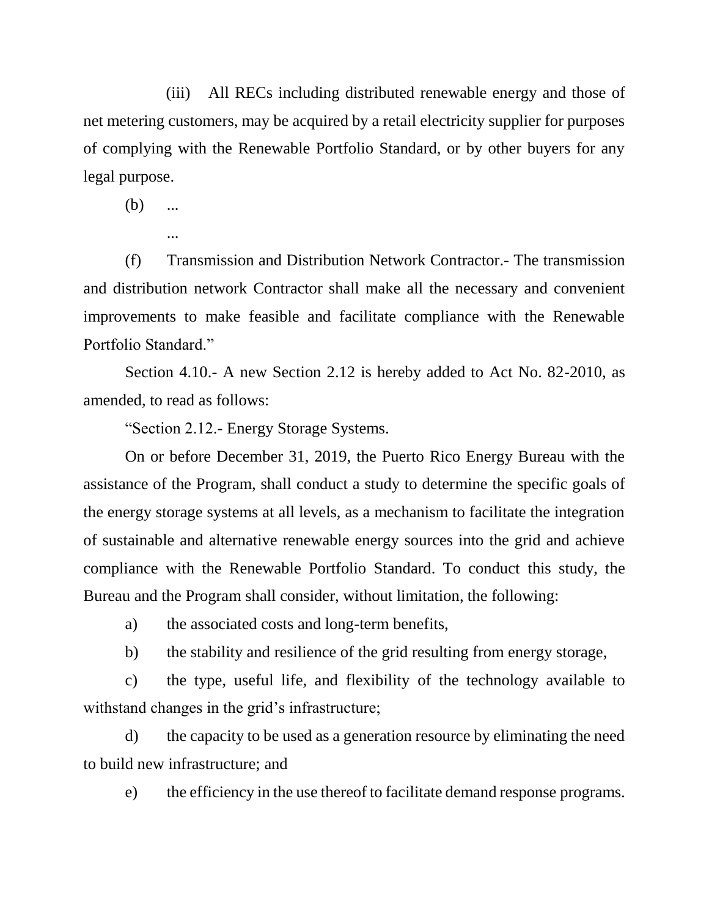(iii) All RECs including distributed renewable energy and those of net metering customers, may be acquired by a retail electricity supplier for purposes of complying with the Renewable Portfolio Standard, or by other buyers for any legal purpose.

(b) ...

...

(f) Transmission and Distribution Network Contractor.- The transmission and distribution network Contractor shall make all the necessary and convenient improvements to make feasible and facilitate compliance with the Renewable Portfolio Standard."

Section 4.10.- A new Section 2.12 is hereby added to Act No. 82-2010, as amended, to read as follows:

"Section 2.12.- Energy Storage Systems.

On or before December 31, 2019, the Puerto Rico Energy Bureau with the assistance of the Program, shall conduct a study to determine the specific goals of the energy storage systems at all levels, as a mechanism to facilitate the integration of sustainable and alternative renewable energy sources into the grid and achieve compliance with the Renewable Portfolio Standard. To conduct this study, the Bureau and the Program shall consider, without limitation, the following:

a) the associated costs and long-term benefits,

b) the stability and resilience of the grid resulting from energy storage,

c) the type, useful life, and flexibility of the technology available to withstand changes in the grid's infrastructure;

d) the capacity to be used as a generation resource by eliminating the need to build new infrastructure; and

e) the efficiency in the use thereof to facilitate demand response programs.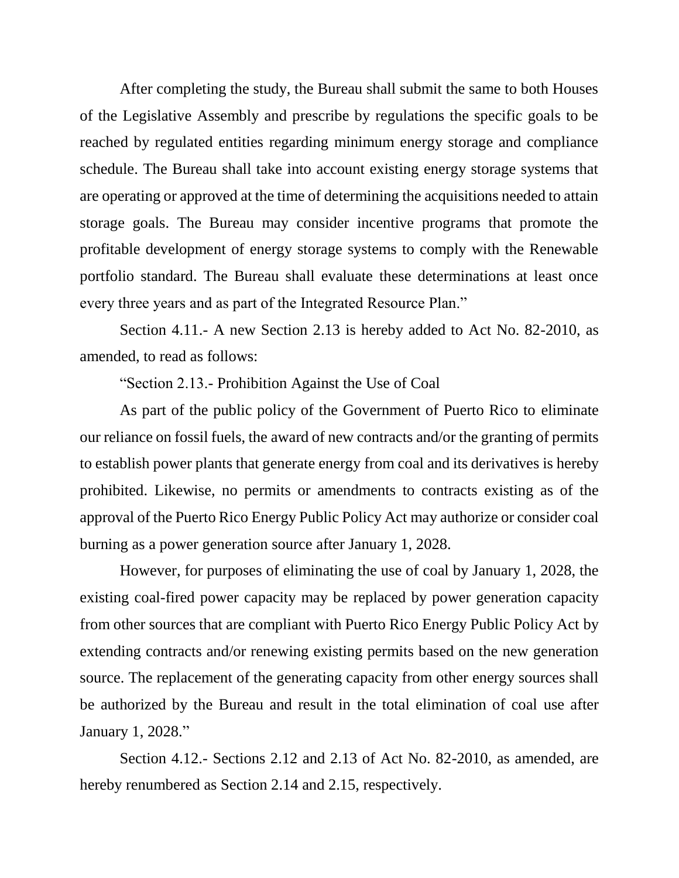After completing the study, the Bureau shall submit the same to both Houses of the Legislative Assembly and prescribe by regulations the specific goals to be reached by regulated entities regarding minimum energy storage and compliance schedule. The Bureau shall take into account existing energy storage systems that are operating or approved at the time of determining the acquisitions needed to attain storage goals. The Bureau may consider incentive programs that promote the profitable development of energy storage systems to comply with the Renewable portfolio standard. The Bureau shall evaluate these determinations at least once every three years and as part of the Integrated Resource Plan."

Section 4.11.- A new Section 2.13 is hereby added to Act No. 82-2010, as amended, to read as follows:

"Section 2.13.- Prohibition Against the Use of Coal

As part of the public policy of the Government of Puerto Rico to eliminate our reliance on fossil fuels, the award of new contracts and/or the granting of permits to establish power plants that generate energy from coal and its derivatives is hereby prohibited. Likewise, no permits or amendments to contracts existing as of the approval of the Puerto Rico Energy Public Policy Act may authorize or consider coal burning as a power generation source after January 1, 2028.

However, for purposes of eliminating the use of coal by January 1, 2028, the existing coal-fired power capacity may be replaced by power generation capacity from other sources that are compliant with Puerto Rico Energy Public Policy Act by extending contracts and/or renewing existing permits based on the new generation source. The replacement of the generating capacity from other energy sources shall be authorized by the Bureau and result in the total elimination of coal use after January 1, 2028."

Section 4.12.- Sections 2.12 and 2.13 of Act No. 82-2010, as amended, are hereby renumbered as Section 2.14 and 2.15, respectively.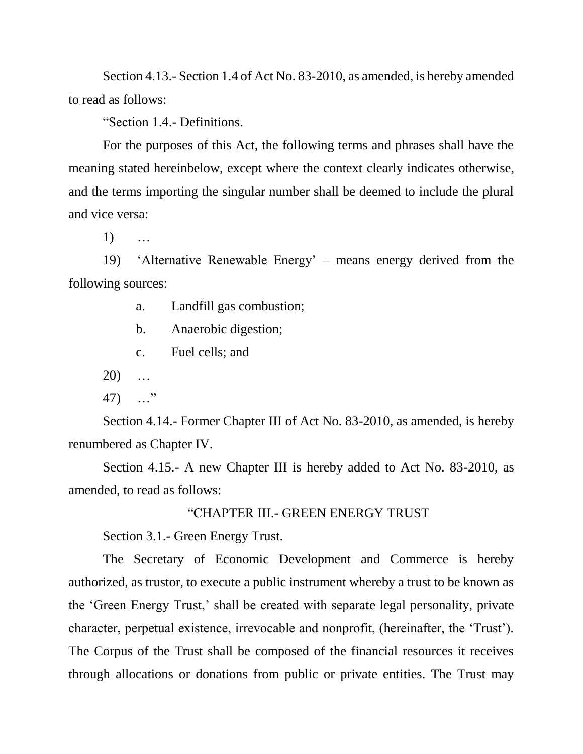Section 4.13.- Section 1.4 of Act No. 83-2010, as amended, is hereby amended to read as follows:

"Section 1.4.- Definitions.

For the purposes of this Act, the following terms and phrases shall have the meaning stated hereinbelow, except where the context clearly indicates otherwise, and the terms importing the singular number shall be deemed to include the plural and vice versa:

1) …

19) 'Alternative Renewable Energy' – means energy derived from the following sources:

a. Landfill gas combustion;

b. Anaerobic digestion;

c. Fuel cells; and

20) …

47) …"

Section 4.14.- Former Chapter III of Act No. 83-2010, as amended, is hereby renumbered as Chapter IV.

Section 4.15.- A new Chapter III is hereby added to Act No. 83-2010, as amended, to read as follows:

"CHAPTER III.- GREEN ENERGY TRUST

Section 3.1.- Green Energy Trust.

The Secretary of Economic Development and Commerce is hereby authorized, as trustor, to execute a public instrument whereby a trust to be known as the 'Green Energy Trust,' shall be created with separate legal personality, private character, perpetual existence, irrevocable and nonprofit, (hereinafter, the 'Trust'). The Corpus of the Trust shall be composed of the financial resources it receives through allocations or donations from public or private entities. The Trust may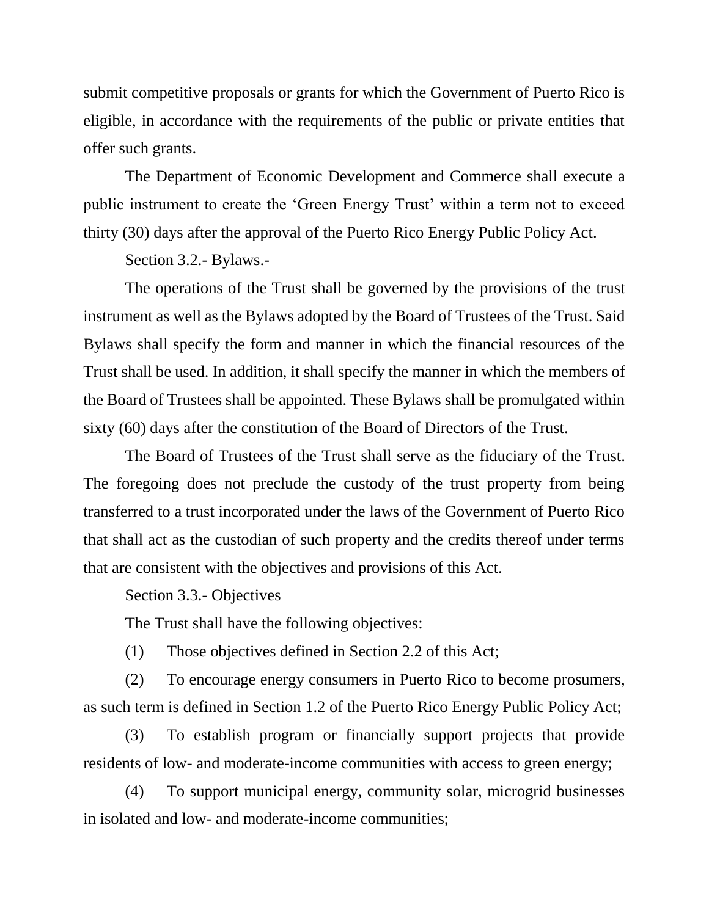submit competitive proposals or grants for which the Government of Puerto Rico is eligible, in accordance with the requirements of the public or private entities that offer such grants.

The Department of Economic Development and Commerce shall execute a public instrument to create the 'Green Energy Trust' within a term not to exceed thirty (30) days after the approval of the Puerto Rico Energy Public Policy Act.

Section 3.2.- Bylaws.-

The operations of the Trust shall be governed by the provisions of the trust instrument as well as the Bylaws adopted by the Board of Trustees of the Trust. Said Bylaws shall specify the form and manner in which the financial resources of the Trust shall be used. In addition, it shall specify the manner in which the members of the Board of Trustees shall be appointed. These Bylaws shall be promulgated within sixty (60) days after the constitution of the Board of Directors of the Trust.

The Board of Trustees of the Trust shall serve as the fiduciary of the Trust. The foregoing does not preclude the custody of the trust property from being transferred to a trust incorporated under the laws of the Government of Puerto Rico that shall act as the custodian of such property and the credits thereof under terms that are consistent with the objectives and provisions of this Act.

Section 3.3.- Objectives

The Trust shall have the following objectives:

(1) Those objectives defined in Section 2.2 of this Act;

(2) To encourage energy consumers in Puerto Rico to become prosumers, as such term is defined in Section 1.2 of the Puerto Rico Energy Public Policy Act;

(3) To establish program or financially support projects that provide residents of low- and moderate-income communities with access to green energy;

(4) To support municipal energy, community solar, microgrid businesses in isolated and low- and moderate-income communities;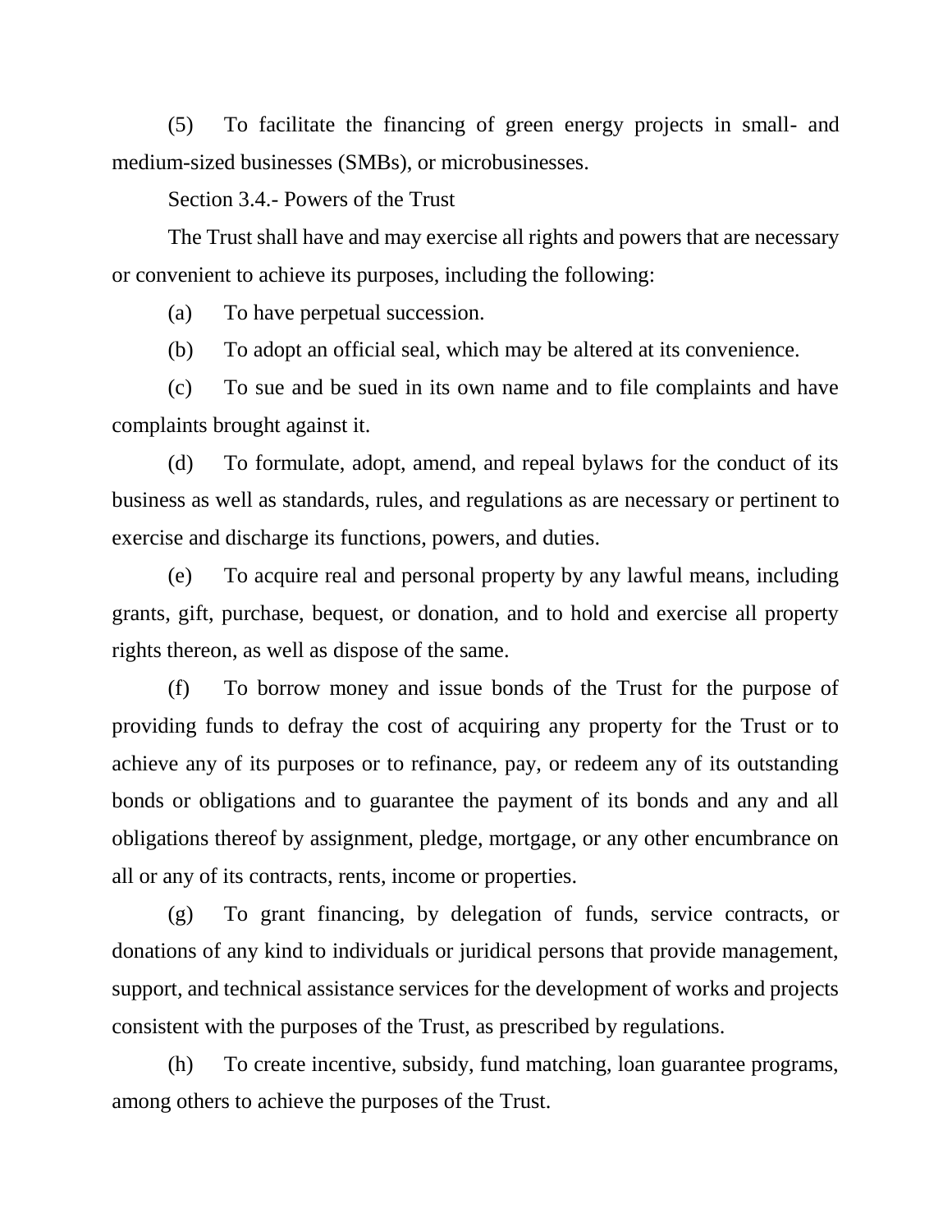(5) To facilitate the financing of green energy projects in small- and medium-sized businesses (SMBs), or microbusinesses.

Section 3.4.- Powers of the Trust

The Trust shall have and may exercise all rights and powers that are necessary or convenient to achieve its purposes, including the following:

(a) To have perpetual succession.

(b) To adopt an official seal, which may be altered at its convenience.

(c) To sue and be sued in its own name and to file complaints and have complaints brought against it.

(d) To formulate, adopt, amend, and repeal bylaws for the conduct of its business as well as standards, rules, and regulations as are necessary or pertinent to exercise and discharge its functions, powers, and duties.

(e) To acquire real and personal property by any lawful means, including grants, gift, purchase, bequest, or donation, and to hold and exercise all property rights thereon, as well as dispose of the same.

(f) To borrow money and issue bonds of the Trust for the purpose of providing funds to defray the cost of acquiring any property for the Trust or to achieve any of its purposes or to refinance, pay, or redeem any of its outstanding bonds or obligations and to guarantee the payment of its bonds and any and all obligations thereof by assignment, pledge, mortgage, or any other encumbrance on all or any of its contracts, rents, income or properties.

(g) To grant financing, by delegation of funds, service contracts, or donations of any kind to individuals or juridical persons that provide management, support, and technical assistance services for the development of works and projects consistent with the purposes of the Trust, as prescribed by regulations.

(h) To create incentive, subsidy, fund matching, loan guarantee programs, among others to achieve the purposes of the Trust.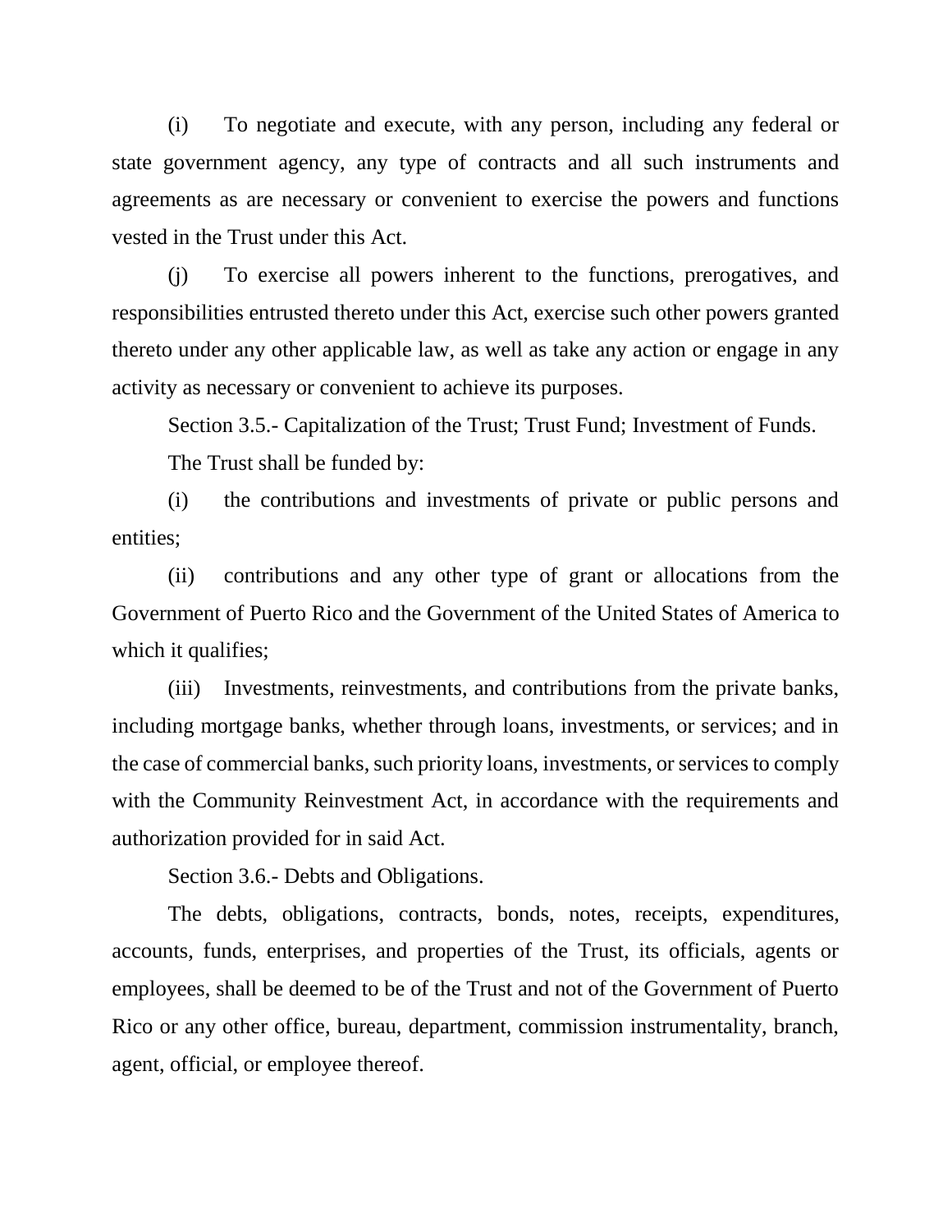(i) To negotiate and execute, with any person, including any federal or state government agency, any type of contracts and all such instruments and agreements as are necessary or convenient to exercise the powers and functions vested in the Trust under this Act.

(j) To exercise all powers inherent to the functions, prerogatives, and responsibilities entrusted thereto under this Act, exercise such other powers granted thereto under any other applicable law, as well as take any action or engage in any activity as necessary or convenient to achieve its purposes.

Section 3.5.- Capitalization of the Trust; Trust Fund; Investment of Funds.

The Trust shall be funded by:

(i) the contributions and investments of private or public persons and entities;

(ii) contributions and any other type of grant or allocations from the Government of Puerto Rico and the Government of the United States of America to which it qualifies;

(iii) Investments, reinvestments, and contributions from the private banks, including mortgage banks, whether through loans, investments, or services; and in the case of commercial banks, such priority loans, investments, or services to comply with the Community Reinvestment Act, in accordance with the requirements and authorization provided for in said Act.

Section 3.6.- Debts and Obligations.

The debts, obligations, contracts, bonds, notes, receipts, expenditures, accounts, funds, enterprises, and properties of the Trust, its officials, agents or employees, shall be deemed to be of the Trust and not of the Government of Puerto Rico or any other office, bureau, department, commission instrumentality, branch, agent, official, or employee thereof.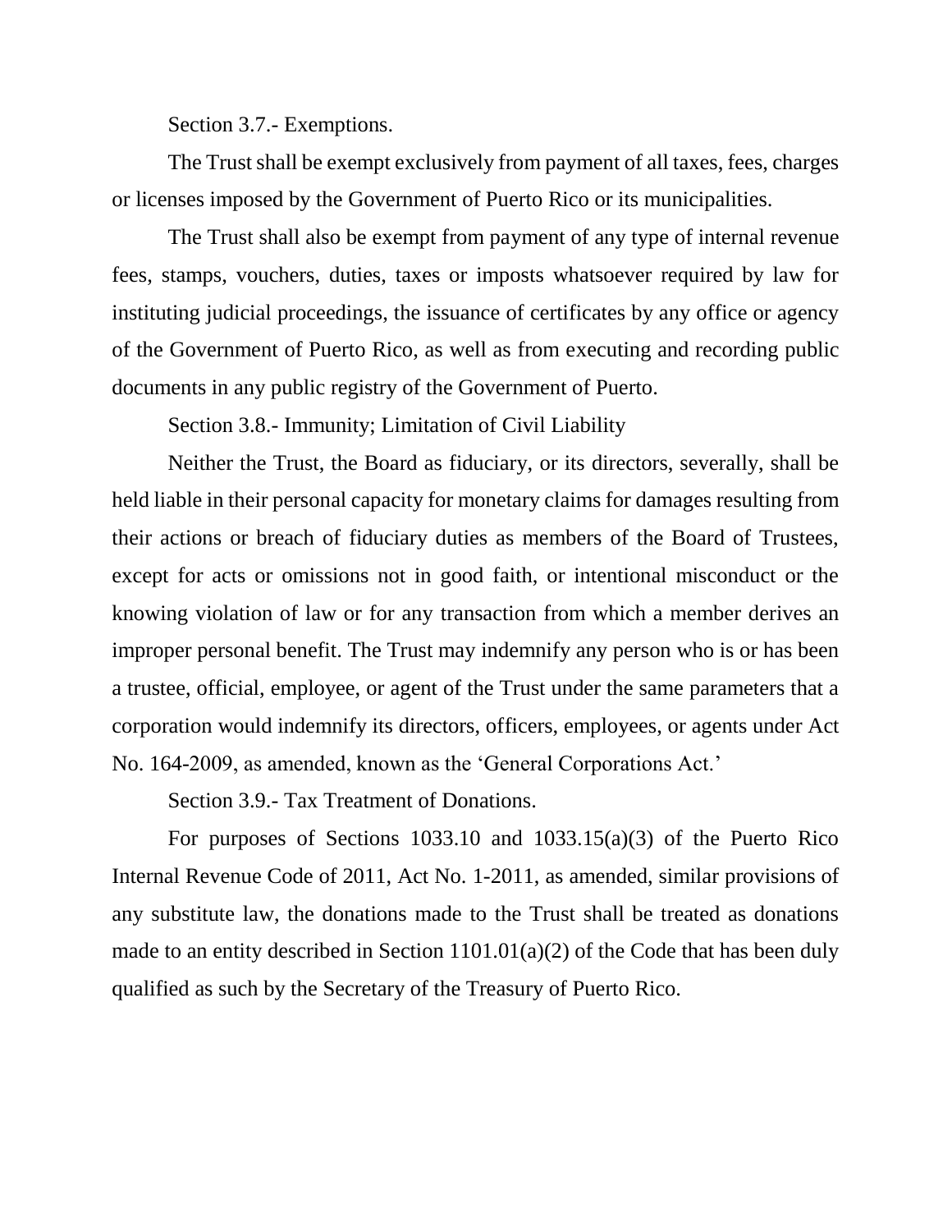Section 3.7.- Exemptions.

The Trust shall be exempt exclusively from payment of all taxes, fees, charges or licenses imposed by the Government of Puerto Rico or its municipalities.

The Trust shall also be exempt from payment of any type of internal revenue fees, stamps, vouchers, duties, taxes or imposts whatsoever required by law for instituting judicial proceedings, the issuance of certificates by any office or agency of the Government of Puerto Rico, as well as from executing and recording public documents in any public registry of the Government of Puerto.

Section 3.8.- Immunity; Limitation of Civil Liability

Neither the Trust, the Board as fiduciary, or its directors, severally, shall be held liable in their personal capacity for monetary claims for damages resulting from their actions or breach of fiduciary duties as members of the Board of Trustees, except for acts or omissions not in good faith, or intentional misconduct or the knowing violation of law or for any transaction from which a member derives an improper personal benefit. The Trust may indemnify any person who is or has been a trustee, official, employee, or agent of the Trust under the same parameters that a corporation would indemnify its directors, officers, employees, or agents under Act No. 164-2009, as amended, known as the 'General Corporations Act.'

Section 3.9.- Tax Treatment of Donations.

For purposes of Sections 1033.10 and 1033.15(a)(3) of the Puerto Rico Internal Revenue Code of 2011, Act No. 1-2011, as amended, similar provisions of any substitute law, the donations made to the Trust shall be treated as donations made to an entity described in Section 1101.01(a)(2) of the Code that has been duly qualified as such by the Secretary of the Treasury of Puerto Rico.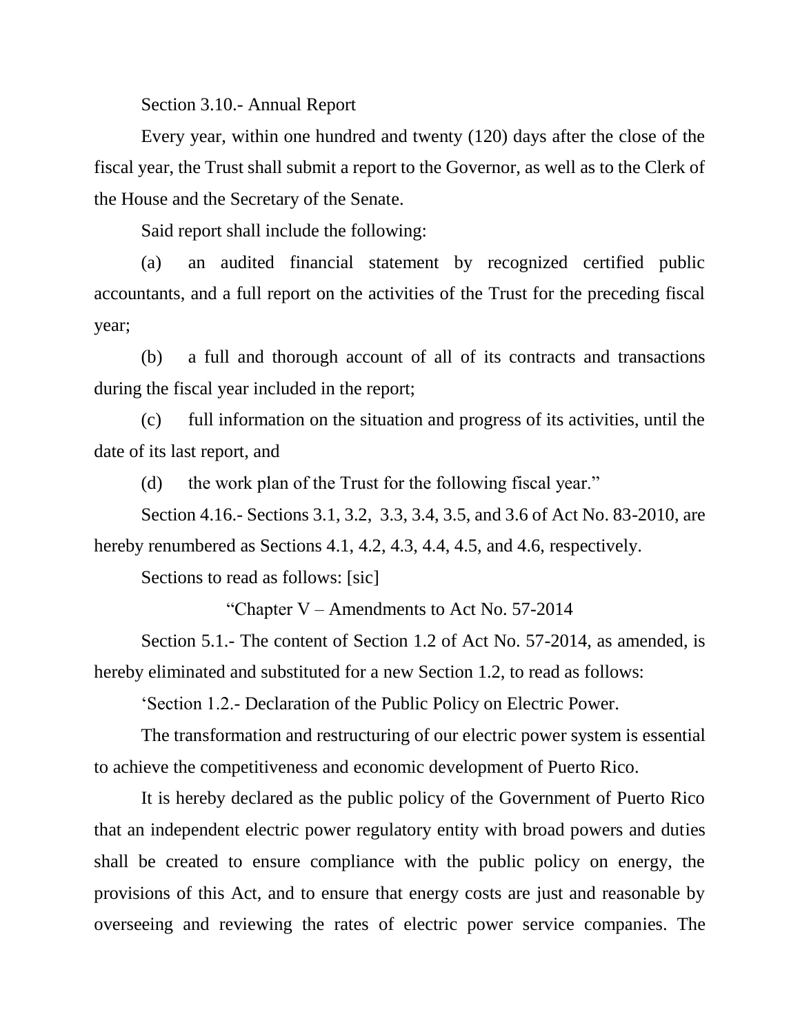Section 3.10.- Annual Report

Every year, within one hundred and twenty (120) days after the close of the fiscal year, the Trust shall submit a report to the Governor, as well as to the Clerk of the House and the Secretary of the Senate.

Said report shall include the following:

(a) an audited financial statement by recognized certified public accountants, and a full report on the activities of the Trust for the preceding fiscal year;

(b) a full and thorough account of all of its contracts and transactions during the fiscal year included in the report;

(c) full information on the situation and progress of its activities, until the date of its last report, and

(d) the work plan of the Trust for the following fiscal year."

Section 4.16.- Sections 3.1, 3.2, 3.3, 3.4, 3.5, and 3.6 of Act No. 83-2010, are hereby renumbered as Sections 4.1, 4.2, 4.3, 4.4, 4.5, and 4.6, respectively.

Sections to read as follows: [sic]

"Chapter V – Amendments to Act No. 57-2014

Section 5.1.- The content of Section 1.2 of Act No. 57-2014, as amended, is hereby eliminated and substituted for a new Section 1.2, to read as follows:

'Section 1.2.- Declaration of the Public Policy on Electric Power.

The transformation and restructuring of our electric power system is essential to achieve the competitiveness and economic development of Puerto Rico.

It is hereby declared as the public policy of the Government of Puerto Rico that an independent electric power regulatory entity with broad powers and duties shall be created to ensure compliance with the public policy on energy, the provisions of this Act, and to ensure that energy costs are just and reasonable by overseeing and reviewing the rates of electric power service companies. The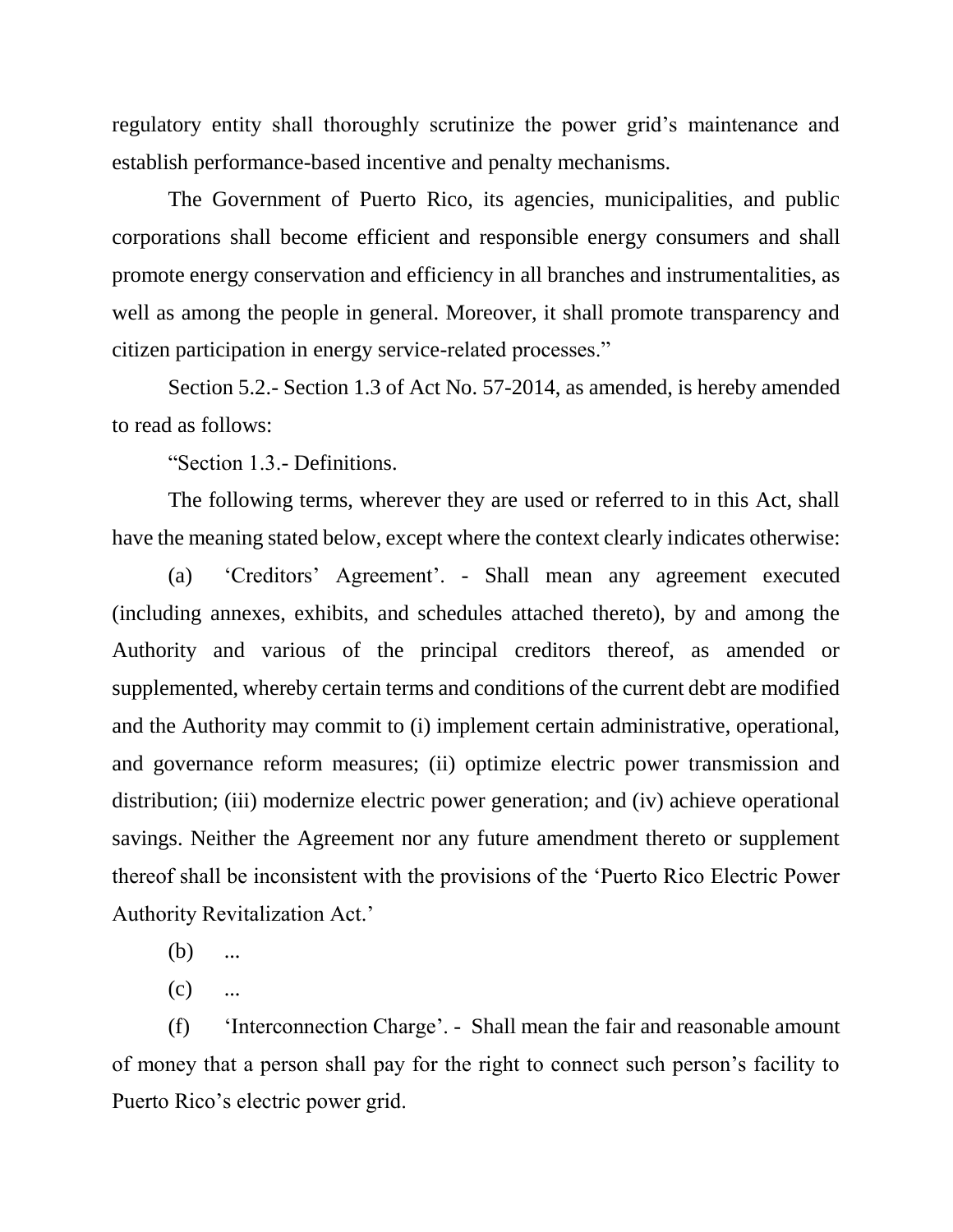regulatory entity shall thoroughly scrutinize the power grid's maintenance and establish performance-based incentive and penalty mechanisms.

The Government of Puerto Rico, its agencies, municipalities, and public corporations shall become efficient and responsible energy consumers and shall promote energy conservation and efficiency in all branches and instrumentalities, as well as among the people in general. Moreover, it shall promote transparency and citizen participation in energy service-related processes."

Section 5.2.- Section 1.3 of Act No. 57-2014, as amended, is hereby amended to read as follows:

"Section 1.3.- Definitions.

The following terms, wherever they are used or referred to in this Act, shall have the meaning stated below, except where the context clearly indicates otherwise:

(a) 'Creditors' Agreement'. - Shall mean any agreement executed (including annexes, exhibits, and schedules attached thereto), by and among the Authority and various of the principal creditors thereof, as amended or supplemented, whereby certain terms and conditions of the current debt are modified and the Authority may commit to (i) implement certain administrative, operational, and governance reform measures; (ii) optimize electric power transmission and distribution; (iii) modernize electric power generation; and (iv) achieve operational savings. Neither the Agreement nor any future amendment thereto or supplement thereof shall be inconsistent with the provisions of the 'Puerto Rico Electric Power Authority Revitalization Act.'

(b) ...

(c) ...

(f) 'Interconnection Charge'. - Shall mean the fair and reasonable amount of money that a person shall pay for the right to connect such person's facility to Puerto Rico's electric power grid.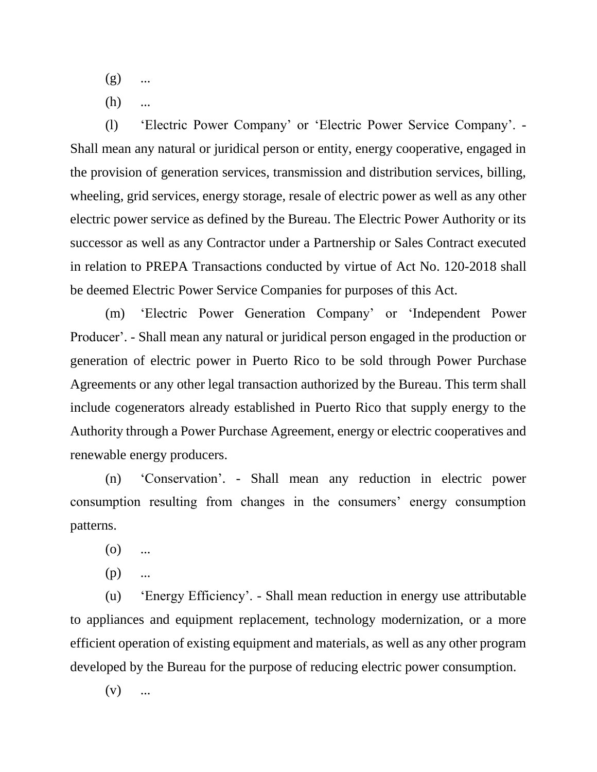(g) ...

(h) ...

(l) 'Electric Power Company' or 'Electric Power Service Company'. - Shall mean any natural or juridical person or entity, energy cooperative, engaged in the provision of generation services, transmission and distribution services, billing, wheeling, grid services, energy storage, resale of electric power as well as any other electric power service as defined by the Bureau. The Electric Power Authority or its successor as well as any Contractor under a Partnership or Sales Contract executed in relation to PREPA Transactions conducted by virtue of Act No. 120-2018 shall be deemed Electric Power Service Companies for purposes of this Act.

(m) 'Electric Power Generation Company' or 'Independent Power Producer'. - Shall mean any natural or juridical person engaged in the production or generation of electric power in Puerto Rico to be sold through Power Purchase Agreements or any other legal transaction authorized by the Bureau. This term shall include cogenerators already established in Puerto Rico that supply energy to the Authority through a Power Purchase Agreement, energy or electric cooperatives and renewable energy producers.

(n) 'Conservation'. - Shall mean any reduction in electric power consumption resulting from changes in the consumers' energy consumption patterns.

(o) ...

(p) ...

(u) 'Energy Efficiency'. - Shall mean reduction in energy use attributable to appliances and equipment replacement, technology modernization, or a more efficient operation of existing equipment and materials, as well as any other program developed by the Bureau for the purpose of reducing electric power consumption.

(v) ...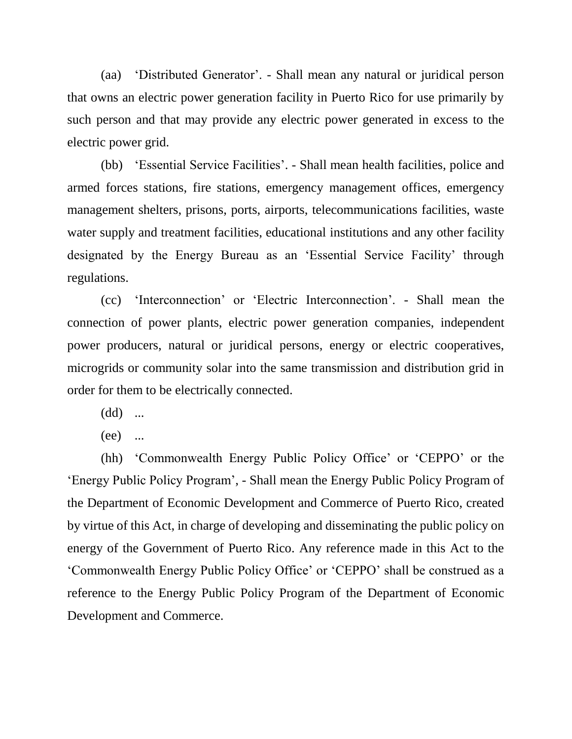(aa) 'Distributed Generator'. - Shall mean any natural or juridical person that owns an electric power generation facility in Puerto Rico for use primarily by such person and that may provide any electric power generated in excess to the electric power grid.

(bb) 'Essential Service Facilities'. - Shall mean health facilities, police and armed forces stations, fire stations, emergency management offices, emergency management shelters, prisons, ports, airports, telecommunications facilities, waste water supply and treatment facilities, educational institutions and any other facility designated by the Energy Bureau as an 'Essential Service Facility' through regulations.

(cc) 'Interconnection' or 'Electric Interconnection'. - Shall mean the connection of power plants, electric power generation companies, independent power producers, natural or juridical persons, energy or electric cooperatives, microgrids or community solar into the same transmission and distribution grid in order for them to be electrically connected.

(dd) ...

(ee) ...

(hh) 'Commonwealth Energy Public Policy Office' or 'CEPPO' or the 'Energy Public Policy Program', - Shall mean the Energy Public Policy Program of the Department of Economic Development and Commerce of Puerto Rico, created by virtue of this Act, in charge of developing and disseminating the public policy on energy of the Government of Puerto Rico. Any reference made in this Act to the 'Commonwealth Energy Public Policy Office' or 'CEPPO' shall be construed as a reference to the Energy Public Policy Program of the Department of Economic Development and Commerce.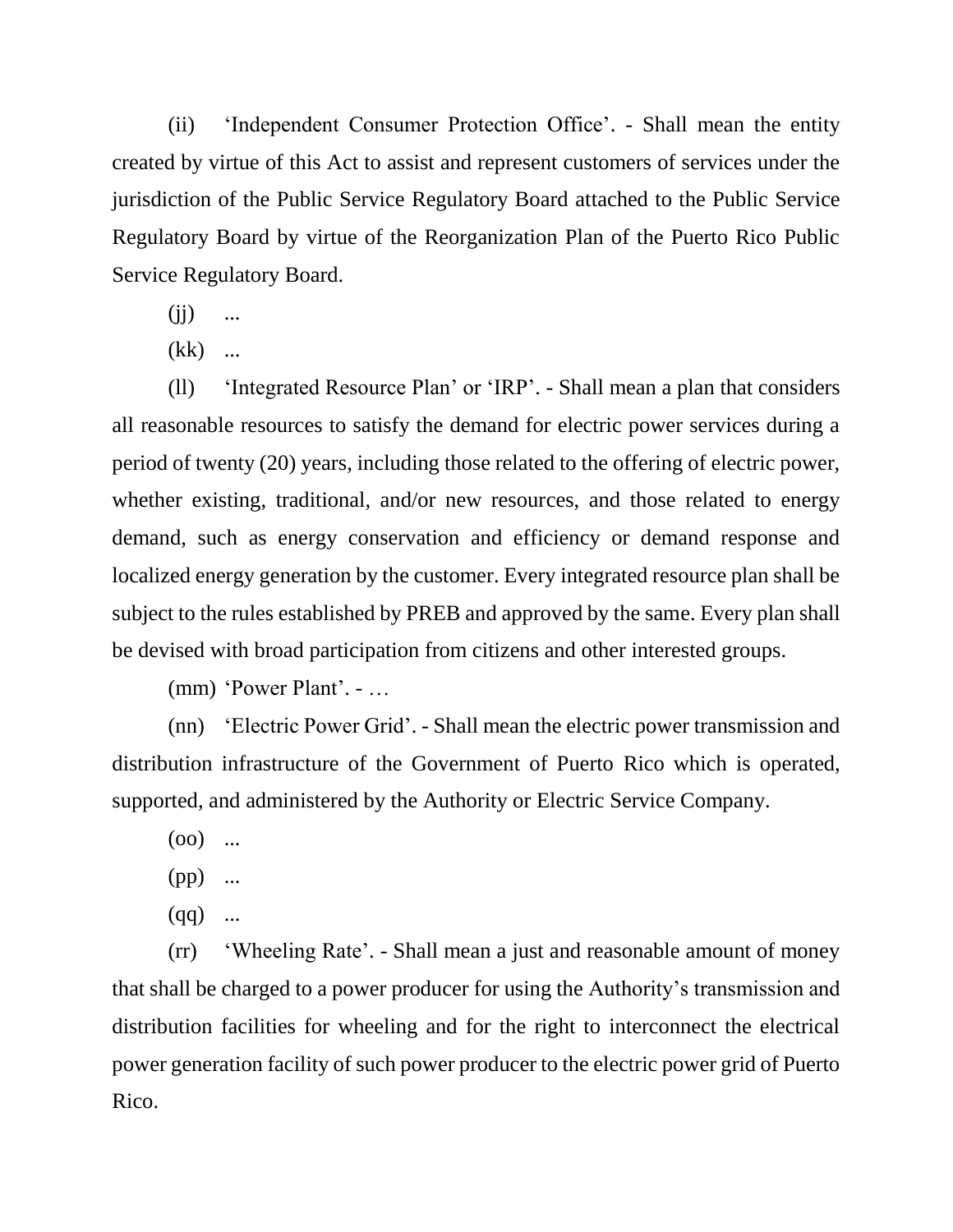(ii) 'Independent Consumer Protection Office'. - Shall mean the entity created by virtue of this Act to assist and represent customers of services under the jurisdiction of the Public Service Regulatory Board attached to the Public Service Regulatory Board by virtue of the Reorganization Plan of the Puerto Rico Public Service Regulatory Board.

(jj) ...

(kk) ...

(ll) 'Integrated Resource Plan' or 'IRP'. - Shall mean a plan that considers all reasonable resources to satisfy the demand for electric power services during a period of twenty (20) years, including those related to the offering of electric power, whether existing, traditional, and/or new resources, and those related to energy demand, such as energy conservation and efficiency or demand response and localized energy generation by the customer. Every integrated resource plan shall be subject to the rules established by PREB and approved by the same. Every plan shall be devised with broad participation from citizens and other interested groups.

(mm) 'Power Plant'. - …

(nn) 'Electric Power Grid'. - Shall mean the electric power transmission and distribution infrastructure of the Government of Puerto Rico which is operated, supported, and administered by the Authority or Electric Service Company.

(oo) ...

(pp) ...

(qq) ...

(rr) 'Wheeling Rate'. - Shall mean a just and reasonable amount of money that shall be charged to a power producer for using the Authority's transmission and distribution facilities for wheeling and for the right to interconnect the electrical power generation facility of such power producer to the electric power grid of Puerto Rico.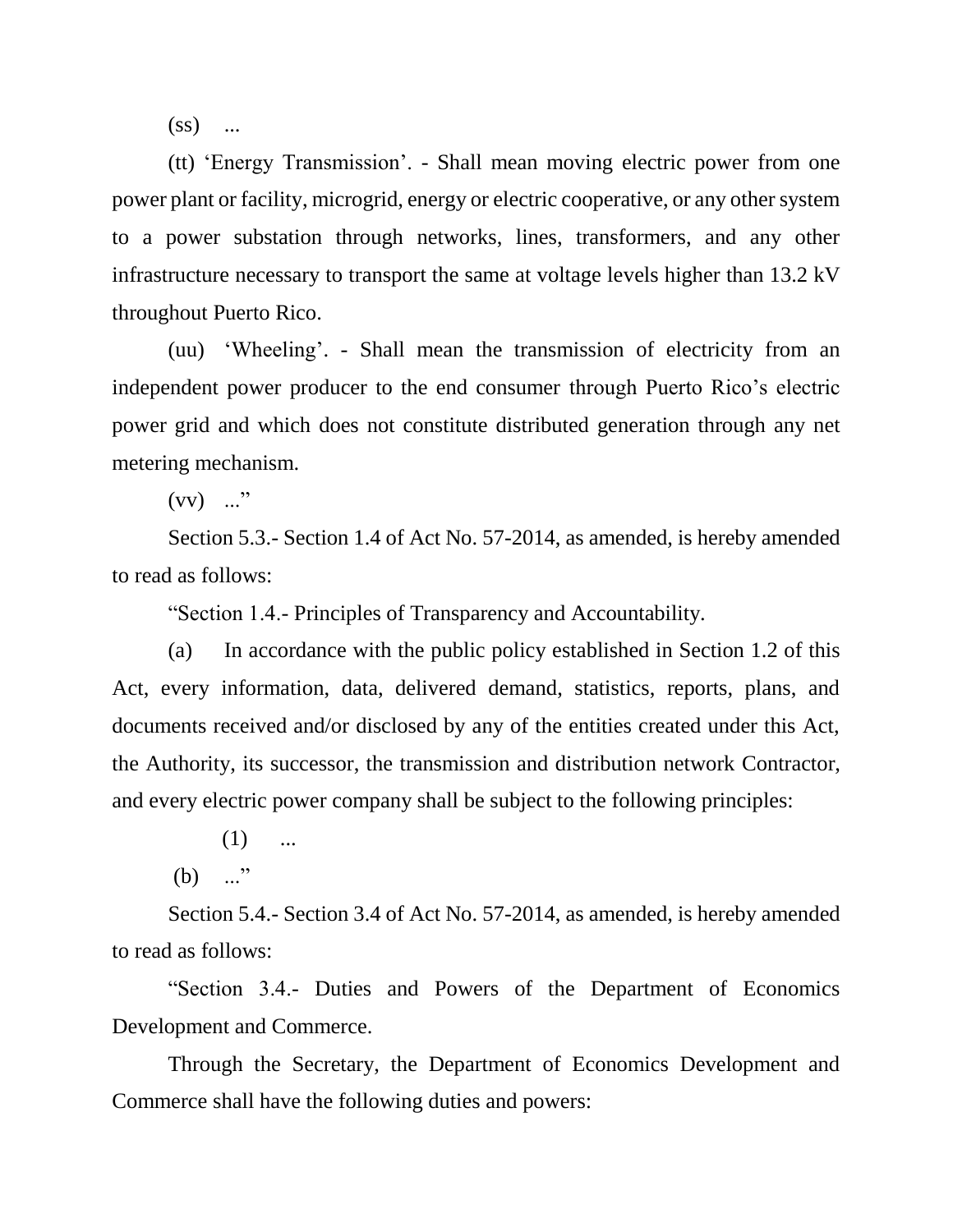(ss) ...

(tt) 'Energy Transmission'. - Shall mean moving electric power from one power plant or facility, microgrid, energy or electric cooperative, or any other system to a power substation through networks, lines, transformers, and any other infrastructure necessary to transport the same at voltage levels higher than 13.2 kV throughout Puerto Rico.

(uu) 'Wheeling'. - Shall mean the transmission of electricity from an independent power producer to the end consumer through Puerto Rico's electric power grid and which does not constitute distributed generation through any net metering mechanism.

(vv) ..."

Section 5.3.- Section 1.4 of Act No. 57-2014, as amended, is hereby amended to read as follows:

"Section 1.4.- Principles of Transparency and Accountability.

(a) In accordance with the public policy established in Section 1.2 of this Act, every information, data, delivered demand, statistics, reports, plans, and documents received and/or disclosed by any of the entities created under this Act, the Authority, its successor, the transmission and distribution network Contractor, and every electric power company shall be subject to the following principles:

(1) ...

(b) ..."

Section 5.4.- Section 3.4 of Act No. 57-2014, as amended, is hereby amended to read as follows:

"Section 3.4.- Duties and Powers of the Department of Economics Development and Commerce.

Through the Secretary, the Department of Economics Development and Commerce shall have the following duties and powers: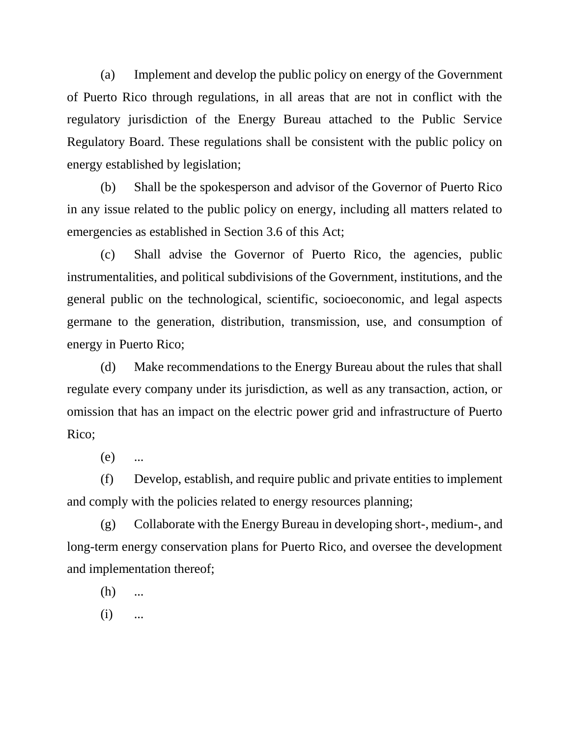(a) Implement and develop the public policy on energy of the Government of Puerto Rico through regulations, in all areas that are not in conflict with the regulatory jurisdiction of the Energy Bureau attached to the Public Service Regulatory Board. These regulations shall be consistent with the public policy on energy established by legislation;

(b) Shall be the spokesperson and advisor of the Governor of Puerto Rico in any issue related to the public policy on energy, including all matters related to emergencies as established in Section 3.6 of this Act;

(c) Shall advise the Governor of Puerto Rico, the agencies, public instrumentalities, and political subdivisions of the Government, institutions, and the general public on the technological, scientific, socioeconomic, and legal aspects germane to the generation, distribution, transmission, use, and consumption of energy in Puerto Rico;

(d) Make recommendations to the Energy Bureau about the rules that shall regulate every company under its jurisdiction, as well as any transaction, action, or omission that has an impact on the electric power grid and infrastructure of Puerto Rico;

(e) ...

(f) Develop, establish, and require public and private entities to implement and comply with the policies related to energy resources planning;

(g) Collaborate with the Energy Bureau in developing short-, medium-, and long-term energy conservation plans for Puerto Rico, and oversee the development and implementation thereof;

(h) ...

(i) ...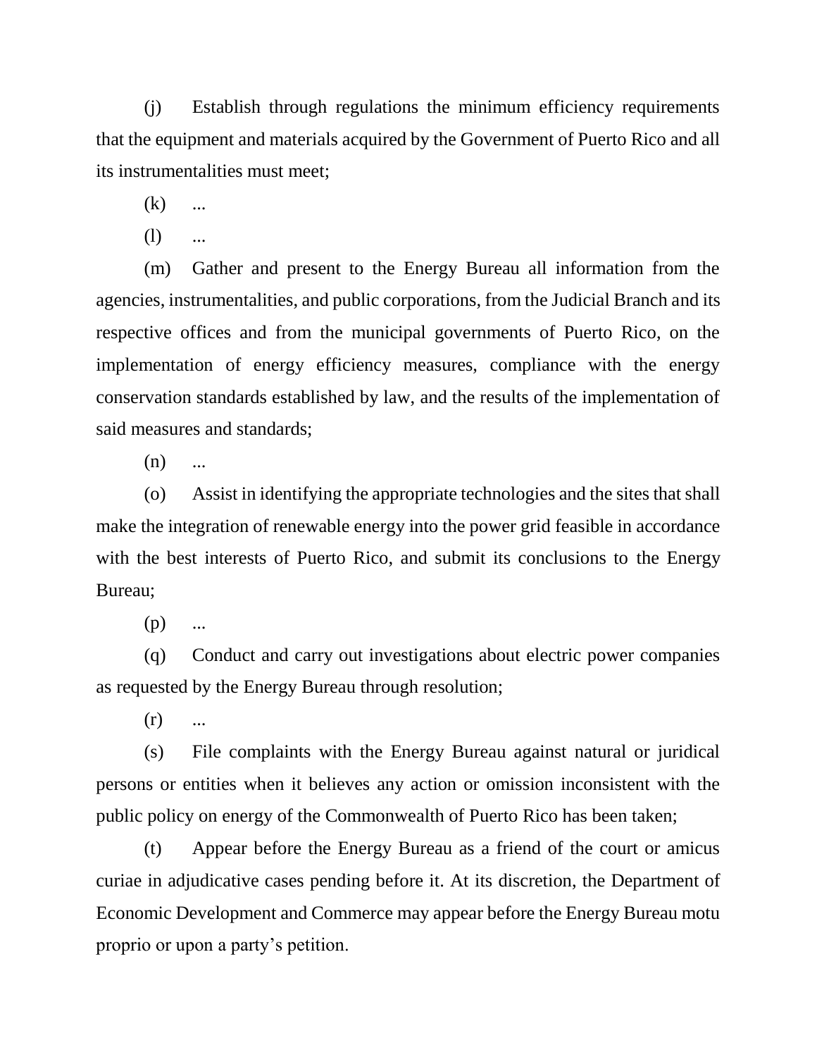(j) Establish through regulations the minimum efficiency requirements that the equipment and materials acquired by the Government of Puerto Rico and all its instrumentalities must meet;

(k) ...

(l) ...

(m) Gather and present to the Energy Bureau all information from the agencies, instrumentalities, and public corporations, from the Judicial Branch and its respective offices and from the municipal governments of Puerto Rico, on the implementation of energy efficiency measures, compliance with the energy conservation standards established by law, and the results of the implementation of said measures and standards;

(n) ...

(o) Assist in identifying the appropriate technologies and the sites that shall make the integration of renewable energy into the power grid feasible in accordance with the best interests of Puerto Rico, and submit its conclusions to the Energy Bureau;

(p) ...

(q) Conduct and carry out investigations about electric power companies as requested by the Energy Bureau through resolution;

(r) ...

(s) File complaints with the Energy Bureau against natural or juridical persons or entities when it believes any action or omission inconsistent with the public policy on energy of the Commonwealth of Puerto Rico has been taken;

(t) Appear before the Energy Bureau as a friend of the court or amicus curiae in adjudicative cases pending before it. At its discretion, the Department of Economic Development and Commerce may appear before the Energy Bureau motu proprio or upon a party's petition.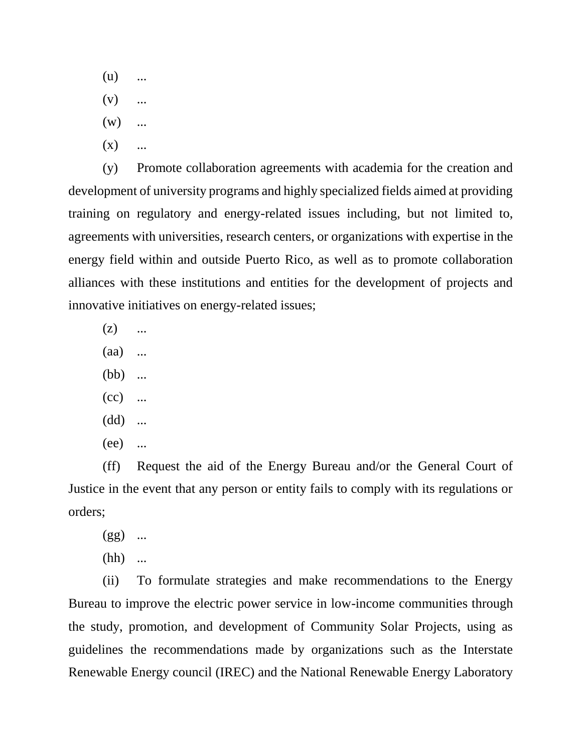(u) ...

(v) ...

(w) ...

(x) ...

(y) Promote collaboration agreements with academia for the creation and development of university programs and highly specialized fields aimed at providing training on regulatory and energy-related issues including, but not limited to, agreements with universities, research centers, or organizations with expertise in the energy field within and outside Puerto Rico, as well as to promote collaboration alliances with these institutions and entities for the development of projects and innovative initiatives on energy-related issues;

(z) ...

(aa) ...

(bb) ...

(cc) ...

(dd) ...

(ee) ...

(ff) Request the aid of the Energy Bureau and/or the General Court of Justice in the event that any person or entity fails to comply with its regulations or orders;

(gg) ...

(hh) ...

(ii) To formulate strategies and make recommendations to the Energy Bureau to improve the electric power service in low-income communities through the study, promotion, and development of Community Solar Projects, using as guidelines the recommendations made by organizations such as the Interstate Renewable Energy council (IREC) and the National Renewable Energy Laboratory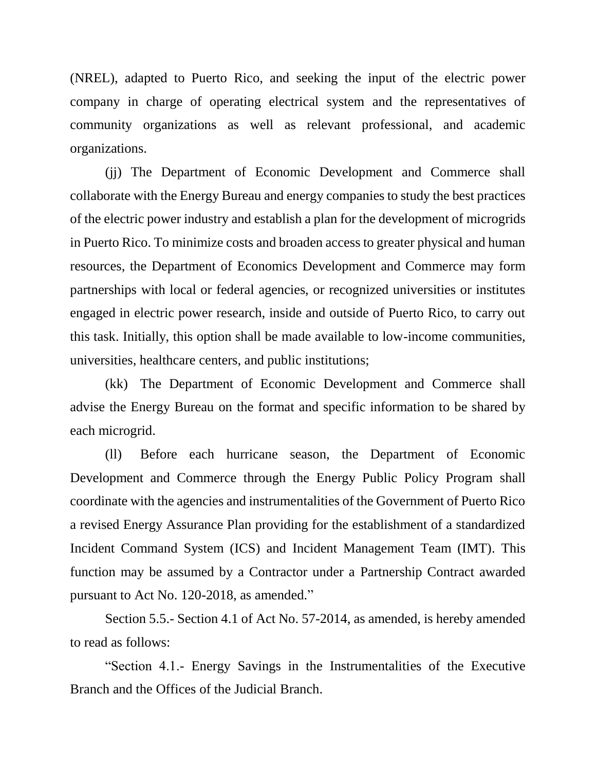(NREL), adapted to Puerto Rico, and seeking the input of the electric power company in charge of operating electrical system and the representatives of community organizations as well as relevant professional, and academic organizations.

(jj) The Department of Economic Development and Commerce shall collaborate with the Energy Bureau and energy companies to study the best practices of the electric power industry and establish a plan for the development of microgrids in Puerto Rico. To minimize costs and broaden access to greater physical and human resources, the Department of Economics Development and Commerce may form partnerships with local or federal agencies, or recognized universities or institutes engaged in electric power research, inside and outside of Puerto Rico, to carry out this task. Initially, this option shall be made available to low-income communities, universities, healthcare centers, and public institutions;

(kk) The Department of Economic Development and Commerce shall advise the Energy Bureau on the format and specific information to be shared by each microgrid.

(ll) Before each hurricane season, the Department of Economic Development and Commerce through the Energy Public Policy Program shall coordinate with the agencies and instrumentalities of the Government of Puerto Rico a revised Energy Assurance Plan providing for the establishment of a standardized Incident Command System (ICS) and Incident Management Team (IMT). This function may be assumed by a Contractor under a Partnership Contract awarded pursuant to Act No. 120-2018, as amended."

Section 5.5.- Section 4.1 of Act No. 57-2014, as amended, is hereby amended to read as follows:

"Section 4.1.- Energy Savings in the Instrumentalities of the Executive Branch and the Offices of the Judicial Branch.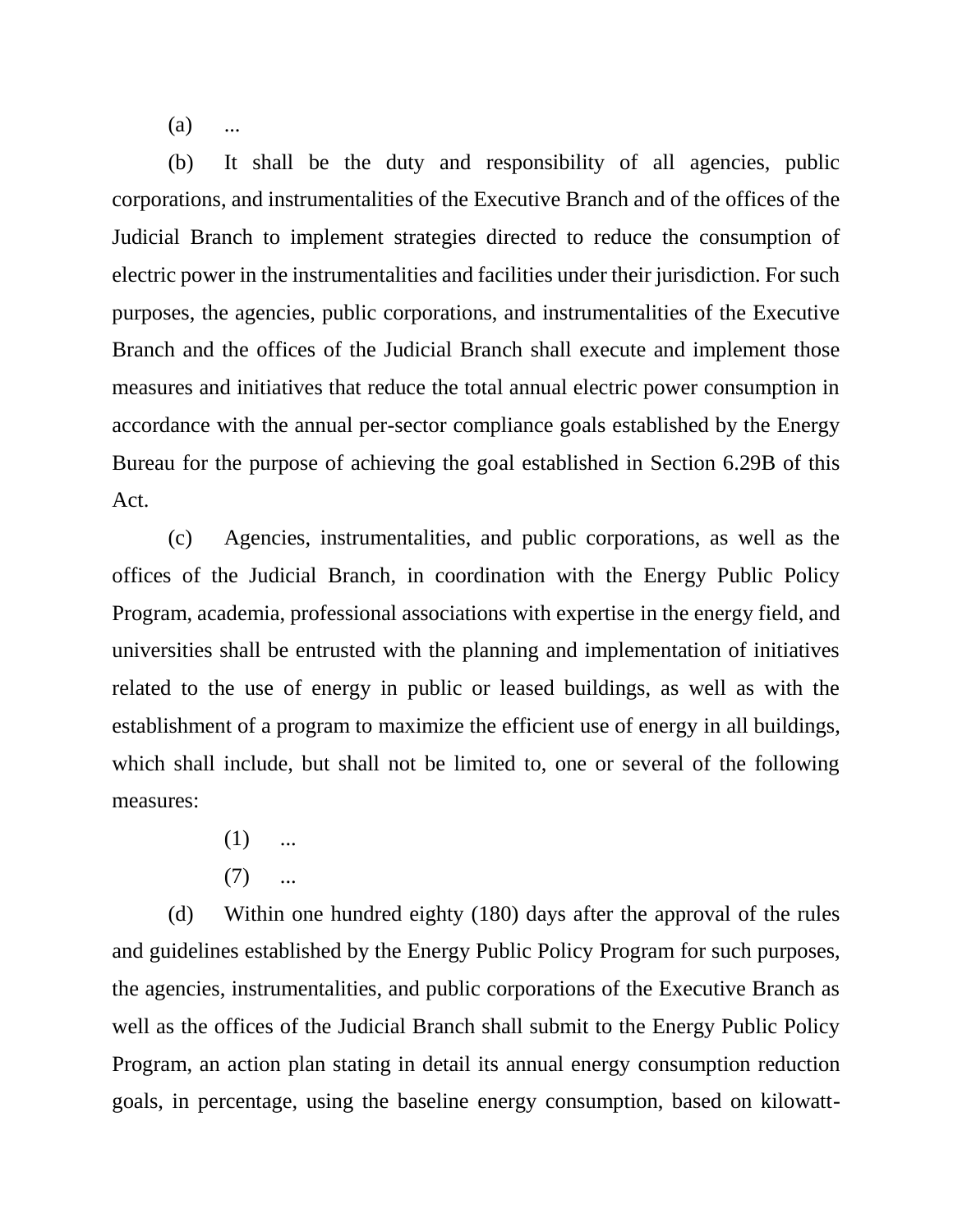(a) ...

(b) It shall be the duty and responsibility of all agencies, public corporations, and instrumentalities of the Executive Branch and of the offices of the Judicial Branch to implement strategies directed to reduce the consumption of electric power in the instrumentalities and facilities under their jurisdiction. For such purposes, the agencies, public corporations, and instrumentalities of the Executive Branch and the offices of the Judicial Branch shall execute and implement those measures and initiatives that reduce the total annual electric power consumption in accordance with the annual per-sector compliance goals established by the Energy Bureau for the purpose of achieving the goal established in Section 6.29B of this Act.

(c) Agencies, instrumentalities, and public corporations, as well as the offices of the Judicial Branch, in coordination with the Energy Public Policy Program, academia, professional associations with expertise in the energy field, and universities shall be entrusted with the planning and implementation of initiatives related to the use of energy in public or leased buildings, as well as with the establishment of a program to maximize the efficient use of energy in all buildings, which shall include, but shall not be limited to, one or several of the following measures:

> (1) ...
>
> (7) ...

(d) Within one hundred eighty (180) days after the approval of the rules and guidelines established by the Energy Public Policy Program for such purposes, the agencies, instrumentalities, and public corporations of the Executive Branch as well as the offices of the Judicial Branch shall submit to the Energy Public Policy Program, an action plan stating in detail its annual energy consumption reduction goals, in percentage, using the baseline energy consumption, based on kilowatt-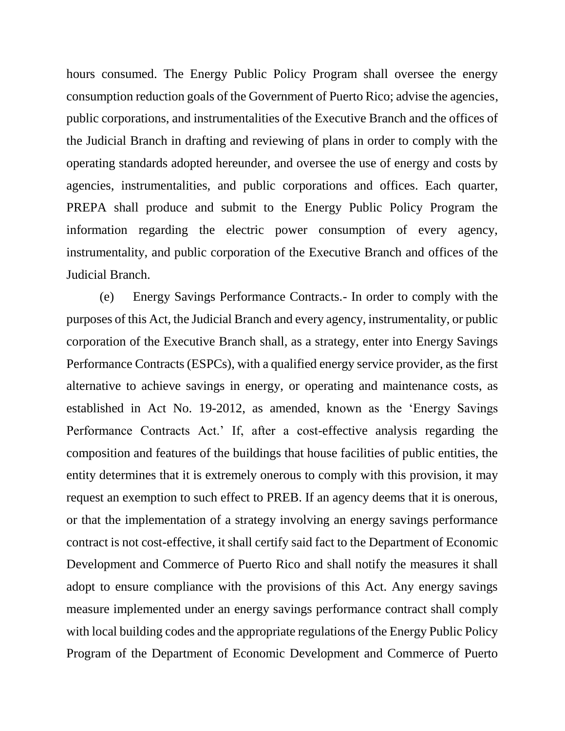hours consumed. The Energy Public Policy Program shall oversee the energy consumption reduction goals of the Government of Puerto Rico; advise the agencies, public corporations, and instrumentalities of the Executive Branch and the offices of the Judicial Branch in drafting and reviewing of plans in order to comply with the operating standards adopted hereunder, and oversee the use of energy and costs by agencies, instrumentalities, and public corporations and offices. Each quarter, PREPA shall produce and submit to the Energy Public Policy Program the information regarding the electric power consumption of every agency, instrumentality, and public corporation of the Executive Branch and offices of the Judicial Branch.

(e) Energy Savings Performance Contracts.- In order to comply with the purposes of this Act, the Judicial Branch and every agency, instrumentality, or public corporation of the Executive Branch shall, as a strategy, enter into Energy Savings Performance Contracts (ESPCs), with a qualified energy service provider, as the first alternative to achieve savings in energy, or operating and maintenance costs, as established in Act No. 19-2012, as amended, known as the 'Energy Savings Performance Contracts Act.' If, after a cost-effective analysis regarding the composition and features of the buildings that house facilities of public entities, the entity determines that it is extremely onerous to comply with this provision, it may request an exemption to such effect to PREB. If an agency deems that it is onerous, or that the implementation of a strategy involving an energy savings performance contract is not cost-effective, it shall certify said fact to the Department of Economic Development and Commerce of Puerto Rico and shall notify the measures it shall adopt to ensure compliance with the provisions of this Act. Any energy savings measure implemented under an energy savings performance contract shall comply with local building codes and the appropriate regulations of the Energy Public Policy Program of the Department of Economic Development and Commerce of Puerto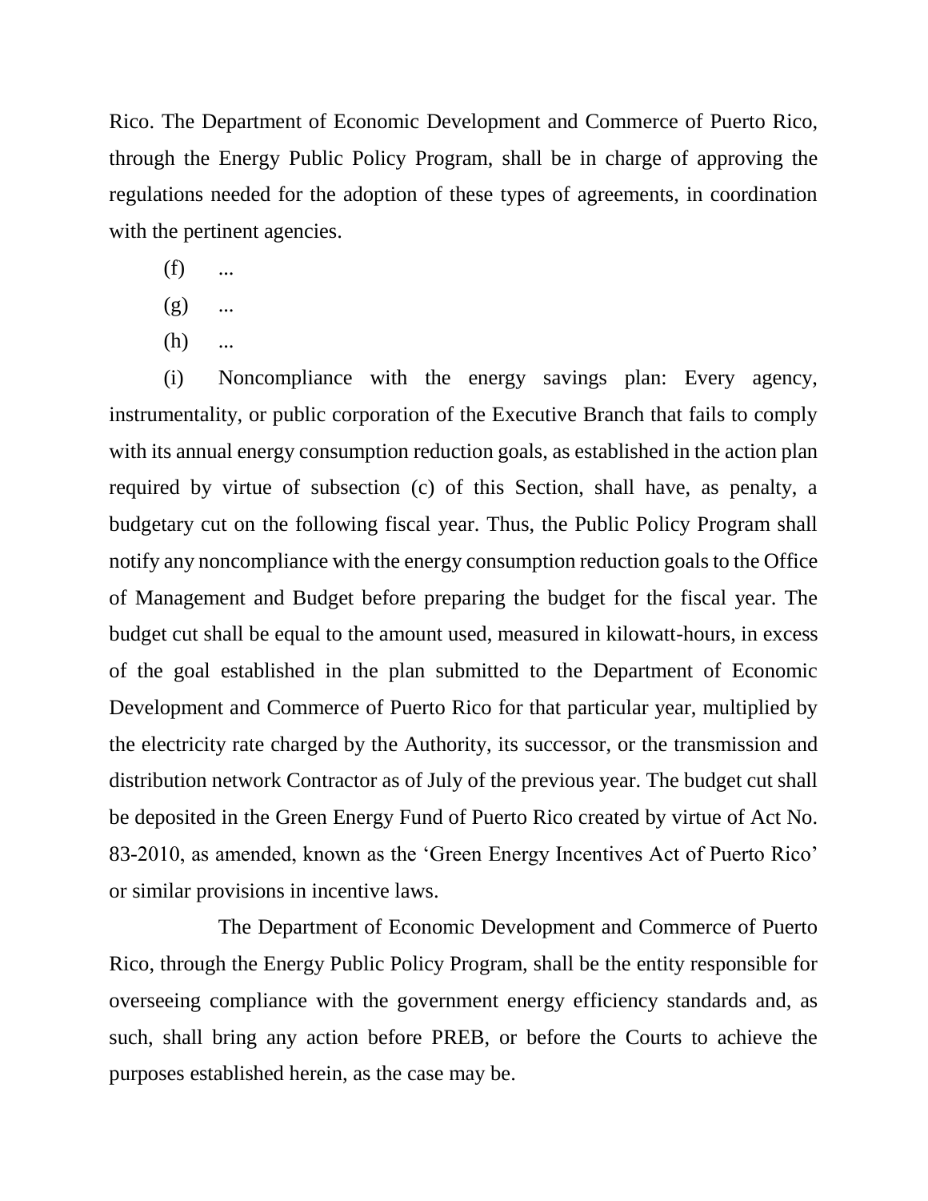Rico. The Department of Economic Development and Commerce of Puerto Rico, through the Energy Public Policy Program, shall be in charge of approving the regulations needed for the adoption of these types of agreements, in coordination with the pertinent agencies.

(f) ...

(g) ...

(h) ...

(i) Noncompliance with the energy savings plan: Every agency, instrumentality, or public corporation of the Executive Branch that fails to comply with its annual energy consumption reduction goals, as established in the action plan required by virtue of subsection (c) of this Section, shall have, as penalty, a budgetary cut on the following fiscal year. Thus, the Public Policy Program shall notify any noncompliance with the energy consumption reduction goals to the Office of Management and Budget before preparing the budget for the fiscal year. The budget cut shall be equal to the amount used, measured in kilowatt-hours, in excess of the goal established in the plan submitted to the Department of Economic Development and Commerce of Puerto Rico for that particular year, multiplied by the electricity rate charged by the Authority, its successor, or the transmission and distribution network Contractor as of July of the previous year. The budget cut shall be deposited in the Green Energy Fund of Puerto Rico created by virtue of Act No. 83-2010, as amended, known as the 'Green Energy Incentives Act of Puerto Rico' or similar provisions in incentive laws.

The Department of Economic Development and Commerce of Puerto Rico, through the Energy Public Policy Program, shall be the entity responsible for overseeing compliance with the government energy efficiency standards and, as such, shall bring any action before PREB, or before the Courts to achieve the purposes established herein, as the case may be.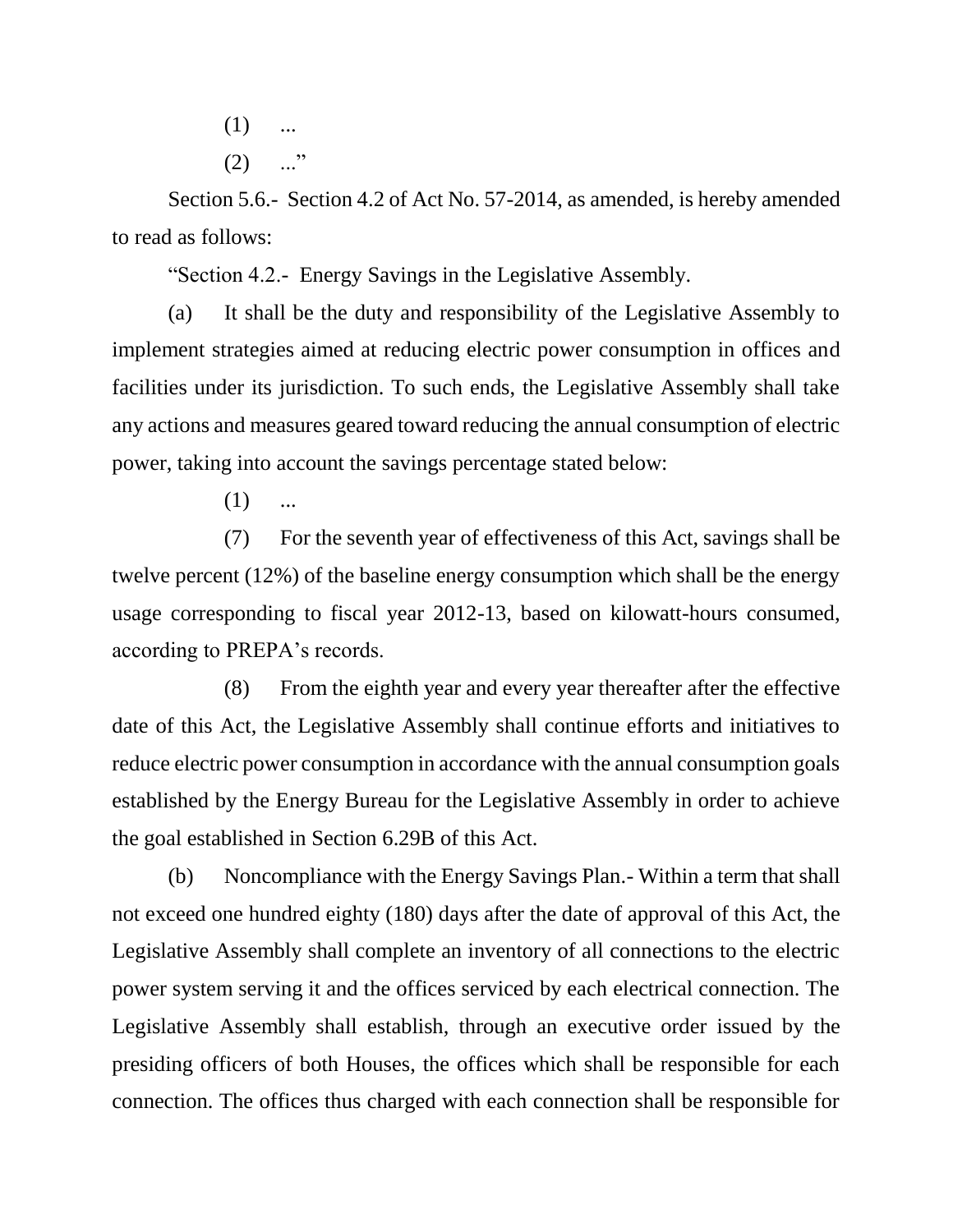(1) ...

(2) ..."

Section 5.6.- Section 4.2 of Act No. 57-2014, as amended, is hereby amended to read as follows:

"Section 4.2.- Energy Savings in the Legislative Assembly.

(a) It shall be the duty and responsibility of the Legislative Assembly to implement strategies aimed at reducing electric power consumption in offices and facilities under its jurisdiction. To such ends, the Legislative Assembly shall take any actions and measures geared toward reducing the annual consumption of electric power, taking into account the savings percentage stated below:

(1) ...

(7) For the seventh year of effectiveness of this Act, savings shall be twelve percent (12%) of the baseline energy consumption which shall be the energy usage corresponding to fiscal year 2012-13, based on kilowatt-hours consumed, according to PREPA's records.

(8) From the eighth year and every year thereafter after the effective date of this Act, the Legislative Assembly shall continue efforts and initiatives to reduce electric power consumption in accordance with the annual consumption goals established by the Energy Bureau for the Legislative Assembly in order to achieve the goal established in Section 6.29B of this Act.

(b) Noncompliance with the Energy Savings Plan.- Within a term that shall not exceed one hundred eighty (180) days after the date of approval of this Act, the Legislative Assembly shall complete an inventory of all connections to the electric power system serving it and the offices serviced by each electrical connection. The Legislative Assembly shall establish, through an executive order issued by the presiding officers of both Houses, the offices which shall be responsible for each connection. The offices thus charged with each connection shall be responsible for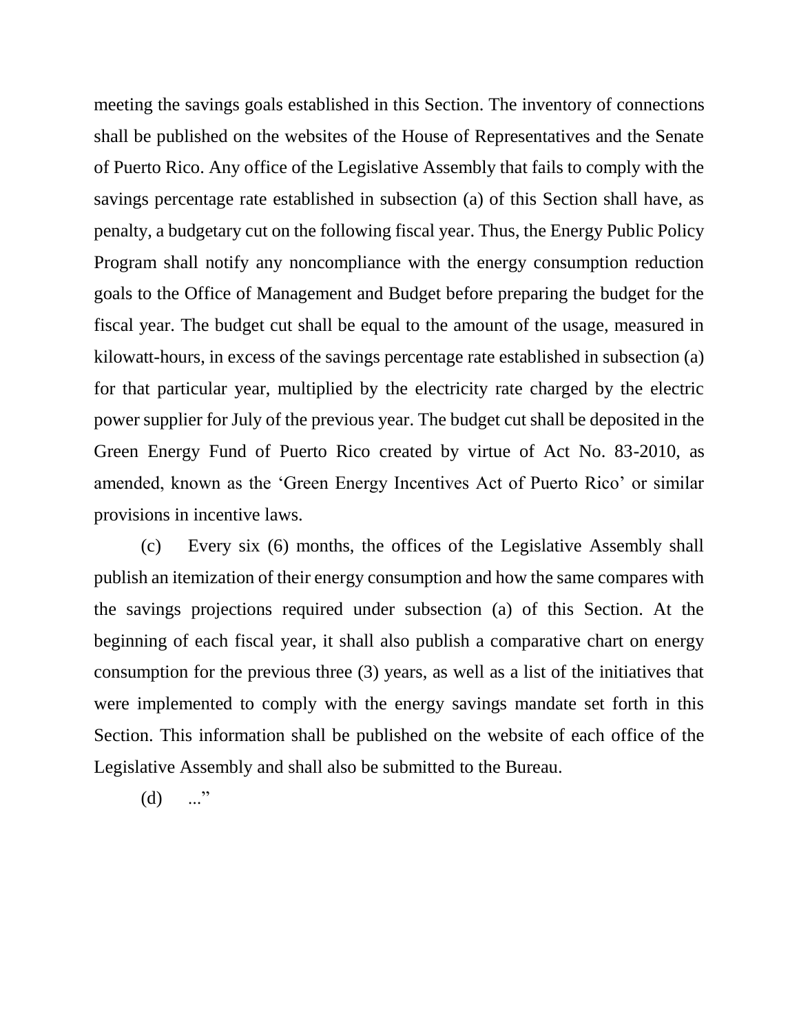meeting the savings goals established in this Section. The inventory of connections shall be published on the websites of the House of Representatives and the Senate of Puerto Rico. Any office of the Legislative Assembly that fails to comply with the savings percentage rate established in subsection (a) of this Section shall have, as penalty, a budgetary cut on the following fiscal year. Thus, the Energy Public Policy Program shall notify any noncompliance with the energy consumption reduction goals to the Office of Management and Budget before preparing the budget for the fiscal year. The budget cut shall be equal to the amount of the usage, measured in kilowatt-hours, in excess of the savings percentage rate established in subsection (a) for that particular year, multiplied by the electricity rate charged by the electric power supplier for July of the previous year. The budget cut shall be deposited in the Green Energy Fund of Puerto Rico created by virtue of Act No. 83-2010, as amended, known as the 'Green Energy Incentives Act of Puerto Rico' or similar provisions in incentive laws.

(c) Every six (6) months, the offices of the Legislative Assembly shall publish an itemization of their energy consumption and how the same compares with the savings projections required under subsection (a) of this Section. At the beginning of each fiscal year, it shall also publish a comparative chart on energy consumption for the previous three (3) years, as well as a list of the initiatives that were implemented to comply with the energy savings mandate set forth in this Section. This information shall be published on the website of each office of the Legislative Assembly and shall also be submitted to the Bureau.

(d) ..."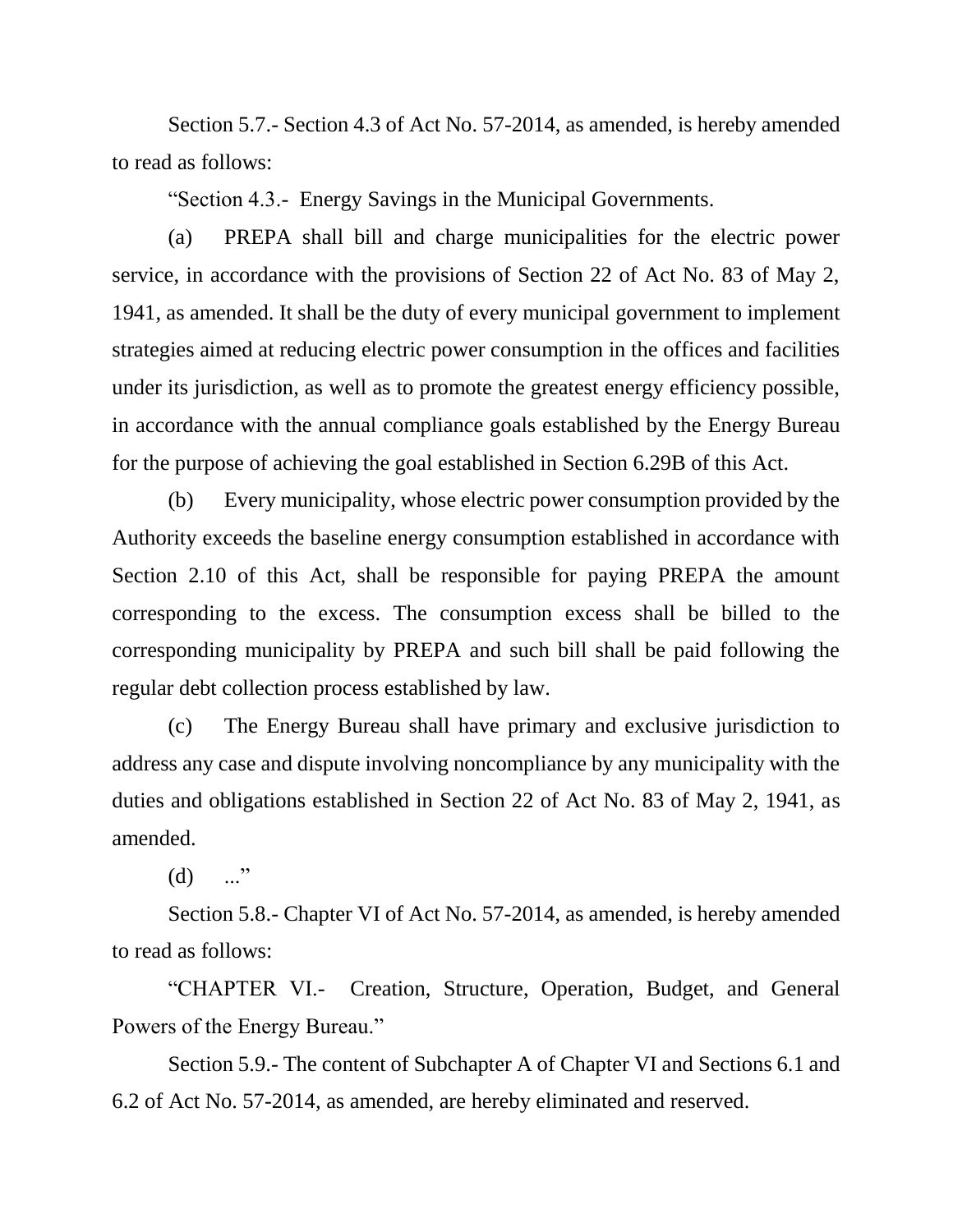Section 5.7.- Section 4.3 of Act No. 57-2014, as amended, is hereby amended to read as follows:

"Section 4.3.- Energy Savings in the Municipal Governments.

(a) PREPA shall bill and charge municipalities for the electric power service, in accordance with the provisions of Section 22 of Act No. 83 of May 2, 1941, as amended. It shall be the duty of every municipal government to implement strategies aimed at reducing electric power consumption in the offices and facilities under its jurisdiction, as well as to promote the greatest energy efficiency possible, in accordance with the annual compliance goals established by the Energy Bureau for the purpose of achieving the goal established in Section 6.29B of this Act.

(b) Every municipality, whose electric power consumption provided by the Authority exceeds the baseline energy consumption established in accordance with Section 2.10 of this Act, shall be responsible for paying PREPA the amount corresponding to the excess. The consumption excess shall be billed to the corresponding municipality by PREPA and such bill shall be paid following the regular debt collection process established by law.

(c) The Energy Bureau shall have primary and exclusive jurisdiction to address any case and dispute involving noncompliance by any municipality with the duties and obligations established in Section 22 of Act No. 83 of May 2, 1941, as amended.

(d) ..."

Section 5.8.- Chapter VI of Act No. 57-2014, as amended, is hereby amended to read as follows:

"CHAPTER VI.- Creation, Structure, Operation, Budget, and General Powers of the Energy Bureau."

Section 5.9.- The content of Subchapter A of Chapter VI and Sections 6.1 and 6.2 of Act No. 57-2014, as amended, are hereby eliminated and reserved.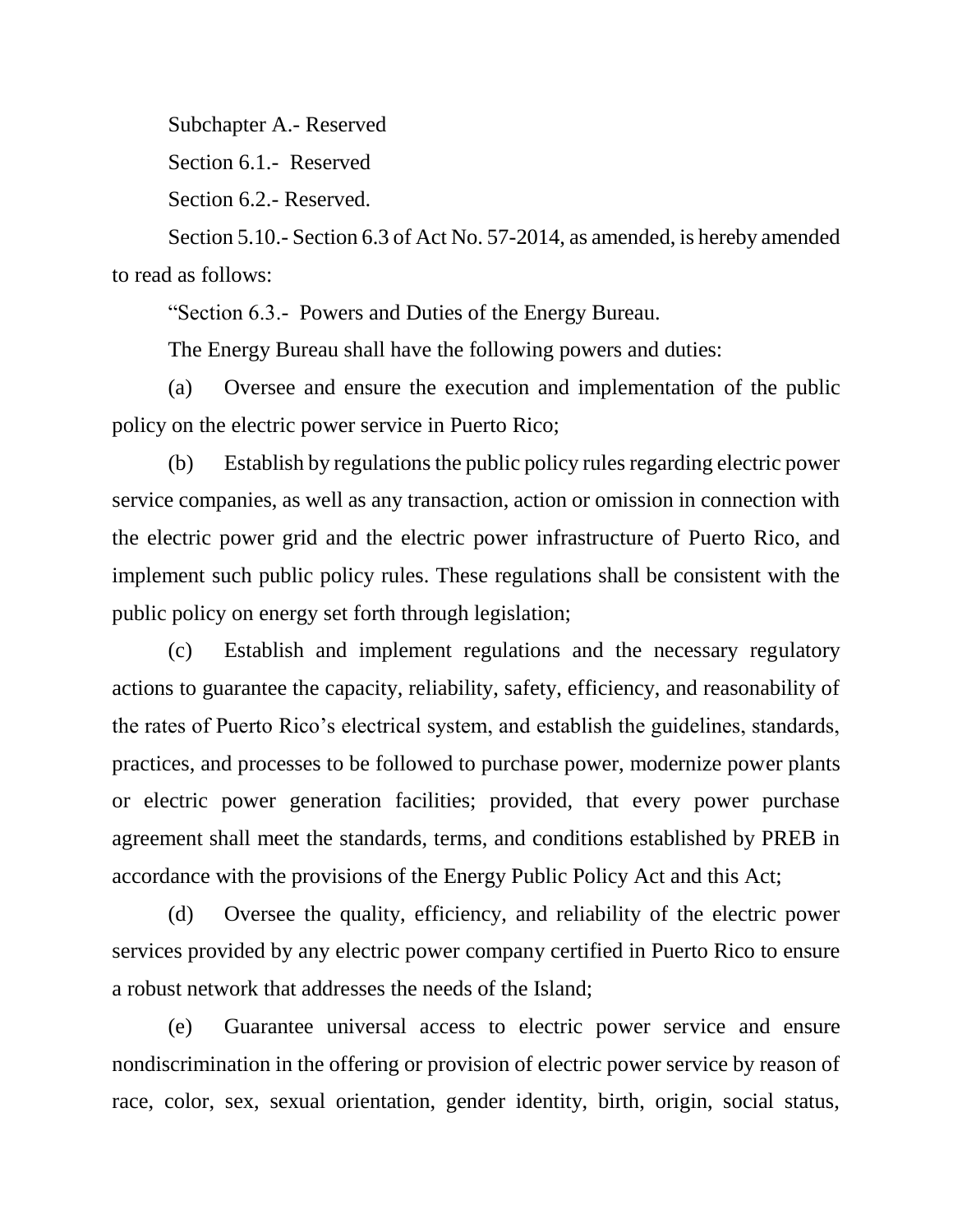Subchapter A.- Reserved

Section 6.1.- Reserved

Section 6.2.- Reserved.

Section 5.10.- Section 6.3 of Act No. 57-2014, as amended, is hereby amended to read as follows:

"Section 6.3.- Powers and Duties of the Energy Bureau.

The Energy Bureau shall have the following powers and duties:

(a) Oversee and ensure the execution and implementation of the public policy on the electric power service in Puerto Rico;

(b) Establish by regulations the public policy rules regarding electric power service companies, as well as any transaction, action or omission in connection with the electric power grid and the electric power infrastructure of Puerto Rico, and implement such public policy rules. These regulations shall be consistent with the public policy on energy set forth through legislation;

(c) Establish and implement regulations and the necessary regulatory actions to guarantee the capacity, reliability, safety, efficiency, and reasonability of the rates of Puerto Rico's electrical system, and establish the guidelines, standards, practices, and processes to be followed to purchase power, modernize power plants or electric power generation facilities; provided, that every power purchase agreement shall meet the standards, terms, and conditions established by PREB in accordance with the provisions of the Energy Public Policy Act and this Act;

(d) Oversee the quality, efficiency, and reliability of the electric power services provided by any electric power company certified in Puerto Rico to ensure a robust network that addresses the needs of the Island;

(e) Guarantee universal access to electric power service and ensure nondiscrimination in the offering or provision of electric power service by reason of race, color, sex, sexual orientation, gender identity, birth, origin, social status,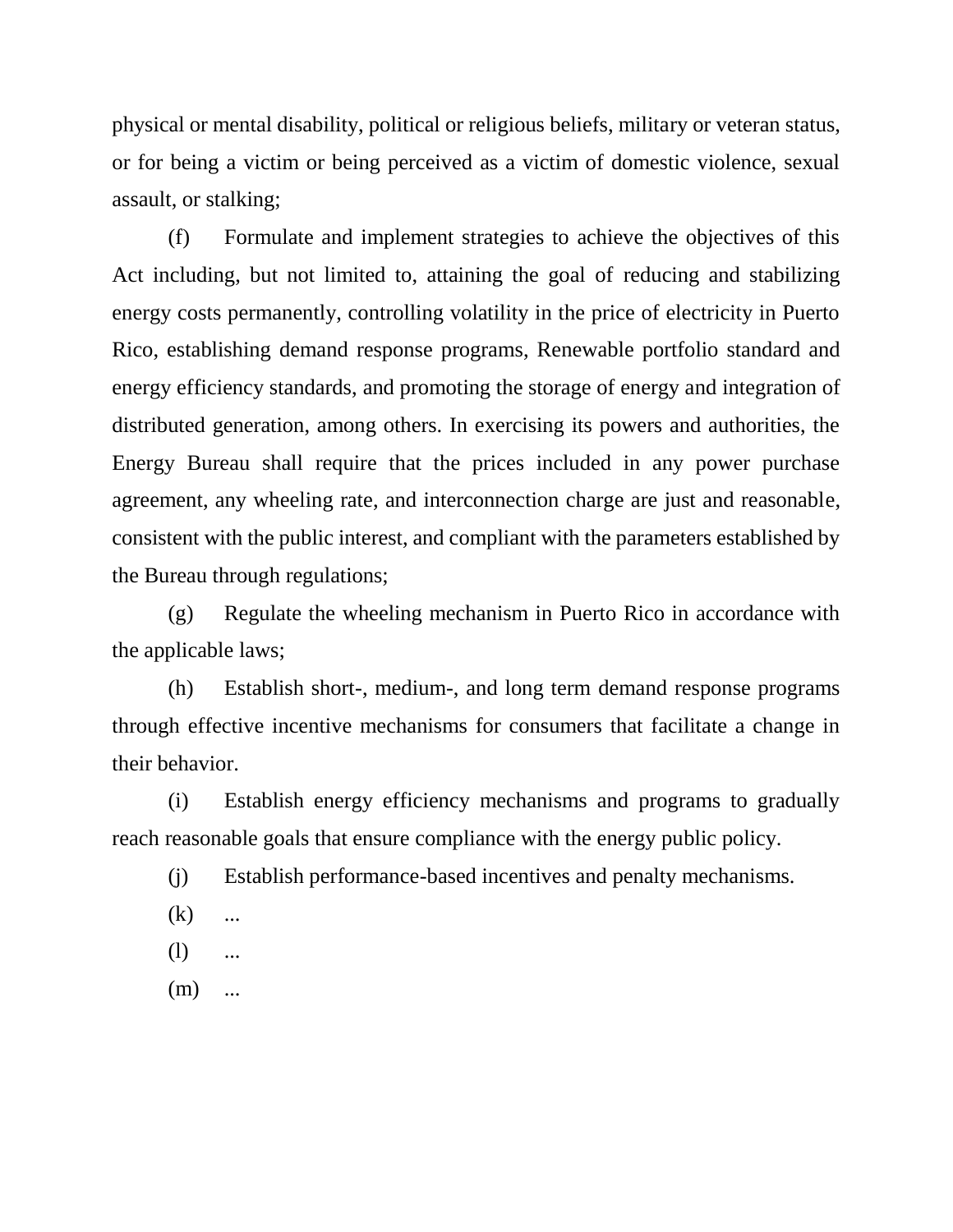physical or mental disability, political or religious beliefs, military or veteran status, or for being a victim or being perceived as a victim of domestic violence, sexual assault, or stalking;

(f) Formulate and implement strategies to achieve the objectives of this Act including, but not limited to, attaining the goal of reducing and stabilizing energy costs permanently, controlling volatility in the price of electricity in Puerto Rico, establishing demand response programs, Renewable portfolio standard and energy efficiency standards, and promoting the storage of energy and integration of distributed generation, among others. In exercising its powers and authorities, the Energy Bureau shall require that the prices included in any power purchase agreement, any wheeling rate, and interconnection charge are just and reasonable, consistent with the public interest, and compliant with the parameters established by the Bureau through regulations;

(g) Regulate the wheeling mechanism in Puerto Rico in accordance with the applicable laws;

(h) Establish short-, medium-, and long term demand response programs through effective incentive mechanisms for consumers that facilitate a change in their behavior.

(i) Establish energy efficiency mechanisms and programs to gradually reach reasonable goals that ensure compliance with the energy public policy.

(j) Establish performance-based incentives and penalty mechanisms.

(k) ...

(l) ...

(m) ...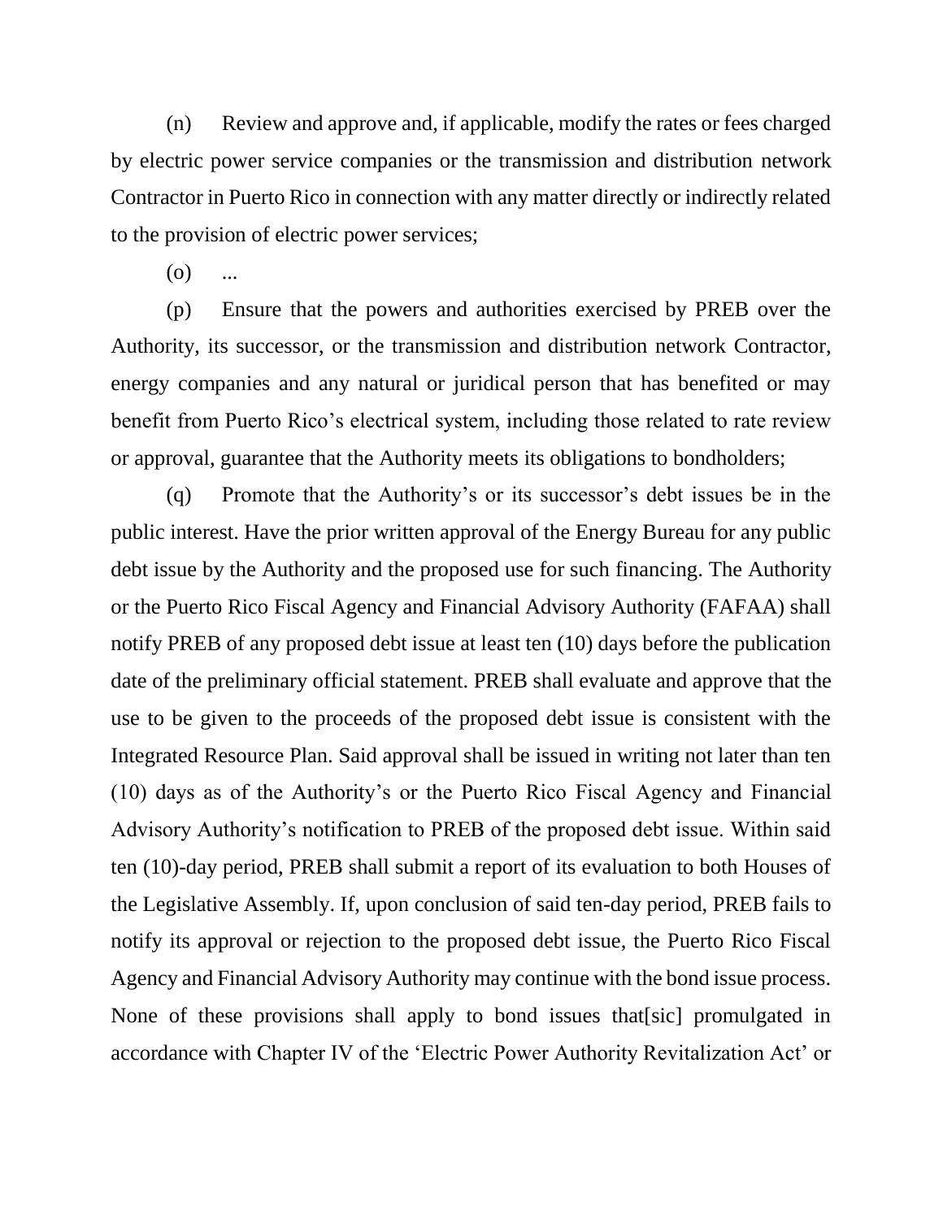(n) Review and approve and, if applicable, modify the rates or fees charged by electric power service companies or the transmission and distribution network Contractor in Puerto Rico in connection with any matter directly or indirectly related to the provision of electric power services;

(o) ...

(p) Ensure that the powers and authorities exercised by PREB over the Authority, its successor, or the transmission and distribution network Contractor, energy companies and any natural or juridical person that has benefited or may benefit from Puerto Rico's electrical system, including those related to rate review or approval, guarantee that the Authority meets its obligations to bondholders;

(q) Promote that the Authority's or its successor's debt issues be in the public interest. Have the prior written approval of the Energy Bureau for any public debt issue by the Authority and the proposed use for such financing. The Authority or the Puerto Rico Fiscal Agency and Financial Advisory Authority (FAFAA) shall notify PREB of any proposed debt issue at least ten (10) days before the publication date of the preliminary official statement. PREB shall evaluate and approve that the use to be given to the proceeds of the proposed debt issue is consistent with the Integrated Resource Plan. Said approval shall be issued in writing not later than ten (10) days as of the Authority's or the Puerto Rico Fiscal Agency and Financial Advisory Authority's notification to PREB of the proposed debt issue. Within said ten (10)-day period, PREB shall submit a report of its evaluation to both Houses of the Legislative Assembly. If, upon conclusion of said ten-day period, PREB fails to notify its approval or rejection to the proposed debt issue, the Puerto Rico Fiscal Agency and Financial Advisory Authority may continue with the bond issue process. None of these provisions shall apply to bond issues that[sic] promulgated in accordance with Chapter IV of the 'Electric Power Authority Revitalization Act' or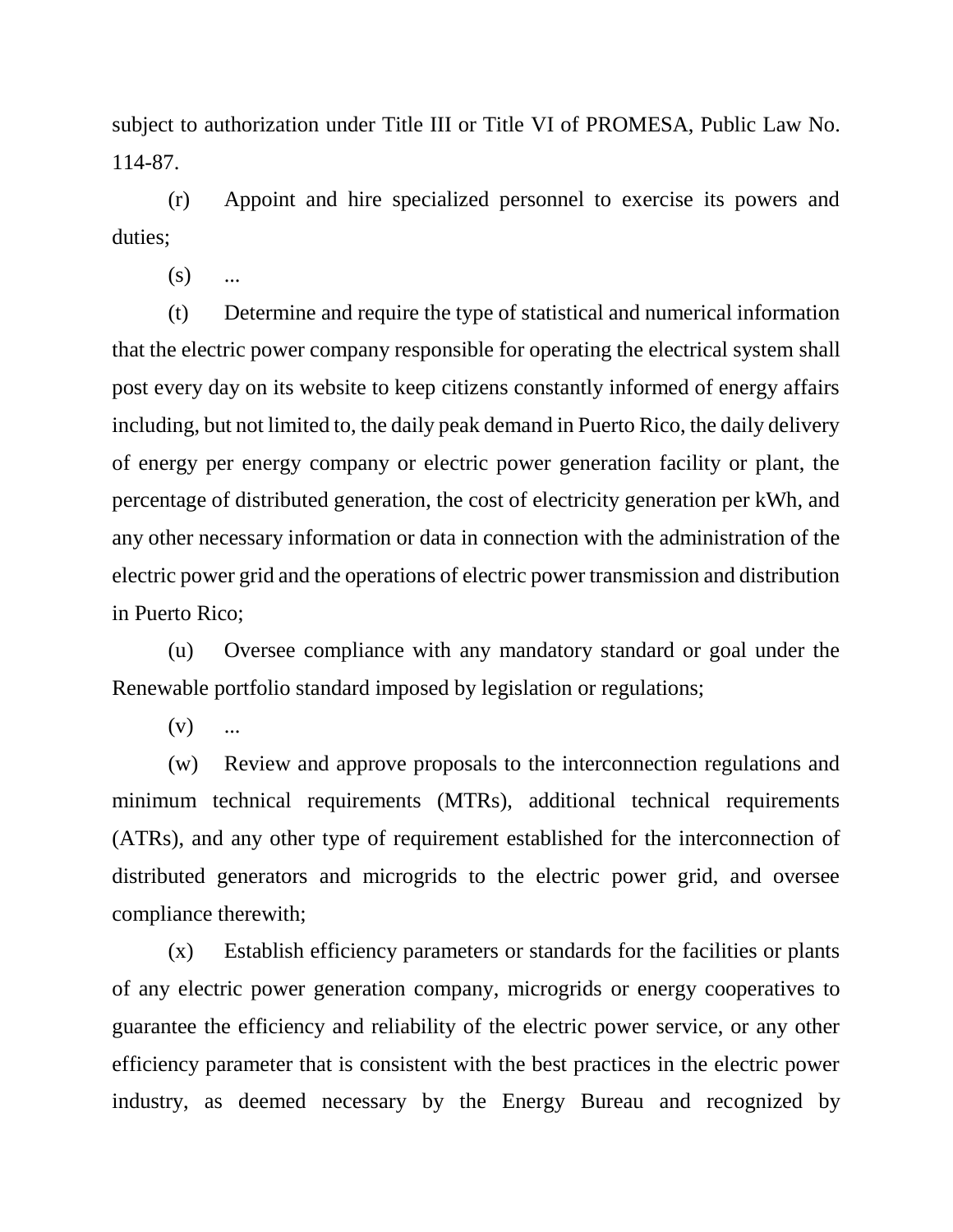subject to authorization under Title III or Title VI of PROMESA, Public Law No. 114-87.

(r) Appoint and hire specialized personnel to exercise its powers and duties;

(s) ...

(t) Determine and require the type of statistical and numerical information that the electric power company responsible for operating the electrical system shall post every day on its website to keep citizens constantly informed of energy affairs including, but not limited to, the daily peak demand in Puerto Rico, the daily delivery of energy per energy company or electric power generation facility or plant, the percentage of distributed generation, the cost of electricity generation per kWh, and any other necessary information or data in connection with the administration of the electric power grid and the operations of electric power transmission and distribution in Puerto Rico;

(u) Oversee compliance with any mandatory standard or goal under the Renewable portfolio standard imposed by legislation or regulations;

(v) ...

(w) Review and approve proposals to the interconnection regulations and minimum technical requirements (MTRs), additional technical requirements (ATRs), and any other type of requirement established for the interconnection of distributed generators and microgrids to the electric power grid, and oversee compliance therewith;

(x) Establish efficiency parameters or standards for the facilities or plants of any electric power generation company, microgrids or energy cooperatives to guarantee the efficiency and reliability of the electric power service, or any other efficiency parameter that is consistent with the best practices in the electric power industry, as deemed necessary by the Energy Bureau and recognized by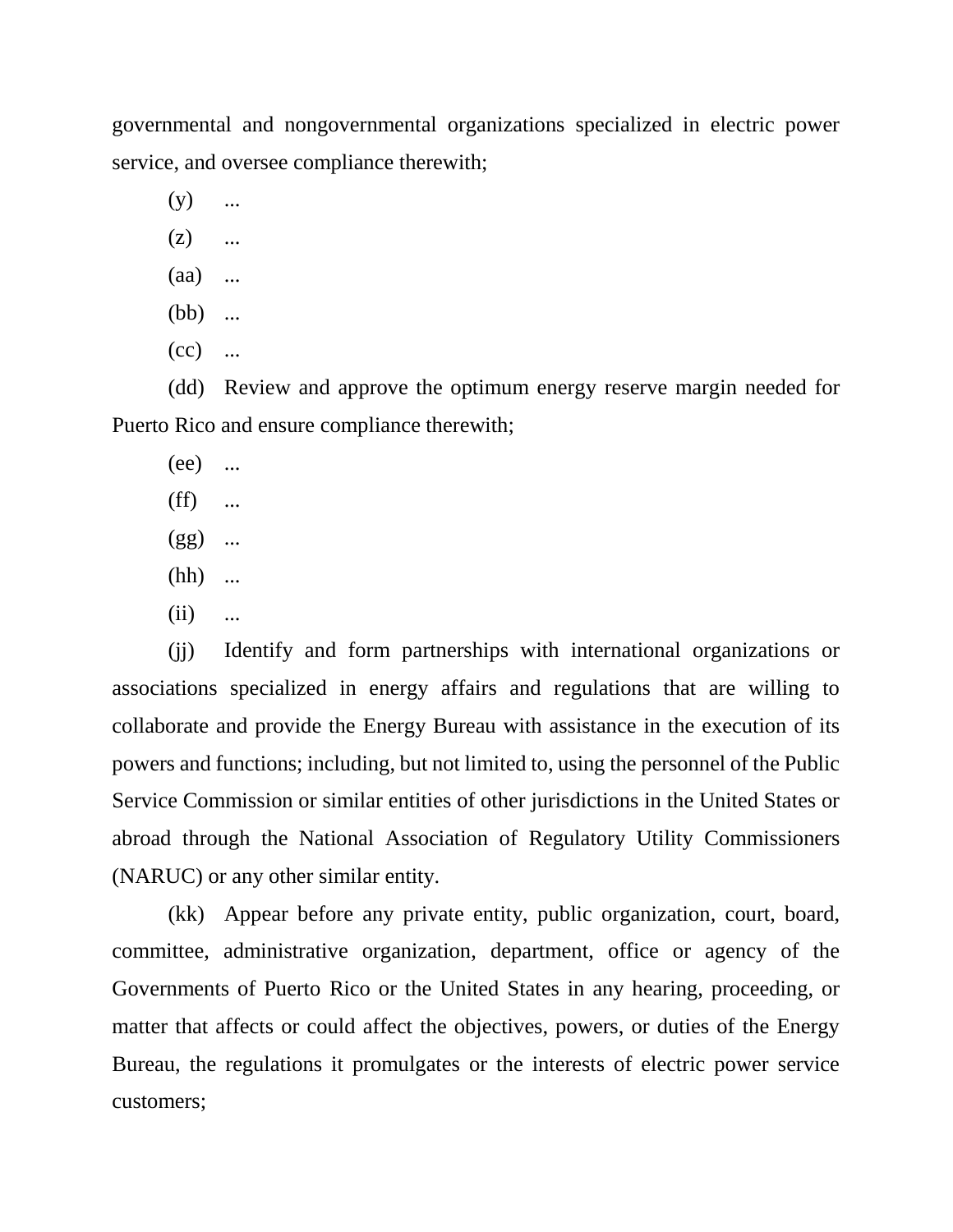governmental and nongovernmental organizations specialized in electric power service, and oversee compliance therewith;

(y) ...

(z) ...

(aa) ...

(bb) ...

(cc) ...

(dd) Review and approve the optimum energy reserve margin needed for Puerto Rico and ensure compliance therewith;

(ee) ...

(ff) ...

(gg) ...

(hh) ...

(ii) ...

(jj) Identify and form partnerships with international organizations or associations specialized in energy affairs and regulations that are willing to collaborate and provide the Energy Bureau with assistance in the execution of its powers and functions; including, but not limited to, using the personnel of the Public Service Commission or similar entities of other jurisdictions in the United States or abroad through the National Association of Regulatory Utility Commissioners (NARUC) or any other similar entity.

(kk) Appear before any private entity, public organization, court, board, committee, administrative organization, department, office or agency of the Governments of Puerto Rico or the United States in any hearing, proceeding, or matter that affects or could affect the objectives, powers, or duties of the Energy Bureau, the regulations it promulgates or the interests of electric power service customers;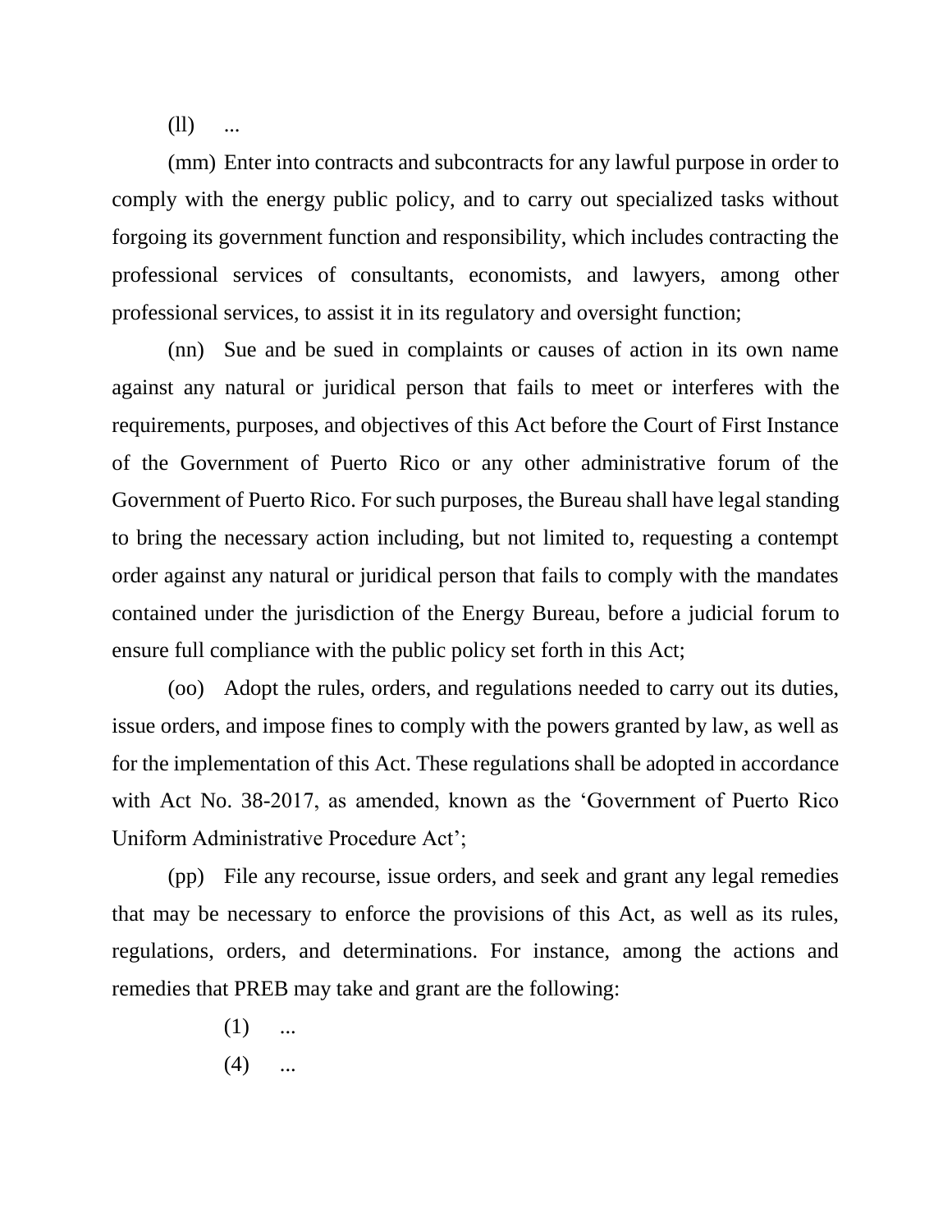(ll) ...

(mm) Enter into contracts and subcontracts for any lawful purpose in order to comply with the energy public policy, and to carry out specialized tasks without forgoing its government function and responsibility, which includes contracting the professional services of consultants, economists, and lawyers, among other professional services, to assist it in its regulatory and oversight function;

(nn) Sue and be sued in complaints or causes of action in its own name against any natural or juridical person that fails to meet or interferes with the requirements, purposes, and objectives of this Act before the Court of First Instance of the Government of Puerto Rico or any other administrative forum of the Government of Puerto Rico. For such purposes, the Bureau shall have legal standing to bring the necessary action including, but not limited to, requesting a contempt order against any natural or juridical person that fails to comply with the mandates contained under the jurisdiction of the Energy Bureau, before a judicial forum to ensure full compliance with the public policy set forth in this Act;

(oo) Adopt the rules, orders, and regulations needed to carry out its duties, issue orders, and impose fines to comply with the powers granted by law, as well as for the implementation of this Act. These regulations shall be adopted in accordance with Act No. 38-2017, as amended, known as the 'Government of Puerto Rico Uniform Administrative Procedure Act';

(pp) File any recourse, issue orders, and seek and grant any legal remedies that may be necessary to enforce the provisions of this Act, as well as its rules, regulations, orders, and determinations. For instance, among the actions and remedies that PREB may take and grant are the following:

(1) ...

(4) ...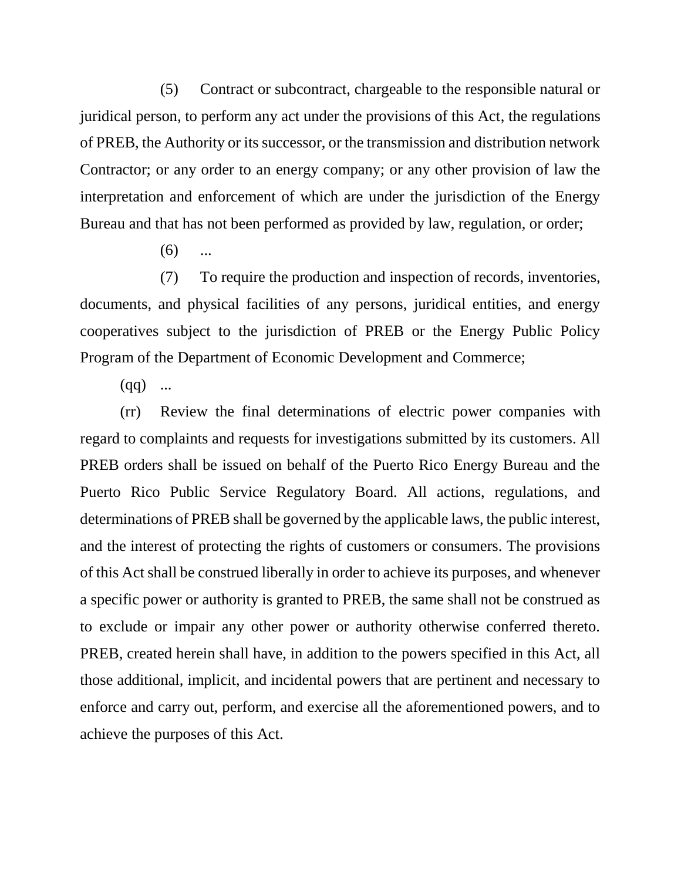(5) Contract or subcontract, chargeable to the responsible natural or juridical person, to perform any act under the provisions of this Act, the regulations of PREB, the Authority or its successor, or the transmission and distribution network Contractor; or any order to an energy company; or any other provision of law the interpretation and enforcement of which are under the jurisdiction of the Energy Bureau and that has not been performed as provided by law, regulation, or order;

(6) ...

(7) To require the production and inspection of records, inventories, documents, and physical facilities of any persons, juridical entities, and energy cooperatives subject to the jurisdiction of PREB or the Energy Public Policy Program of the Department of Economic Development and Commerce;

(qq) ...

(rr) Review the final determinations of electric power companies with regard to complaints and requests for investigations submitted by its customers. All PREB orders shall be issued on behalf of the Puerto Rico Energy Bureau and the Puerto Rico Public Service Regulatory Board. All actions, regulations, and determinations of PREB shall be governed by the applicable laws, the public interest, and the interest of protecting the rights of customers or consumers. The provisions of this Act shall be construed liberally in order to achieve its purposes, and whenever a specific power or authority is granted to PREB, the same shall not be construed as to exclude or impair any other power or authority otherwise conferred thereto. PREB, created herein shall have, in addition to the powers specified in this Act, all those additional, implicit, and incidental powers that are pertinent and necessary to enforce and carry out, perform, and exercise all the aforementioned powers, and to achieve the purposes of this Act.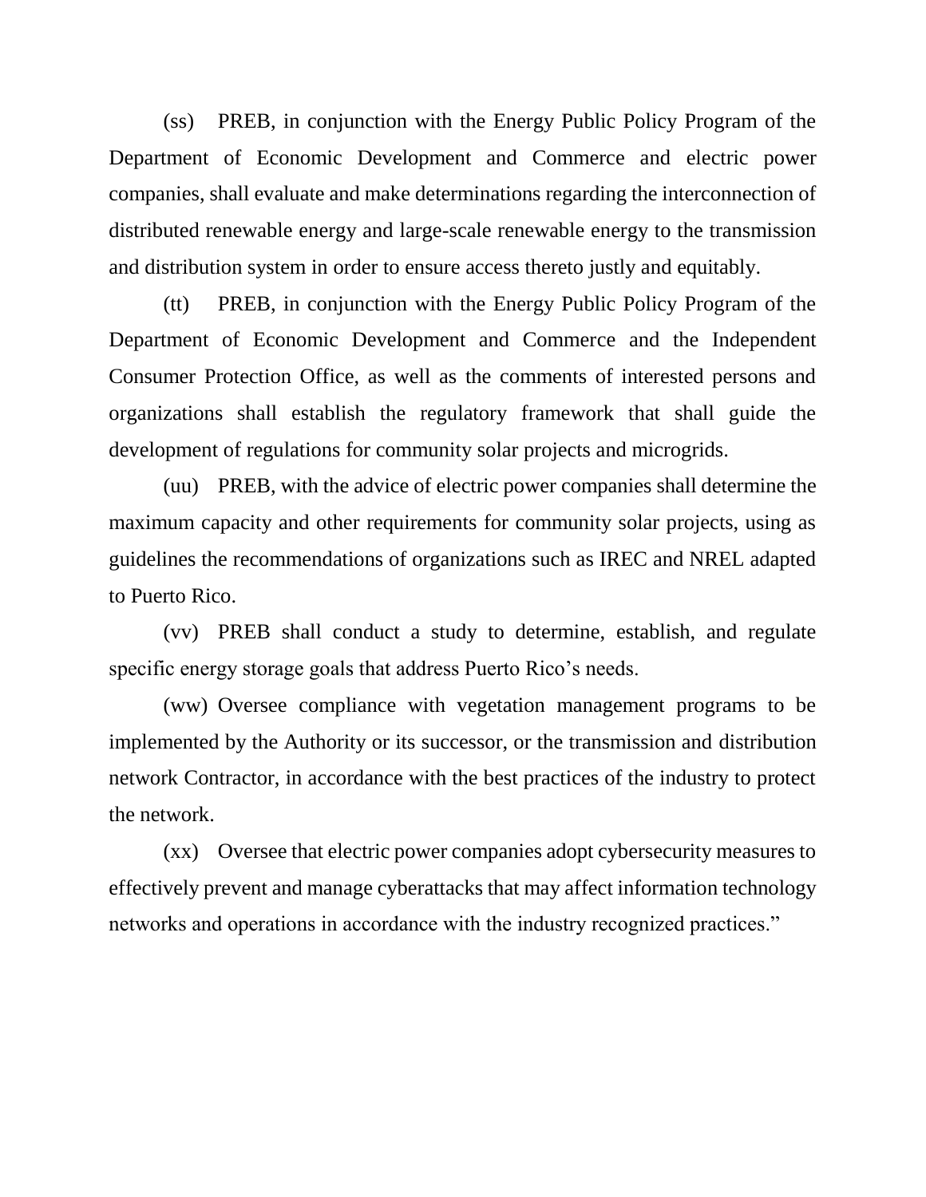(ss) PREB, in conjunction with the Energy Public Policy Program of the Department of Economic Development and Commerce and electric power companies, shall evaluate and make determinations regarding the interconnection of distributed renewable energy and large-scale renewable energy to the transmission and distribution system in order to ensure access thereto justly and equitably.

(tt) PREB, in conjunction with the Energy Public Policy Program of the Department of Economic Development and Commerce and the Independent Consumer Protection Office, as well as the comments of interested persons and organizations shall establish the regulatory framework that shall guide the development of regulations for community solar projects and microgrids.

(uu) PREB, with the advice of electric power companies shall determine the maximum capacity and other requirements for community solar projects, using as guidelines the recommendations of organizations such as IREC and NREL adapted to Puerto Rico.

(vv) PREB shall conduct a study to determine, establish, and regulate specific energy storage goals that address Puerto Rico's needs.

(ww) Oversee compliance with vegetation management programs to be implemented by the Authority or its successor, or the transmission and distribution network Contractor, in accordance with the best practices of the industry to protect the network.

(xx) Oversee that electric power companies adopt cybersecurity measures to effectively prevent and manage cyberattacks that may affect information technology networks and operations in accordance with the industry recognized practices."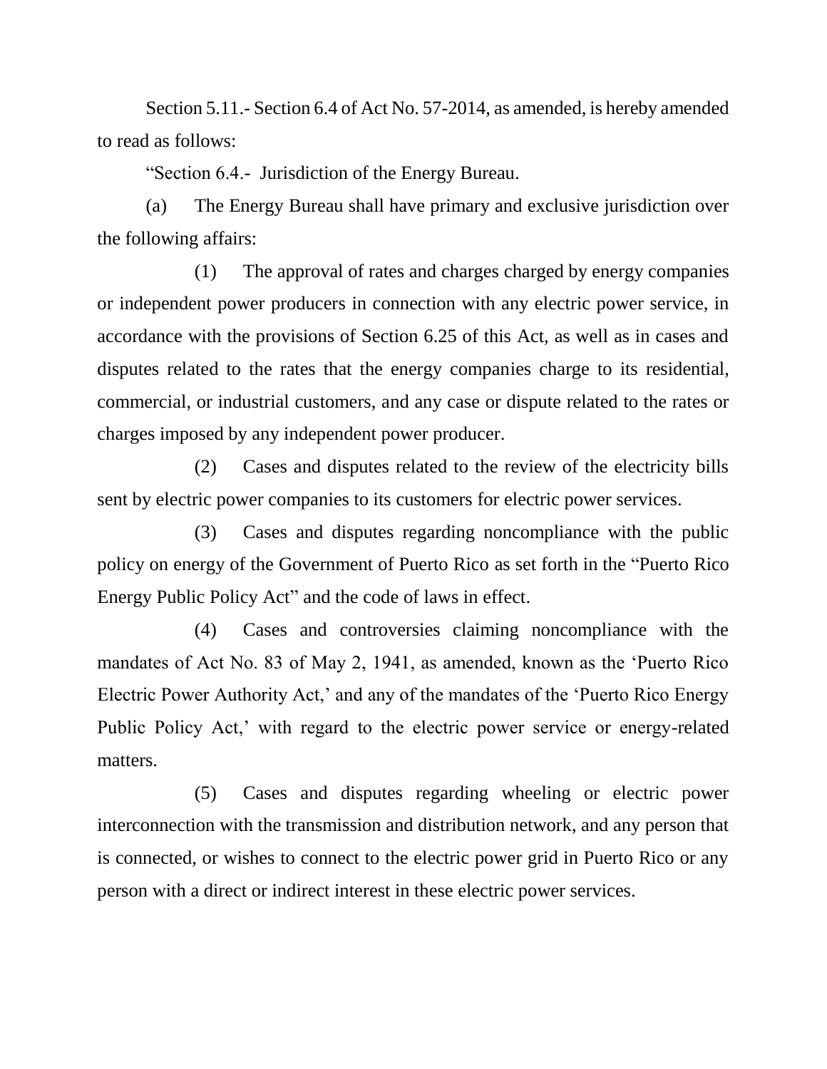Section 5.11.- Section 6.4 of Act No. 57-2014, as amended, is hereby amended to read as follows:

"Section 6.4.- Jurisdiction of the Energy Bureau.

(a) The Energy Bureau shall have primary and exclusive jurisdiction over the following affairs:

(1) The approval of rates and charges charged by energy companies or independent power producers in connection with any electric power service, in accordance with the provisions of Section 6.25 of this Act, as well as in cases and disputes related to the rates that the energy companies charge to its residential, commercial, or industrial customers, and any case or dispute related to the rates or charges imposed by any independent power producer.

(2) Cases and disputes related to the review of the electricity bills sent by electric power companies to its customers for electric power services.

(3) Cases and disputes regarding noncompliance with the public policy on energy of the Government of Puerto Rico as set forth in the "Puerto Rico Energy Public Policy Act" and the code of laws in effect.

(4) Cases and controversies claiming noncompliance with the mandates of Act No. 83 of May 2, 1941, as amended, known as the 'Puerto Rico Electric Power Authority Act,' and any of the mandates of the 'Puerto Rico Energy Public Policy Act,' with regard to the electric power service or energy-related matters.

(5) Cases and disputes regarding wheeling or electric power interconnection with the transmission and distribution network, and any person that is connected, or wishes to connect to the electric power grid in Puerto Rico or any person with a direct or indirect interest in these electric power services.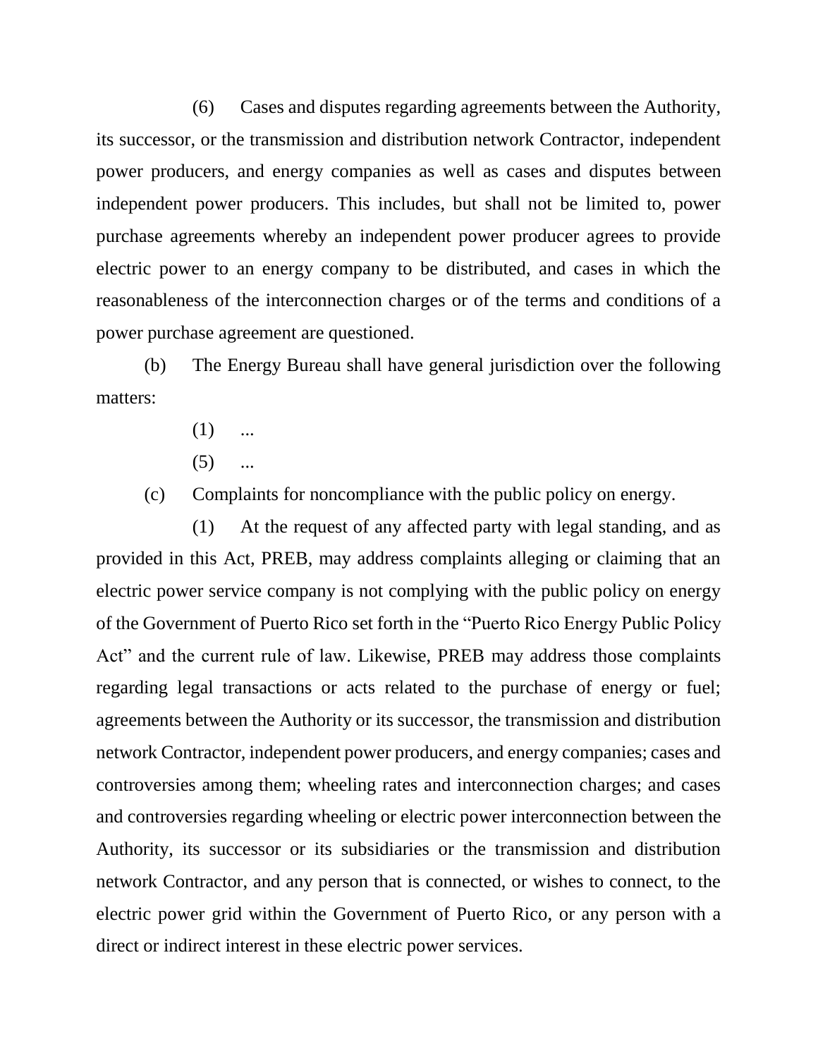(6) Cases and disputes regarding agreements between the Authority, its successor, or the transmission and distribution network Contractor, independent power producers, and energy companies as well as cases and disputes between independent power producers. This includes, but shall not be limited to, power purchase agreements whereby an independent power producer agrees to provide electric power to an energy company to be distributed, and cases in which the reasonableness of the interconnection charges or of the terms and conditions of a power purchase agreement are questioned.

(b) The Energy Bureau shall have general jurisdiction over the following matters:

(1) ...

(5) ...

(c) Complaints for noncompliance with the public policy on energy.

(1) At the request of any affected party with legal standing, and as provided in this Act, PREB, may address complaints alleging or claiming that an electric power service company is not complying with the public policy on energy of the Government of Puerto Rico set forth in the "Puerto Rico Energy Public Policy Act" and the current rule of law. Likewise, PREB may address those complaints regarding legal transactions or acts related to the purchase of energy or fuel; agreements between the Authority or its successor, the transmission and distribution network Contractor, independent power producers, and energy companies; cases and controversies among them; wheeling rates and interconnection charges; and cases and controversies regarding wheeling or electric power interconnection between the Authority, its successor or its subsidiaries or the transmission and distribution network Contractor, and any person that is connected, or wishes to connect, to the electric power grid within the Government of Puerto Rico, or any person with a direct or indirect interest in these electric power services.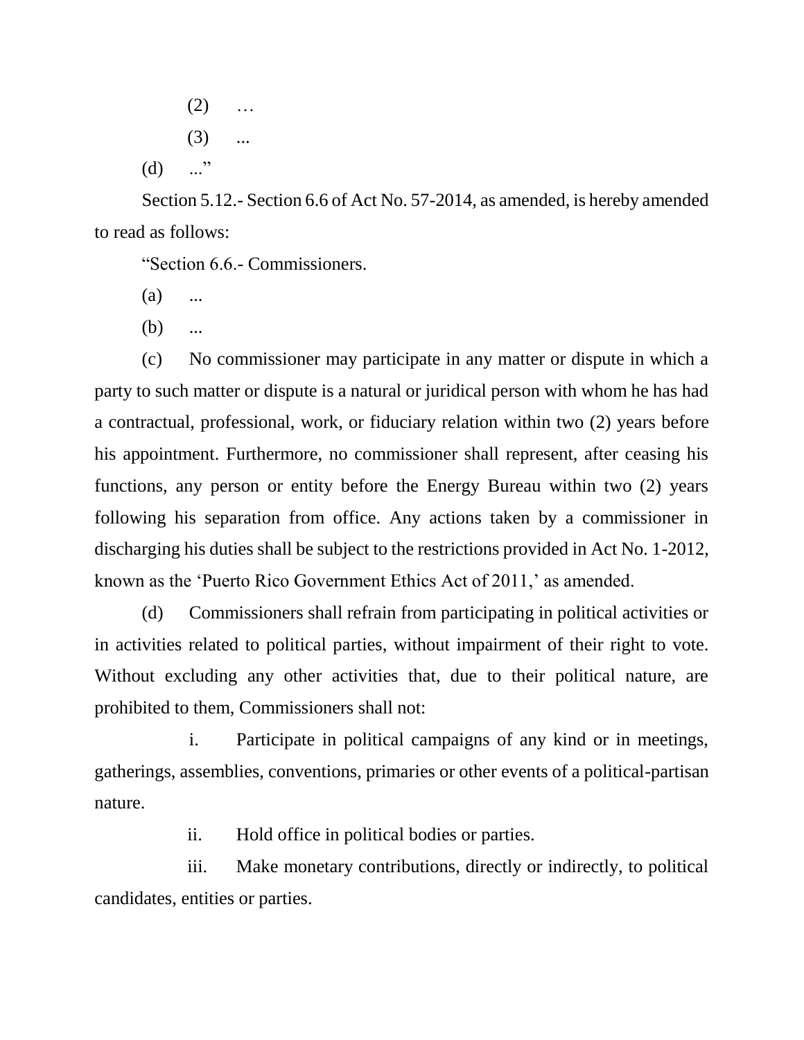(2) …

(3) ...

(d) ...”

Section 5.12.- Section 6.6 of Act No. 57-2014, as amended, is hereby amended to read as follows:

“Section 6.6.- Commissioners.

(a) ...

(b) ...

(c) No commissioner may participate in any matter or dispute in which a party to such matter or dispute is a natural or juridical person with whom he has had a contractual, professional, work, or fiduciary relation within two (2) years before his appointment. Furthermore, no commissioner shall represent, after ceasing his functions, any person or entity before the Energy Bureau within two (2) years following his separation from office. Any actions taken by a commissioner in discharging his duties shall be subject to the restrictions provided in Act No. 1-2012, known as the ‘Puerto Rico Government Ethics Act of 2011,’ as amended.

(d) Commissioners shall refrain from participating in political activities or in activities related to political parties, without impairment of their right to vote. Without excluding any other activities that, due to their political nature, are prohibited to them, Commissioners shall not:

i. Participate in political campaigns of any kind or in meetings, gatherings, assemblies, conventions, primaries or other events of a political-partisan nature.

ii. Hold office in political bodies or parties.

iii. Make monetary contributions, directly or indirectly, to political candidates, entities or parties.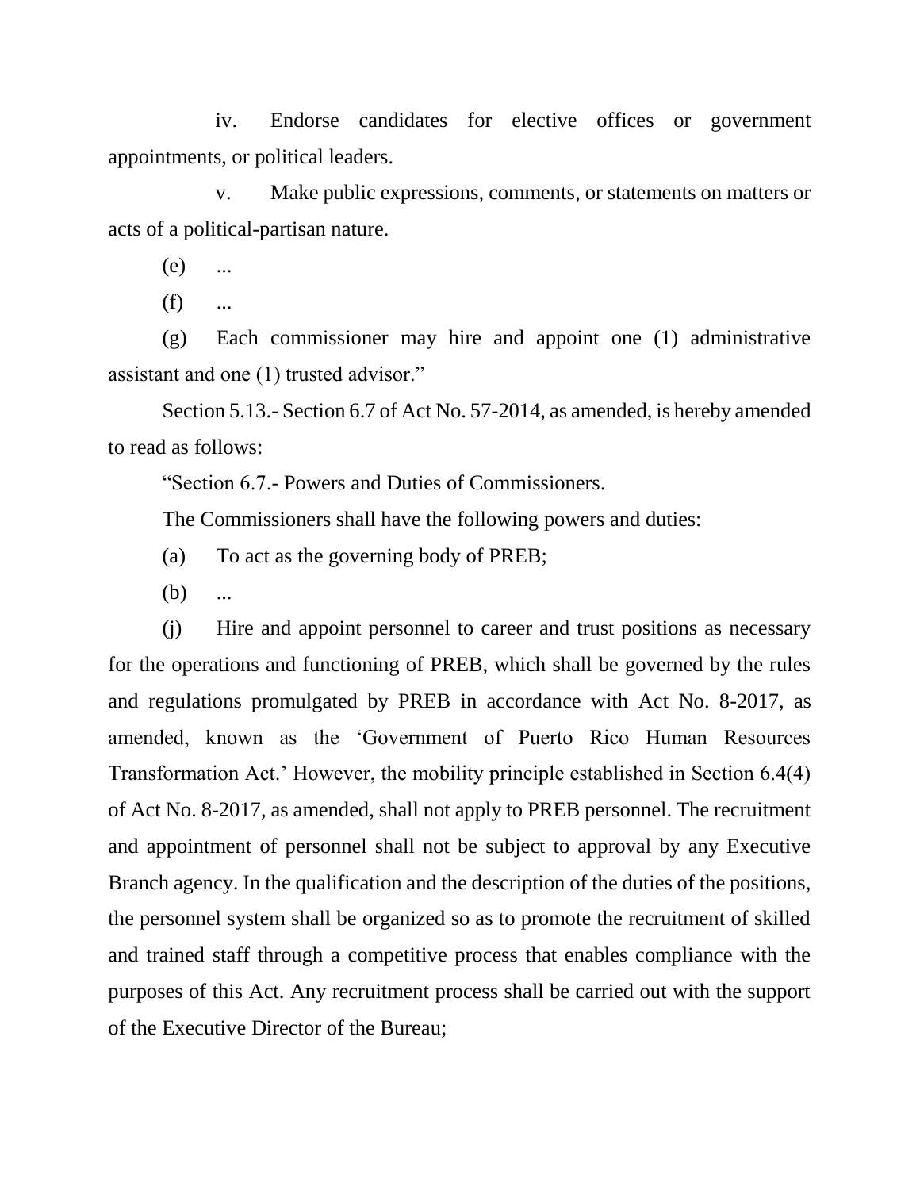iv. Endorse candidates for elective offices or government appointments, or political leaders.

v. Make public expressions, comments, or statements on matters or acts of a political-partisan nature.

(e) ...

(f) ...

(g) Each commissioner may hire and appoint one (1) administrative assistant and one (1) trusted advisor."

Section 5.13.- Section 6.7 of Act No. 57-2014, as amended, is hereby amended to read as follows:

"Section 6.7.- Powers and Duties of Commissioners.

The Commissioners shall have the following powers and duties:

(a) To act as the governing body of PREB;

(b) ...

(j) Hire and appoint personnel to career and trust positions as necessary for the operations and functioning of PREB, which shall be governed by the rules and regulations promulgated by PREB in accordance with Act No. 8-2017, as amended, known as the 'Government of Puerto Rico Human Resources Transformation Act.' However, the mobility principle established in Section 6.4(4) of Act No. 8-2017, as amended, shall not apply to PREB personnel. The recruitment and appointment of personnel shall not be subject to approval by any Executive Branch agency. In the qualification and the description of the duties of the positions, the personnel system shall be organized so as to promote the recruitment of skilled and trained staff through a competitive process that enables compliance with the purposes of this Act. Any recruitment process shall be carried out with the support of the Executive Director of the Bureau;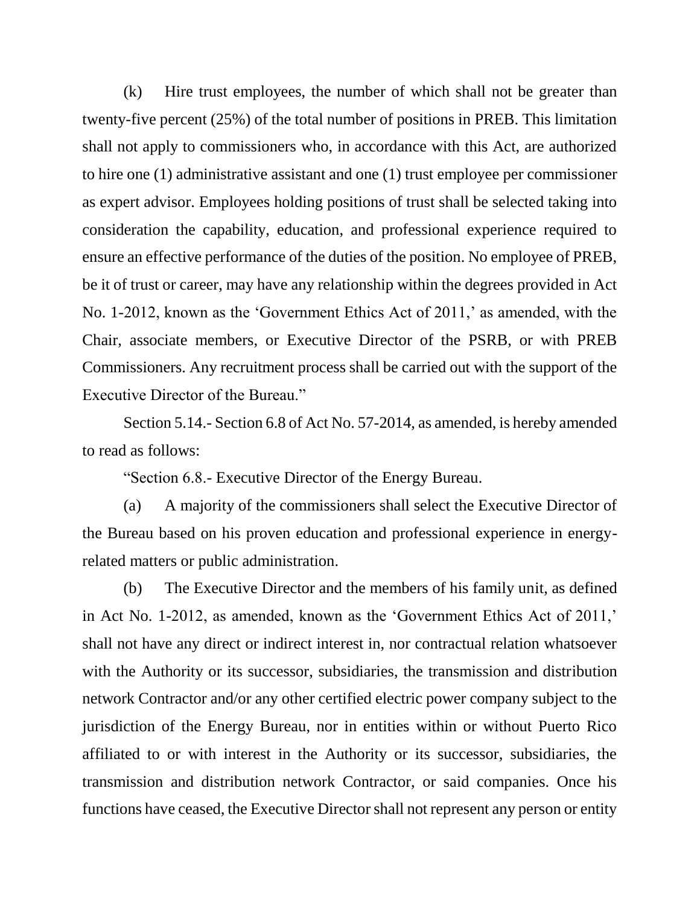(k) Hire trust employees, the number of which shall not be greater than twenty-five percent (25%) of the total number of positions in PREB. This limitation shall not apply to commissioners who, in accordance with this Act, are authorized to hire one (1) administrative assistant and one (1) trust employee per commissioner as expert advisor. Employees holding positions of trust shall be selected taking into consideration the capability, education, and professional experience required to ensure an effective performance of the duties of the position. No employee of PREB, be it of trust or career, may have any relationship within the degrees provided in Act No. 1-2012, known as the 'Government Ethics Act of 2011,' as amended, with the Chair, associate members, or Executive Director of the PSRB, or with PREB Commissioners. Any recruitment process shall be carried out with the support of the Executive Director of the Bureau."

Section 5.14.- Section 6.8 of Act No. 57-2014, as amended, is hereby amended to read as follows:

"Section 6.8.- Executive Director of the Energy Bureau.

(a) A majority of the commissioners shall select the Executive Director of the Bureau based on his proven education and professional experience in energy-related matters or public administration.

(b) The Executive Director and the members of his family unit, as defined in Act No. 1-2012, as amended, known as the 'Government Ethics Act of 2011,' shall not have any direct or indirect interest in, nor contractual relation whatsoever with the Authority or its successor, subsidiaries, the transmission and distribution network Contractor and/or any other certified electric power company subject to the jurisdiction of the Energy Bureau, nor in entities within or without Puerto Rico affiliated to or with interest in the Authority or its successor, subsidiaries, the transmission and distribution network Contractor, or said companies. Once his functions have ceased, the Executive Director shall not represent any person or entity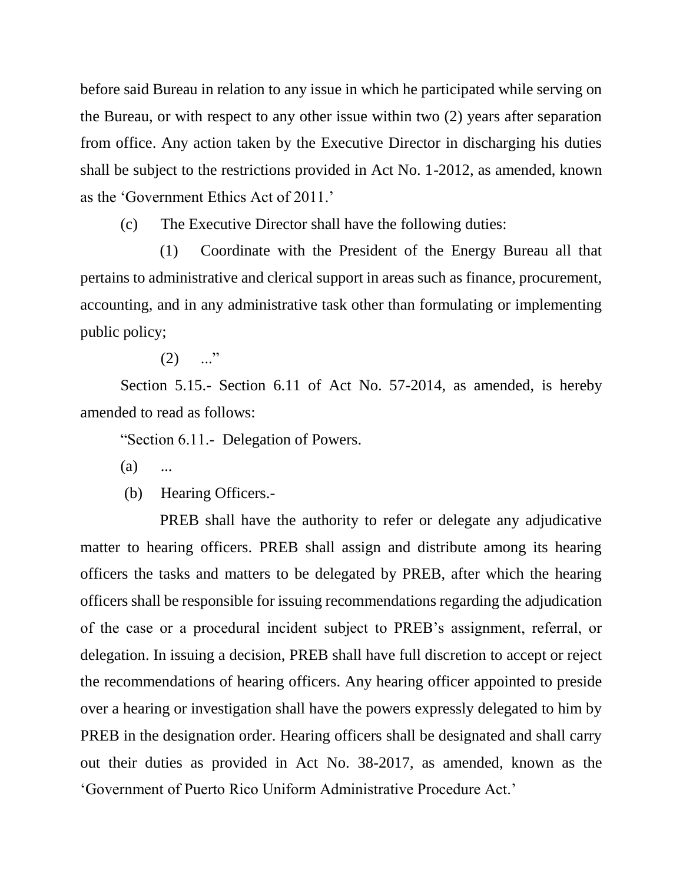before said Bureau in relation to any issue in which he participated while serving on the Bureau, or with respect to any other issue within two (2) years after separation from office. Any action taken by the Executive Director in discharging his duties shall be subject to the restrictions provided in Act No. 1-2012, as amended, known as the 'Government Ethics Act of 2011.'

(c) The Executive Director shall have the following duties:

(1) Coordinate with the President of the Energy Bureau all that pertains to administrative and clerical support in areas such as finance, procurement, accounting, and in any administrative task other than formulating or implementing public policy;

(2) ..."

Section 5.15.- Section 6.11 of Act No. 57-2014, as amended, is hereby amended to read as follows:

"Section 6.11.- Delegation of Powers.

(a) ...

(b) Hearing Officers.-

PREB shall have the authority to refer or delegate any adjudicative matter to hearing officers. PREB shall assign and distribute among its hearing officers the tasks and matters to be delegated by PREB, after which the hearing officers shall be responsible for issuing recommendations regarding the adjudication of the case or a procedural incident subject to PREB's assignment, referral, or delegation. In issuing a decision, PREB shall have full discretion to accept or reject the recommendations of hearing officers. Any hearing officer appointed to preside over a hearing or investigation shall have the powers expressly delegated to him by PREB in the designation order. Hearing officers shall be designated and shall carry out their duties as provided in Act No. 38-2017, as amended, known as the 'Government of Puerto Rico Uniform Administrative Procedure Act.'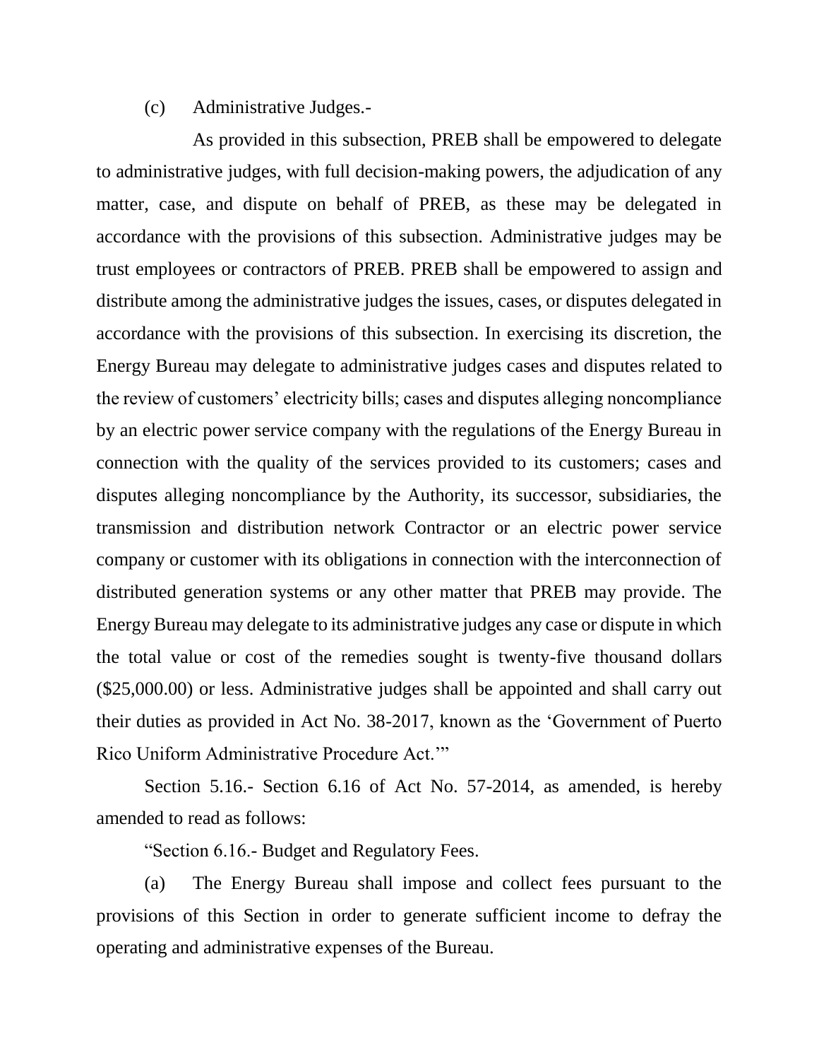(c) Administrative Judges.-

As provided in this subsection, PREB shall be empowered to delegate to administrative judges, with full decision-making powers, the adjudication of any matter, case, and dispute on behalf of PREB, as these may be delegated in accordance with the provisions of this subsection. Administrative judges may be trust employees or contractors of PREB. PREB shall be empowered to assign and distribute among the administrative judges the issues, cases, or disputes delegated in accordance with the provisions of this subsection. In exercising its discretion, the Energy Bureau may delegate to administrative judges cases and disputes related to the review of customers' electricity bills; cases and disputes alleging noncompliance by an electric power service company with the regulations of the Energy Bureau in connection with the quality of the services provided to its customers; cases and disputes alleging noncompliance by the Authority, its successor, subsidiaries, the transmission and distribution network Contractor or an electric power service company or customer with its obligations in connection with the interconnection of distributed generation systems or any other matter that PREB may provide. The Energy Bureau may delegate to its administrative judges any case or dispute in which the total value or cost of the remedies sought is twenty-five thousand dollars ($25,000.00) or less. Administrative judges shall be appointed and shall carry out their duties as provided in Act No. 38-2017, known as the 'Government of Puerto Rico Uniform Administrative Procedure Act.'"

Section 5.16.- Section 6.16 of Act No. 57-2014, as amended, is hereby amended to read as follows:

"Section 6.16.- Budget and Regulatory Fees.

(a) The Energy Bureau shall impose and collect fees pursuant to the provisions of this Section in order to generate sufficient income to defray the operating and administrative expenses of the Bureau.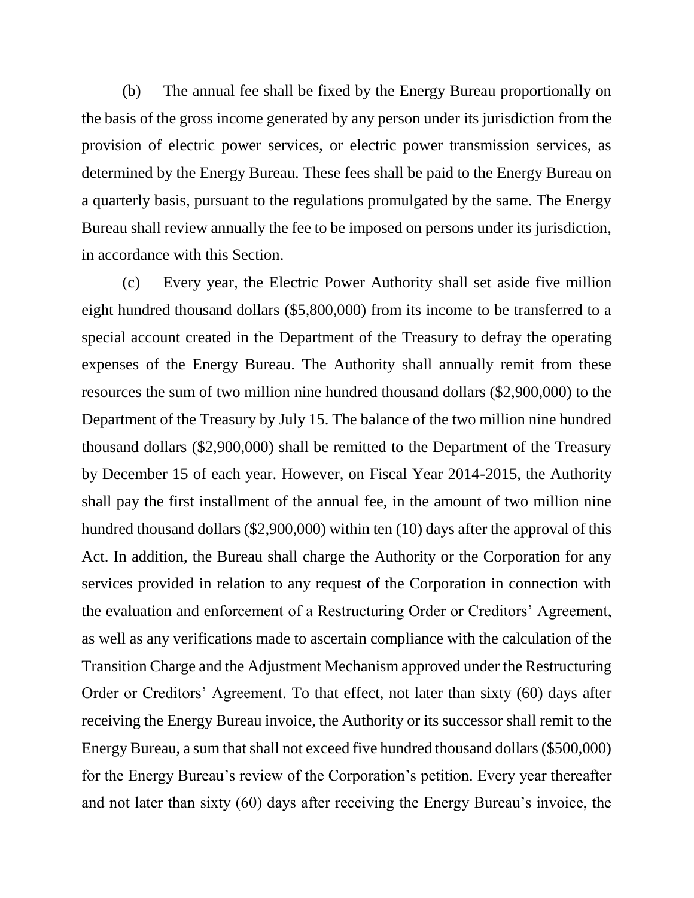(b) The annual fee shall be fixed by the Energy Bureau proportionally on the basis of the gross income generated by any person under its jurisdiction from the provision of electric power services, or electric power transmission services, as determined by the Energy Bureau. These fees shall be paid to the Energy Bureau on a quarterly basis, pursuant to the regulations promulgated by the same. The Energy Bureau shall review annually the fee to be imposed on persons under its jurisdiction, in accordance with this Section.

(c) Every year, the Electric Power Authority shall set aside five million eight hundred thousand dollars ($5,800,000) from its income to be transferred to a special account created in the Department of the Treasury to defray the operating expenses of the Energy Bureau. The Authority shall annually remit from these resources the sum of two million nine hundred thousand dollars ($2,900,000) to the Department of the Treasury by July 15. The balance of the two million nine hundred thousand dollars ($2,900,000) shall be remitted to the Department of the Treasury by December 15 of each year. However, on Fiscal Year 2014-2015, the Authority shall pay the first installment of the annual fee, in the amount of two million nine hundred thousand dollars ($2,900,000) within ten (10) days after the approval of this Act. In addition, the Bureau shall charge the Authority or the Corporation for any services provided in relation to any request of the Corporation in connection with the evaluation and enforcement of a Restructuring Order or Creditors' Agreement, as well as any verifications made to ascertain compliance with the calculation of the Transition Charge and the Adjustment Mechanism approved under the Restructuring Order or Creditors' Agreement. To that effect, not later than sixty (60) days after receiving the Energy Bureau invoice, the Authority or its successor shall remit to the Energy Bureau, a sum that shall not exceed five hundred thousand dollars ($500,000) for the Energy Bureau's review of the Corporation's petition. Every year thereafter and not later than sixty (60) days after receiving the Energy Bureau's invoice, the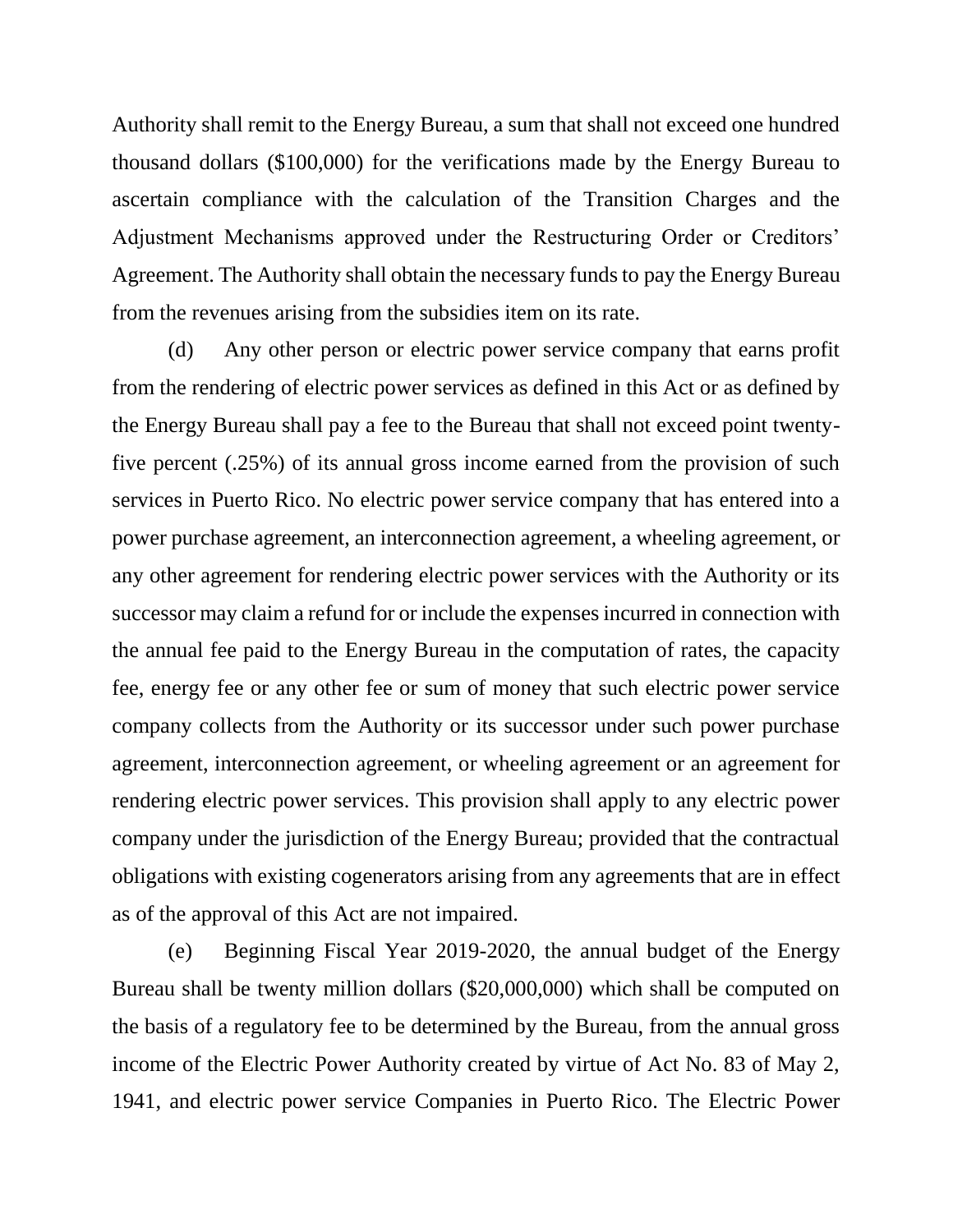Authority shall remit to the Energy Bureau, a sum that shall not exceed one hundred thousand dollars ($100,000) for the verifications made by the Energy Bureau to ascertain compliance with the calculation of the Transition Charges and the Adjustment Mechanisms approved under the Restructuring Order or Creditors' Agreement. The Authority shall obtain the necessary funds to pay the Energy Bureau from the revenues arising from the subsidies item on its rate.

(d) Any other person or electric power service company that earns profit from the rendering of electric power services as defined in this Act or as defined by the Energy Bureau shall pay a fee to the Bureau that shall not exceed point twenty-five percent (.25%) of its annual gross income earned from the provision of such services in Puerto Rico. No electric power service company that has entered into a power purchase agreement, an interconnection agreement, a wheeling agreement, or any other agreement for rendering electric power services with the Authority or its successor may claim a refund for or include the expenses incurred in connection with the annual fee paid to the Energy Bureau in the computation of rates, the capacity fee, energy fee or any other fee or sum of money that such electric power service company collects from the Authority or its successor under such power purchase agreement, interconnection agreement, or wheeling agreement or an agreement for rendering electric power services. This provision shall apply to any electric power company under the jurisdiction of the Energy Bureau; provided that the contractual obligations with existing cogenerators arising from any agreements that are in effect as of the approval of this Act are not impaired.

(e) Beginning Fiscal Year 2019-2020, the annual budget of the Energy Bureau shall be twenty million dollars ($20,000,000) which shall be computed on the basis of a regulatory fee to be determined by the Bureau, from the annual gross income of the Electric Power Authority created by virtue of Act No. 83 of May 2, 1941, and electric power service Companies in Puerto Rico. The Electric Power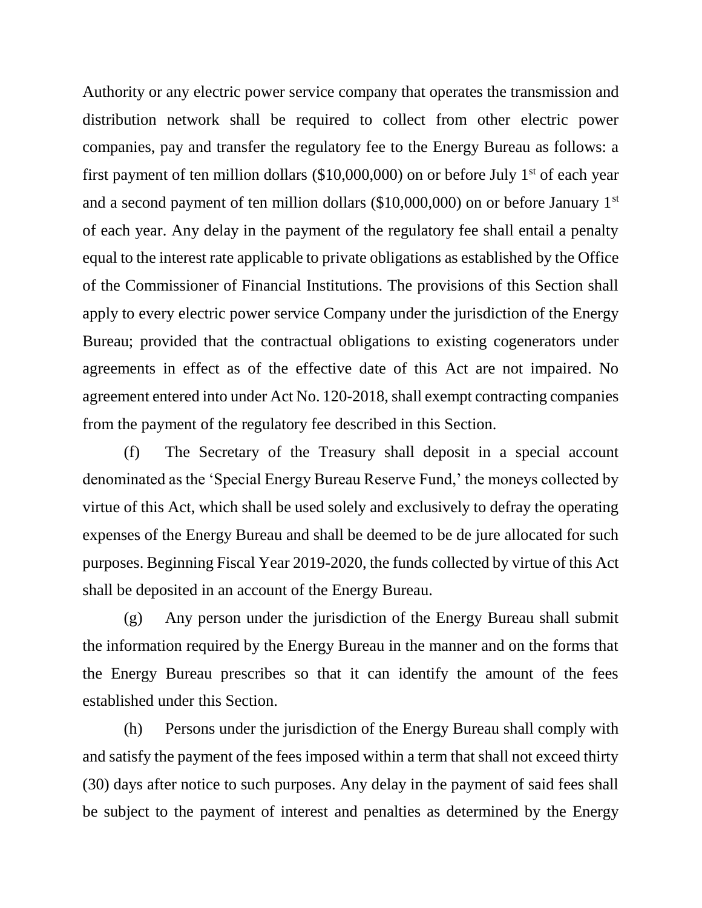Authority or any electric power service company that operates the transmission and distribution network shall be required to collect from other electric power companies, pay and transfer the regulatory fee to the Energy Bureau as follows: a first payment of ten million dollars ($10,000,000) on or before July 1st of each year and a second payment of ten million dollars ($10,000,000) on or before January 1st of each year. Any delay in the payment of the regulatory fee shall entail a penalty equal to the interest rate applicable to private obligations as established by the Office of the Commissioner of Financial Institutions. The provisions of this Section shall apply to every electric power service Company under the jurisdiction of the Energy Bureau; provided that the contractual obligations to existing cogenerators under agreements in effect as of the effective date of this Act are not impaired. No agreement entered into under Act No. 120-2018, shall exempt contracting companies from the payment of the regulatory fee described in this Section.

(f) The Secretary of the Treasury shall deposit in a special account denominated as the 'Special Energy Bureau Reserve Fund,' the moneys collected by virtue of this Act, which shall be used solely and exclusively to defray the operating expenses of the Energy Bureau and shall be deemed to be de jure allocated for such purposes. Beginning Fiscal Year 2019-2020, the funds collected by virtue of this Act shall be deposited in an account of the Energy Bureau.

(g) Any person under the jurisdiction of the Energy Bureau shall submit the information required by the Energy Bureau in the manner and on the forms that the Energy Bureau prescribes so that it can identify the amount of the fees established under this Section.

(h) Persons under the jurisdiction of the Energy Bureau shall comply with and satisfy the payment of the fees imposed within a term that shall not exceed thirty (30) days after notice to such purposes. Any delay in the payment of said fees shall be subject to the payment of interest and penalties as determined by the Energy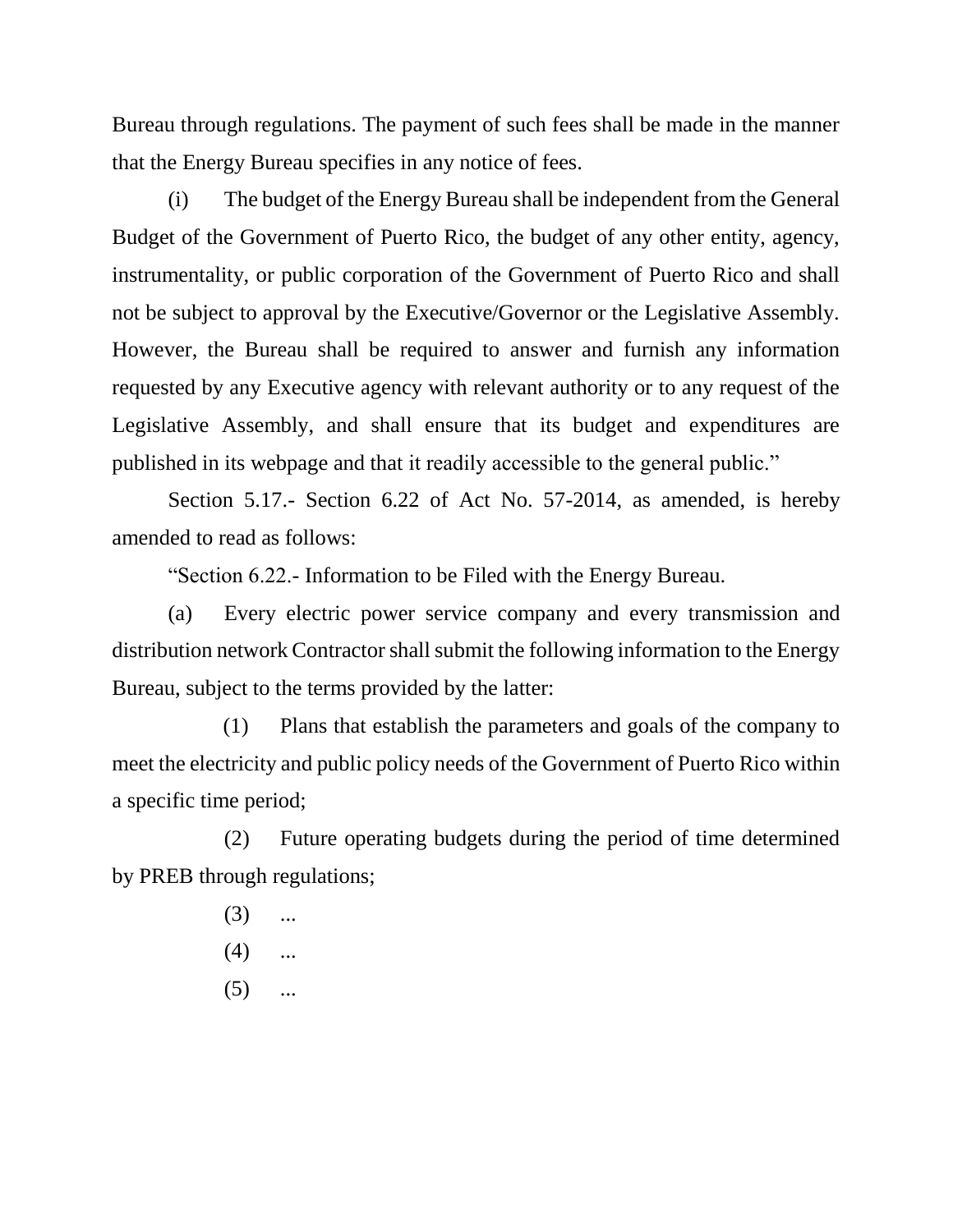Bureau through regulations. The payment of such fees shall be made in the manner that the Energy Bureau specifies in any notice of fees.

(i) The budget of the Energy Bureau shall be independent from the General Budget of the Government of Puerto Rico, the budget of any other entity, agency, instrumentality, or public corporation of the Government of Puerto Rico and shall not be subject to approval by the Executive/Governor or the Legislative Assembly. However, the Bureau shall be required to answer and furnish any information requested by any Executive agency with relevant authority or to any request of the Legislative Assembly, and shall ensure that its budget and expenditures are published in its webpage and that it readily accessible to the general public."

Section 5.17.- Section 6.22 of Act No. 57-2014, as amended, is hereby amended to read as follows:

"Section 6.22.- Information to be Filed with the Energy Bureau.

(a) Every electric power service company and every transmission and distribution network Contractor shall submit the following information to the Energy Bureau, subject to the terms provided by the latter:

(1) Plans that establish the parameters and goals of the company to meet the electricity and public policy needs of the Government of Puerto Rico within a specific time period;

(2) Future operating budgets during the period of time determined by PREB through regulations;

(3) ...

(4) ...

(5) ...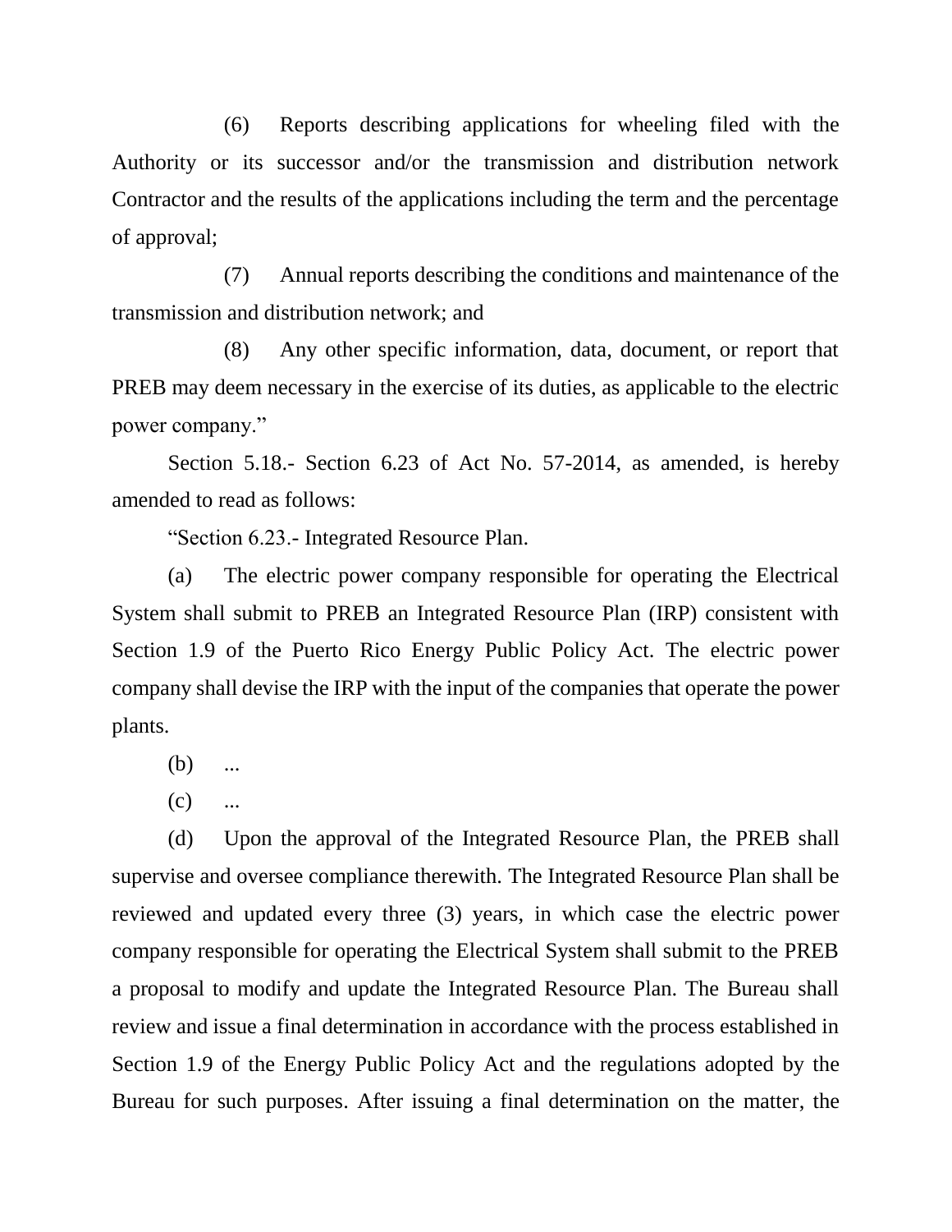(6) Reports describing applications for wheeling filed with the Authority or its successor and/or the transmission and distribution network Contractor and the results of the applications including the term and the percentage of approval;

(7) Annual reports describing the conditions and maintenance of the transmission and distribution network; and

(8) Any other specific information, data, document, or report that PREB may deem necessary in the exercise of its duties, as applicable to the electric power company."

Section 5.18.- Section 6.23 of Act No. 57-2014, as amended, is hereby amended to read as follows:

"Section 6.23.- Integrated Resource Plan.

(a) The electric power company responsible for operating the Electrical System shall submit to PREB an Integrated Resource Plan (IRP) consistent with Section 1.9 of the Puerto Rico Energy Public Policy Act. The electric power company shall devise the IRP with the input of the companies that operate the power plants.

(b) ...

(c) ...

(d) Upon the approval of the Integrated Resource Plan, the PREB shall supervise and oversee compliance therewith. The Integrated Resource Plan shall be reviewed and updated every three (3) years, in which case the electric power company responsible for operating the Electrical System shall submit to the PREB a proposal to modify and update the Integrated Resource Plan. The Bureau shall review and issue a final determination in accordance with the process established in Section 1.9 of the Energy Public Policy Act and the regulations adopted by the Bureau for such purposes. After issuing a final determination on the matter, the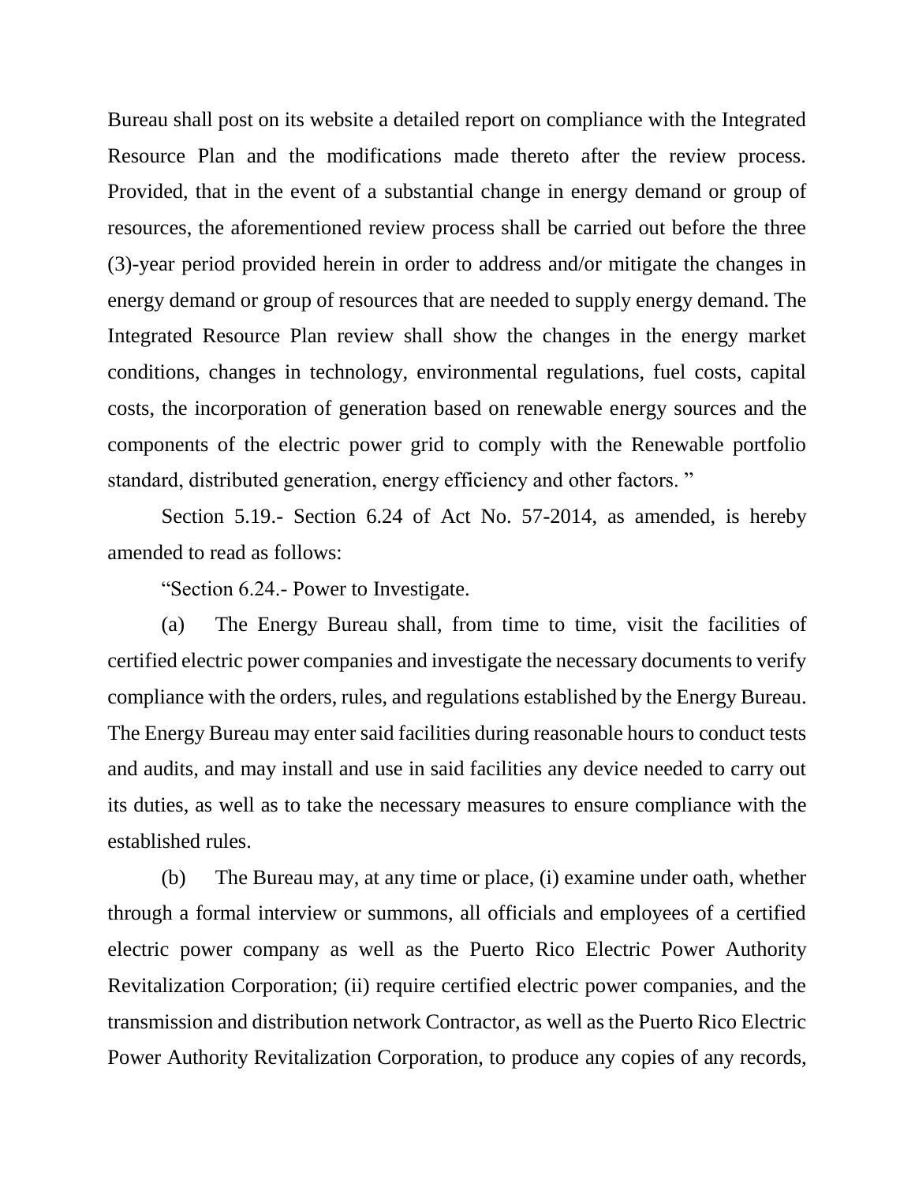Bureau shall post on its website a detailed report on compliance with the Integrated Resource Plan and the modifications made thereto after the review process. Provided, that in the event of a substantial change in energy demand or group of resources, the aforementioned review process shall be carried out before the three (3)-year period provided herein in order to address and/or mitigate the changes in energy demand or group of resources that are needed to supply energy demand. The Integrated Resource Plan review shall show the changes in the energy market conditions, changes in technology, environmental regulations, fuel costs, capital costs, the incorporation of generation based on renewable energy sources and the components of the electric power grid to comply with the Renewable portfolio standard, distributed generation, energy efficiency and other factors. "

Section 5.19.- Section 6.24 of Act No. 57-2014, as amended, is hereby amended to read as follows:

"Section 6.24.- Power to Investigate.

(a) The Energy Bureau shall, from time to time, visit the facilities of certified electric power companies and investigate the necessary documents to verify compliance with the orders, rules, and regulations established by the Energy Bureau. The Energy Bureau may enter said facilities during reasonable hours to conduct tests and audits, and may install and use in said facilities any device needed to carry out its duties, as well as to take the necessary measures to ensure compliance with the established rules.

(b) The Bureau may, at any time or place, (i) examine under oath, whether through a formal interview or summons, all officials and employees of a certified electric power company as well as the Puerto Rico Electric Power Authority Revitalization Corporation; (ii) require certified electric power companies, and the transmission and distribution network Contractor, as well as the Puerto Rico Electric Power Authority Revitalization Corporation, to produce any copies of any records,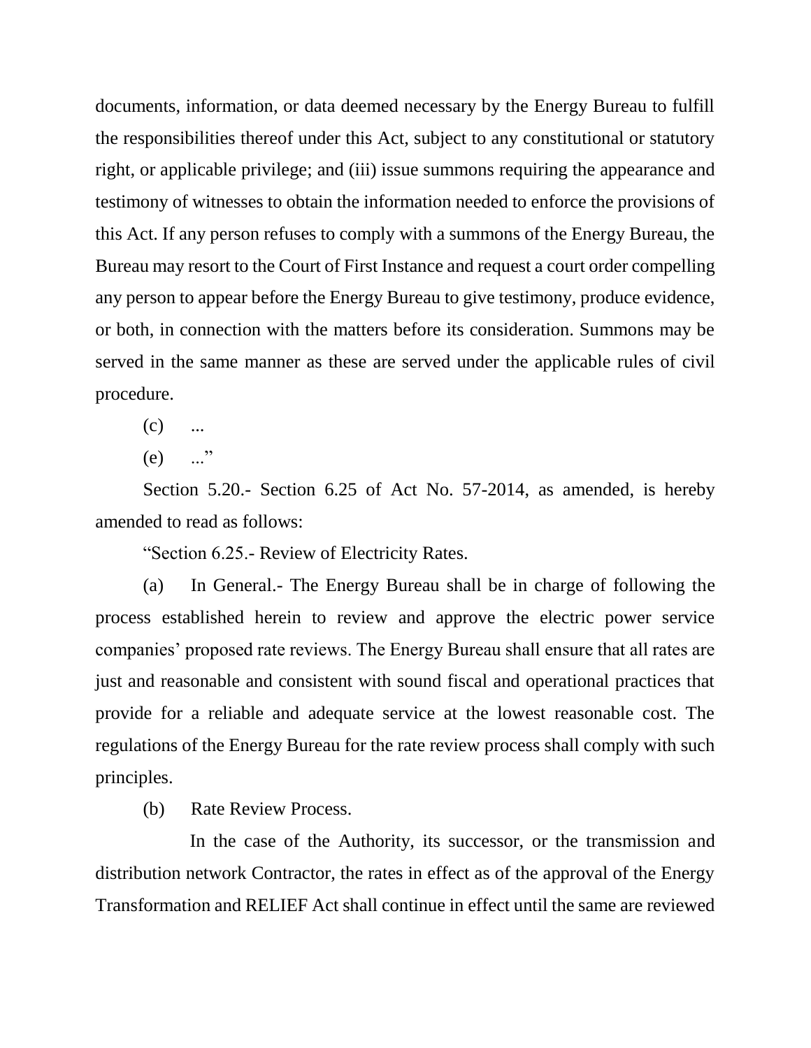documents, information, or data deemed necessary by the Energy Bureau to fulfill the responsibilities thereof under this Act, subject to any constitutional or statutory right, or applicable privilege; and (iii) issue summons requiring the appearance and testimony of witnesses to obtain the information needed to enforce the provisions of this Act. If any person refuses to comply with a summons of the Energy Bureau, the Bureau may resort to the Court of First Instance and request a court order compelling any person to appear before the Energy Bureau to give testimony, produce evidence, or both, in connection with the matters before its consideration. Summons may be served in the same manner as these are served under the applicable rules of civil procedure.

(c) ...

(e) ..."

Section 5.20.- Section 6.25 of Act No. 57-2014, as amended, is hereby amended to read as follows:

"Section 6.25.- Review of Electricity Rates.

(a) In General.- The Energy Bureau shall be in charge of following the process established herein to review and approve the electric power service companies' proposed rate reviews. The Energy Bureau shall ensure that all rates are just and reasonable and consistent with sound fiscal and operational practices that provide for a reliable and adequate service at the lowest reasonable cost. The regulations of the Energy Bureau for the rate review process shall comply with such principles.

(b) Rate Review Process.

In the case of the Authority, its successor, or the transmission and distribution network Contractor, the rates in effect as of the approval of the Energy Transformation and RELIEF Act shall continue in effect until the same are reviewed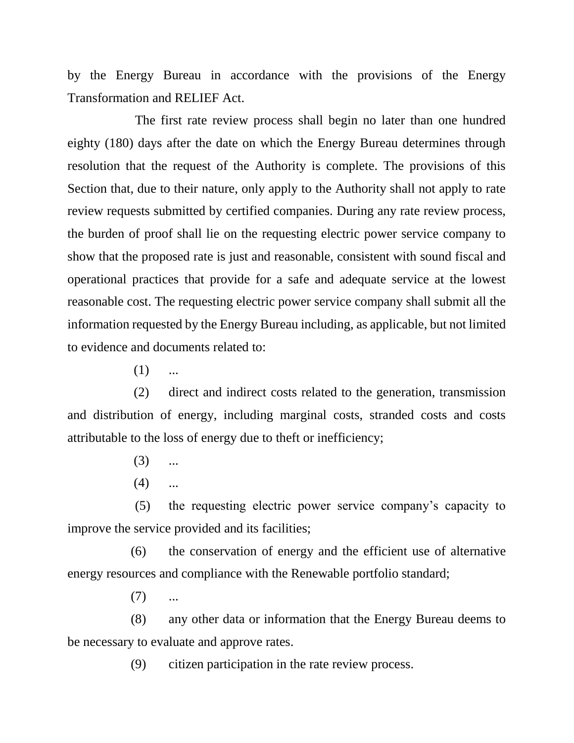by the Energy Bureau in accordance with the provisions of the Energy Transformation and RELIEF Act.

The first rate review process shall begin no later than one hundred eighty (180) days after the date on which the Energy Bureau determines through resolution that the request of the Authority is complete. The provisions of this Section that, due to their nature, only apply to the Authority shall not apply to rate review requests submitted by certified companies. During any rate review process, the burden of proof shall lie on the requesting electric power service company to show that the proposed rate is just and reasonable, consistent with sound fiscal and operational practices that provide for a safe and adequate service at the lowest reasonable cost. The requesting electric power service company shall submit all the information requested by the Energy Bureau including, as applicable, but not limited to evidence and documents related to:

(1) ...

(2) direct and indirect costs related to the generation, transmission and distribution of energy, including marginal costs, stranded costs and costs attributable to the loss of energy due to theft or inefficiency;

(3) ...

(4) ...

(5) the requesting electric power service company's capacity to improve the service provided and its facilities;

(6) the conservation of energy and the efficient use of alternative energy resources and compliance with the Renewable portfolio standard;

(7) ...

(8) any other data or information that the Energy Bureau deems to be necessary to evaluate and approve rates.

(9) citizen participation in the rate review process.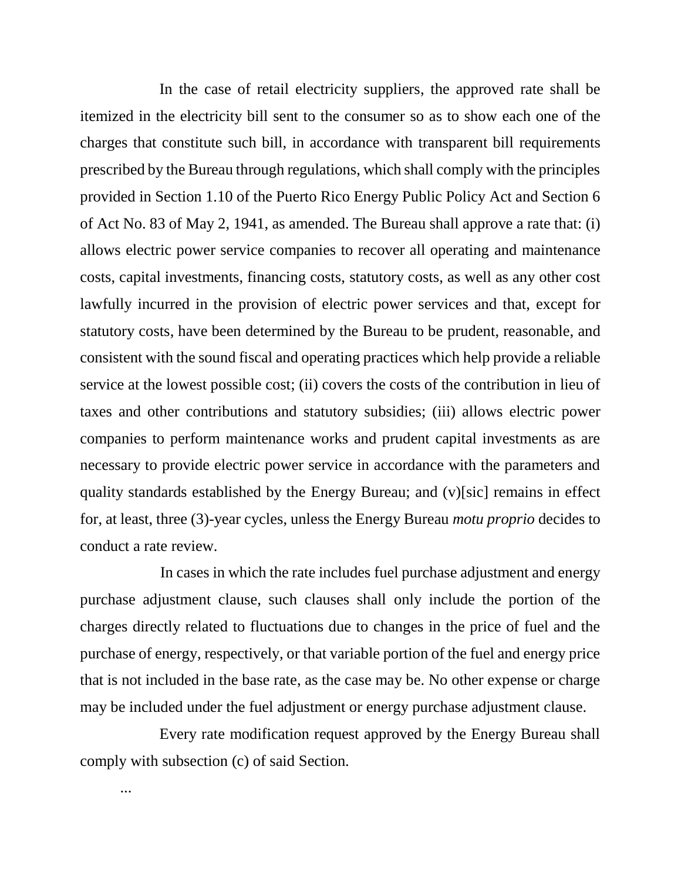In the case of retail electricity suppliers, the approved rate shall be itemized in the electricity bill sent to the consumer so as to show each one of the charges that constitute such bill, in accordance with transparent bill requirements prescribed by the Bureau through regulations, which shall comply with the principles provided in Section 1.10 of the Puerto Rico Energy Public Policy Act and Section 6 of Act No. 83 of May 2, 1941, as amended. The Bureau shall approve a rate that: (i) allows electric power service companies to recover all operating and maintenance costs, capital investments, financing costs, statutory costs, as well as any other cost lawfully incurred in the provision of electric power services and that, except for statutory costs, have been determined by the Bureau to be prudent, reasonable, and consistent with the sound fiscal and operating practices which help provide a reliable service at the lowest possible cost; (ii) covers the costs of the contribution in lieu of taxes and other contributions and statutory subsidies; (iii) allows electric power companies to perform maintenance works and prudent capital investments as are necessary to provide electric power service in accordance with the parameters and quality standards established by the Energy Bureau; and (v)[sic] remains in effect for, at least, three (3)-year cycles, unless the Energy Bureau *motu proprio* decides to conduct a rate review.

In cases in which the rate includes fuel purchase adjustment and energy purchase adjustment clause, such clauses shall only include the portion of the charges directly related to fluctuations due to changes in the price of fuel and the purchase of energy, respectively, or that variable portion of the fuel and energy price that is not included in the base rate, as the case may be. No other expense or charge may be included under the fuel adjustment or energy purchase adjustment clause.

Every rate modification request approved by the Energy Bureau shall comply with subsection (c) of said Section.

...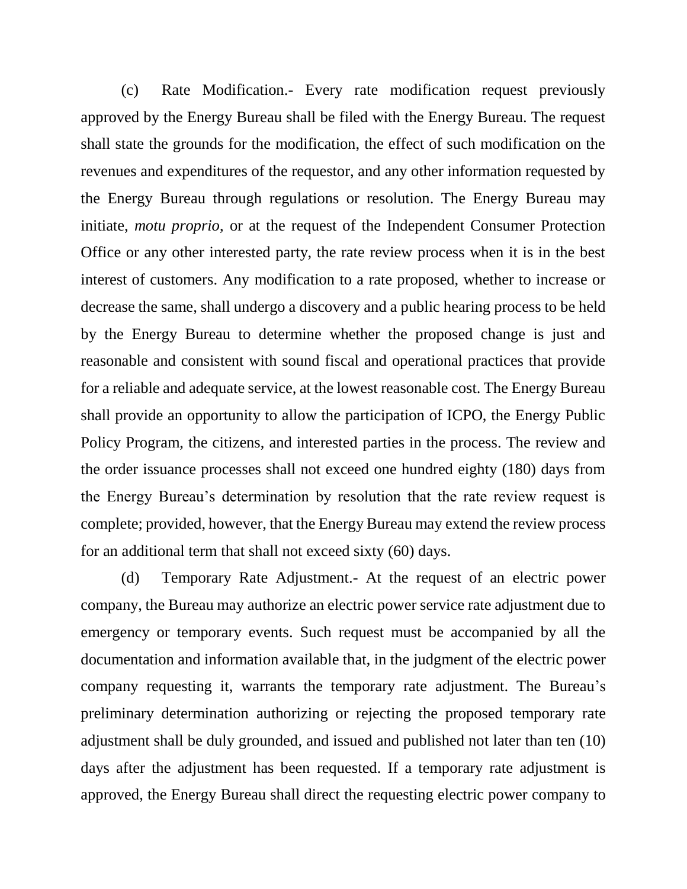(c) Rate Modification.- Every rate modification request previously approved by the Energy Bureau shall be filed with the Energy Bureau. The request shall state the grounds for the modification, the effect of such modification on the revenues and expenditures of the requestor, and any other information requested by the Energy Bureau through regulations or resolution. The Energy Bureau may initiate, *motu proprio*, or at the request of the Independent Consumer Protection Office or any other interested party, the rate review process when it is in the best interest of customers. Any modification to a rate proposed, whether to increase or decrease the same, shall undergo a discovery and a public hearing process to be held by the Energy Bureau to determine whether the proposed change is just and reasonable and consistent with sound fiscal and operational practices that provide for a reliable and adequate service, at the lowest reasonable cost. The Energy Bureau shall provide an opportunity to allow the participation of ICPO, the Energy Public Policy Program, the citizens, and interested parties in the process. The review and the order issuance processes shall not exceed one hundred eighty (180) days from the Energy Bureau's determination by resolution that the rate review request is complete; provided, however, that the Energy Bureau may extend the review process for an additional term that shall not exceed sixty (60) days.

(d) Temporary Rate Adjustment.- At the request of an electric power company, the Bureau may authorize an electric power service rate adjustment due to emergency or temporary events. Such request must be accompanied by all the documentation and information available that, in the judgment of the electric power company requesting it, warrants the temporary rate adjustment. The Bureau's preliminary determination authorizing or rejecting the proposed temporary rate adjustment shall be duly grounded, and issued and published not later than ten (10) days after the adjustment has been requested. If a temporary rate adjustment is approved, the Energy Bureau shall direct the requesting electric power company to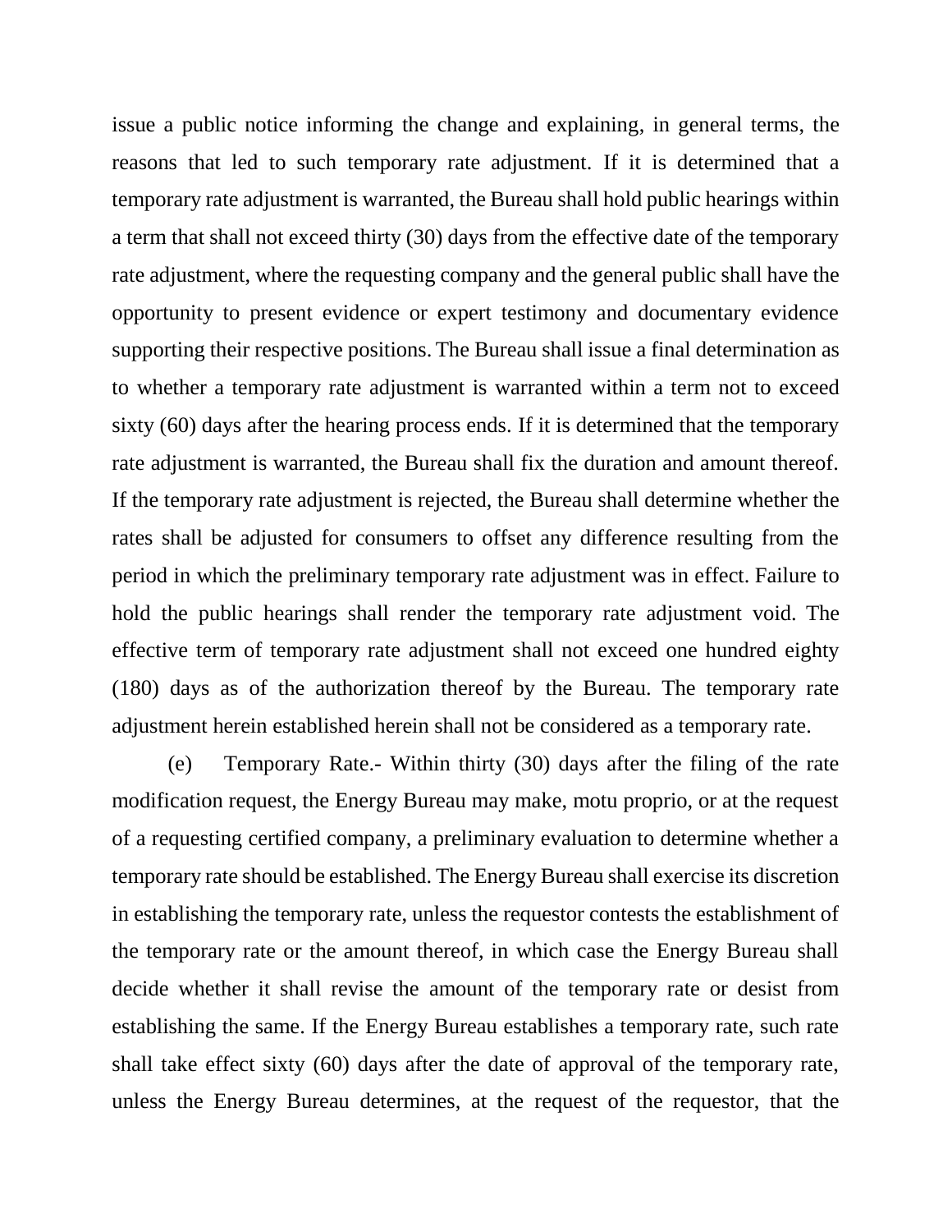issue a public notice informing the change and explaining, in general terms, the reasons that led to such temporary rate adjustment. If it is determined that a temporary rate adjustment is warranted, the Bureau shall hold public hearings within a term that shall not exceed thirty (30) days from the effective date of the temporary rate adjustment, where the requesting company and the general public shall have the opportunity to present evidence or expert testimony and documentary evidence supporting their respective positions. The Bureau shall issue a final determination as to whether a temporary rate adjustment is warranted within a term not to exceed sixty (60) days after the hearing process ends. If it is determined that the temporary rate adjustment is warranted, the Bureau shall fix the duration and amount thereof. If the temporary rate adjustment is rejected, the Bureau shall determine whether the rates shall be adjusted for consumers to offset any difference resulting from the period in which the preliminary temporary rate adjustment was in effect. Failure to hold the public hearings shall render the temporary rate adjustment void. The effective term of temporary rate adjustment shall not exceed one hundred eighty (180) days as of the authorization thereof by the Bureau. The temporary rate adjustment herein established herein shall not be considered as a temporary rate.

(e) Temporary Rate.- Within thirty (30) days after the filing of the rate modification request, the Energy Bureau may make, motu proprio, or at the request of a requesting certified company, a preliminary evaluation to determine whether a temporary rate should be established. The Energy Bureau shall exercise its discretion in establishing the temporary rate, unless the requestor contests the establishment of the temporary rate or the amount thereof, in which case the Energy Bureau shall decide whether it shall revise the amount of the temporary rate or desist from establishing the same. If the Energy Bureau establishes a temporary rate, such rate shall take effect sixty (60) days after the date of approval of the temporary rate, unless the Energy Bureau determines, at the request of the requestor, that the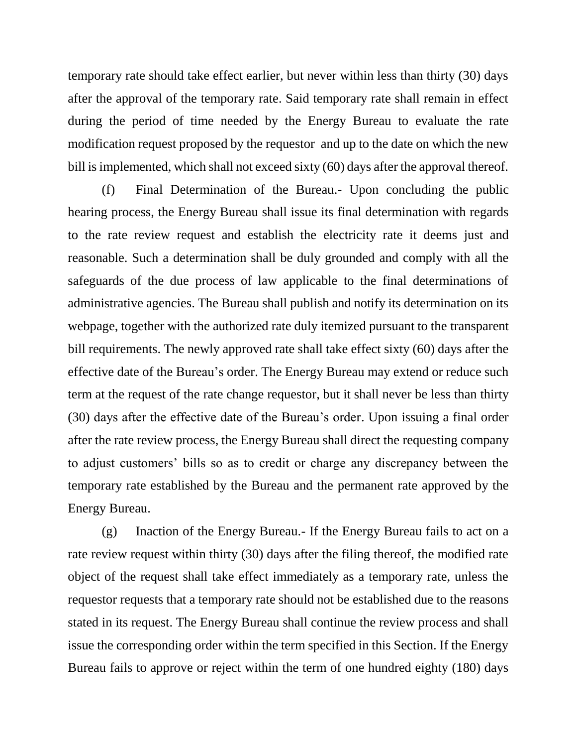temporary rate should take effect earlier, but never within less than thirty (30) days after the approval of the temporary rate. Said temporary rate shall remain in effect during the period of time needed by the Energy Bureau to evaluate the rate modification request proposed by the requestor and up to the date on which the new bill is implemented, which shall not exceed sixty (60) days after the approval thereof.

(f) Final Determination of the Bureau.- Upon concluding the public hearing process, the Energy Bureau shall issue its final determination with regards to the rate review request and establish the electricity rate it deems just and reasonable. Such a determination shall be duly grounded and comply with all the safeguards of the due process of law applicable to the final determinations of administrative agencies. The Bureau shall publish and notify its determination on its webpage, together with the authorized rate duly itemized pursuant to the transparent bill requirements. The newly approved rate shall take effect sixty (60) days after the effective date of the Bureau's order. The Energy Bureau may extend or reduce such term at the request of the rate change requestor, but it shall never be less than thirty (30) days after the effective date of the Bureau's order. Upon issuing a final order after the rate review process, the Energy Bureau shall direct the requesting company to adjust customers' bills so as to credit or charge any discrepancy between the temporary rate established by the Bureau and the permanent rate approved by the Energy Bureau.

(g) Inaction of the Energy Bureau.- If the Energy Bureau fails to act on a rate review request within thirty (30) days after the filing thereof, the modified rate object of the request shall take effect immediately as a temporary rate, unless the requestor requests that a temporary rate should not be established due to the reasons stated in its request. The Energy Bureau shall continue the review process and shall issue the corresponding order within the term specified in this Section. If the Energy Bureau fails to approve or reject within the term of one hundred eighty (180) days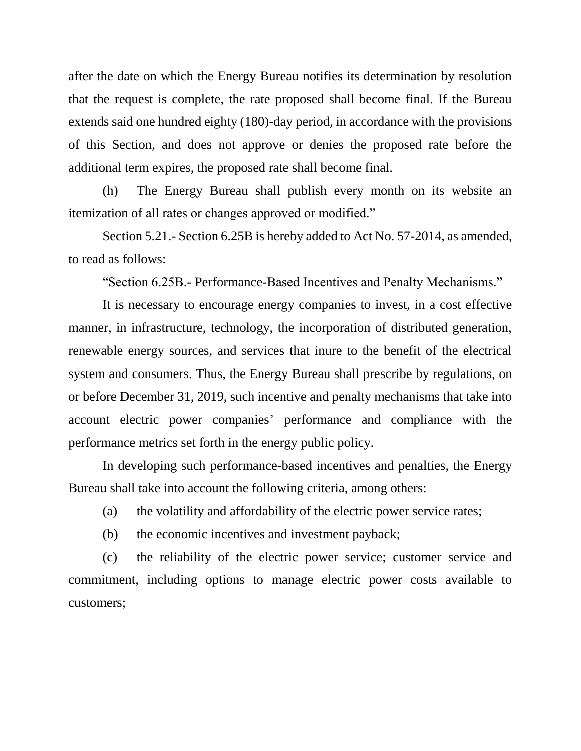after the date on which the Energy Bureau notifies its determination by resolution that the request is complete, the rate proposed shall become final. If the Bureau extends said one hundred eighty (180)-day period, in accordance with the provisions of this Section, and does not approve or denies the proposed rate before the additional term expires, the proposed rate shall become final.

(h) The Energy Bureau shall publish every month on its website an itemization of all rates or changes approved or modified."

Section 5.21.- Section 6.25B is hereby added to Act No. 57-2014, as amended, to read as follows:

"Section 6.25B.- Performance-Based Incentives and Penalty Mechanisms."

It is necessary to encourage energy companies to invest, in a cost effective manner, in infrastructure, technology, the incorporation of distributed generation, renewable energy sources, and services that inure to the benefit of the electrical system and consumers. Thus, the Energy Bureau shall prescribe by regulations, on or before December 31, 2019, such incentive and penalty mechanisms that take into account electric power companies' performance and compliance with the performance metrics set forth in the energy public policy.

In developing such performance-based incentives and penalties, the Energy Bureau shall take into account the following criteria, among others:

(a) the volatility and affordability of the electric power service rates;

(b) the economic incentives and investment payback;

(c) the reliability of the electric power service; customer service and commitment, including options to manage electric power costs available to customers;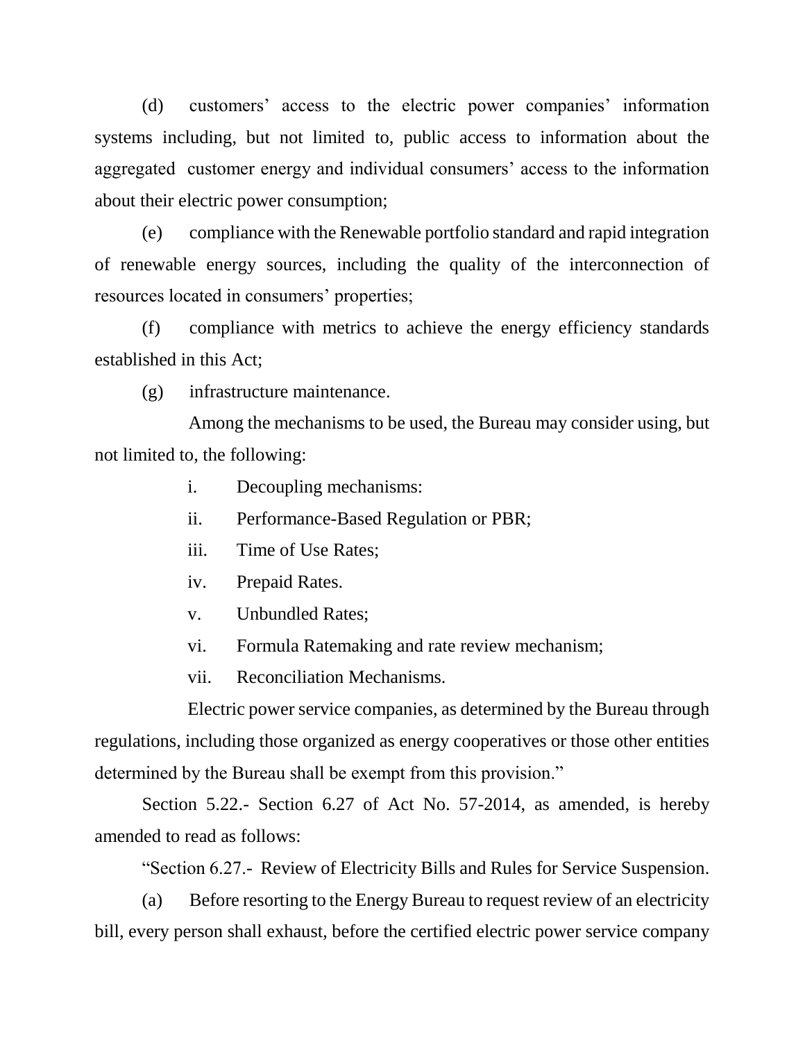(d) customers' access to the electric power companies' information systems including, but not limited to, public access to information about the aggregated customer energy and individual consumers' access to the information about their electric power consumption;

(e) compliance with the Renewable portfolio standard and rapid integration of renewable energy sources, including the quality of the interconnection of resources located in consumers' properties;

(f) compliance with metrics to achieve the energy efficiency standards established in this Act;

(g) infrastructure maintenance.

Among the mechanisms to be used, the Bureau may consider using, but not limited to, the following:

i. Decoupling mechanisms:

ii. Performance-Based Regulation or PBR;

iii. Time of Use Rates;

iv. Prepaid Rates.

v. Unbundled Rates;

vi. Formula Ratemaking and rate review mechanism;

vii. Reconciliation Mechanisms.

Electric power service companies, as determined by the Bureau through regulations, including those organized as energy cooperatives or those other entities determined by the Bureau shall be exempt from this provision."

Section 5.22.- Section 6.27 of Act No. 57-2014, as amended, is hereby amended to read as follows:

"Section 6.27.- Review of Electricity Bills and Rules for Service Suspension.

(a) Before resorting to the Energy Bureau to request review of an electricity bill, every person shall exhaust, before the certified electric power service company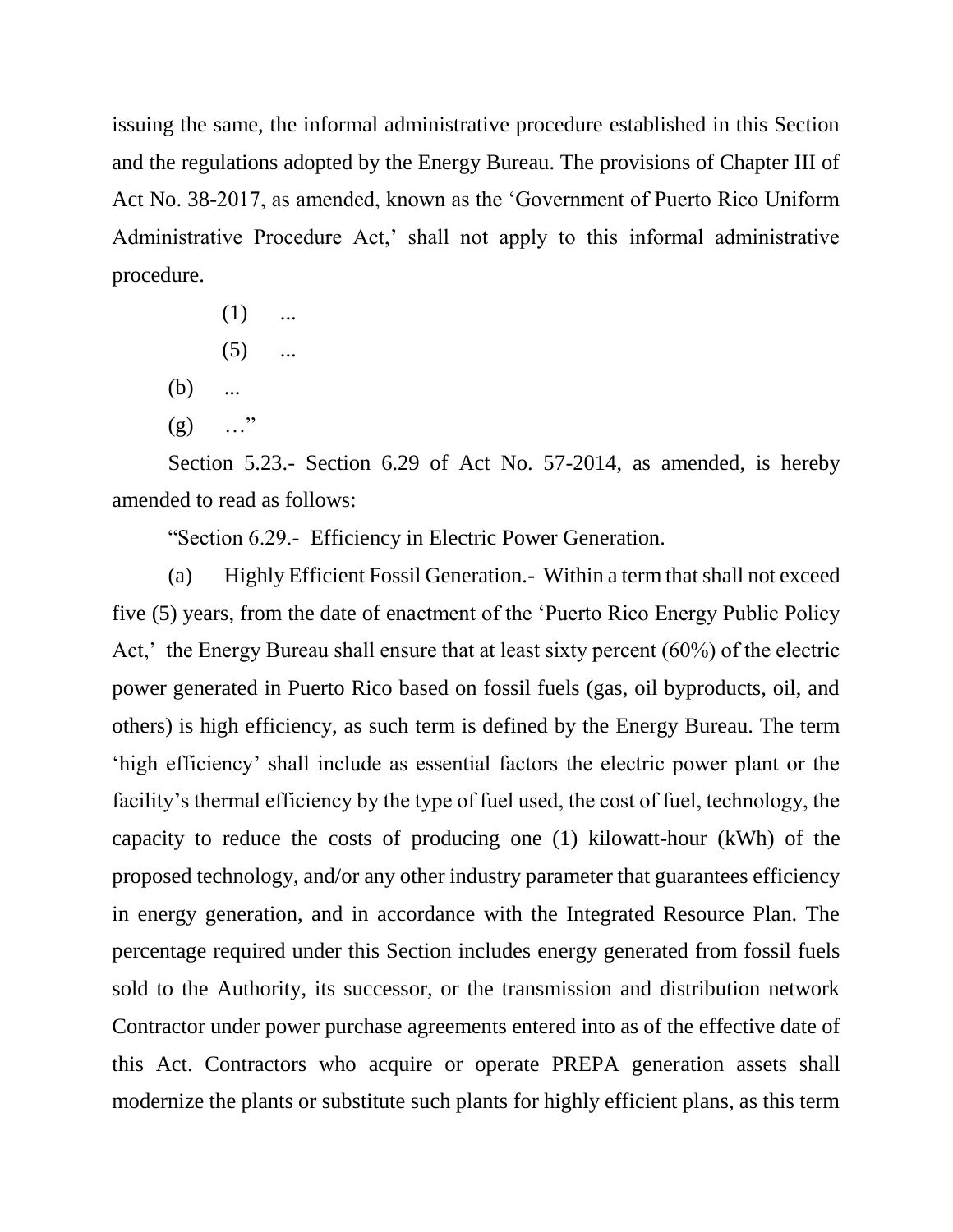issuing the same, the informal administrative procedure established in this Section and the regulations adopted by the Energy Bureau. The provisions of Chapter III of Act No. 38-2017, as amended, known as the 'Government of Puerto Rico Uniform Administrative Procedure Act,' shall not apply to this informal administrative procedure.

(1) ...

(5) ...

(b) ...

(g) ..."

Section 5.23.- Section 6.29 of Act No. 57-2014, as amended, is hereby amended to read as follows:

"Section 6.29.- Efficiency in Electric Power Generation.

(a) Highly Efficient Fossil Generation.- Within a term that shall not exceed five (5) years, from the date of enactment of the 'Puerto Rico Energy Public Policy Act,' the Energy Bureau shall ensure that at least sixty percent (60%) of the electric power generated in Puerto Rico based on fossil fuels (gas, oil byproducts, oil, and others) is high efficiency, as such term is defined by the Energy Bureau. The term 'high efficiency' shall include as essential factors the electric power plant or the facility's thermal efficiency by the type of fuel used, the cost of fuel, technology, the capacity to reduce the costs of producing one (1) kilowatt-hour (kWh) of the proposed technology, and/or any other industry parameter that guarantees efficiency in energy generation, and in accordance with the Integrated Resource Plan. The percentage required under this Section includes energy generated from fossil fuels sold to the Authority, its successor, or the transmission and distribution network Contractor under power purchase agreements entered into as of the effective date of this Act. Contractors who acquire or operate PREPA generation assets shall modernize the plants or substitute such plants for highly efficient plans, as this term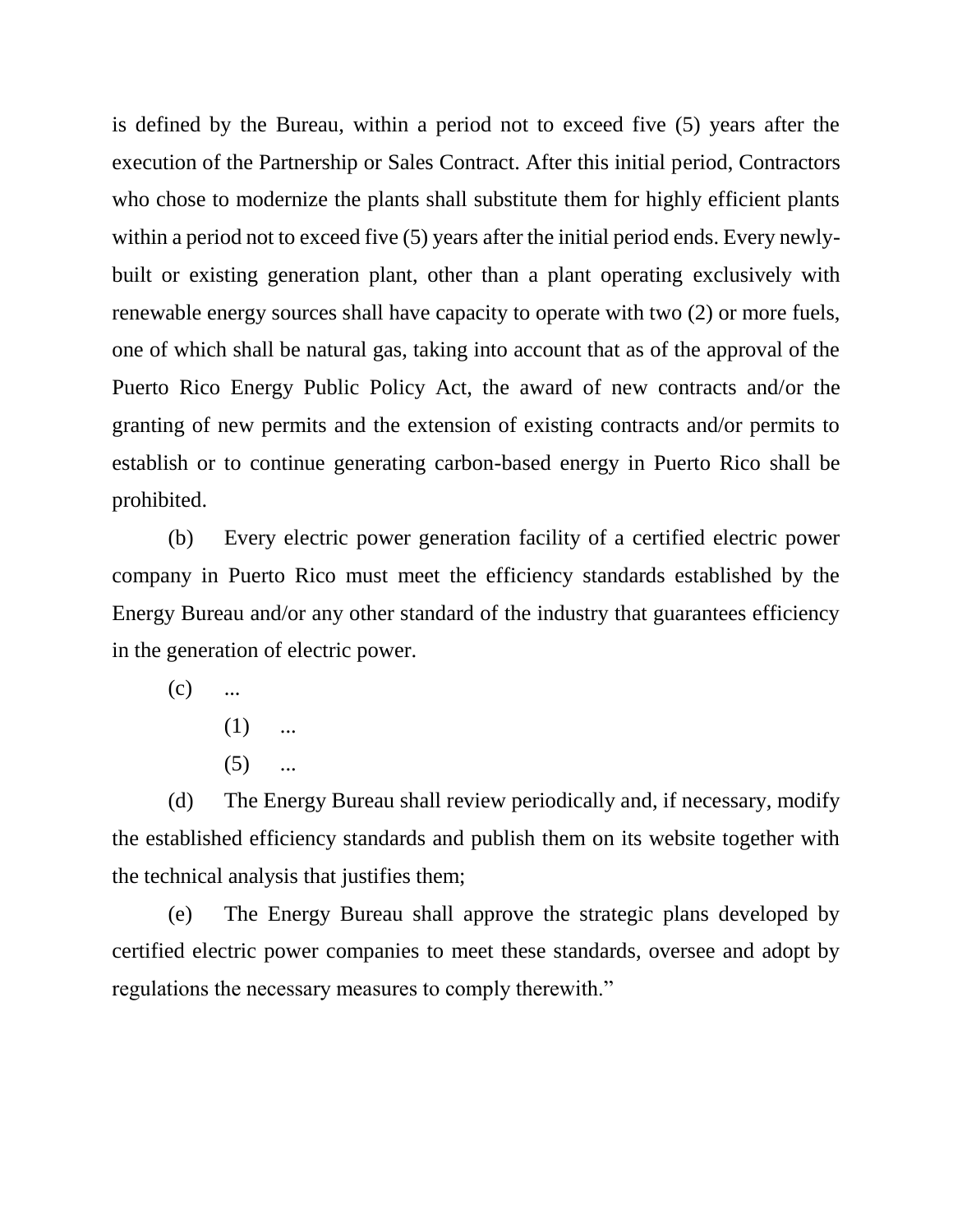is defined by the Bureau, within a period not to exceed five (5) years after the execution of the Partnership or Sales Contract. After this initial period, Contractors who chose to modernize the plants shall substitute them for highly efficient plants within a period not to exceed five (5) years after the initial period ends. Every newly-built or existing generation plant, other than a plant operating exclusively with renewable energy sources shall have capacity to operate with two (2) or more fuels, one of which shall be natural gas, taking into account that as of the approval of the Puerto Rico Energy Public Policy Act, the award of new contracts and/or the granting of new permits and the extension of existing contracts and/or permits to establish or to continue generating carbon-based energy in Puerto Rico shall be prohibited.

(b) Every electric power generation facility of a certified electric power company in Puerto Rico must meet the efficiency standards established by the Energy Bureau and/or any other standard of the industry that guarantees efficiency in the generation of electric power.

(c) ...

(1) ...

(5) ...

(d) The Energy Bureau shall review periodically and, if necessary, modify the established efficiency standards and publish them on its website together with the technical analysis that justifies them;

(e) The Energy Bureau shall approve the strategic plans developed by certified electric power companies to meet these standards, oversee and adopt by regulations the necessary measures to comply therewith."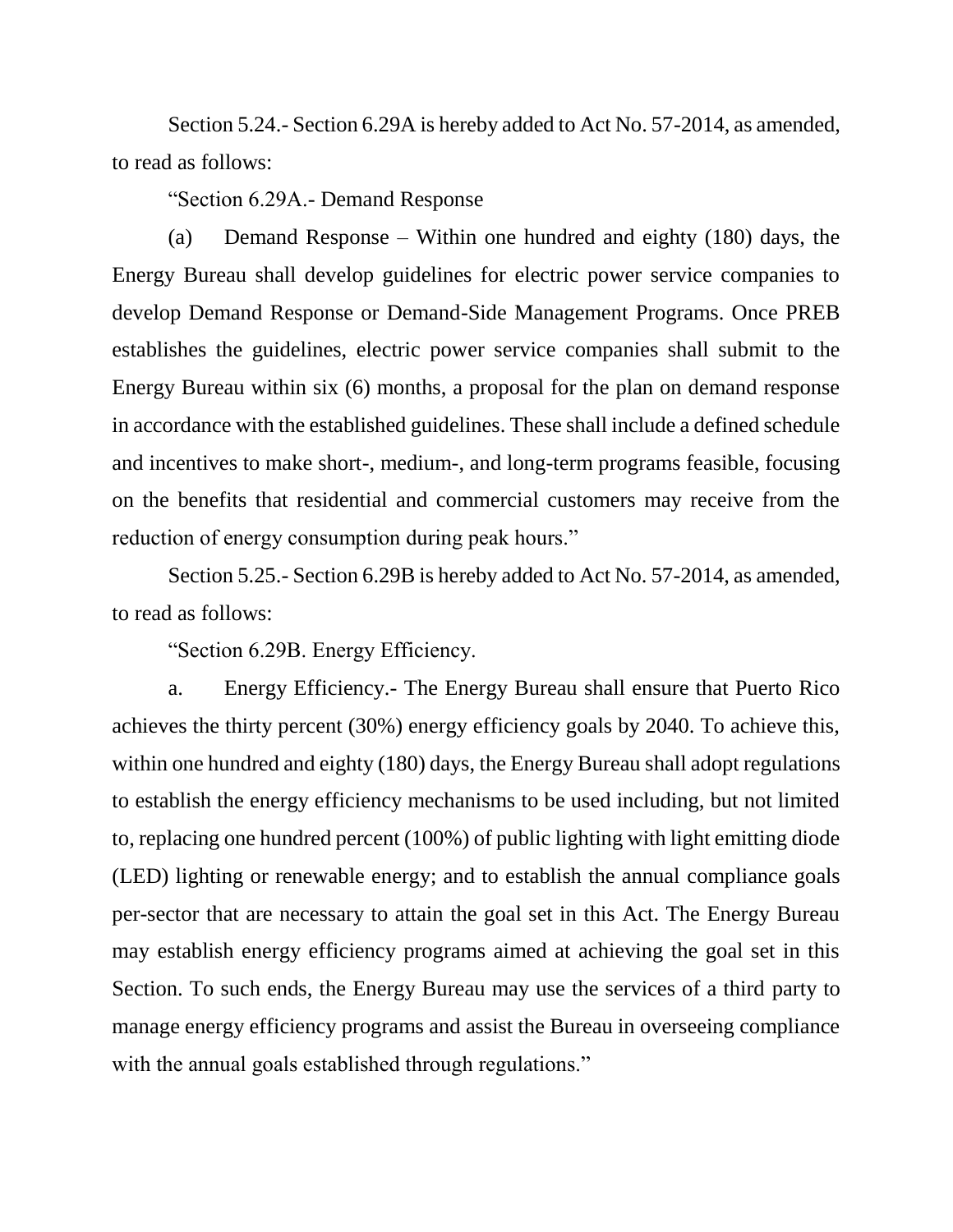Section 5.24.- Section 6.29A is hereby added to Act No. 57-2014, as amended, to read as follows:

"Section 6.29A.- Demand Response

(a) Demand Response – Within one hundred and eighty (180) days, the Energy Bureau shall develop guidelines for electric power service companies to develop Demand Response or Demand-Side Management Programs. Once PREB establishes the guidelines, electric power service companies shall submit to the Energy Bureau within six (6) months, a proposal for the plan on demand response in accordance with the established guidelines. These shall include a defined schedule and incentives to make short-, medium-, and long-term programs feasible, focusing on the benefits that residential and commercial customers may receive from the reduction of energy consumption during peak hours."

Section 5.25.- Section 6.29B is hereby added to Act No. 57-2014, as amended, to read as follows:

"Section 6.29B. Energy Efficiency.

a. Energy Efficiency.- The Energy Bureau shall ensure that Puerto Rico achieves the thirty percent (30%) energy efficiency goals by 2040. To achieve this, within one hundred and eighty (180) days, the Energy Bureau shall adopt regulations to establish the energy efficiency mechanisms to be used including, but not limited to, replacing one hundred percent (100%) of public lighting with light emitting diode (LED) lighting or renewable energy; and to establish the annual compliance goals per-sector that are necessary to attain the goal set in this Act. The Energy Bureau may establish energy efficiency programs aimed at achieving the goal set in this Section. To such ends, the Energy Bureau may use the services of a third party to manage energy efficiency programs and assist the Bureau in overseeing compliance with the annual goals established through regulations."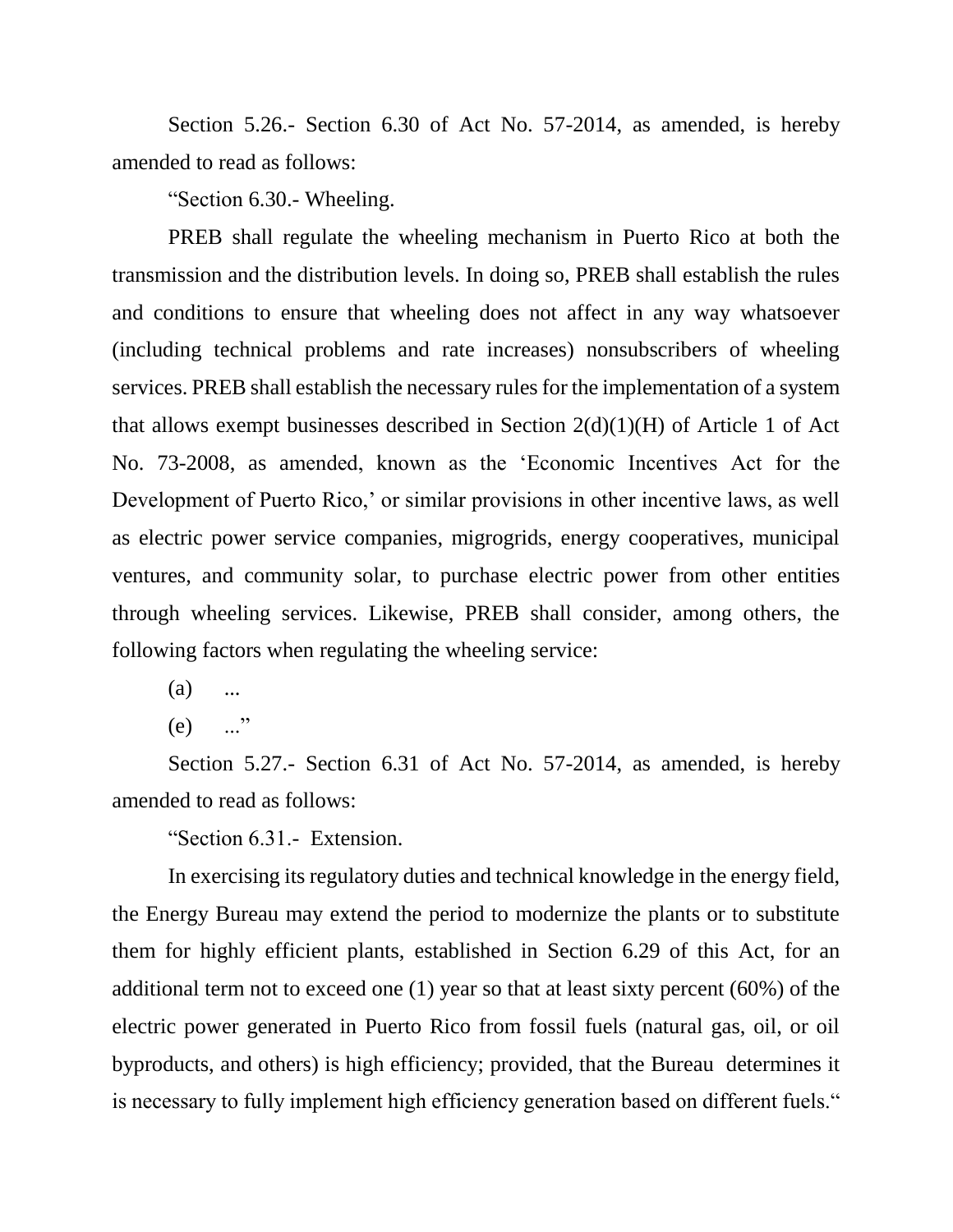Section 5.26.- Section 6.30 of Act No. 57-2014, as amended, is hereby amended to read as follows:

"Section 6.30.- Wheeling.

PREB shall regulate the wheeling mechanism in Puerto Rico at both the transmission and the distribution levels. In doing so, PREB shall establish the rules and conditions to ensure that wheeling does not affect in any way whatsoever (including technical problems and rate increases) nonsubscribers of wheeling services. PREB shall establish the necessary rules for the implementation of a system that allows exempt businesses described in Section 2(d)(1)(H) of Article 1 of Act No. 73-2008, as amended, known as the 'Economic Incentives Act for the Development of Puerto Rico,' or similar provisions in other incentive laws, as well as electric power service companies, migrogrids, energy cooperatives, municipal ventures, and community solar, to purchase electric power from other entities through wheeling services. Likewise, PREB shall consider, among others, the following factors when regulating the wheeling service:

(a) ...

(e) ..."

Section 5.27.- Section 6.31 of Act No. 57-2014, as amended, is hereby amended to read as follows:

"Section 6.31.- Extension.

In exercising its regulatory duties and technical knowledge in the energy field, the Energy Bureau may extend the period to modernize the plants or to substitute them for highly efficient plants, established in Section 6.29 of this Act, for an additional term not to exceed one (1) year so that at least sixty percent (60%) of the electric power generated in Puerto Rico from fossil fuels (natural gas, oil, or oil byproducts, and others) is high efficiency; provided, that the Bureau determines it is necessary to fully implement high efficiency generation based on different fuels."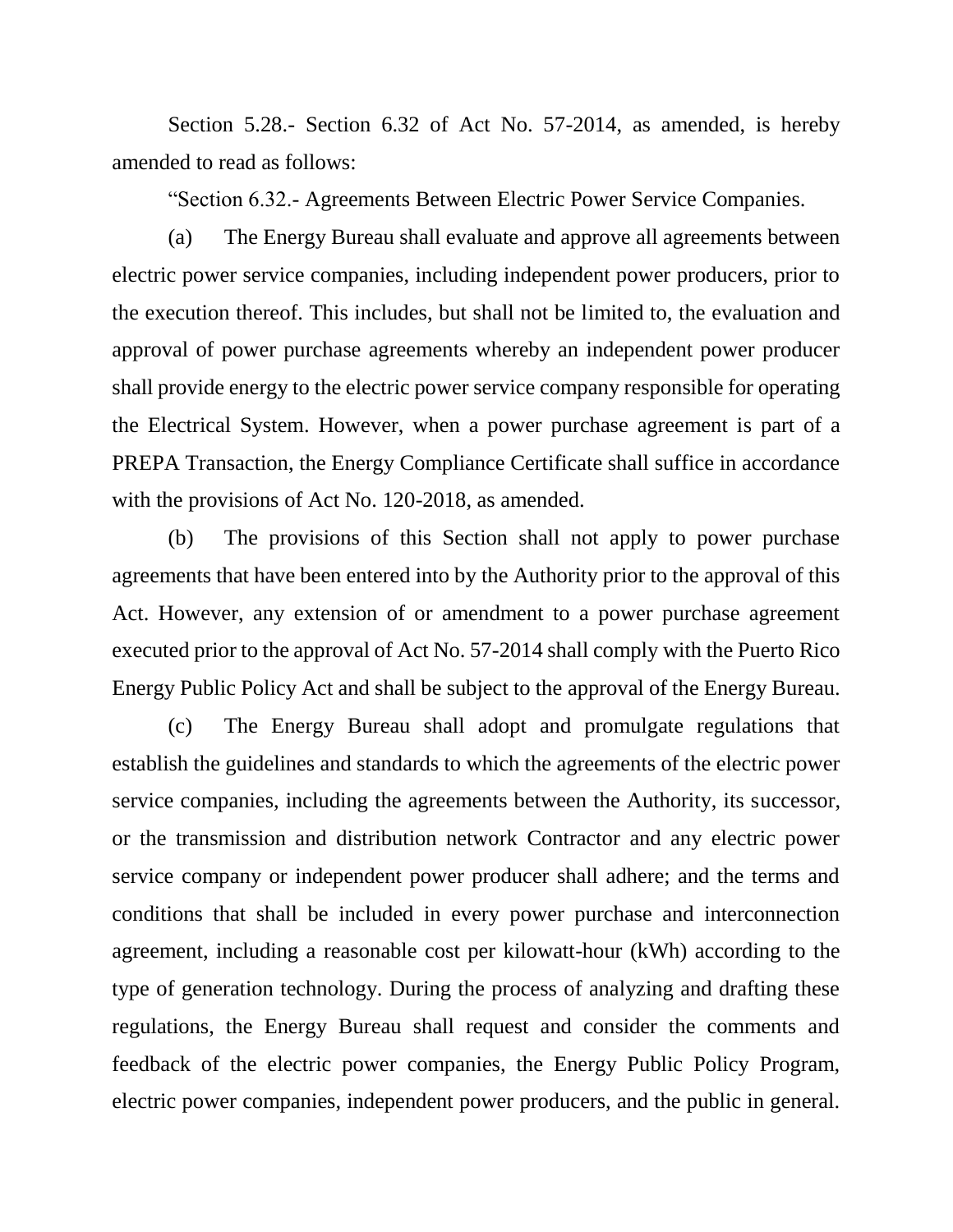Section 5.28.- Section 6.32 of Act No. 57-2014, as amended, is hereby amended to read as follows:

"Section 6.32.- Agreements Between Electric Power Service Companies.

(a) The Energy Bureau shall evaluate and approve all agreements between electric power service companies, including independent power producers, prior to the execution thereof. This includes, but shall not be limited to, the evaluation and approval of power purchase agreements whereby an independent power producer shall provide energy to the electric power service company responsible for operating the Electrical System. However, when a power purchase agreement is part of a PREPA Transaction, the Energy Compliance Certificate shall suffice in accordance with the provisions of Act No. 120-2018, as amended.

(b) The provisions of this Section shall not apply to power purchase agreements that have been entered into by the Authority prior to the approval of this Act. However, any extension of or amendment to a power purchase agreement executed prior to the approval of Act No. 57-2014 shall comply with the Puerto Rico Energy Public Policy Act and shall be subject to the approval of the Energy Bureau.

(c) The Energy Bureau shall adopt and promulgate regulations that establish the guidelines and standards to which the agreements of the electric power service companies, including the agreements between the Authority, its successor, or the transmission and distribution network Contractor and any electric power service company or independent power producer shall adhere; and the terms and conditions that shall be included in every power purchase and interconnection agreement, including a reasonable cost per kilowatt-hour (kWh) according to the type of generation technology. During the process of analyzing and drafting these regulations, the Energy Bureau shall request and consider the comments and feedback of the electric power companies, the Energy Public Policy Program, electric power companies, independent power producers, and the public in general.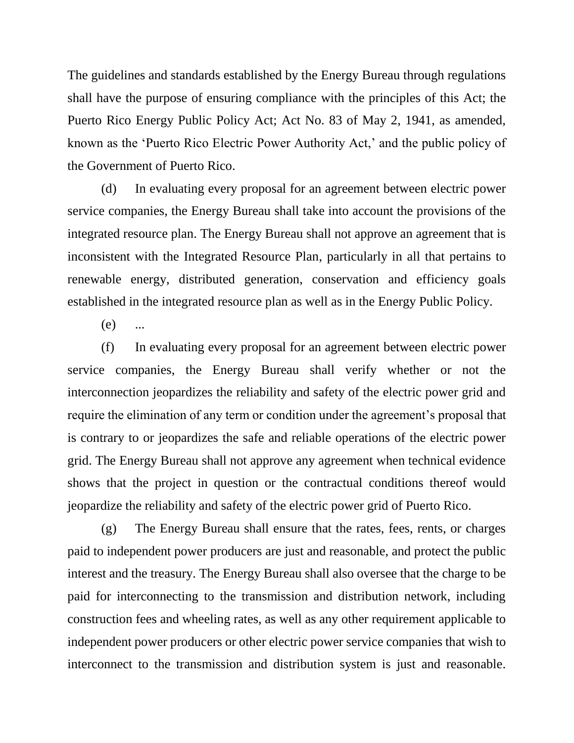The guidelines and standards established by the Energy Bureau through regulations shall have the purpose of ensuring compliance with the principles of this Act; the Puerto Rico Energy Public Policy Act; Act No. 83 of May 2, 1941, as amended, known as the 'Puerto Rico Electric Power Authority Act,' and the public policy of the Government of Puerto Rico.

(d) In evaluating every proposal for an agreement between electric power service companies, the Energy Bureau shall take into account the provisions of the integrated resource plan. The Energy Bureau shall not approve an agreement that is inconsistent with the Integrated Resource Plan, particularly in all that pertains to renewable energy, distributed generation, conservation and efficiency goals established in the integrated resource plan as well as in the Energy Public Policy.

(e) ...

(f) In evaluating every proposal for an agreement between electric power service companies, the Energy Bureau shall verify whether or not the interconnection jeopardizes the reliability and safety of the electric power grid and require the elimination of any term or condition under the agreement's proposal that is contrary to or jeopardizes the safe and reliable operations of the electric power grid. The Energy Bureau shall not approve any agreement when technical evidence shows that the project in question or the contractual conditions thereof would jeopardize the reliability and safety of the electric power grid of Puerto Rico.

(g) The Energy Bureau shall ensure that the rates, fees, rents, or charges paid to independent power producers are just and reasonable, and protect the public interest and the treasury. The Energy Bureau shall also oversee that the charge to be paid for interconnecting to the transmission and distribution network, including construction fees and wheeling rates, as well as any other requirement applicable to independent power producers or other electric power service companies that wish to interconnect to the transmission and distribution system is just and reasonable.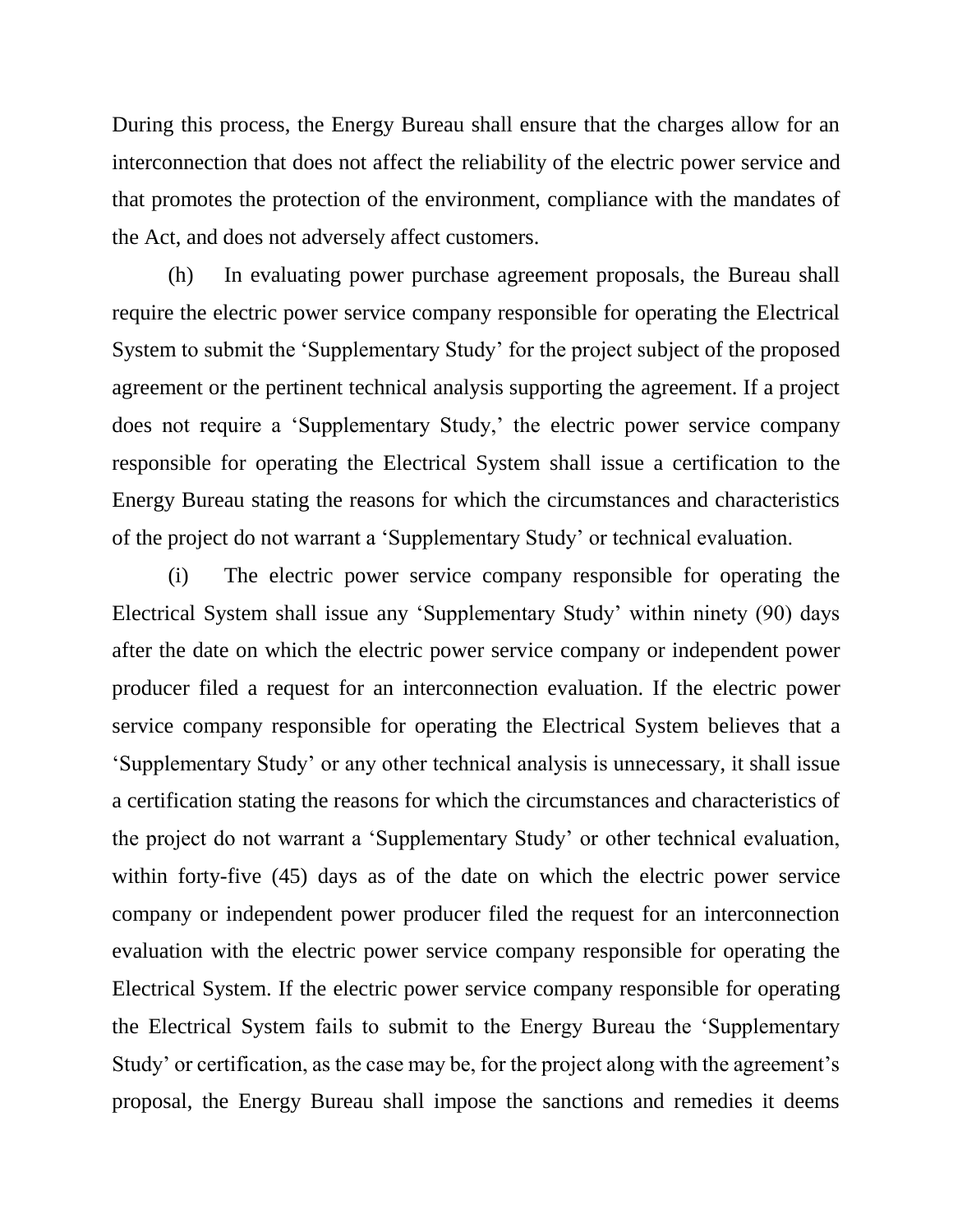During this process, the Energy Bureau shall ensure that the charges allow for an interconnection that does not affect the reliability of the electric power service and that promotes the protection of the environment, compliance with the mandates of the Act, and does not adversely affect customers.

(h) In evaluating power purchase agreement proposals, the Bureau shall require the electric power service company responsible for operating the Electrical System to submit the 'Supplementary Study' for the project subject of the proposed agreement or the pertinent technical analysis supporting the agreement. If a project does not require a 'Supplementary Study,' the electric power service company responsible for operating the Electrical System shall issue a certification to the Energy Bureau stating the reasons for which the circumstances and characteristics of the project do not warrant a 'Supplementary Study' or technical evaluation.

(i) The electric power service company responsible for operating the Electrical System shall issue any 'Supplementary Study' within ninety (90) days after the date on which the electric power service company or independent power producer filed a request for an interconnection evaluation. If the electric power service company responsible for operating the Electrical System believes that a 'Supplementary Study' or any other technical analysis is unnecessary, it shall issue a certification stating the reasons for which the circumstances and characteristics of the project do not warrant a 'Supplementary Study' or other technical evaluation, within forty-five (45) days as of the date on which the electric power service company or independent power producer filed the request for an interconnection evaluation with the electric power service company responsible for operating the Electrical System. If the electric power service company responsible for operating the Electrical System fails to submit to the Energy Bureau the 'Supplementary Study' or certification, as the case may be, for the project along with the agreement's proposal, the Energy Bureau shall impose the sanctions and remedies it deems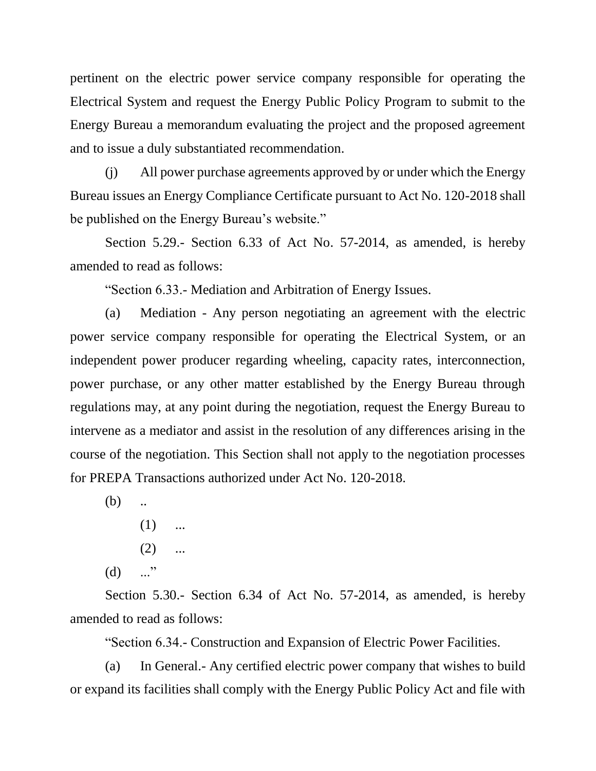pertinent on the electric power service company responsible for operating the Electrical System and request the Energy Public Policy Program to submit to the Energy Bureau a memorandum evaluating the project and the proposed agreement and to issue a duly substantiated recommendation.

(j) All power purchase agreements approved by or under which the Energy Bureau issues an Energy Compliance Certificate pursuant to Act No. 120-2018 shall be published on the Energy Bureau's website."

Section 5.29.- Section 6.33 of Act No. 57-2014, as amended, is hereby amended to read as follows:

"Section 6.33.- Mediation and Arbitration of Energy Issues.

(a) Mediation - Any person negotiating an agreement with the electric power service company responsible for operating the Electrical System, or an independent power producer regarding wheeling, capacity rates, interconnection, power purchase, or any other matter established by the Energy Bureau through regulations may, at any point during the negotiation, request the Energy Bureau to intervene as a mediator and assist in the resolution of any differences arising in the course of the negotiation. This Section shall not apply to the negotiation processes for PREPA Transactions authorized under Act No. 120-2018.

(b) ..

(1) ...

(2) ...

(d) ..."

Section 5.30.- Section 6.34 of Act No. 57-2014, as amended, is hereby amended to read as follows:

"Section 6.34.- Construction and Expansion of Electric Power Facilities.

(a) In General.- Any certified electric power company that wishes to build or expand its facilities shall comply with the Energy Public Policy Act and file with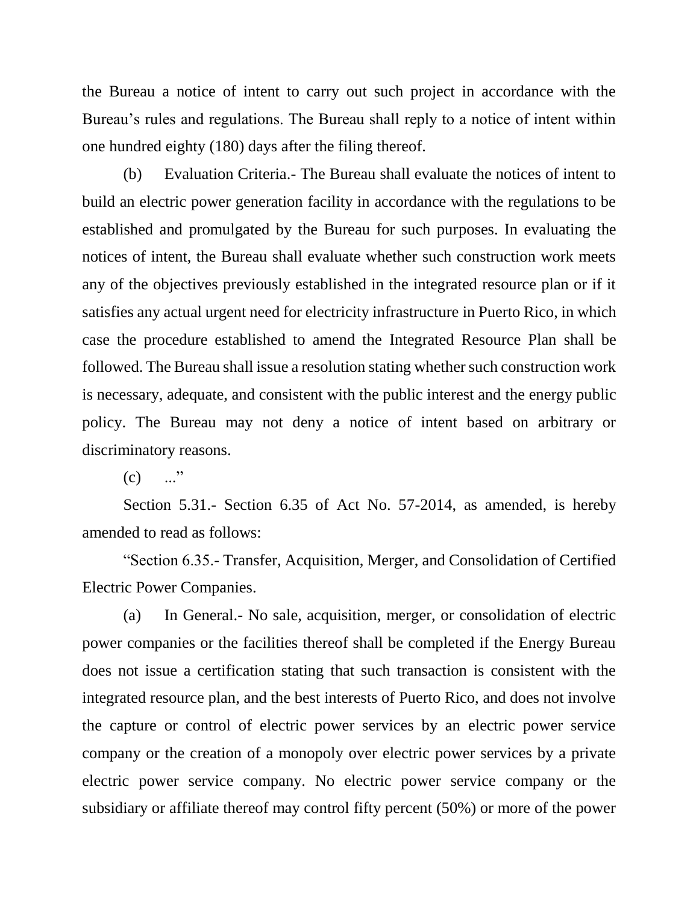the Bureau a notice of intent to carry out such project in accordance with the Bureau's rules and regulations. The Bureau shall reply to a notice of intent within one hundred eighty (180) days after the filing thereof.

(b) Evaluation Criteria.- The Bureau shall evaluate the notices of intent to build an electric power generation facility in accordance with the regulations to be established and promulgated by the Bureau for such purposes. In evaluating the notices of intent, the Bureau shall evaluate whether such construction work meets any of the objectives previously established in the integrated resource plan or if it satisfies any actual urgent need for electricity infrastructure in Puerto Rico, in which case the procedure established to amend the Integrated Resource Plan shall be followed. The Bureau shall issue a resolution stating whether such construction work is necessary, adequate, and consistent with the public interest and the energy public policy. The Bureau may not deny a notice of intent based on arbitrary or discriminatory reasons.

(c) ..."

Section 5.31.- Section 6.35 of Act No. 57-2014, as amended, is hereby amended to read as follows:

"Section 6.35.- Transfer, Acquisition, Merger, and Consolidation of Certified Electric Power Companies.

(a) In General.- No sale, acquisition, merger, or consolidation of electric power companies or the facilities thereof shall be completed if the Energy Bureau does not issue a certification stating that such transaction is consistent with the integrated resource plan, and the best interests of Puerto Rico, and does not involve the capture or control of electric power services by an electric power service company or the creation of a monopoly over electric power services by a private electric power service company. No electric power service company or the subsidiary or affiliate thereof may control fifty percent (50%) or more of the power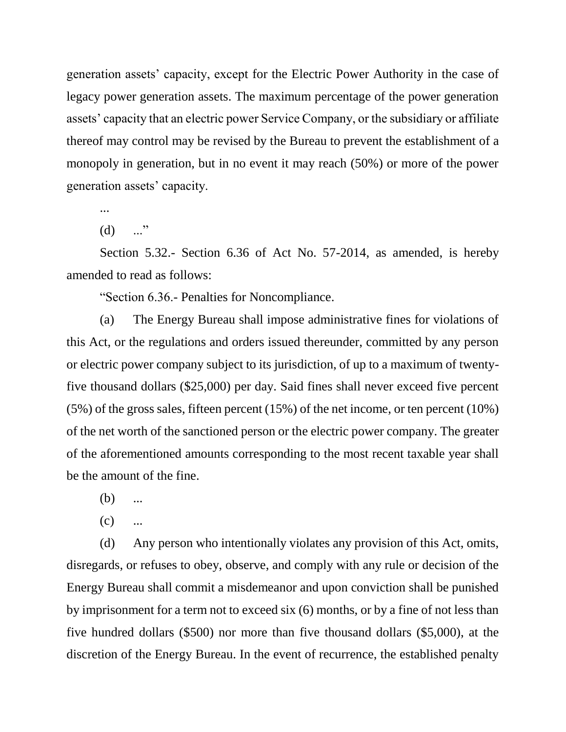generation assets' capacity, except for the Electric Power Authority in the case of legacy power generation assets. The maximum percentage of the power generation assets' capacity that an electric power Service Company, or the subsidiary or affiliate thereof may control may be revised by the Bureau to prevent the establishment of a monopoly in generation, but in no event it may reach (50%) or more of the power generation assets' capacity.

...

(d) ..."

Section 5.32.- Section 6.36 of Act No. 57-2014, as amended, is hereby amended to read as follows:

"Section 6.36.- Penalties for Noncompliance.

(a) The Energy Bureau shall impose administrative fines for violations of this Act, or the regulations and orders issued thereunder, committed by any person or electric power company subject to its jurisdiction, of up to a maximum of twenty-five thousand dollars ($25,000) per day. Said fines shall never exceed five percent (5%) of the gross sales, fifteen percent (15%) of the net income, or ten percent (10%) of the net worth of the sanctioned person or the electric power company. The greater of the aforementioned amounts corresponding to the most recent taxable year shall be the amount of the fine.

(b) ...

(c) ...

(d) Any person who intentionally violates any provision of this Act, omits, disregards, or refuses to obey, observe, and comply with any rule or decision of the Energy Bureau shall commit a misdemeanor and upon conviction shall be punished by imprisonment for a term not to exceed six (6) months, or by a fine of not less than five hundred dollars ($500) nor more than five thousand dollars ($5,000), at the discretion of the Energy Bureau. In the event of recurrence, the established penalty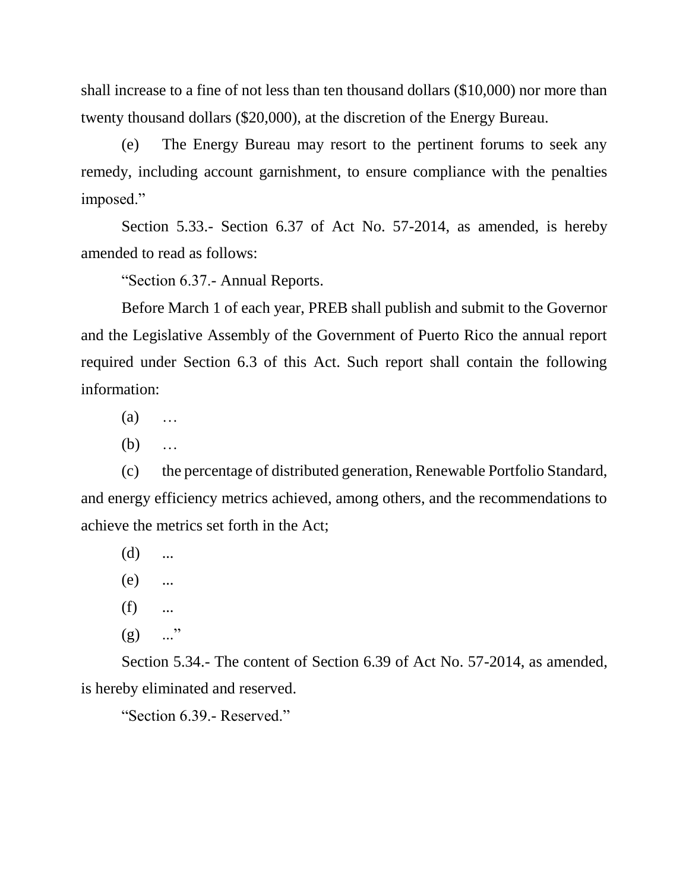shall increase to a fine of not less than ten thousand dollars ($10,000) nor more than twenty thousand dollars ($20,000), at the discretion of the Energy Bureau.

(e) The Energy Bureau may resort to the pertinent forums to seek any remedy, including account garnishment, to ensure compliance with the penalties imposed."

Section 5.33.- Section 6.37 of Act No. 57-2014, as amended, is hereby amended to read as follows:

"Section 6.37.- Annual Reports.

Before March 1 of each year, PREB shall publish and submit to the Governor and the Legislative Assembly of the Government of Puerto Rico the annual report required under Section 6.3 of this Act. Such report shall contain the following information:

(a) …

(b) …

(c) the percentage of distributed generation, Renewable Portfolio Standard, and energy efficiency metrics achieved, among others, and the recommendations to achieve the metrics set forth in the Act;

(d) ...

(e) ...

(f) ...

(g) ..."

Section 5.34.- The content of Section 6.39 of Act No. 57-2014, as amended, is hereby eliminated and reserved.

"Section 6.39.- Reserved."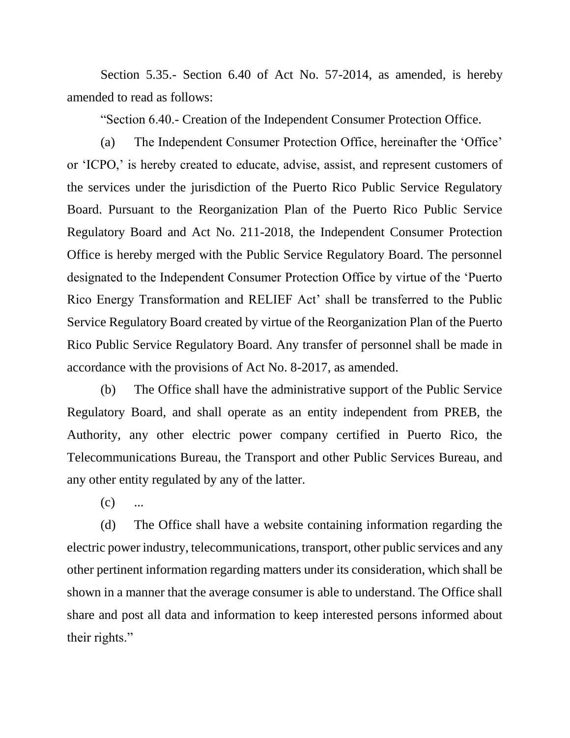Section 5.35.- Section 6.40 of Act No. 57-2014, as amended, is hereby amended to read as follows:

"Section 6.40.- Creation of the Independent Consumer Protection Office.

(a) The Independent Consumer Protection Office, hereinafter the 'Office' or 'ICPO,' is hereby created to educate, advise, assist, and represent customers of the services under the jurisdiction of the Puerto Rico Public Service Regulatory Board. Pursuant to the Reorganization Plan of the Puerto Rico Public Service Regulatory Board and Act No. 211-2018, the Independent Consumer Protection Office is hereby merged with the Public Service Regulatory Board. The personnel designated to the Independent Consumer Protection Office by virtue of the 'Puerto Rico Energy Transformation and RELIEF Act' shall be transferred to the Public Service Regulatory Board created by virtue of the Reorganization Plan of the Puerto Rico Public Service Regulatory Board. Any transfer of personnel shall be made in accordance with the provisions of Act No. 8-2017, as amended.

(b) The Office shall have the administrative support of the Public Service Regulatory Board, and shall operate as an entity independent from PREB, the Authority, any other electric power company certified in Puerto Rico, the Telecommunications Bureau, the Transport and other Public Services Bureau, and any other entity regulated by any of the latter.

(c) ...

(d) The Office shall have a website containing information regarding the electric power industry, telecommunications, transport, other public services and any other pertinent information regarding matters under its consideration, which shall be shown in a manner that the average consumer is able to understand. The Office shall share and post all data and information to keep interested persons informed about their rights."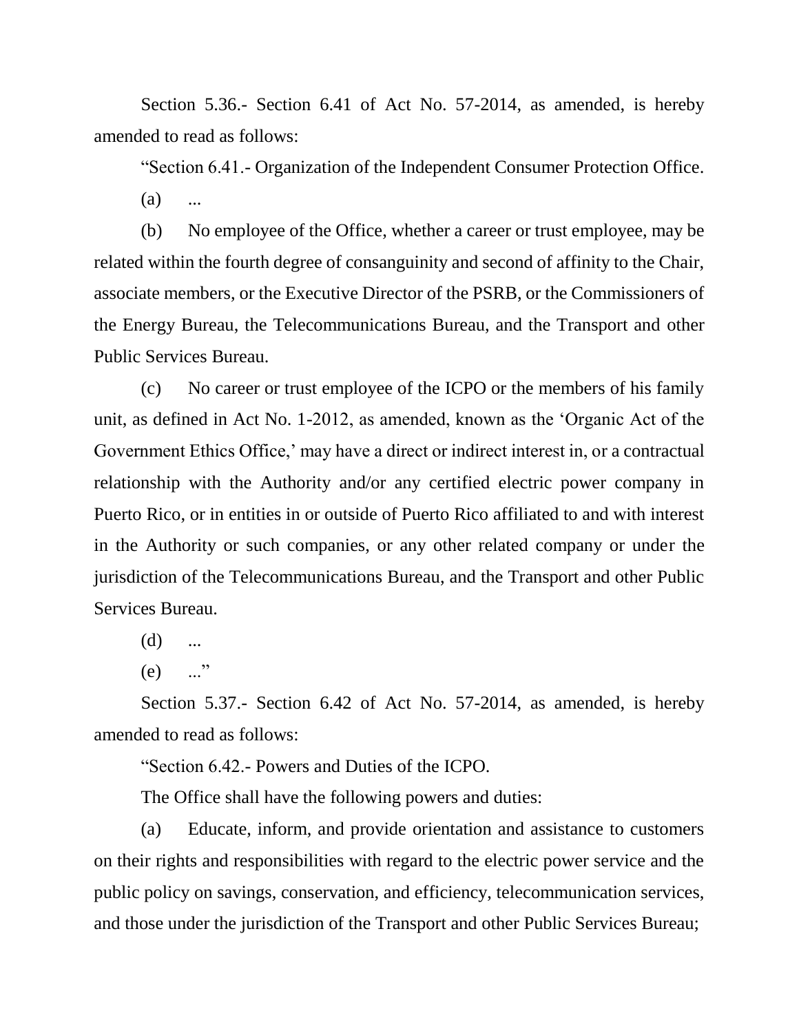Section 5.36.- Section 6.41 of Act No. 57-2014, as amended, is hereby amended to read as follows:

"Section 6.41.- Organization of the Independent Consumer Protection Office.

(a) ...

(b) No employee of the Office, whether a career or trust employee, may be related within the fourth degree of consanguinity and second of affinity to the Chair, associate members, or the Executive Director of the PSRB, or the Commissioners of the Energy Bureau, the Telecommunications Bureau, and the Transport and other Public Services Bureau.

(c) No career or trust employee of the ICPO or the members of his family unit, as defined in Act No. 1-2012, as amended, known as the 'Organic Act of the Government Ethics Office,' may have a direct or indirect interest in, or a contractual relationship with the Authority and/or any certified electric power company in Puerto Rico, or in entities in or outside of Puerto Rico affiliated to and with interest in the Authority or such companies, or any other related company or under the jurisdiction of the Telecommunications Bureau, and the Transport and other Public Services Bureau.

(d) ...

(e) ..."

Section 5.37.- Section 6.42 of Act No. 57-2014, as amended, is hereby amended to read as follows:

"Section 6.42.- Powers and Duties of the ICPO.

The Office shall have the following powers and duties:

(a) Educate, inform, and provide orientation and assistance to customers on their rights and responsibilities with regard to the electric power service and the public policy on savings, conservation, and efficiency, telecommunication services, and those under the jurisdiction of the Transport and other Public Services Bureau;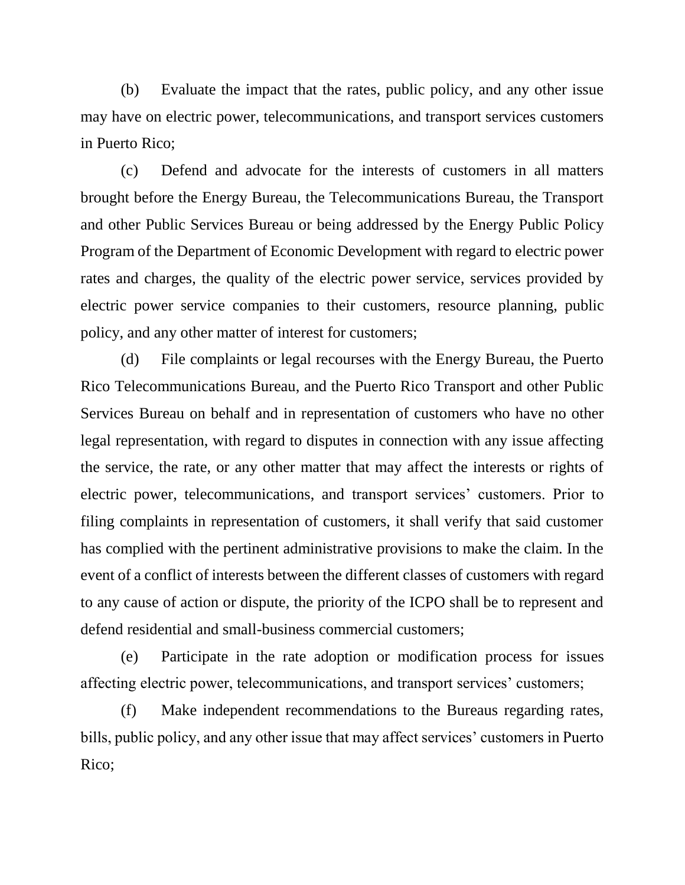(b) Evaluate the impact that the rates, public policy, and any other issue may have on electric power, telecommunications, and transport services customers in Puerto Rico;

(c) Defend and advocate for the interests of customers in all matters brought before the Energy Bureau, the Telecommunications Bureau, the Transport and other Public Services Bureau or being addressed by the Energy Public Policy Program of the Department of Economic Development with regard to electric power rates and charges, the quality of the electric power service, services provided by electric power service companies to their customers, resource planning, public policy, and any other matter of interest for customers;

(d) File complaints or legal recourses with the Energy Bureau, the Puerto Rico Telecommunications Bureau, and the Puerto Rico Transport and other Public Services Bureau on behalf and in representation of customers who have no other legal representation, with regard to disputes in connection with any issue affecting the service, the rate, or any other matter that may affect the interests or rights of electric power, telecommunications, and transport services' customers. Prior to filing complaints in representation of customers, it shall verify that said customer has complied with the pertinent administrative provisions to make the claim. In the event of a conflict of interests between the different classes of customers with regard to any cause of action or dispute, the priority of the ICPO shall be to represent and defend residential and small-business commercial customers;

(e) Participate in the rate adoption or modification process for issues affecting electric power, telecommunications, and transport services' customers;

(f) Make independent recommendations to the Bureaus regarding rates, bills, public policy, and any other issue that may affect services' customers in Puerto Rico;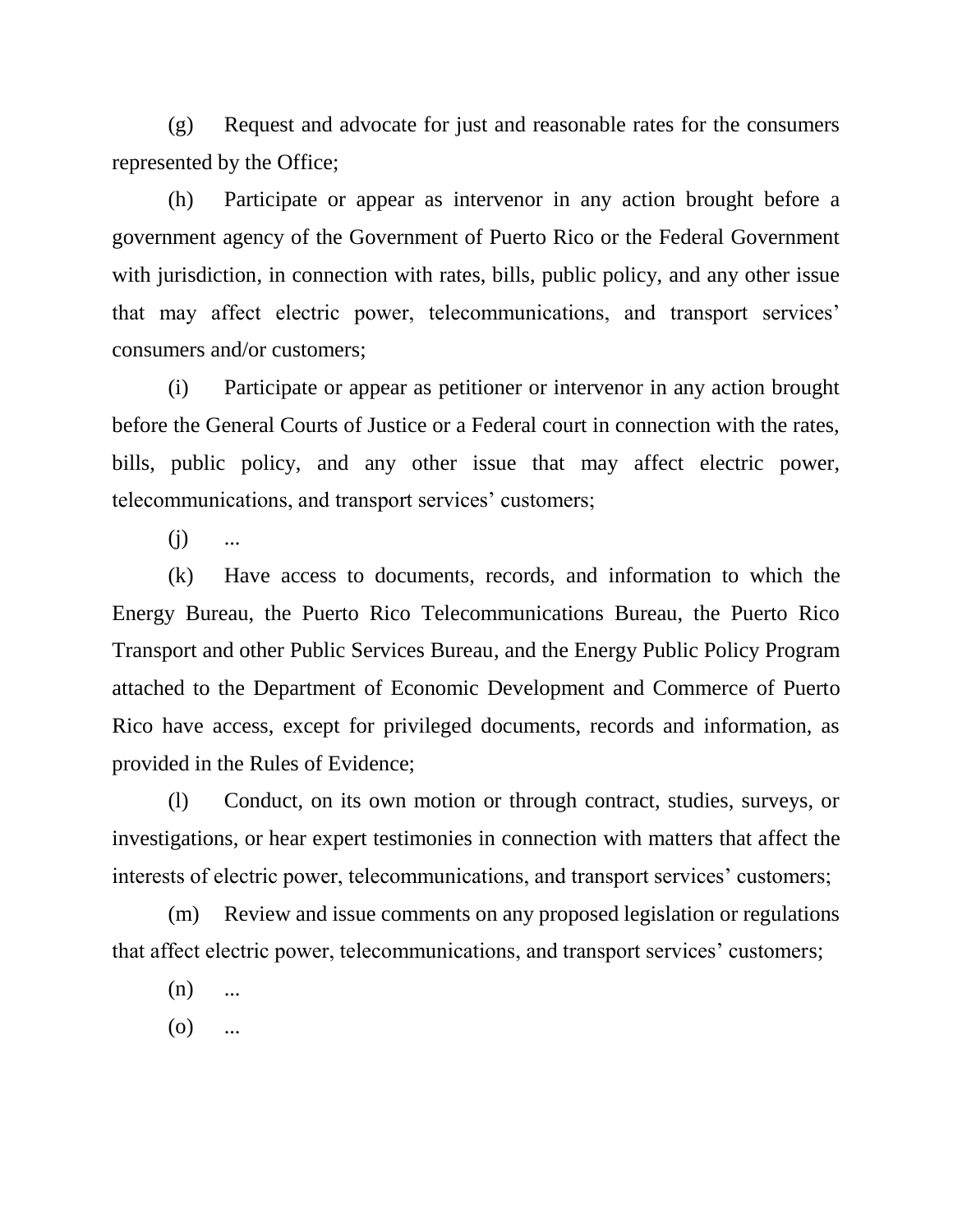(g) Request and advocate for just and reasonable rates for the consumers represented by the Office;

(h) Participate or appear as intervenor in any action brought before a government agency of the Government of Puerto Rico or the Federal Government with jurisdiction, in connection with rates, bills, public policy, and any other issue that may affect electric power, telecommunications, and transport services' consumers and/or customers;

(i) Participate or appear as petitioner or intervenor in any action brought before the General Courts of Justice or a Federal court in connection with the rates, bills, public policy, and any other issue that may affect electric power, telecommunications, and transport services' customers;

(j) ...

(k) Have access to documents, records, and information to which the Energy Bureau, the Puerto Rico Telecommunications Bureau, the Puerto Rico Transport and other Public Services Bureau, and the Energy Public Policy Program attached to the Department of Economic Development and Commerce of Puerto Rico have access, except for privileged documents, records and information, as provided in the Rules of Evidence;

(l) Conduct, on its own motion or through contract, studies, surveys, or investigations, or hear expert testimonies in connection with matters that affect the interests of electric power, telecommunications, and transport services' customers;

(m) Review and issue comments on any proposed legislation or regulations that affect electric power, telecommunications, and transport services' customers;

(n) ...

(o) ...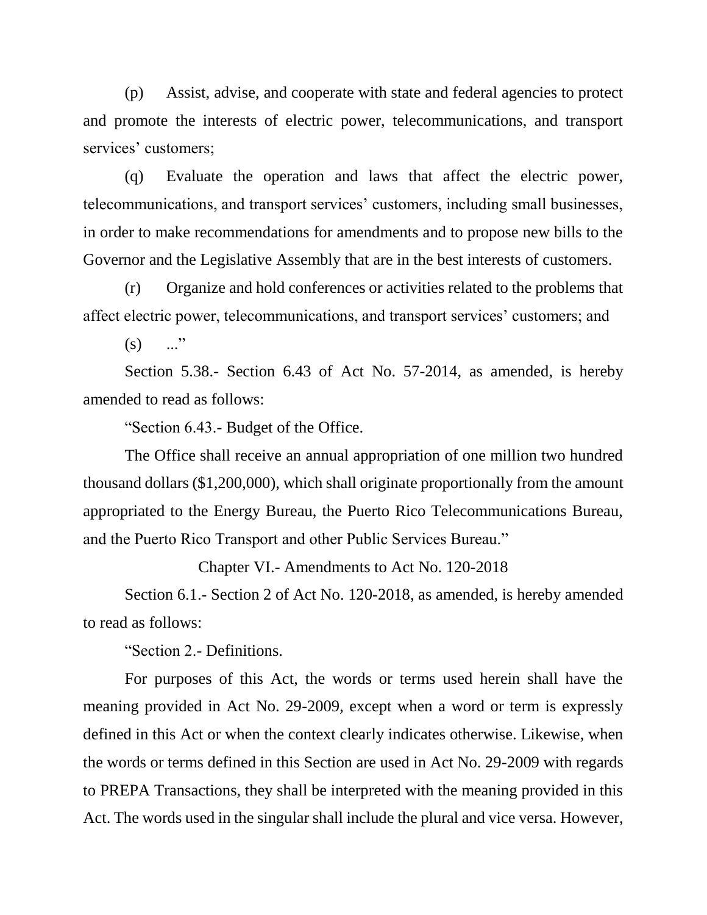(p) Assist, advise, and cooperate with state and federal agencies to protect and promote the interests of electric power, telecommunications, and transport services' customers;

(q) Evaluate the operation and laws that affect the electric power, telecommunications, and transport services' customers, including small businesses, in order to make recommendations for amendments and to propose new bills to the Governor and the Legislative Assembly that are in the best interests of customers.

(r) Organize and hold conferences or activities related to the problems that affect electric power, telecommunications, and transport services' customers; and

(s) ..."

Section 5.38.- Section 6.43 of Act No. 57-2014, as amended, is hereby amended to read as follows:

"Section 6.43.- Budget of the Office.

The Office shall receive an annual appropriation of one million two hundred thousand dollars ($1,200,000), which shall originate proportionally from the amount appropriated to the Energy Bureau, the Puerto Rico Telecommunications Bureau, and the Puerto Rico Transport and other Public Services Bureau."

Chapter VI.- Amendments to Act No. 120-2018

Section 6.1.- Section 2 of Act No. 120-2018, as amended, is hereby amended to read as follows:

"Section 2.- Definitions.

For purposes of this Act, the words or terms used herein shall have the meaning provided in Act No. 29-2009, except when a word or term is expressly defined in this Act or when the context clearly indicates otherwise. Likewise, when the words or terms defined in this Section are used in Act No. 29-2009 with regards to PREPA Transactions, they shall be interpreted with the meaning provided in this Act. The words used in the singular shall include the plural and vice versa. However,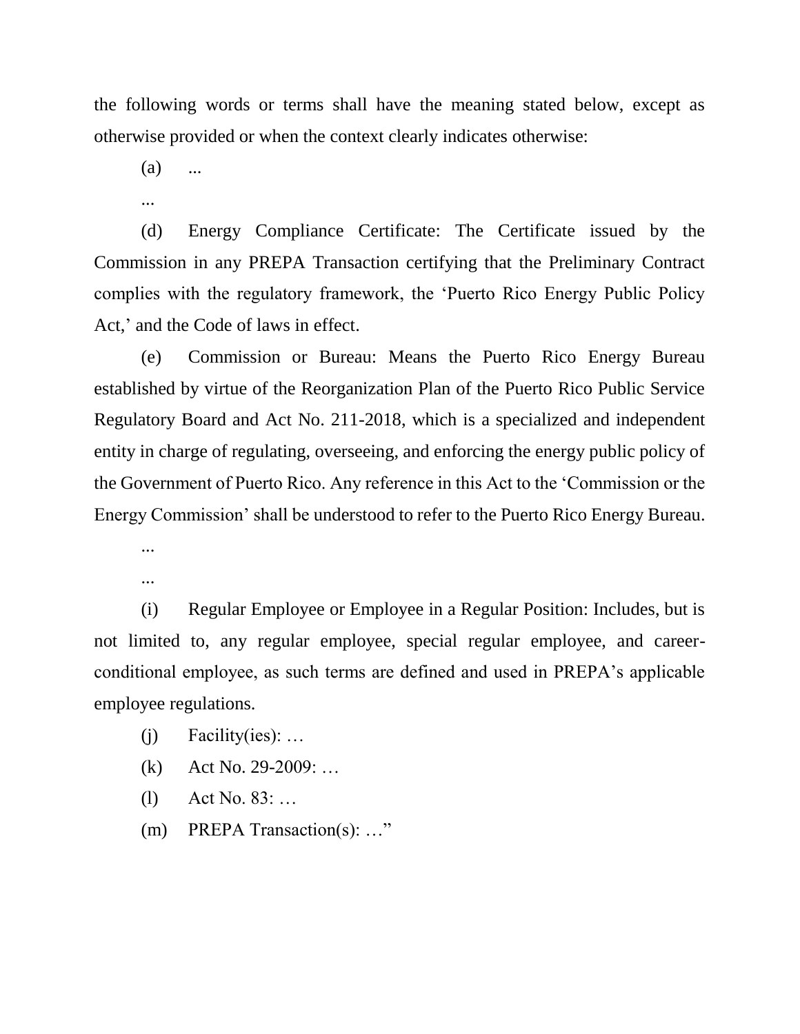the following words or terms shall have the meaning stated below, except as otherwise provided or when the context clearly indicates otherwise:

(a) ...

...

(d) Energy Compliance Certificate: The Certificate issued by the Commission in any PREPA Transaction certifying that the Preliminary Contract complies with the regulatory framework, the 'Puerto Rico Energy Public Policy Act,' and the Code of laws in effect.

(e) Commission or Bureau: Means the Puerto Rico Energy Bureau established by virtue of the Reorganization Plan of the Puerto Rico Public Service Regulatory Board and Act No. 211-2018, which is a specialized and independent entity in charge of regulating, overseeing, and enforcing the energy public policy of the Government of Puerto Rico. Any reference in this Act to the 'Commission or the Energy Commission' shall be understood to refer to the Puerto Rico Energy Bureau.

...

...

(i) Regular Employee or Employee in a Regular Position: Includes, but is not limited to, any regular employee, special regular employee, and career-conditional employee, as such terms are defined and used in PREPA's applicable employee regulations.

(j) Facility(ies): …

(k) Act No. 29-2009: …

(l) Act No. 83: …

(m) PREPA Transaction(s): …"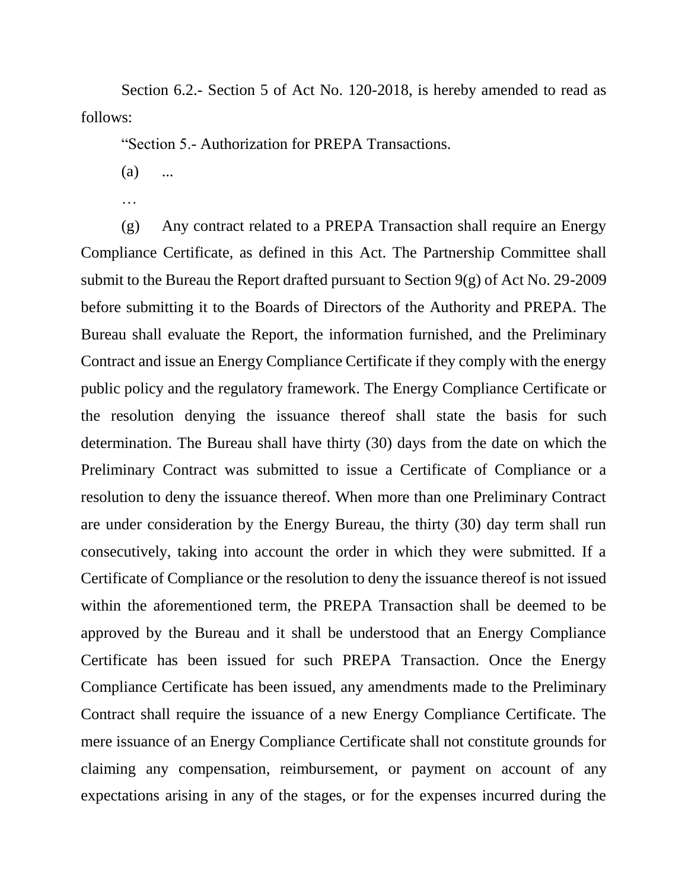Section 6.2.- Section 5 of Act No. 120-2018, is hereby amended to read as follows:

"Section 5.- Authorization for PREPA Transactions.

(a) ...

…

(g) Any contract related to a PREPA Transaction shall require an Energy Compliance Certificate, as defined in this Act. The Partnership Committee shall submit to the Bureau the Report drafted pursuant to Section 9(g) of Act No. 29-2009 before submitting it to the Boards of Directors of the Authority and PREPA. The Bureau shall evaluate the Report, the information furnished, and the Preliminary Contract and issue an Energy Compliance Certificate if they comply with the energy public policy and the regulatory framework. The Energy Compliance Certificate or the resolution denying the issuance thereof shall state the basis for such determination. The Bureau shall have thirty (30) days from the date on which the Preliminary Contract was submitted to issue a Certificate of Compliance or a resolution to deny the issuance thereof. When more than one Preliminary Contract are under consideration by the Energy Bureau, the thirty (30) day term shall run consecutively, taking into account the order in which they were submitted. If a Certificate of Compliance or the resolution to deny the issuance thereof is not issued within the aforementioned term, the PREPA Transaction shall be deemed to be approved by the Bureau and it shall be understood that an Energy Compliance Certificate has been issued for such PREPA Transaction. Once the Energy Compliance Certificate has been issued, any amendments made to the Preliminary Contract shall require the issuance of a new Energy Compliance Certificate. The mere issuance of an Energy Compliance Certificate shall not constitute grounds for claiming any compensation, reimbursement, or payment on account of any expectations arising in any of the stages, or for the expenses incurred during the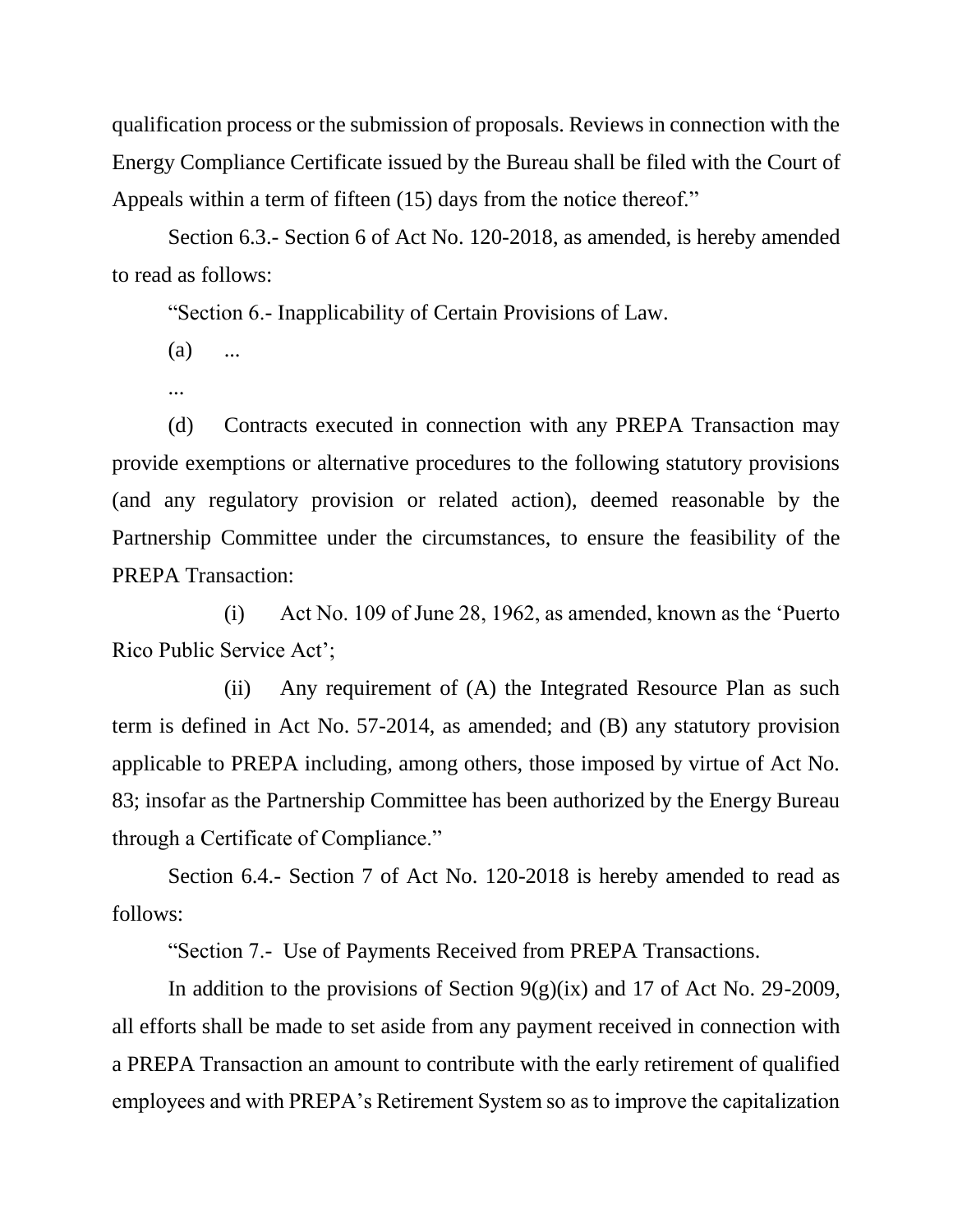qualification process or the submission of proposals. Reviews in connection with the Energy Compliance Certificate issued by the Bureau shall be filed with the Court of Appeals within a term of fifteen (15) days from the notice thereof."

Section 6.3.- Section 6 of Act No. 120-2018, as amended, is hereby amended to read as follows:

"Section 6.- Inapplicability of Certain Provisions of Law.

(a) ...

...

(d) Contracts executed in connection with any PREPA Transaction may provide exemptions or alternative procedures to the following statutory provisions (and any regulatory provision or related action), deemed reasonable by the Partnership Committee under the circumstances, to ensure the feasibility of the PREPA Transaction:

(i) Act No. 109 of June 28, 1962, as amended, known as the 'Puerto Rico Public Service Act';

(ii) Any requirement of (A) the Integrated Resource Plan as such term is defined in Act No. 57-2014, as amended; and (B) any statutory provision applicable to PREPA including, among others, those imposed by virtue of Act No. 83; insofar as the Partnership Committee has been authorized by the Energy Bureau through a Certificate of Compliance."

Section 6.4.- Section 7 of Act No. 120-2018 is hereby amended to read as follows:

"Section 7.- Use of Payments Received from PREPA Transactions.

In addition to the provisions of Section 9(g)(ix) and 17 of Act No. 29-2009, all efforts shall be made to set aside from any payment received in connection with a PREPA Transaction an amount to contribute with the early retirement of qualified employees and with PREPA's Retirement System so as to improve the capitalization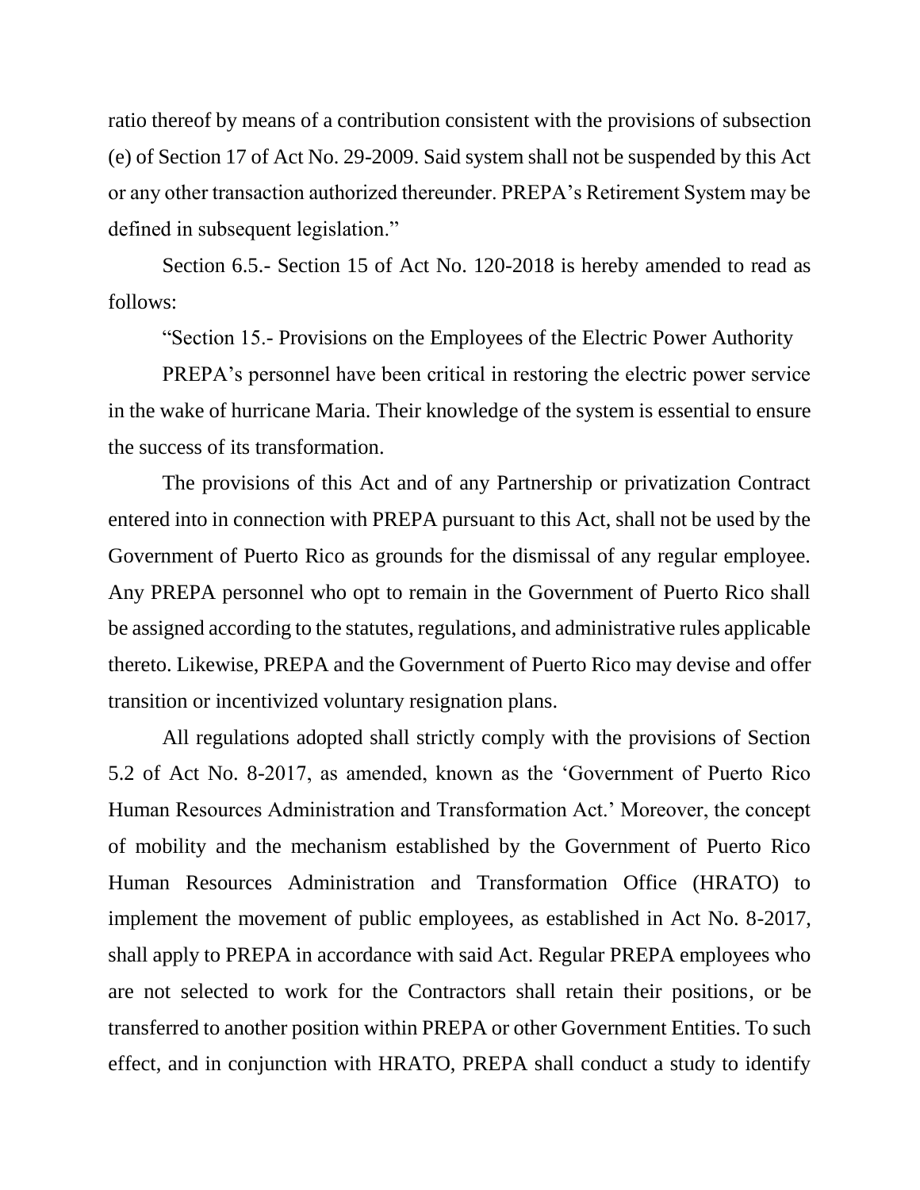ratio thereof by means of a contribution consistent with the provisions of subsection (e) of Section 17 of Act No. 29-2009. Said system shall not be suspended by this Act or any other transaction authorized thereunder. PREPA's Retirement System may be defined in subsequent legislation."

Section 6.5.- Section 15 of Act No. 120-2018 is hereby amended to read as follows:

"Section 15.- Provisions on the Employees of the Electric Power Authority

PREPA's personnel have been critical in restoring the electric power service in the wake of hurricane Maria. Their knowledge of the system is essential to ensure the success of its transformation.

The provisions of this Act and of any Partnership or privatization Contract entered into in connection with PREPA pursuant to this Act, shall not be used by the Government of Puerto Rico as grounds for the dismissal of any regular employee. Any PREPA personnel who opt to remain in the Government of Puerto Rico shall be assigned according to the statutes, regulations, and administrative rules applicable thereto. Likewise, PREPA and the Government of Puerto Rico may devise and offer transition or incentivized voluntary resignation plans.

All regulations adopted shall strictly comply with the provisions of Section 5.2 of Act No. 8-2017, as amended, known as the 'Government of Puerto Rico Human Resources Administration and Transformation Act.' Moreover, the concept of mobility and the mechanism established by the Government of Puerto Rico Human Resources Administration and Transformation Office (HRATO) to implement the movement of public employees, as established in Act No. 8-2017, shall apply to PREPA in accordance with said Act. Regular PREPA employees who are not selected to work for the Contractors shall retain their positions, or be transferred to another position within PREPA or other Government Entities. To such effect, and in conjunction with HRATO, PREPA shall conduct a study to identify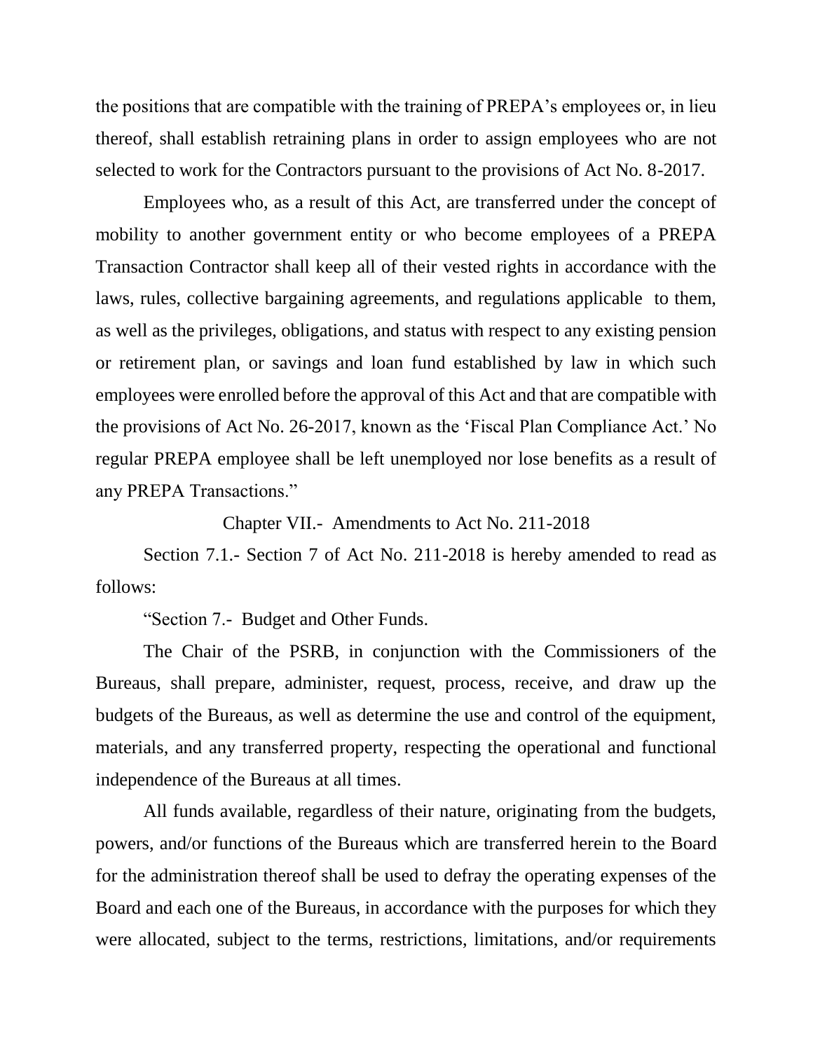the positions that are compatible with the training of PREPA's employees or, in lieu thereof, shall establish retraining plans in order to assign employees who are not selected to work for the Contractors pursuant to the provisions of Act No. 8-2017.

Employees who, as a result of this Act, are transferred under the concept of mobility to another government entity or who become employees of a PREPA Transaction Contractor shall keep all of their vested rights in accordance with the laws, rules, collective bargaining agreements, and regulations applicable to them, as well as the privileges, obligations, and status with respect to any existing pension or retirement plan, or savings and loan fund established by law in which such employees were enrolled before the approval of this Act and that are compatible with the provisions of Act No. 26-2017, known as the 'Fiscal Plan Compliance Act.' No regular PREPA employee shall be left unemployed nor lose benefits as a result of any PREPA Transactions."

Chapter VII.- Amendments to Act No. 211-2018

Section 7.1.- Section 7 of Act No. 211-2018 is hereby amended to read as follows:

"Section 7.- Budget and Other Funds.

The Chair of the PSRB, in conjunction with the Commissioners of the Bureaus, shall prepare, administer, request, process, receive, and draw up the budgets of the Bureaus, as well as determine the use and control of the equipment, materials, and any transferred property, respecting the operational and functional independence of the Bureaus at all times.

All funds available, regardless of their nature, originating from the budgets, powers, and/or functions of the Bureaus which are transferred herein to the Board for the administration thereof shall be used to defray the operating expenses of the Board and each one of the Bureaus, in accordance with the purposes for which they were allocated, subject to the terms, restrictions, limitations, and/or requirements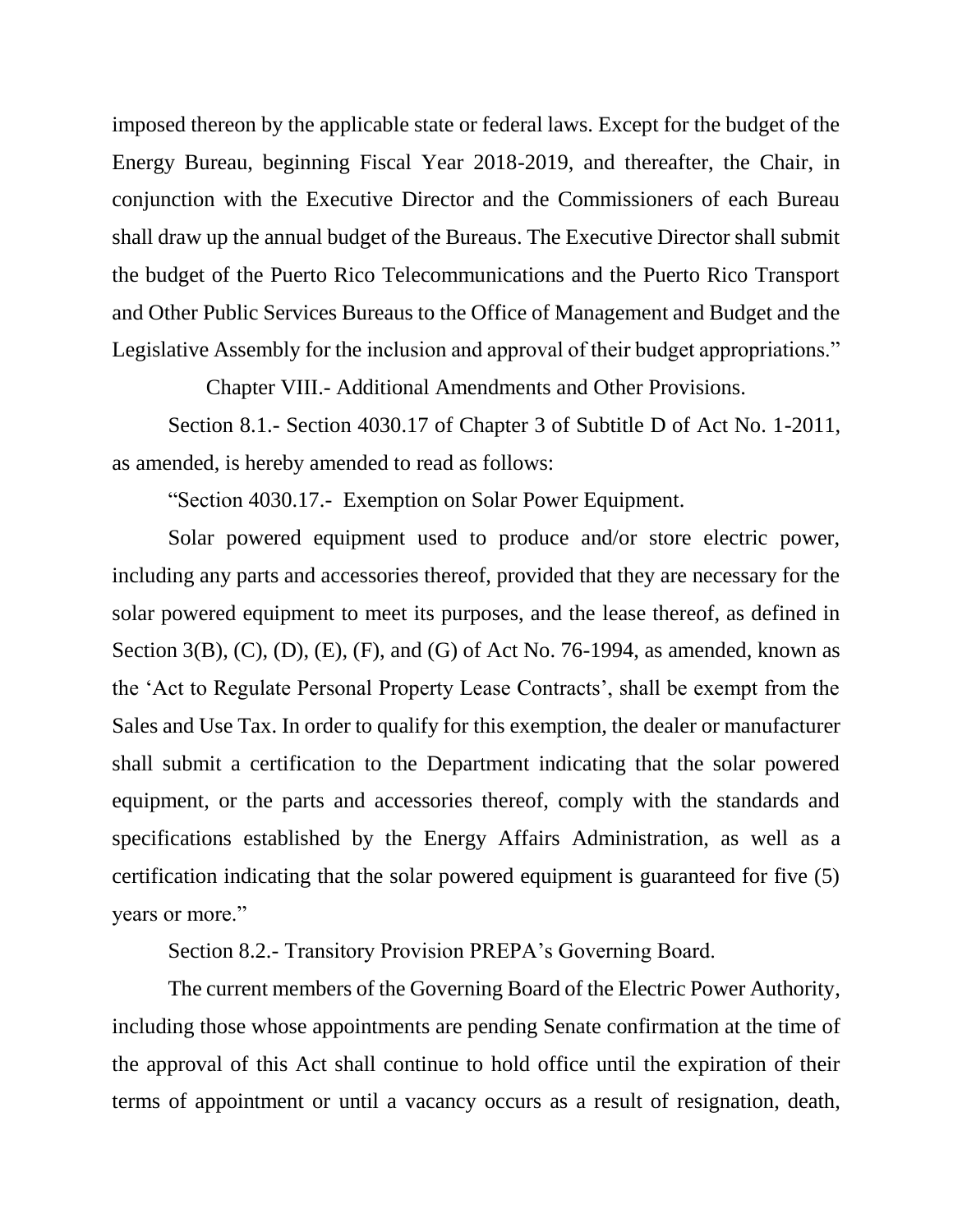imposed thereon by the applicable state or federal laws. Except for the budget of the Energy Bureau, beginning Fiscal Year 2018-2019, and thereafter, the Chair, in conjunction with the Executive Director and the Commissioners of each Bureau shall draw up the annual budget of the Bureaus. The Executive Director shall submit the budget of the Puerto Rico Telecommunications and the Puerto Rico Transport and Other Public Services Bureaus to the Office of Management and Budget and the Legislative Assembly for the inclusion and approval of their budget appropriations."

Chapter VIII.- Additional Amendments and Other Provisions.

Section 8.1.- Section 4030.17 of Chapter 3 of Subtitle D of Act No. 1-2011, as amended, is hereby amended to read as follows:

"Section 4030.17.- Exemption on Solar Power Equipment.

Solar powered equipment used to produce and/or store electric power, including any parts and accessories thereof, provided that they are necessary for the solar powered equipment to meet its purposes, and the lease thereof, as defined in Section 3(B), (C), (D), (E), (F), and (G) of Act No. 76-1994, as amended, known as the 'Act to Regulate Personal Property Lease Contracts', shall be exempt from the Sales and Use Tax. In order to qualify for this exemption, the dealer or manufacturer shall submit a certification to the Department indicating that the solar powered equipment, or the parts and accessories thereof, comply with the standards and specifications established by the Energy Affairs Administration, as well as a certification indicating that the solar powered equipment is guaranteed for five (5) years or more."

Section 8.2.- Transitory Provision PREPA's Governing Board.

The current members of the Governing Board of the Electric Power Authority, including those whose appointments are pending Senate confirmation at the time of the approval of this Act shall continue to hold office until the expiration of their terms of appointment or until a vacancy occurs as a result of resignation, death,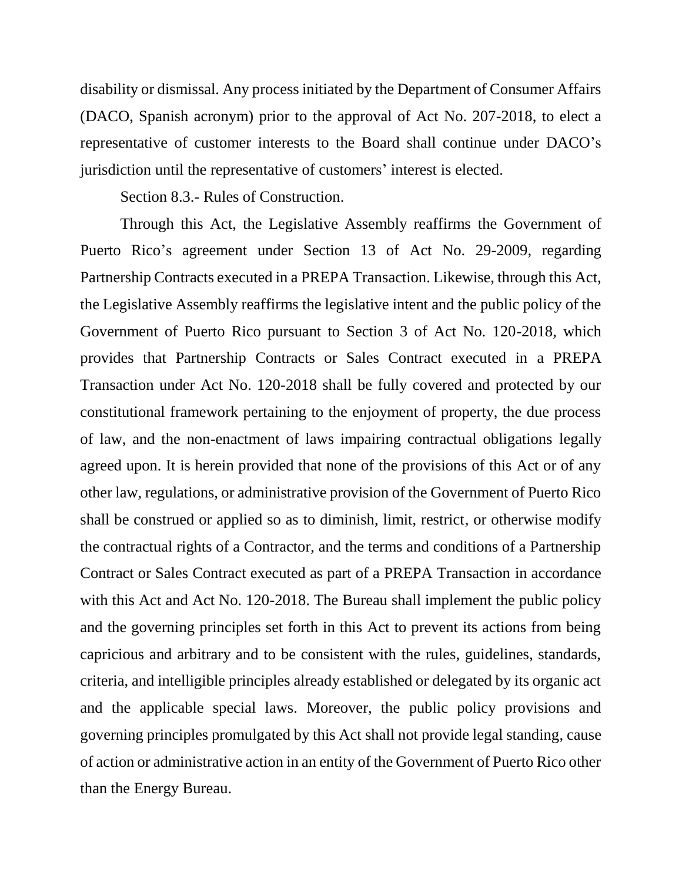disability or dismissal. Any process initiated by the Department of Consumer Affairs (DACO, Spanish acronym) prior to the approval of Act No. 207-2018, to elect a representative of customer interests to the Board shall continue under DACO's jurisdiction until the representative of customers' interest is elected.

Section 8.3.- Rules of Construction.

Through this Act, the Legislative Assembly reaffirms the Government of Puerto Rico's agreement under Section 13 of Act No. 29-2009, regarding Partnership Contracts executed in a PREPA Transaction. Likewise, through this Act, the Legislative Assembly reaffirms the legislative intent and the public policy of the Government of Puerto Rico pursuant to Section 3 of Act No. 120-2018, which provides that Partnership Contracts or Sales Contract executed in a PREPA Transaction under Act No. 120-2018 shall be fully covered and protected by our constitutional framework pertaining to the enjoyment of property, the due process of law, and the non-enactment of laws impairing contractual obligations legally agreed upon. It is herein provided that none of the provisions of this Act or of any other law, regulations, or administrative provision of the Government of Puerto Rico shall be construed or applied so as to diminish, limit, restrict, or otherwise modify the contractual rights of a Contractor, and the terms and conditions of a Partnership Contract or Sales Contract executed as part of a PREPA Transaction in accordance with this Act and Act No. 120-2018. The Bureau shall implement the public policy and the governing principles set forth in this Act to prevent its actions from being capricious and arbitrary and to be consistent with the rules, guidelines, standards, criteria, and intelligible principles already established or delegated by its organic act and the applicable special laws. Moreover, the public policy provisions and governing principles promulgated by this Act shall not provide legal standing, cause of action or administrative action in an entity of the Government of Puerto Rico other than the Energy Bureau.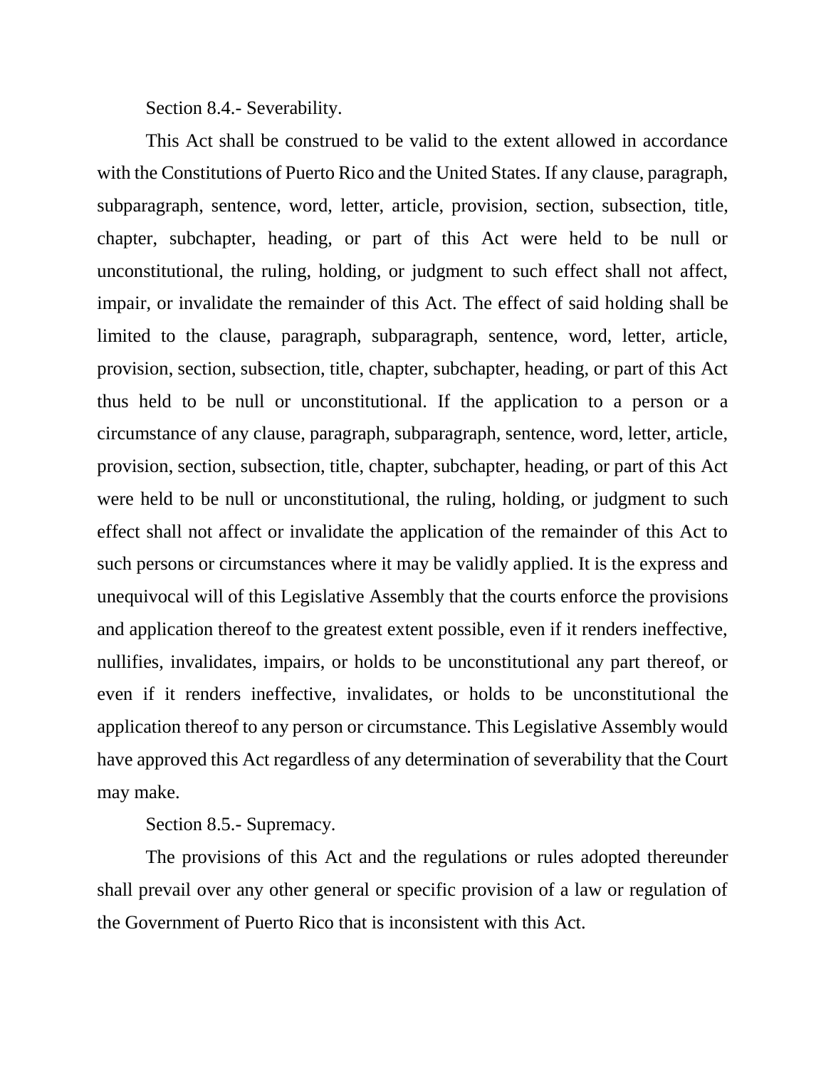Section 8.4.- Severability.

This Act shall be construed to be valid to the extent allowed in accordance with the Constitutions of Puerto Rico and the United States. If any clause, paragraph, subparagraph, sentence, word, letter, article, provision, section, subsection, title, chapter, subchapter, heading, or part of this Act were held to be null or unconstitutional, the ruling, holding, or judgment to such effect shall not affect, impair, or invalidate the remainder of this Act. The effect of said holding shall be limited to the clause, paragraph, subparagraph, sentence, word, letter, article, provision, section, subsection, title, chapter, subchapter, heading, or part of this Act thus held to be null or unconstitutional. If the application to a person or a circumstance of any clause, paragraph, subparagraph, sentence, word, letter, article, provision, section, subsection, title, chapter, subchapter, heading, or part of this Act were held to be null or unconstitutional, the ruling, holding, or judgment to such effect shall not affect or invalidate the application of the remainder of this Act to such persons or circumstances where it may be validly applied. It is the express and unequivocal will of this Legislative Assembly that the courts enforce the provisions and application thereof to the greatest extent possible, even if it renders ineffective, nullifies, invalidates, impairs, or holds to be unconstitutional any part thereof, or even if it renders ineffective, invalidates, or holds to be unconstitutional the application thereof to any person or circumstance. This Legislative Assembly would have approved this Act regardless of any determination of severability that the Court may make.

Section 8.5.- Supremacy.

The provisions of this Act and the regulations or rules adopted thereunder shall prevail over any other general or specific provision of a law or regulation of the Government of Puerto Rico that is inconsistent with this Act.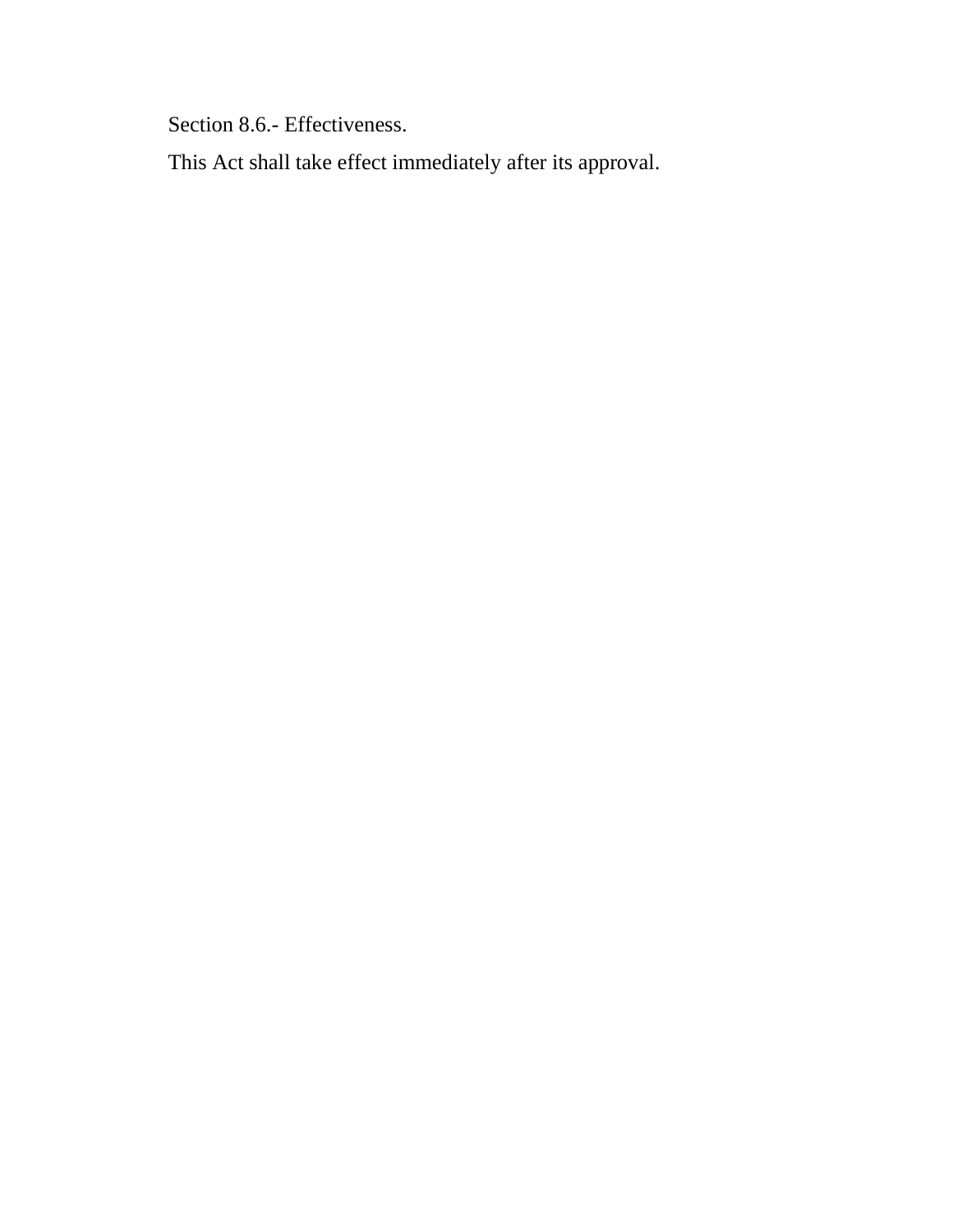Section 8.6.- Effectiveness.

This Act shall take effect immediately after its approval.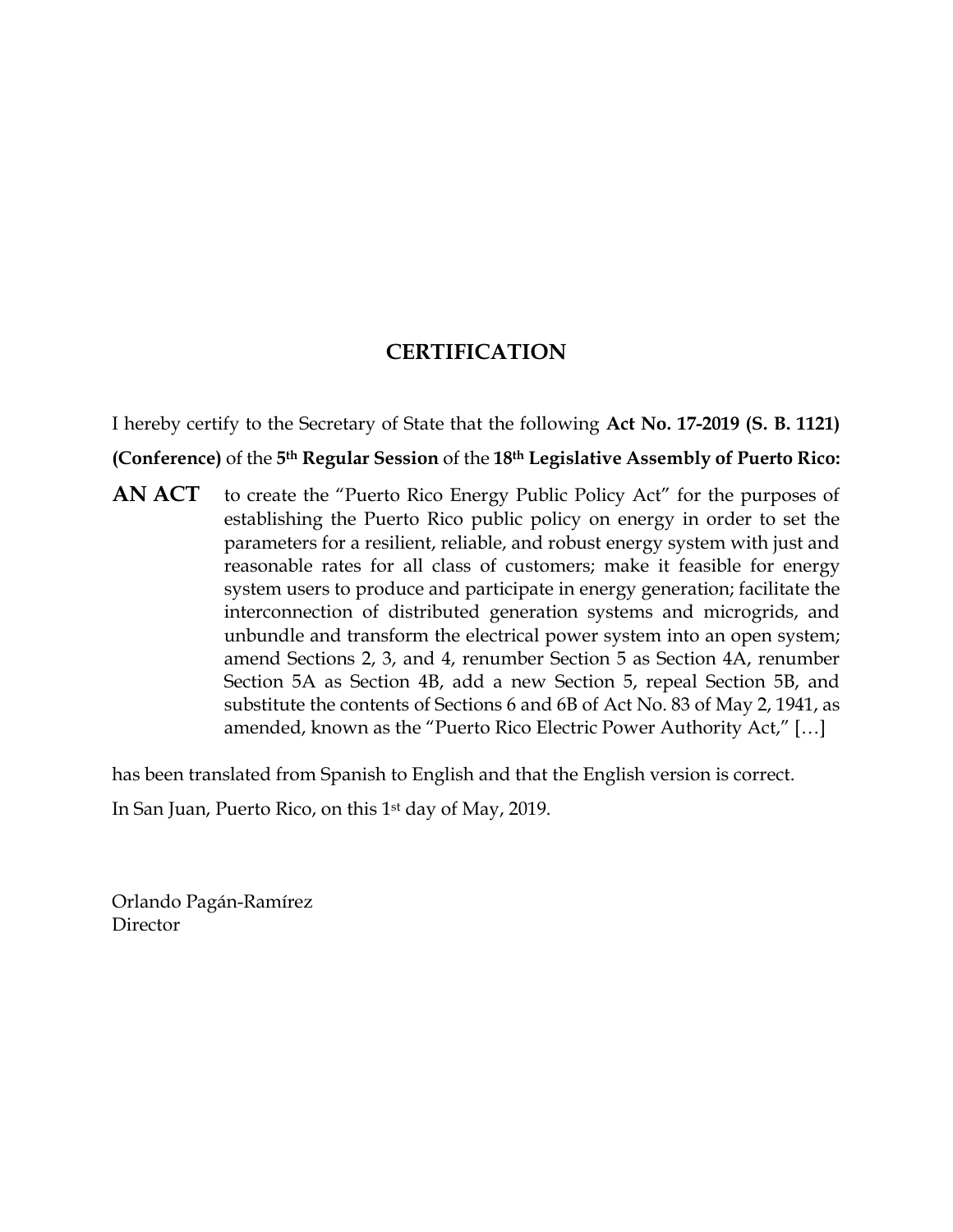# CERTIFICATION

I hereby certify to the Secretary of State that the following **Act No. 17-2019 (S. B. 1121) (Conference)** of the **5th Regular Session** of the **18th Legislative Assembly of Puerto Rico:**

**AN ACT** to create the "Puerto Rico Energy Public Policy Act" for the purposes of establishing the Puerto Rico public policy on energy in order to set the parameters for a resilient, reliable, and robust energy system with just and reasonable rates for all class of customers; make it feasible for energy system users to produce and participate in energy generation; facilitate the interconnection of distributed generation systems and microgrids, and unbundle and transform the electrical power system into an open system; amend Sections 2, 3, and 4, renumber Section 5 as Section 4A, renumber Section 5A as Section 4B, add a new Section 5, repeal Section 5B, and substitute the contents of Sections 6 and 6B of Act No. 83 of May 2, 1941, as amended, known as the "Puerto Rico Electric Power Authority Act," […]

has been translated from Spanish to English and that the English version is correct.

In San Juan, Puerto Rico, on this 1st day of May, 2019.

Orlando Pagán-Ramírez
Director